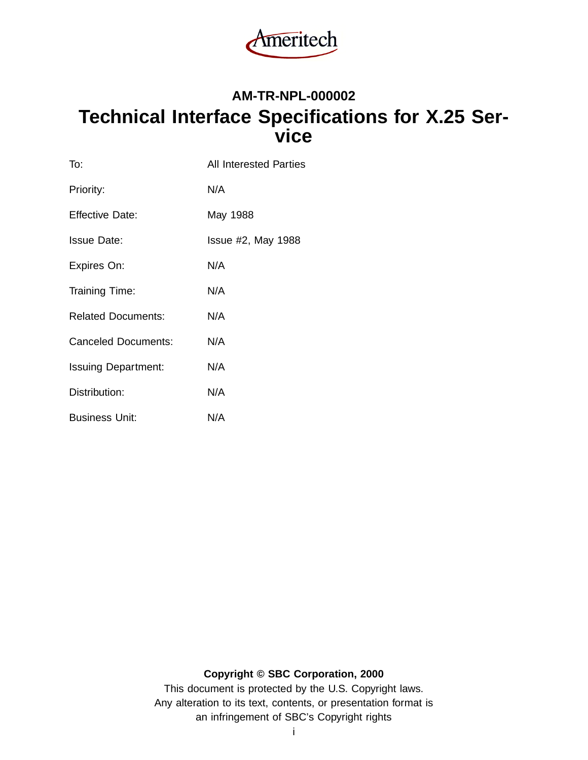Ameritech

## AM-TR-NPL-000002

# Technical Interface Specifications for X.25 Service

| | |
|---|---|
| To: | All Interested Parties |
| Priority: | N/A |
| Effective Date: | May 1988 |
| Issue Date: | Issue #2, May 1988 |
| Expires On: | N/A |
| Training Time: | N/A |
| Related Documents: | N/A |
| Canceled Documents: | N/A |
| Issuing Department: | N/A |
| Distribution: | N/A |
| Business Unit: | N/A |

**Copyright © SBC Corporation, 2000**

This document is protected by the U.S. Copyright laws.
Any alteration to its text, contents, or presentation format is
an infringement of SBC's Copyright rights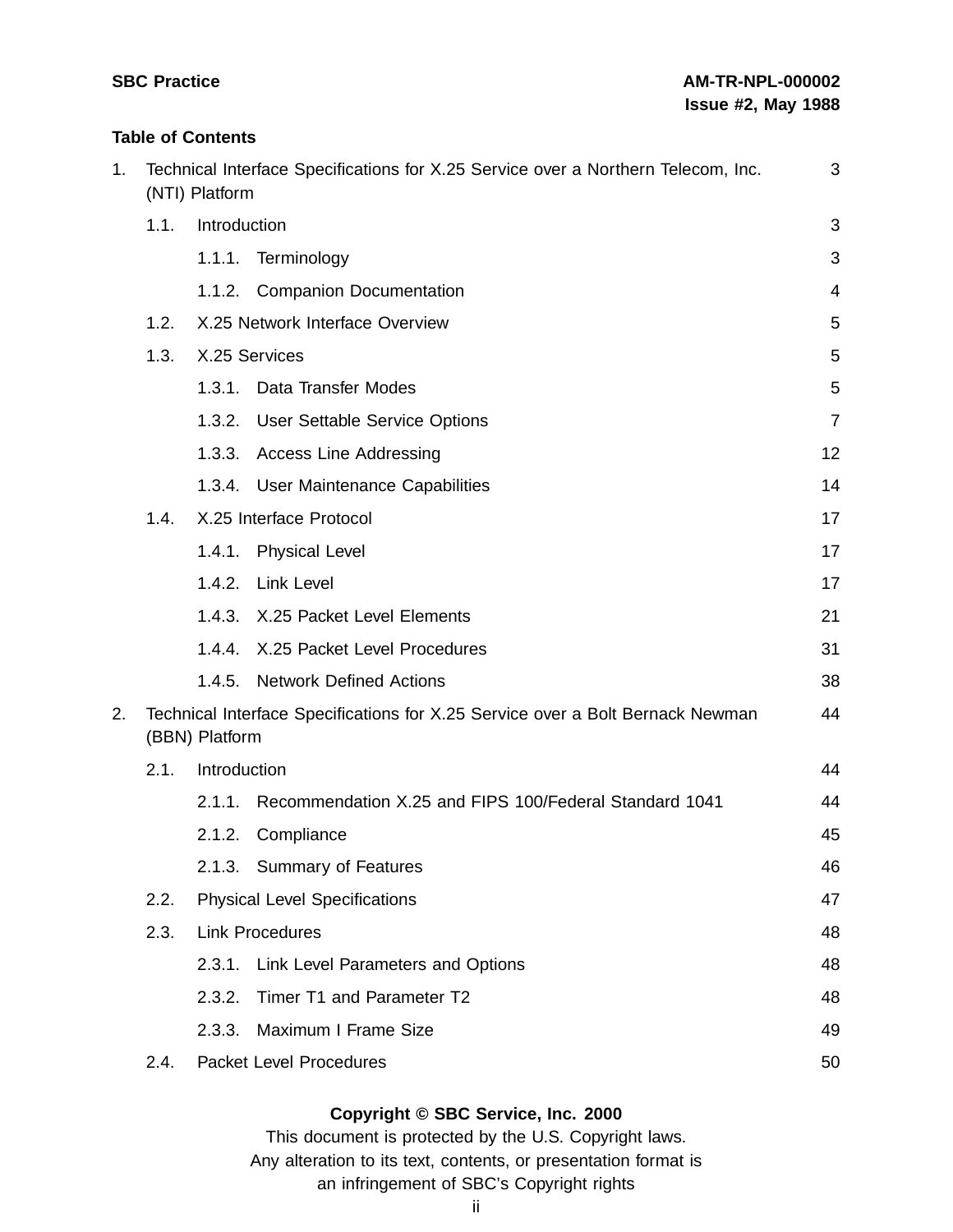## Table of Contents

1. Technical Interface Specifications for X.25 Service over a Northern Telecom, Inc. (NTI) Platform — 3
    - 1.1. Introduction — 3
        - 1.1.1. Terminology — 3
        - 1.1.2. Companion Documentation — 4
    - 1.2. X.25 Network Interface Overview — 5
    - 1.3. X.25 Services — 5
        - 1.3.1. Data Transfer Modes — 5
        - 1.3.2. User Settable Service Options — 7
        - 1.3.3. Access Line Addressing — 12
        - 1.3.4. User Maintenance Capabilities — 14
    - 1.4. X.25 Interface Protocol — 17
        - 1.4.1. Physical Level — 17
        - 1.4.2. Link Level — 17
        - 1.4.3. X.25 Packet Level Elements — 21
        - 1.4.4. X.25 Packet Level Procedures — 31
        - 1.4.5. Network Defined Actions — 38
2. Technical Interface Specifications for X.25 Service over a Bolt Bernack Newman (BBN) Platform — 44
    - 2.1. Introduction — 44
        - 2.1.1. Recommendation X.25 and FIPS 100/Federal Standard 1041 — 44
        - 2.1.2. Compliance — 45
        - 2.1.3. Summary of Features — 46
    - 2.2. Physical Level Specifications — 47
    - 2.3. Link Procedures — 48
        - 2.3.1. Link Level Parameters and Options — 48
        - 2.3.2. Timer T1 and Parameter T2 — 48
        - 2.3.3. Maximum I Frame Size — 49
    - 2.4. Packet Level Procedures — 50

**Copyright © SBC Service, Inc. 2000**
This document is protected by the U.S. Copyright laws.
Any alteration to its text, contents, or presentation format is an infringement of SBC's Copyright rights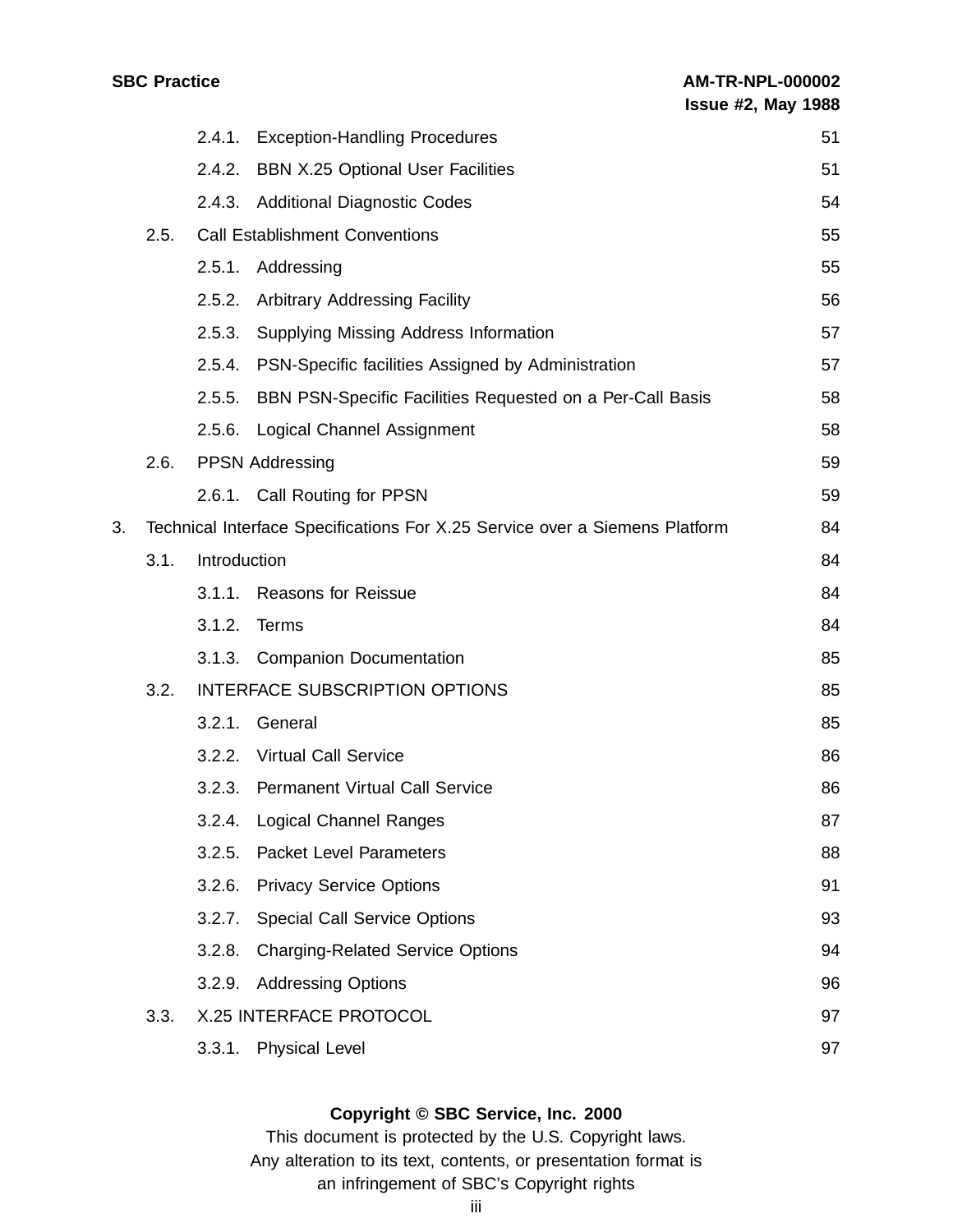2.4.1. Exception-Handling Procedures 51

2.4.2. BBN X.25 Optional User Facilities 51

2.4.3. Additional Diagnostic Codes 54

2.5. Call Establishment Conventions 55

2.5.1. Addressing 55

2.5.2. Arbitrary Addressing Facility 56

2.5.3. Supplying Missing Address Information 57

2.5.4. PSN-Specific facilities Assigned by Administration 57

2.5.5. BBN PSN-Specific Facilities Requested on a Per-Call Basis 58

2.5.6. Logical Channel Assignment 58

2.6. PPSN Addressing 59

2.6.1. Call Routing for PPSN 59

3. Technical Interface Specifications For X.25 Service over a Siemens Platform 84

3.1. Introduction 84

3.1.1. Reasons for Reissue 84

3.1.2. Terms 84

3.1.3. Companion Documentation 85

3.2. INTERFACE SUBSCRIPTION OPTIONS 85

3.2.1. General 85

3.2.2. Virtual Call Service 86

3.2.3. Permanent Virtual Call Service 86

3.2.4. Logical Channel Ranges 87

3.2.5. Packet Level Parameters 88

3.2.6. Privacy Service Options 91

3.2.7. Special Call Service Options 93

3.2.8. Charging-Related Service Options 94

3.2.9. Addressing Options 96

3.3. X.25 INTERFACE PROTOCOL 97

3.3.1. Physical Level 97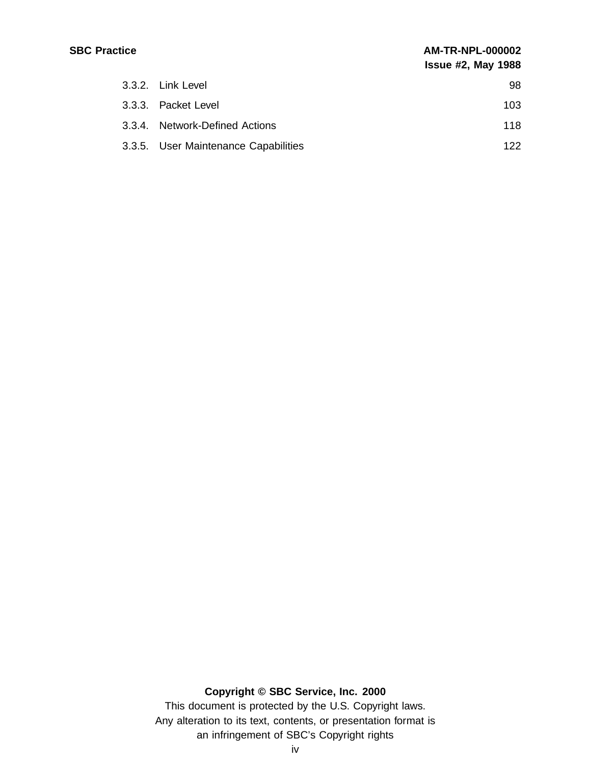| | | |
|---|---|---|
| 3.3.2. | Link Level | 98 |
| 3.3.3. | Packet Level | 103 |
| 3.3.4. | Network-Defined Actions | 118 |
| 3.3.5. | User Maintenance Capabilities | 122 |

**Copyright © SBC Service, Inc. 2000**

This document is protected by the U.S. Copyright laws.
Any alteration to its text, contents, or presentation format is an infringement of SBC's Copyright rights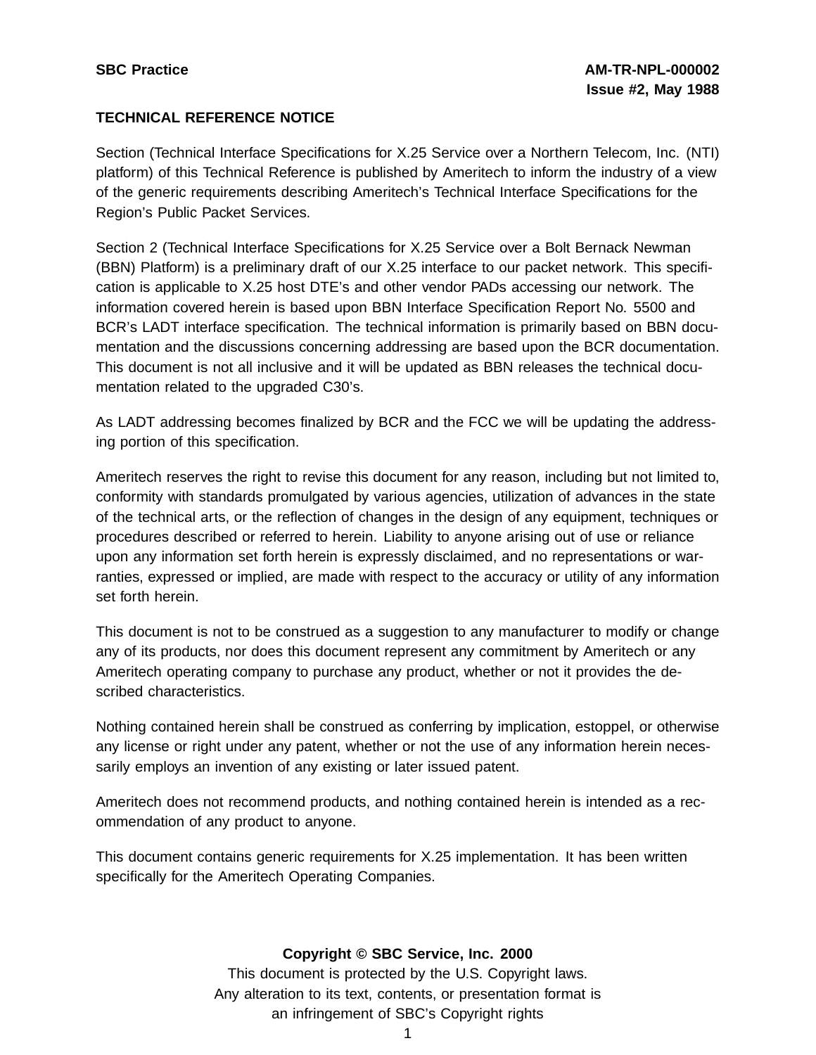**TECHNICAL REFERENCE NOTICE**

Section (Technical Interface Specifications for X.25 Service over a Northern Telecom, Inc. (NTI) platform) of this Technical Reference is published by Ameritech to inform the industry of a view of the generic requirements describing Ameritech's Technical Interface Specifications for the Region's Public Packet Services.

Section 2 (Technical Interface Specifications for X.25 Service over a Bolt Bernack Newman (BBN) Platform) is a preliminary draft of our X.25 interface to our packet network. This specification is applicable to X.25 host DTE's and other vendor PADs accessing our network. The information covered herein is based upon BBN Interface Specification Report No. 5500 and BCR's LADT interface specification. The technical information is primarily based on BBN documentation and the discussions concerning addressing are based upon the BCR documentation. This document is not all inclusive and it will be updated as BBN releases the technical documentation related to the upgraded C30's.

As LADT addressing becomes finalized by BCR and the FCC we will be updating the addressing portion of this specification.

Ameritech reserves the right to revise this document for any reason, including but not limited to, conformity with standards promulgated by various agencies, utilization of advances in the state of the technical arts, or the reflection of changes in the design of any equipment, techniques or procedures described or referred to herein. Liability to anyone arising out of use or reliance upon any information set forth herein is expressly disclaimed, and no representations or warranties, expressed or implied, are made with respect to the accuracy or utility of any information set forth herein.

This document is not to be construed as a suggestion to any manufacturer to modify or change any of its products, nor does this document represent any commitment by Ameritech or any Ameritech operating company to purchase any product, whether or not it provides the described characteristics.

Nothing contained herein shall be construed as conferring by implication, estoppel, or otherwise any license or right under any patent, whether or not the use of any information herein necessarily employs an invention of any existing or later issued patent.

Ameritech does not recommend products, and nothing contained herein is intended as a recommendation of any product to anyone.

This document contains generic requirements for X.25 implementation. It has been written specifically for the Ameritech Operating Companies.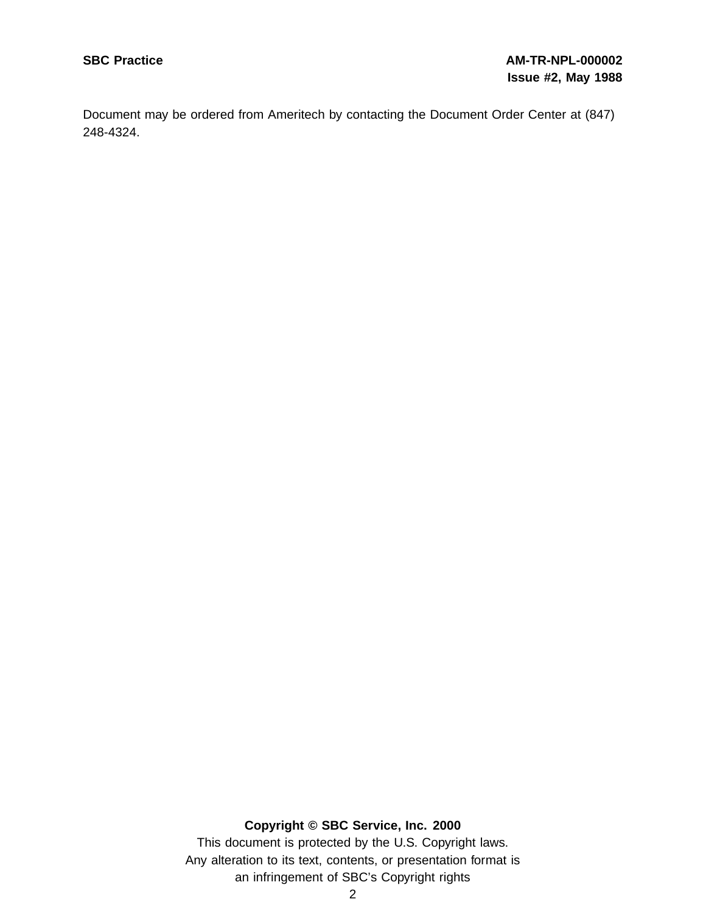Document may be ordered from Ameritech by contacting the Document Order Center at (847) 248-4324.

**Copyright © SBC Service, Inc. 2000**

This document is protected by the U.S. Copyright laws.
Any alteration to its text, contents, or presentation format is an infringement of SBC's Copyright rights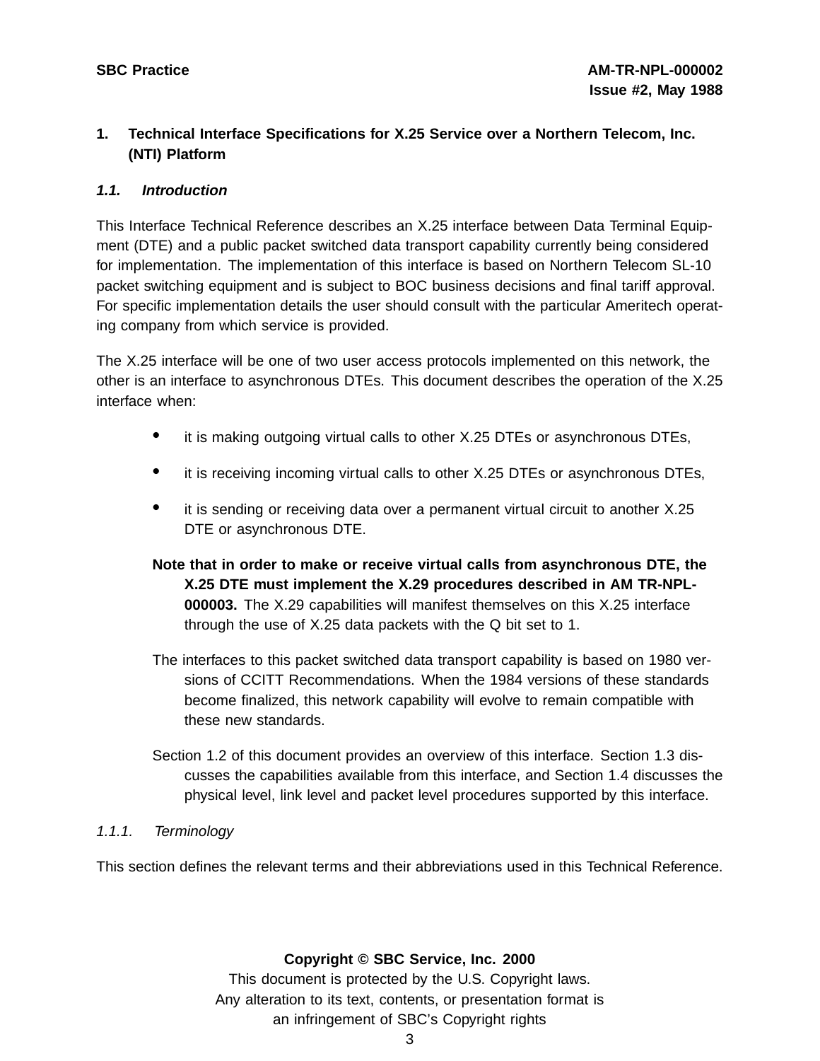# 1. Technical Interface Specifications for X.25 Service over a Northern Telecom, Inc. (NTI) Platform

## *1.1. Introduction*

This Interface Technical Reference describes an X.25 interface between Data Terminal Equipment (DTE) and a public packet switched data transport capability currently being considered for implementation. The implementation of this interface is based on Northern Telecom SL-10 packet switching equipment and is subject to BOC business decisions and final tariff approval. For specific implementation details the user should consult with the particular Ameritech operating company from which service is provided.

The X.25 interface will be one of two user access protocols implemented on this network, the other is an interface to asynchronous DTEs. This document describes the operation of the X.25 interface when:

- it is making outgoing virtual calls to other X.25 DTEs or asynchronous DTEs,
- it is receiving incoming virtual calls to other X.25 DTEs or asynchronous DTEs,
- it is sending or receiving data over a permanent virtual circuit to another X.25 DTE or asynchronous DTE.

**Note that in order to make or receive virtual calls from asynchronous DTE, the X.25 DTE must implement the X.29 procedures described in AM TR-NPL-000003.** The X.29 capabilities will manifest themselves on this X.25 interface through the use of X.25 data packets with the Q bit set to 1.

The interfaces to this packet switched data transport capability is based on 1980 versions of CCITT Recommendations. When the 1984 versions of these standards become finalized, this network capability will evolve to remain compatible with these new standards.

Section 1.2 of this document provides an overview of this interface. Section 1.3 discusses the capabilities available from this interface, and Section 1.4 discusses the physical level, link level and packet level procedures supported by this interface.

### *1.1.1. Terminology*

This section defines the relevant terms and their abbreviations used in this Technical Reference.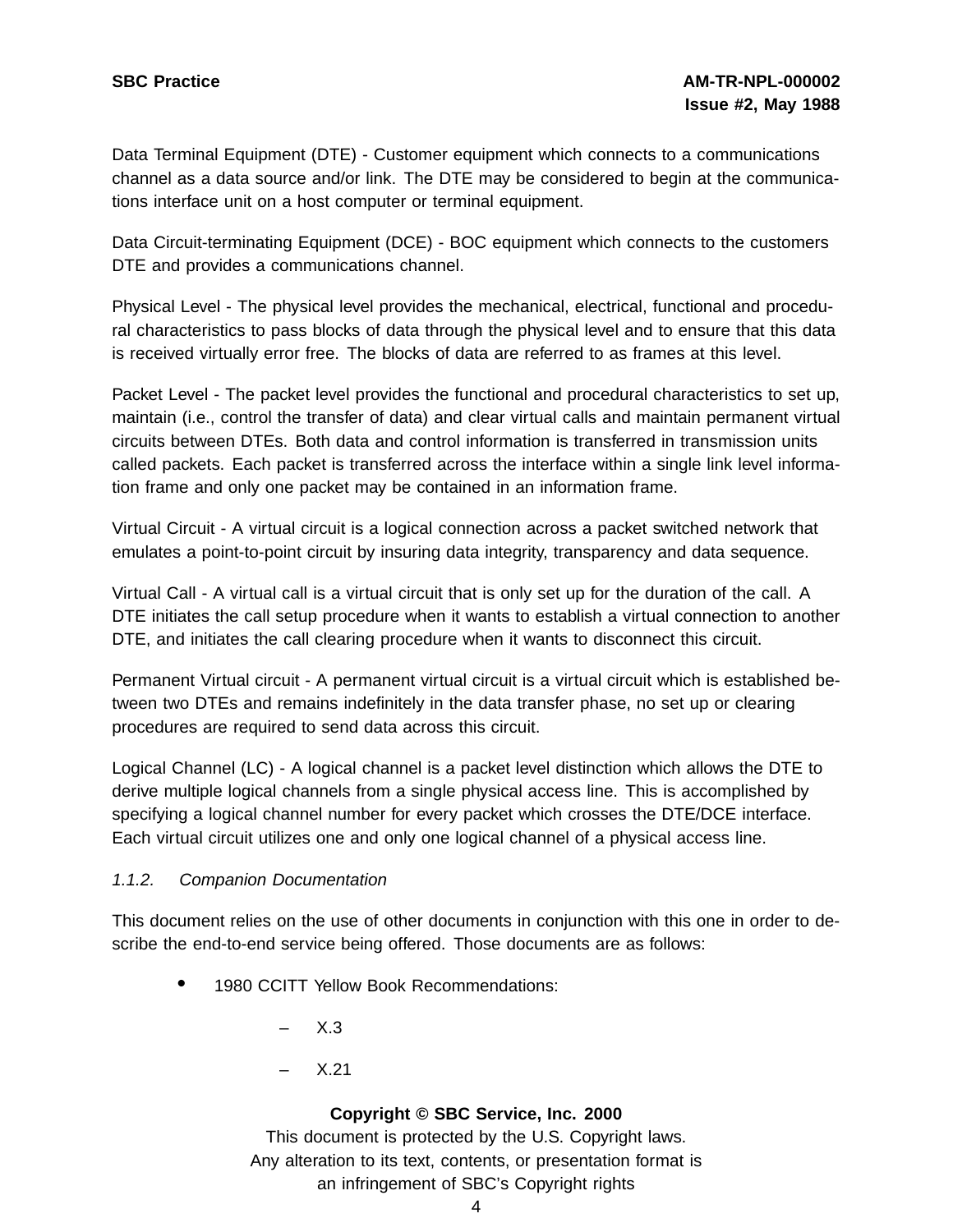Data Terminal Equipment (DTE) - Customer equipment which connects to a communications channel as a data source and/or link. The DTE may be considered to begin at the communications interface unit on a host computer or terminal equipment.

Data Circuit-terminating Equipment (DCE) - BOC equipment which connects to the customers DTE and provides a communications channel.

Physical Level - The physical level provides the mechanical, electrical, functional and procedural characteristics to pass blocks of data through the physical level and to ensure that this data is received virtually error free. The blocks of data are referred to as frames at this level.

Packet Level - The packet level provides the functional and procedural characteristics to set up, maintain (i.e., control the transfer of data) and clear virtual calls and maintain permanent virtual circuits between DTEs. Both data and control information is transferred in transmission units called packets. Each packet is transferred across the interface within a single link level information frame and only one packet may be contained in an information frame.

Virtual Circuit - A virtual circuit is a logical connection across a packet switched network that emulates a point-to-point circuit by insuring data integrity, transparency and data sequence.

Virtual Call - A virtual call is a virtual circuit that is only set up for the duration of the call. A DTE initiates the call setup procedure when it wants to establish a virtual connection to another DTE, and initiates the call clearing procedure when it wants to disconnect this circuit.

Permanent Virtual circuit - A permanent virtual circuit is a virtual circuit which is established between two DTEs and remains indefinitely in the data transfer phase, no set up or clearing procedures are required to send data across this circuit.

Logical Channel (LC) - A logical channel is a packet level distinction which allows the DTE to derive multiple logical channels from a single physical access line. This is accomplished by specifying a logical channel number for every packet which crosses the DTE/DCE interface. Each virtual circuit utilizes one and only one logical channel of a physical access line.

*1.1.2. Companion Documentation*

This document relies on the use of other documents in conjunction with this one in order to describe the end-to-end service being offered. Those documents are as follows:

- 1980 CCITT Yellow Book Recommendations:
  - X.3
  - X.21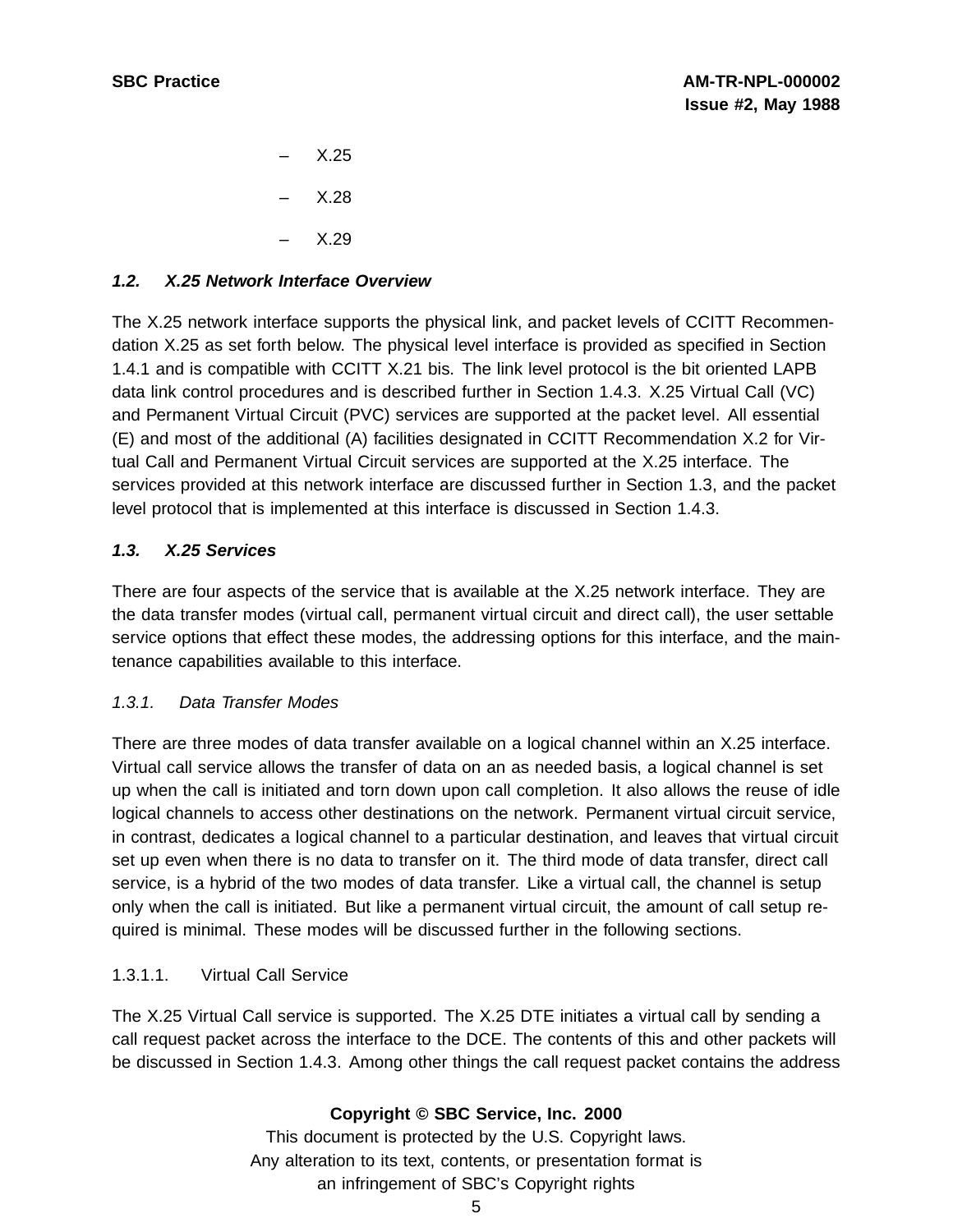- X.25
- X.28
- X.29

### *1.2. X.25 Network Interface Overview*

The X.25 network interface supports the physical link, and packet levels of CCITT Recommendation X.25 as set forth below. The physical level interface is provided as specified in Section 1.4.1 and is compatible with CCITT X.21 bis. The link level protocol is the bit oriented LAPB data link control procedures and is described further in Section 1.4.3. X.25 Virtual Call (VC) and Permanent Virtual Circuit (PVC) services are supported at the packet level. All essential (E) and most of the additional (A) facilities designated in CCITT Recommendation X.2 for Virtual Call and Permanent Virtual Circuit services are supported at the X.25 interface. The services provided at this network interface are discussed further in Section 1.3, and the packet level protocol that is implemented at this interface is discussed in Section 1.4.3.

### *1.3. X.25 Services*

There are four aspects of the service that is available at the X.25 network interface. They are the data transfer modes (virtual call, permanent virtual circuit and direct call), the user settable service options that effect these modes, the addressing options for this interface, and the maintenance capabilities available to this interface.

#### *1.3.1. Data Transfer Modes*

There are three modes of data transfer available on a logical channel within an X.25 interface. Virtual call service allows the transfer of data on an as needed basis, a logical channel is set up when the call is initiated and torn down upon call completion. It also allows the reuse of idle logical channels to access other destinations on the network. Permanent virtual circuit service, in contrast, dedicates a logical channel to a particular destination, and leaves that virtual circuit set up even when there is no data to transfer on it. The third mode of data transfer, direct call service, is a hybrid of the two modes of data transfer. Like a virtual call, the channel is setup only when the call is initiated. But like a permanent virtual circuit, the amount of call setup required is minimal. These modes will be discussed further in the following sections.

##### 1.3.1.1. Virtual Call Service

The X.25 Virtual Call service is supported. The X.25 DTE initiates a virtual call by sending a call request packet across the interface to the DCE. The contents of this and other packets will be discussed in Section 1.4.3. Among other things the call request packet contains the address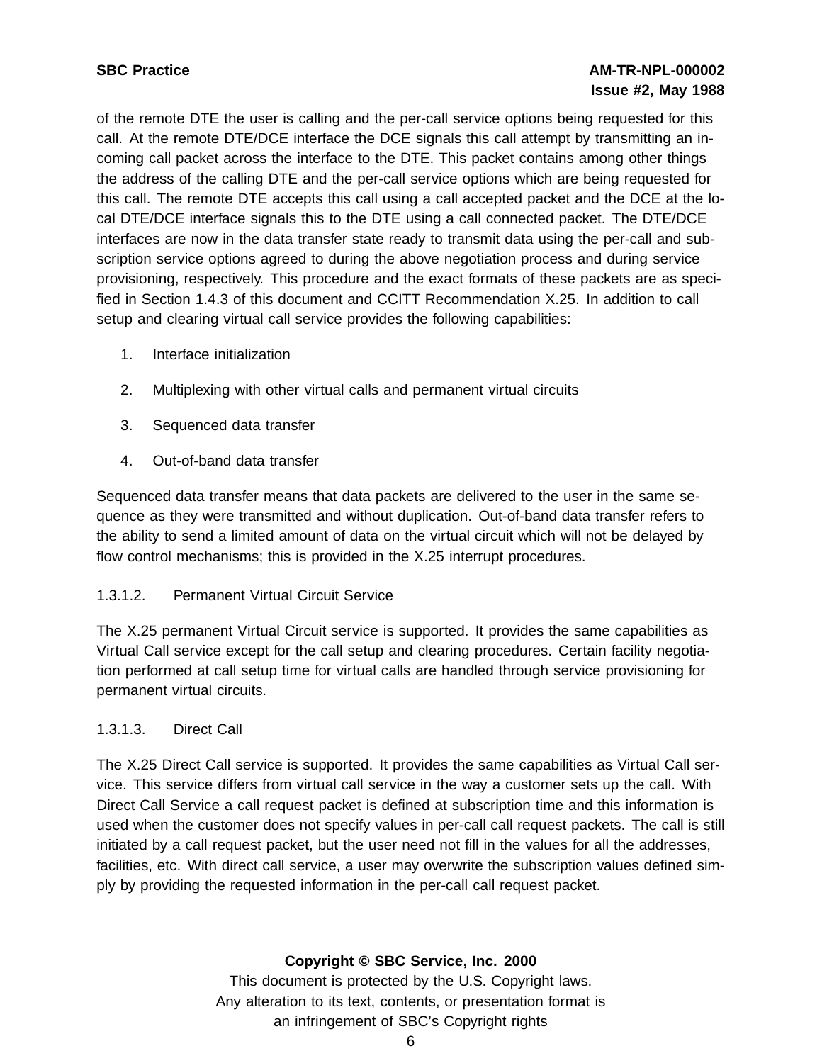of the remote DTE the user is calling and the per-call service options being requested for this call. At the remote DTE/DCE interface the DCE signals this call attempt by transmitting an incoming call packet across the interface to the DTE. This packet contains among other things the address of the calling DTE and the per-call service options which are being requested for this call. The remote DTE accepts this call using a call accepted packet and the DCE at the local DTE/DCE interface signals this to the DTE using a call connected packet. The DTE/DCE interfaces are now in the data transfer state ready to transmit data using the per-call and subscription service options agreed to during the above negotiation process and during service provisioning, respectively. This procedure and the exact formats of these packets are as specified in Section 1.4.3 of this document and CCITT Recommendation X.25. In addition to call setup and clearing virtual call service provides the following capabilities:

1. Interface initialization
2. Multiplexing with other virtual calls and permanent virtual circuits
3. Sequenced data transfer
4. Out-of-band data transfer

Sequenced data transfer means that data packets are delivered to the user in the same sequence as they were transmitted and without duplication. Out-of-band data transfer refers to the ability to send a limited amount of data on the virtual circuit which will not be delayed by flow control mechanisms; this is provided in the X.25 interrupt procedures.

#### 1.3.1.2. Permanent Virtual Circuit Service

The X.25 permanent Virtual Circuit service is supported. It provides the same capabilities as Virtual Call service except for the call setup and clearing procedures. Certain facility negotiation performed at call setup time for virtual calls are handled through service provisioning for permanent virtual circuits.

#### 1.3.1.3. Direct Call

The X.25 Direct Call service is supported. It provides the same capabilities as Virtual Call service. This service differs from virtual call service in the way a customer sets up the call. With Direct Call Service a call request packet is defined at subscription time and this information is used when the customer does not specify values in per-call call request packets. The call is still initiated by a call request packet, but the user need not fill in the values for all the addresses, facilities, etc. With direct call service, a user may overwrite the subscription values defined simply by providing the requested information in the per-call call request packet.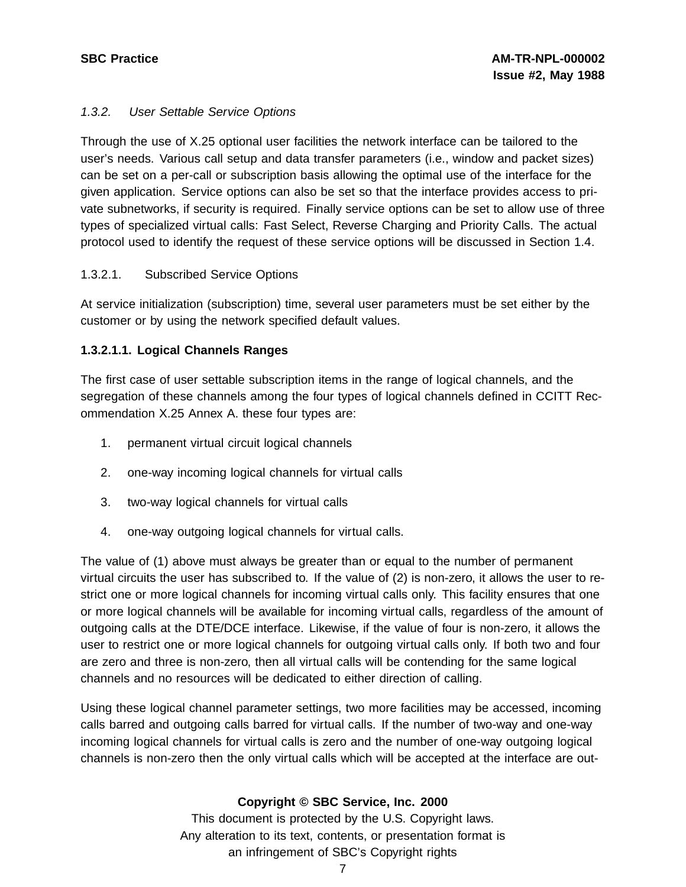### 1.3.2. *User Settable Service Options*

Through the use of X.25 optional user facilities the network interface can be tailored to the user's needs. Various call setup and data transfer parameters (i.e., window and packet sizes) can be set on a per-call or subscription basis allowing the optimal use of the interface for the given application. Service options can also be set so that the interface provides access to private subnetworks, if security is required. Finally service options can be set to allow use of three types of specialized virtual calls: Fast Select, Reverse Charging and Priority Calls. The actual protocol used to identify the request of these service options will be discussed in Section 1.4.

#### 1.3.2.1. Subscribed Service Options

At service initialization (subscription) time, several user parameters must be set either by the customer or by using the network specified default values.

##### 1.3.2.1.1. Logical Channels Ranges

The first case of user settable subscription items in the range of logical channels, and the segregation of these channels among the four types of logical channels defined in CCITT Recommendation X.25 Annex A. these four types are:

1. permanent virtual circuit logical channels
2. one-way incoming logical channels for virtual calls
3. two-way logical channels for virtual calls
4. one-way outgoing logical channels for virtual calls.

The value of (1) above must always be greater than or equal to the number of permanent virtual circuits the user has subscribed to. If the value of (2) is non-zero, it allows the user to restrict one or more logical channels for incoming virtual calls only. This facility ensures that one or more logical channels will be available for incoming virtual calls, regardless of the amount of outgoing calls at the DTE/DCE interface. Likewise, if the value of four is non-zero, it allows the user to restrict one or more logical channels for outgoing virtual calls only. If both two and four are zero and three is non-zero, then all virtual calls will be contending for the same logical channels and no resources will be dedicated to either direction of calling.

Using these logical channel parameter settings, two more facilities may be accessed, incoming calls barred and outgoing calls barred for virtual calls. If the number of two-way and one-way incoming logical channels for virtual calls is zero and the number of one-way outgoing logical channels is non-zero then the only virtual calls which will be accepted at the interface are out-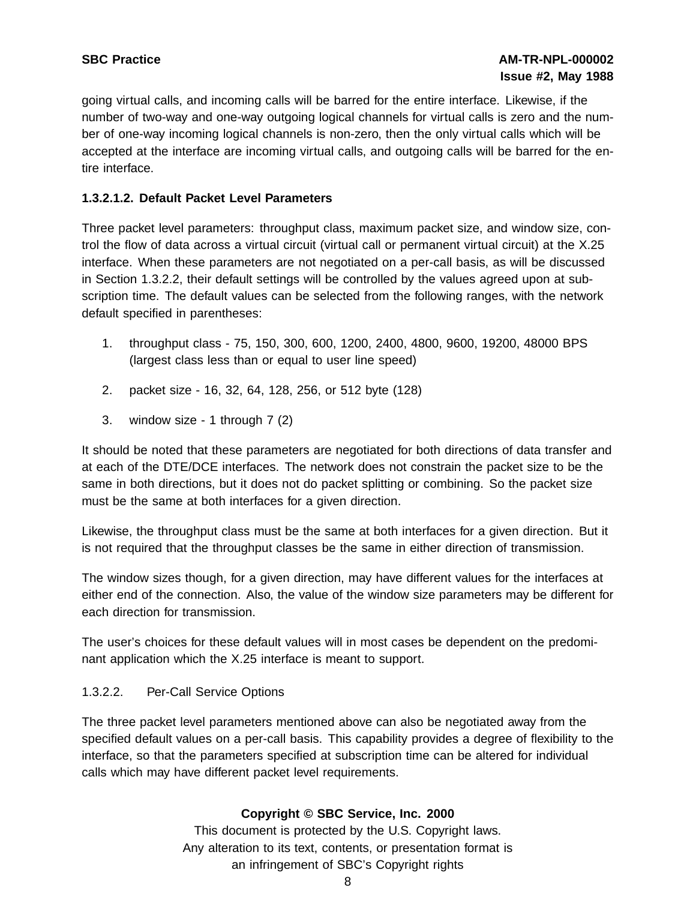going virtual calls, and incoming calls will be barred for the entire interface. Likewise, if the number of two-way and one-way outgoing logical channels for virtual calls is zero and the number of one-way incoming logical channels is non-zero, then the only virtual calls which will be accepted at the interface are incoming virtual calls, and outgoing calls will be barred for the entire interface.

**1.3.2.1.2. Default Packet Level Parameters**

Three packet level parameters: throughput class, maximum packet size, and window size, control the flow of data across a virtual circuit (virtual call or permanent virtual circuit) at the X.25 interface. When these parameters are not negotiated on a per-call basis, as will be discussed in Section 1.3.2.2, their default settings will be controlled by the values agreed upon at subscription time. The default values can be selected from the following ranges, with the network default specified in parentheses:

1. throughput class - 75, 150, 300, 600, 1200, 2400, 4800, 9600, 19200, 48000 BPS (largest class less than or equal to user line speed)
2. packet size - 16, 32, 64, 128, 256, or 512 byte (128)
3. window size - 1 through 7 (2)

It should be noted that these parameters are negotiated for both directions of data transfer and at each of the DTE/DCE interfaces. The network does not constrain the packet size to be the same in both directions, but it does not do packet splitting or combining. So the packet size must be the same at both interfaces for a given direction.

Likewise, the throughput class must be the same at both interfaces for a given direction. But it is not required that the throughput classes be the same in either direction of transmission.

The window sizes though, for a given direction, may have different values for the interfaces at either end of the connection. Also, the value of the window size parameters may be different for each direction for transmission.

The user's choices for these default values will in most cases be dependent on the predominant application which the X.25 interface is meant to support.

1.3.2.2. Per-Call Service Options

The three packet level parameters mentioned above can also be negotiated away from the specified default values on a per-call basis. This capability provides a degree of flexibility to the interface, so that the parameters specified at subscription time can be altered for individual calls which may have different packet level requirements.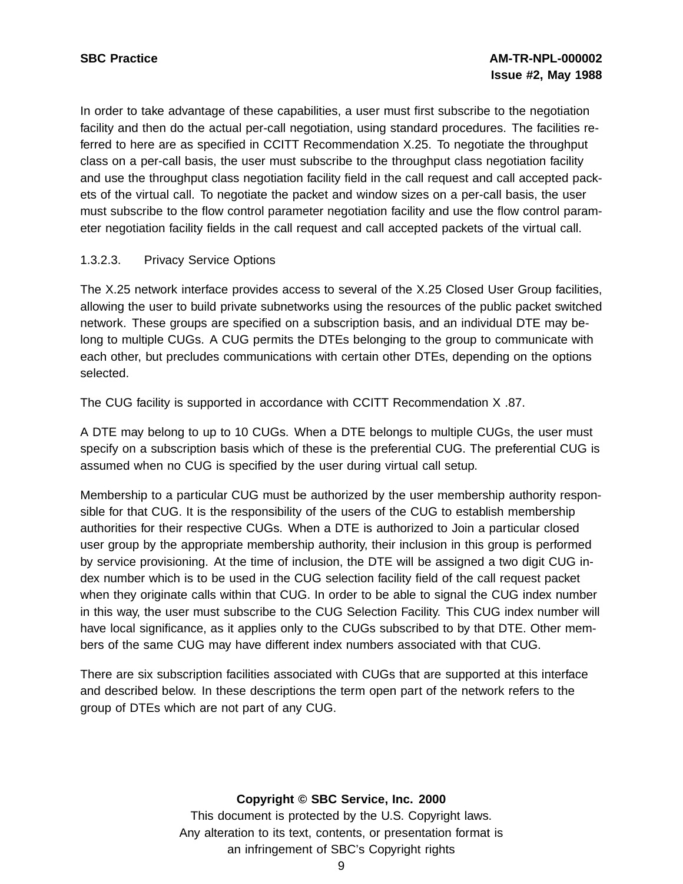In order to take advantage of these capabilities, a user must first subscribe to the negotiation facility and then do the actual per-call negotiation, using standard procedures. The facilities referred to here are as specified in CCITT Recommendation X.25. To negotiate the throughput class on a per-call basis, the user must subscribe to the throughput class negotiation facility and use the throughput class negotiation facility field in the call request and call accepted packets of the virtual call. To negotiate the packet and window sizes on a per-call basis, the user must subscribe to the flow control parameter negotiation facility and use the flow control parameter negotiation facility fields in the call request and call accepted packets of the virtual call.

#### 1.3.2.3. Privacy Service Options

The X.25 network interface provides access to several of the X.25 Closed User Group facilities, allowing the user to build private subnetworks using the resources of the public packet switched network. These groups are specified on a subscription basis, and an individual DTE may belong to multiple CUGs. A CUG permits the DTEs belonging to the group to communicate with each other, but precludes communications with certain other DTEs, depending on the options selected.

The CUG facility is supported in accordance with CCITT Recommendation X .87.

A DTE may belong to up to 10 CUGs. When a DTE belongs to multiple CUGs, the user must specify on a subscription basis which of these is the preferential CUG. The preferential CUG is assumed when no CUG is specified by the user during virtual call setup.

Membership to a particular CUG must be authorized by the user membership authority responsible for that CUG. It is the responsibility of the users of the CUG to establish membership authorities for their respective CUGs. When a DTE is authorized to Join a particular closed user group by the appropriate membership authority, their inclusion in this group is performed by service provisioning. At the time of inclusion, the DTE will be assigned a two digit CUG index number which is to be used in the CUG selection facility field of the call request packet when they originate calls within that CUG. In order to be able to signal the CUG index number in this way, the user must subscribe to the CUG Selection Facility. This CUG index number will have local significance, as it applies only to the CUGs subscribed to by that DTE. Other members of the same CUG may have different index numbers associated with that CUG.

There are six subscription facilities associated with CUGs that are supported at this interface and described below. In these descriptions the term open part of the network refers to the group of DTEs which are not part of any CUG.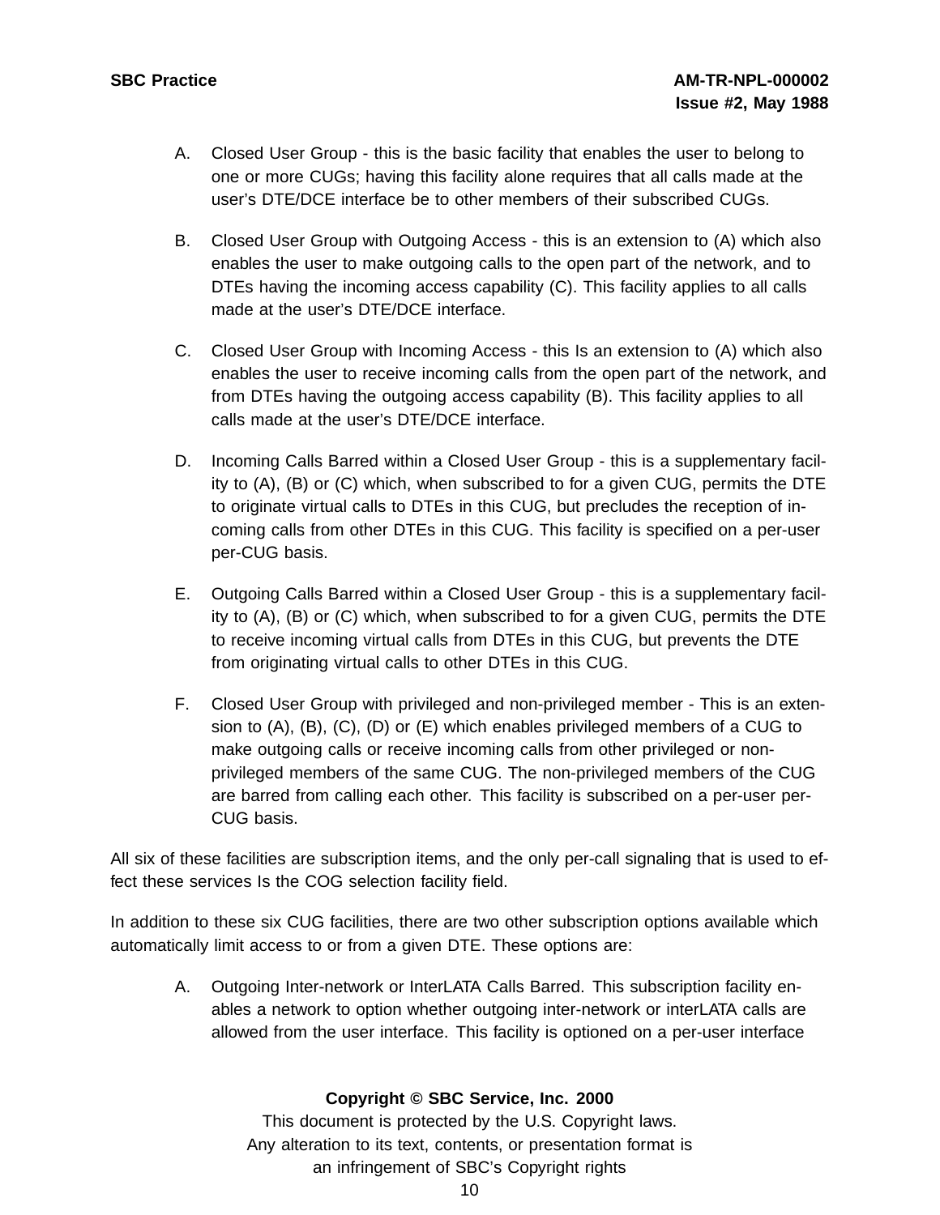A. Closed User Group - this is the basic facility that enables the user to belong to one or more CUGs; having this facility alone requires that all calls made at the user's DTE/DCE interface be to other members of their subscribed CUGs.

B. Closed User Group with Outgoing Access - this is an extension to (A) which also enables the user to make outgoing calls to the open part of the network, and to DTEs having the incoming access capability (C). This facility applies to all calls made at the user's DTE/DCE interface.

C. Closed User Group with Incoming Access - this Is an extension to (A) which also enables the user to receive incoming calls from the open part of the network, and from DTEs having the outgoing access capability (B). This facility applies to all calls made at the user's DTE/DCE interface.

D. Incoming Calls Barred within a Closed User Group - this is a supplementary facility to (A), (B) or (C) which, when subscribed to for a given CUG, permits the DTE to originate virtual calls to DTEs in this CUG, but precludes the reception of incoming calls from other DTEs in this CUG. This facility is specified on a per-user per-CUG basis.

E. Outgoing Calls Barred within a Closed User Group - this is a supplementary facility to (A), (B) or (C) which, when subscribed to for a given CUG, permits the DTE to receive incoming virtual calls from DTEs in this CUG, but prevents the DTE from originating virtual calls to other DTEs in this CUG.

F. Closed User Group with privileged and non-privileged member - This is an extension to (A), (B), (C), (D) or (E) which enables privileged members of a CUG to make outgoing calls or receive incoming calls from other privileged or non-privileged members of the same CUG. The non-privileged members of the CUG are barred from calling each other. This facility is subscribed on a per-user per-CUG basis.

All six of these facilities are subscription items, and the only per-call signaling that is used to effect these services Is the COG selection facility field.

In addition to these six CUG facilities, there are two other subscription options available which automatically limit access to or from a given DTE. These options are:

A. Outgoing Inter-network or InterLATA Calls Barred. This subscription facility enables a network to option whether outgoing inter-network or interLATA calls are allowed from the user interface. This facility is optioned on a per-user interface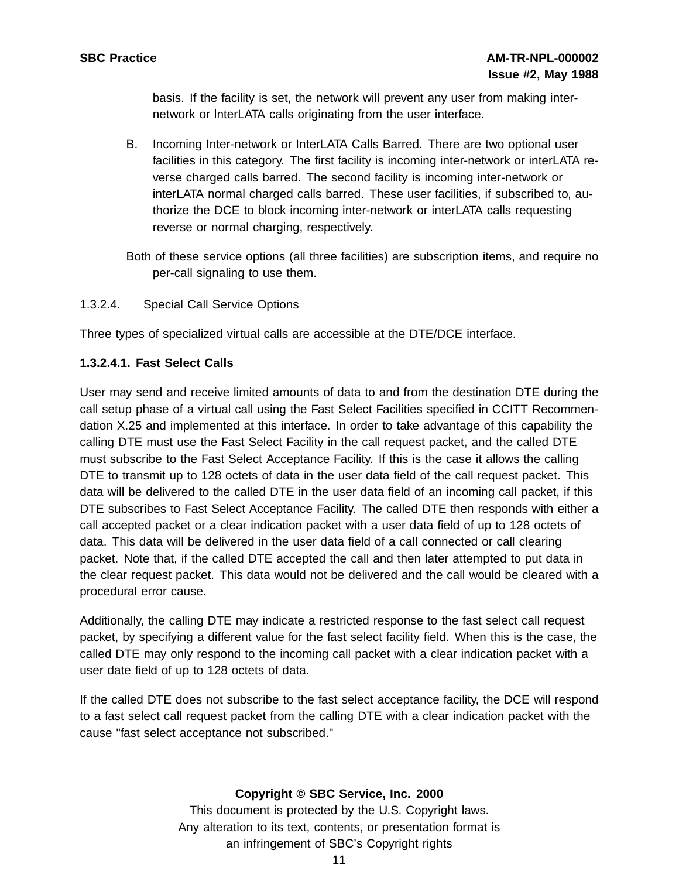basis. If the facility is set, the network will prevent any user from making inter-network or lnterLATA calls originating from the user interface.

B. Incoming Inter-network or InterLATA Calls Barred. There are two optional user facilities in this category. The first facility is incoming inter-network or interLATA reverse charged calls barred. The second facility is incoming inter-network or interLATA normal charged calls barred. These user facilities, if subscribed to, authorize the DCE to block incoming inter-network or interLATA calls requesting reverse or normal charging, respectively.

Both of these service options (all three facilities) are subscription items, and require no per-call signaling to use them.

1.3.2.4. Special Call Service Options

Three types of specialized virtual calls are accessible at the DTE/DCE interface.

**1.3.2.4.1. Fast Select Calls**

User may send and receive limited amounts of data to and from the destination DTE during the call setup phase of a virtual call using the Fast Select Facilities specified in CCITT Recommendation X.25 and implemented at this interface. In order to take advantage of this capability the calling DTE must use the Fast Select Facility in the call request packet, and the called DTE must subscribe to the Fast Select Acceptance Facility. If this is the case it allows the calling DTE to transmit up to 128 octets of data in the user data field of the call request packet. This data will be delivered to the called DTE in the user data field of an incoming call packet, if this DTE subscribes to Fast Select Acceptance Facility. The called DTE then responds with either a call accepted packet or a clear indication packet with a user data field of up to 128 octets of data. This data will be delivered in the user data field of a call connected or call clearing packet. Note that, if the called DTE accepted the call and then later attempted to put data in the clear request packet. This data would not be delivered and the call would be cleared with a procedural error cause.

Additionally, the calling DTE may indicate a restricted response to the fast select call request packet, by specifying a different value for the fast select facility field. When this is the case, the called DTE may only respond to the incoming call packet with a clear indication packet with a user date field of up to 128 octets of data.

If the called DTE does not subscribe to the fast select acceptance facility, the DCE will respond to a fast select call request packet from the calling DTE with a clear indication packet with the cause "fast select acceptance not subscribed."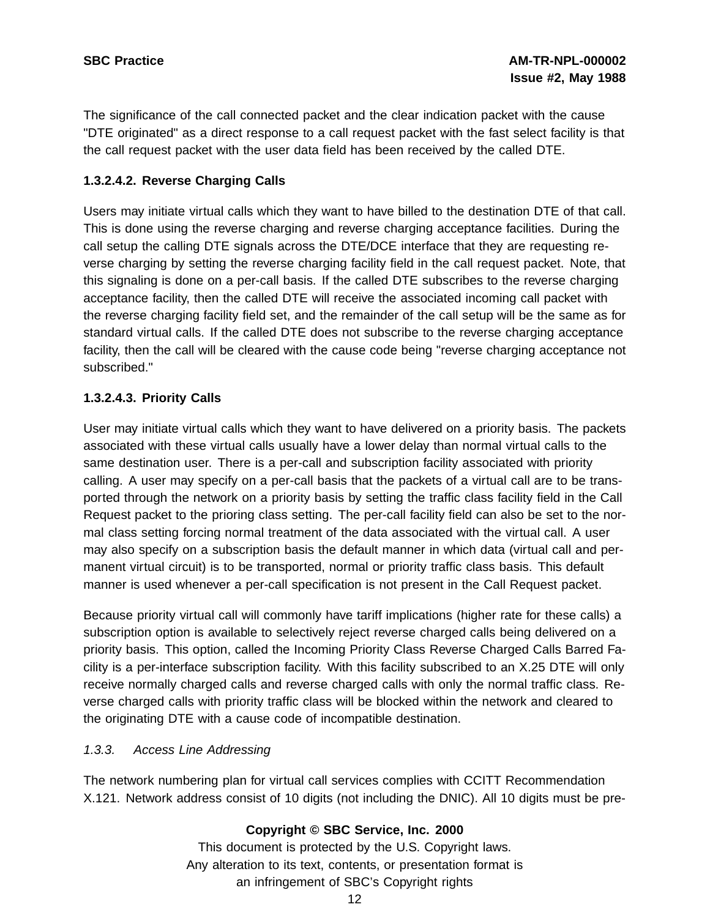The significance of the call connected packet and the clear indication packet with the cause "DTE originated" as a direct response to a call request packet with the fast select facility is that the call request packet with the user data field has been received by the called DTE.

#### 1.3.2.4.2. Reverse Charging Calls

Users may initiate virtual calls which they want to have billed to the destination DTE of that call. This is done using the reverse charging and reverse charging acceptance facilities. During the call setup the calling DTE signals across the DTE/DCE interface that they are requesting reverse charging by setting the reverse charging facility field in the call request packet. Note, that this signaling is done on a per-call basis. If the called DTE subscribes to the reverse charging acceptance facility, then the called DTE will receive the associated incoming call packet with the reverse charging facility field set, and the remainder of the call setup will be the same as for standard virtual calls. If the called DTE does not subscribe to the reverse charging acceptance facility, then the call will be cleared with the cause code being "reverse charging acceptance not subscribed."

#### 1.3.2.4.3. Priority Calls

User may initiate virtual calls which they want to have delivered on a priority basis. The packets associated with these virtual calls usually have a lower delay than normal virtual calls to the same destination user. There is a per-call and subscription facility associated with priority calling. A user may specify on a per-call basis that the packets of a virtual call are to be transported through the network on a priority basis by setting the traffic class facility field in the Call Request packet to the prioring class setting. The per-call facility field can also be set to the normal class setting forcing normal treatment of the data associated with the virtual call. A user may also specify on a subscription basis the default manner in which data (virtual call and permanent virtual circuit) is to be transported, normal or priority traffic class basis. This default manner is used whenever a per-call specification is not present in the Call Request packet.

Because priority virtual call will commonly have tariff implications (higher rate for these calls) a subscription option is available to selectively reject reverse charged calls being delivered on a priority basis. This option, called the Incoming Priority Class Reverse Charged Calls Barred Facility is a per-interface subscription facility. With this facility subscribed to an X.25 DTE will only receive normally charged calls and reverse charged calls with only the normal traffic class. Reverse charged calls with priority traffic class will be blocked within the network and cleared to the originating DTE with a cause code of incompatible destination.

### *1.3.3. Access Line Addressing*

The network numbering plan for virtual call services complies with CCITT Recommendation X.121. Network address consist of 10 digits (not including the DNIC). All 10 digits must be pre-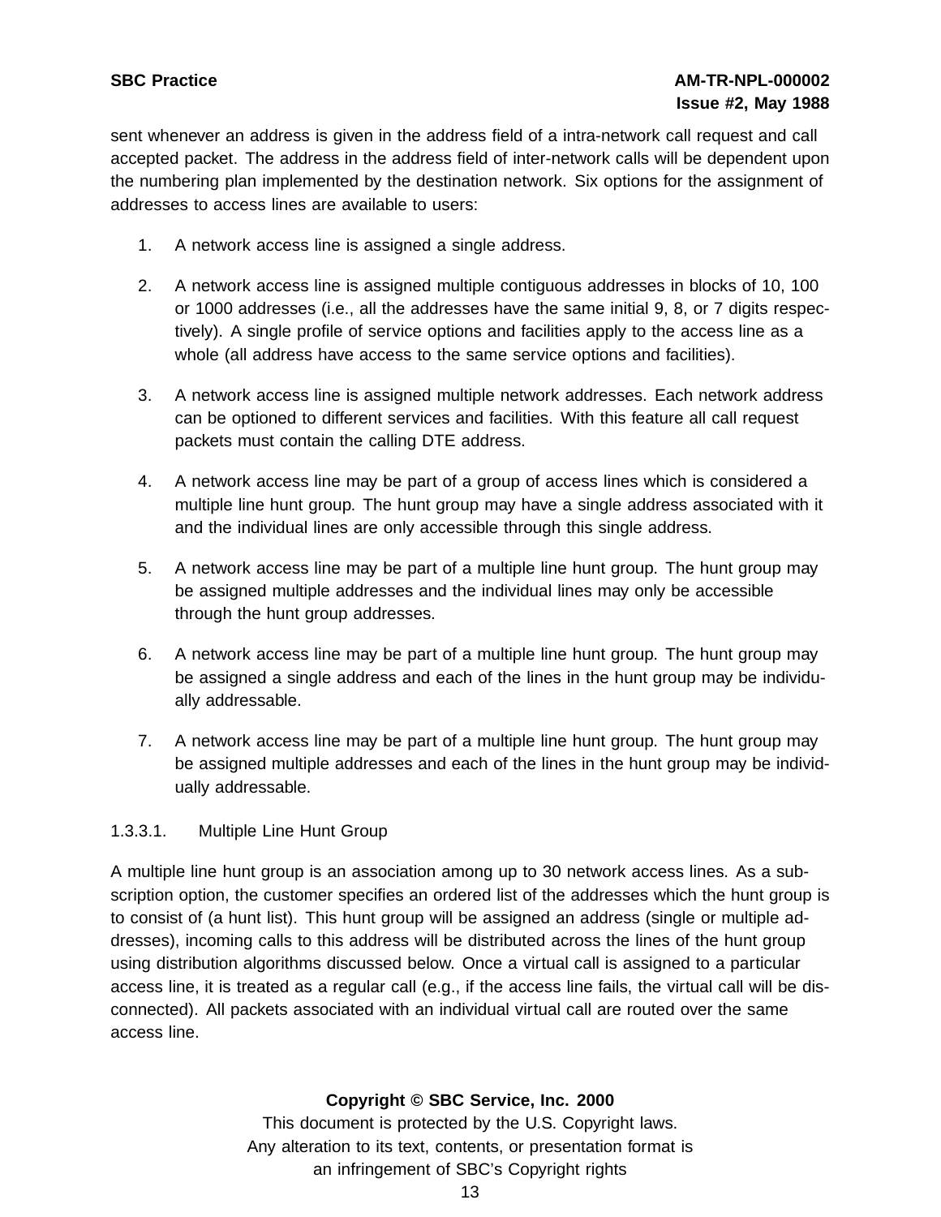sent whenever an address is given in the address field of a intra-network call request and call accepted packet. The address in the address field of inter-network calls will be dependent upon the numbering plan implemented by the destination network. Six options for the assignment of addresses to access lines are available to users:

1. A network access line is assigned a single address.

2. A network access line is assigned multiple contiguous addresses in blocks of 10, 100 or 1000 addresses (i.e., all the addresses have the same initial 9, 8, or 7 digits respectively). A single profile of service options and facilities apply to the access line as a whole (all address have access to the same service options and facilities).

3. A network access line is assigned multiple network addresses. Each network address can be optioned to different services and facilities. With this feature all call request packets must contain the calling DTE address.

4. A network access line may be part of a group of access lines which is considered a multiple line hunt group. The hunt group may have a single address associated with it and the individual lines are only accessible through this single address.

5. A network access line may be part of a multiple line hunt group. The hunt group may be assigned multiple addresses and the individual lines may only be accessible through the hunt group addresses.

6. A network access line may be part of a multiple line hunt group. The hunt group may be assigned a single address and each of the lines in the hunt group may be individually addressable.

7. A network access line may be part of a multiple line hunt group. The hunt group may be assigned multiple addresses and each of the lines in the hunt group may be individually addressable.

#### 1.3.3.1. Multiple Line Hunt Group

A multiple line hunt group is an association among up to 30 network access lines. As a subscription option, the customer specifies an ordered list of the addresses which the hunt group is to consist of (a hunt list). This hunt group will be assigned an address (single or multiple addresses), incoming calls to this address will be distributed across the lines of the hunt group using distribution algorithms discussed below. Once a virtual call is assigned to a particular access line, it is treated as a regular call (e.g., if the access line fails, the virtual call will be disconnected). All packets associated with an individual virtual call are routed over the same access line.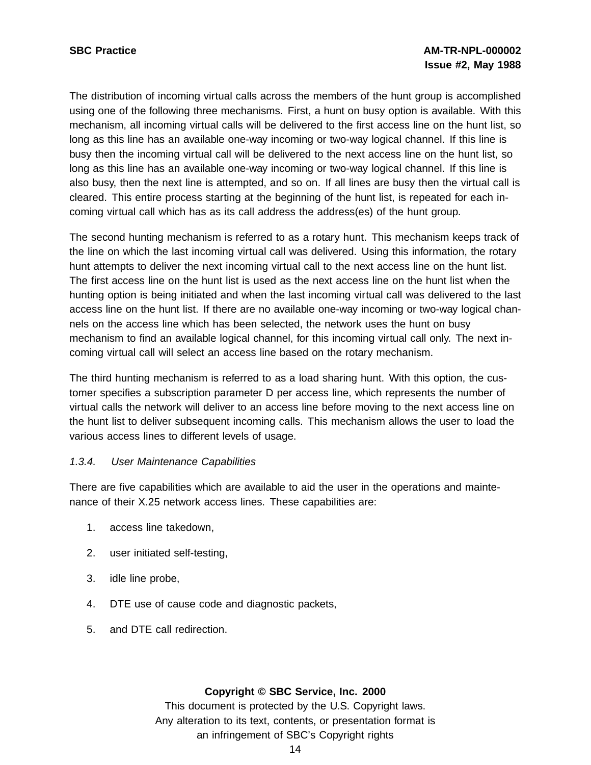The distribution of incoming virtual calls across the members of the hunt group is accomplished using one of the following three mechanisms. First, a hunt on busy option is available. With this mechanism, all incoming virtual calls will be delivered to the first access line on the hunt list, so long as this line has an available one-way incoming or two-way logical channel. If this line is busy then the incoming virtual call will be delivered to the next access line on the hunt list, so long as this line has an available one-way incoming or two-way logical channel. If this line is also busy, then the next line is attempted, and so on. If all lines are busy then the virtual call is cleared. This entire process starting at the beginning of the hunt list, is repeated for each incoming virtual call which has as its call address the address(es) of the hunt group.

The second hunting mechanism is referred to as a rotary hunt. This mechanism keeps track of the line on which the last incoming virtual call was delivered. Using this information, the rotary hunt attempts to deliver the next incoming virtual call to the next access line on the hunt list. The first access line on the hunt list is used as the next access line on the hunt list when the hunting option is being initiated and when the last incoming virtual call was delivered to the last access line on the hunt list. If there are no available one-way incoming or two-way logical channels on the access line which has been selected, the network uses the hunt on busy mechanism to find an available logical channel, for this incoming virtual call only. The next incoming virtual call will select an access line based on the rotary mechanism.

The third hunting mechanism is referred to as a load sharing hunt. With this option, the customer specifies a subscription parameter D per access line, which represents the number of virtual calls the network will deliver to an access line before moving to the next access line on the hunt list to deliver subsequent incoming calls. This mechanism allows the user to load the various access lines to different levels of usage.

### *1.3.4. User Maintenance Capabilities*

There are five capabilities which are available to aid the user in the operations and maintenance of their X.25 network access lines. These capabilities are:

1. access line takedown,
2. user initiated self-testing,
3. idle line probe,
4. DTE use of cause code and diagnostic packets,
5. and DTE call redirection.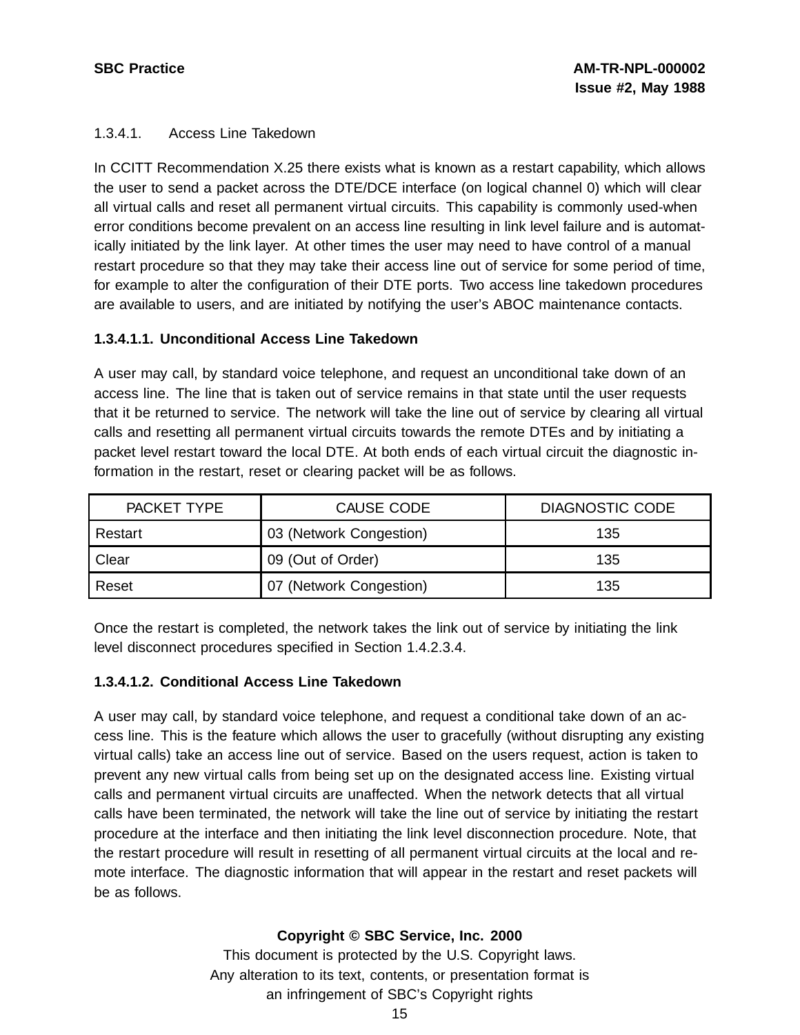1.3.4.1. Access Line Takedown

In CCITT Recommendation X.25 there exists what is known as a restart capability, which allows the user to send a packet across the DTE/DCE interface (on logical channel 0) which will clear all virtual calls and reset all permanent virtual circuits. This capability is commonly used-when error conditions become prevalent on an access line resulting in link level failure and is automatically initiated by the link layer. At other times the user may need to have control of a manual restart procedure so that they may take their access line out of service for some period of time, for example to alter the configuration of their DTE ports. Two access line takedown procedures are available to users, and are initiated by notifying the user's ABOC maintenance contacts.

**1.3.4.1.1. Unconditional Access Line Takedown**

A user may call, by standard voice telephone, and request an unconditional take down of an access line. The line that is taken out of service remains in that state until the user requests that it be returned to service. The network will take the line out of service by clearing all virtual calls and resetting all permanent virtual circuits towards the remote DTEs and by initiating a packet level restart toward the local DTE. At both ends of each virtual circuit the diagnostic information in the restart, reset or clearing packet will be as follows.

| PACKET TYPE | CAUSE CODE | DIAGNOSTIC CODE |
|---|---|---|
| Restart | 03 (Network Congestion) | 135 |
| Clear | 09 (Out of Order) | 135 |
| Reset | 07 (Network Congestion) | 135 |

Once the restart is completed, the network takes the link out of service by initiating the link level disconnect procedures specified in Section 1.4.2.3.4.

**1.3.4.1.2. Conditional Access Line Takedown**

A user may call, by standard voice telephone, and request a conditional take down of an access line. This is the feature which allows the user to gracefully (without disrupting any existing virtual calls) take an access line out of service. Based on the users request, action is taken to prevent any new virtual calls from being set up on the designated access line. Existing virtual calls and permanent virtual circuits are unaffected. When the network detects that all virtual calls have been terminated, the network will take the line out of service by initiating the restart procedure at the interface and then initiating the link level disconnection procedure. Note, that the restart procedure will result in resetting of all permanent virtual circuits at the local and remote interface. The diagnostic information that will appear in the restart and reset packets will be as follows.

**Copyright © SBC Service, Inc. 2000**

This document is protected by the U.S. Copyright laws.
Any alteration to its text, contents, or presentation format is
an infringement of SBC's Copyright rights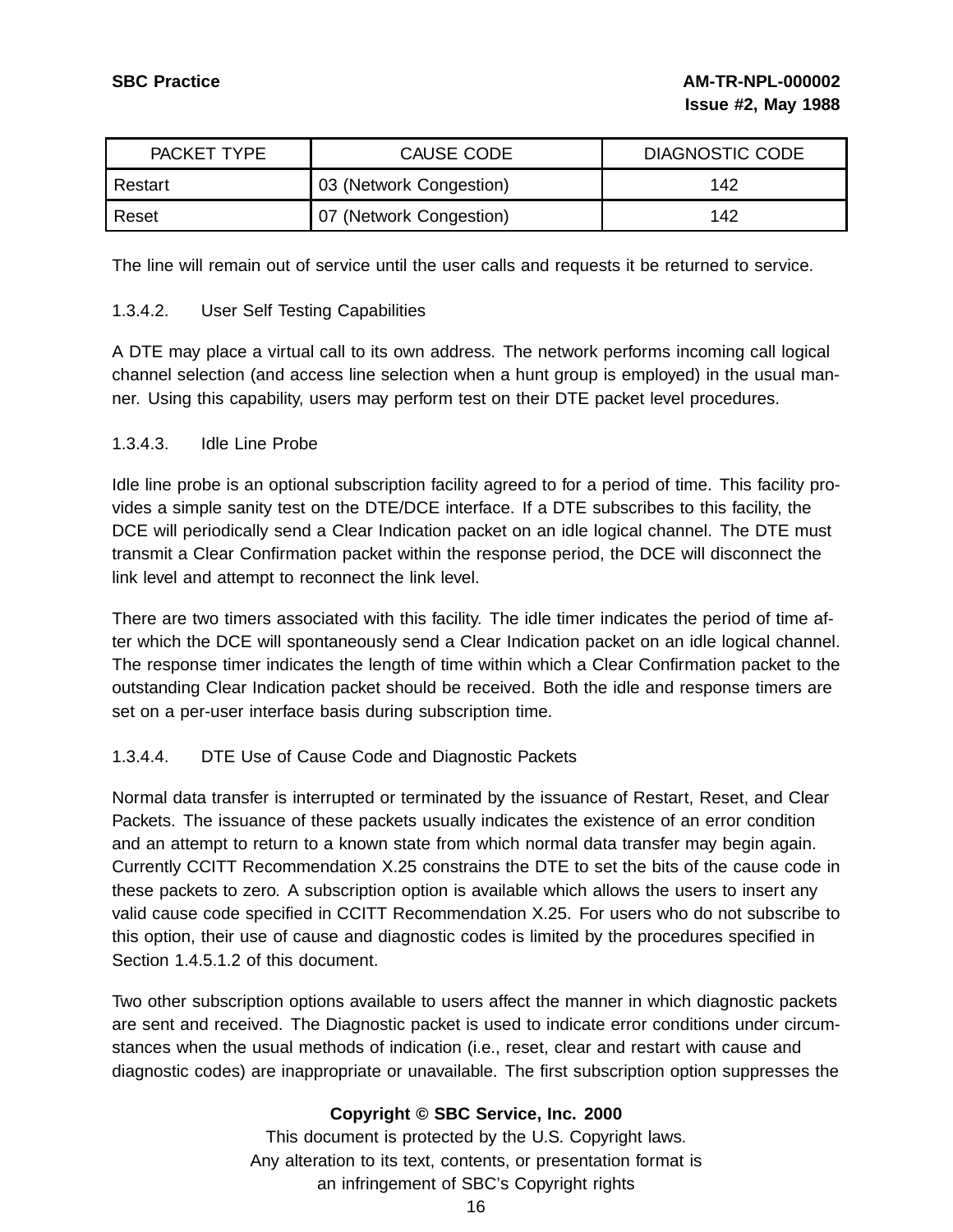| PACKET TYPE | CAUSE CODE | DIAGNOSTIC CODE |
| --- | --- | --- |
| Restart | 03 (Network Congestion) | 142 |
| Reset | 07 (Network Congestion) | 142 |

The line will remain out of service until the user calls and requests it be returned to service.

1.3.4.2. User Self Testing Capabilities

A DTE may place a virtual call to its own address. The network performs incoming call logical channel selection (and access line selection when a hunt group is employed) in the usual manner. Using this capability, users may perform test on their DTE packet level procedures.

1.3.4.3. Idle Line Probe

Idle line probe is an optional subscription facility agreed to for a period of time. This facility provides a simple sanity test on the DTE/DCE interface. If a DTE subscribes to this facility, the DCE will periodically send a Clear Indication packet on an idle logical channel. The DTE must transmit a Clear Confirmation packet within the response period, the DCE will disconnect the link level and attempt to reconnect the link level.

There are two timers associated with this facility. The idle timer indicates the period of time after which the DCE will spontaneously send a Clear Indication packet on an idle logical channel. The response timer indicates the length of time within which a Clear Confirmation packet to the outstanding Clear Indication packet should be received. Both the idle and response timers are set on a per-user interface basis during subscription time.

1.3.4.4. DTE Use of Cause Code and Diagnostic Packets

Normal data transfer is interrupted or terminated by the issuance of Restart, Reset, and Clear Packets. The issuance of these packets usually indicates the existence of an error condition and an attempt to return to a known state from which normal data transfer may begin again. Currently CCITT Recommendation X.25 constrains the DTE to set the bits of the cause code in these packets to zero. A subscription option is available which allows the users to insert any valid cause code specified in CCITT Recommendation X.25. For users who do not subscribe to this option, their use of cause and diagnostic codes is limited by the procedures specified in Section 1.4.5.1.2 of this document.

Two other subscription options available to users affect the manner in which diagnostic packets are sent and received. The Diagnostic packet is used to indicate error conditions under circumstances when the usual methods of indication (i.e., reset, clear and restart with cause and diagnostic codes) are inappropriate or unavailable. The first subscription option suppresses the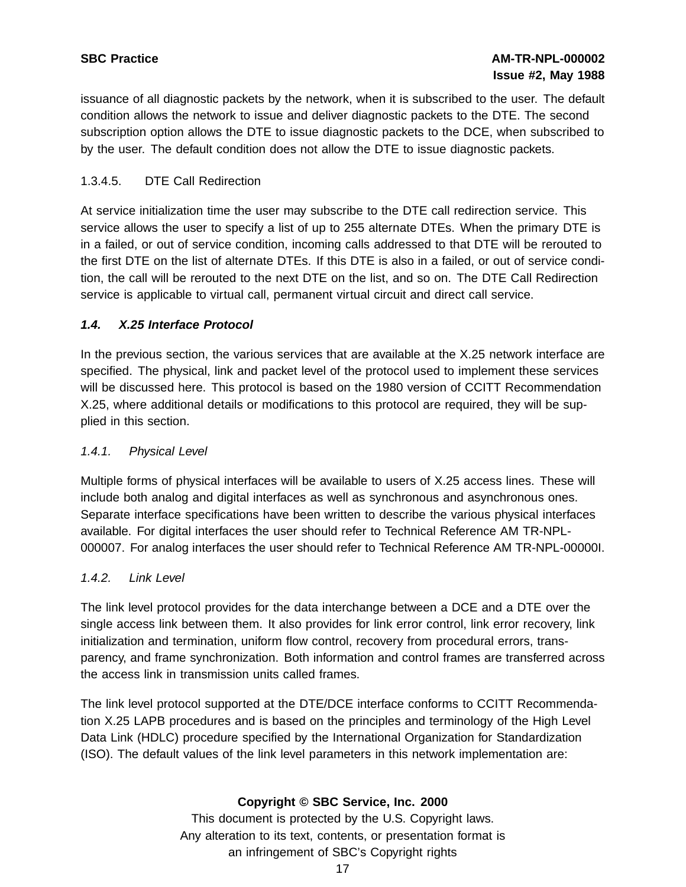issuance of all diagnostic packets by the network, when it is subscribed to the user. The default condition allows the network to issue and deliver diagnostic packets to the DTE. The second subscription option allows the DTE to issue diagnostic packets to the DCE, when subscribed to by the user. The default condition does not allow the DTE to issue diagnostic packets.

1.3.4.5. DTE Call Redirection

At service initialization time the user may subscribe to the DTE call redirection service. This service allows the user to specify a list of up to 255 alternate DTEs. When the primary DTE is in a failed, or out of service condition, incoming calls addressed to that DTE will be rerouted to the first DTE on the list of alternate DTEs. If this DTE is also in a failed, or out of service condition, the call will be rerouted to the next DTE on the list, and so on. The DTE Call Redirection service is applicable to virtual call, permanent virtual circuit and direct call service.

## *1.4. X.25 Interface Protocol*

In the previous section, the various services that are available at the X.25 network interface are specified. The physical, link and packet level of the protocol used to implement these services will be discussed here. This protocol is based on the 1980 version of CCITT Recommendation X.25, where additional details or modifications to this protocol are required, they will be supplied in this section.

### *1.4.1. Physical Level*

Multiple forms of physical interfaces will be available to users of X.25 access lines. These will include both analog and digital interfaces as well as synchronous and asynchronous ones. Separate interface specifications have been written to describe the various physical interfaces available. For digital interfaces the user should refer to Technical Reference AM TR-NPL-000007. For analog interfaces the user should refer to Technical Reference AM TR-NPL-00000I.

### *1.4.2. Link Level*

The link level protocol provides for the data interchange between a DCE and a DTE over the single access link between them. It also provides for link error control, link error recovery, link initialization and termination, uniform flow control, recovery from procedural errors, transparency, and frame synchronization. Both information and control frames are transferred across the access link in transmission units called frames.

The link level protocol supported at the DTE/DCE interface conforms to CCITT Recommendation X.25 LAPB procedures and is based on the principles and terminology of the High Level Data Link (HDLC) procedure specified by the International Organization for Standardization (ISO). The default values of the link level parameters in this network implementation are: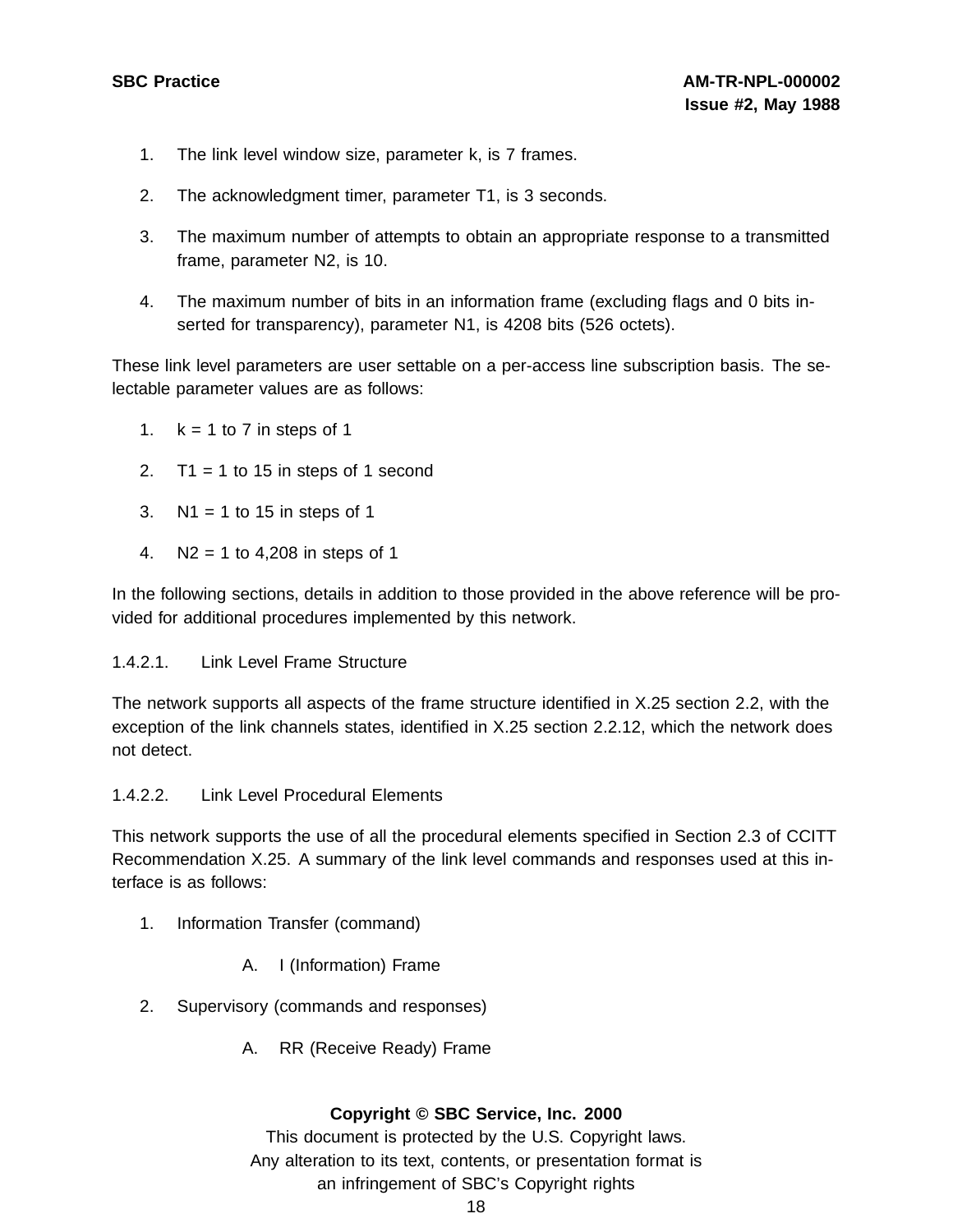1. The link level window size, parameter k, is 7 frames.
2. The acknowledgment timer, parameter T1, is 3 seconds.
3. The maximum number of attempts to obtain an appropriate response to a transmitted frame, parameter N2, is 10.
4. The maximum number of bits in an information frame (excluding flags and 0 bits inserted for transparency), parameter N1, is 4208 bits (526 octets).

These link level parameters are user settable on a per-access line subscription basis. The selectable parameter values are as follows:

1. k = 1 to 7 in steps of 1
2. T1 = 1 to 15 in steps of 1 second
3. N1 = 1 to 15 in steps of 1
4. N2 = 1 to 4,208 in steps of 1

In the following sections, details in addition to those provided in the above reference will be provided for additional procedures implemented by this network.

1.4.2.1. Link Level Frame Structure

The network supports all aspects of the frame structure identified in X.25 section 2.2, with the exception of the link channels states, identified in X.25 section 2.2.12, which the network does not detect.

1.4.2.2. Link Level Procedural Elements

This network supports the use of all the procedural elements specified in Section 2.3 of CCITT Recommendation X.25. A summary of the link level commands and responses used at this interface is as follows:

1. Information Transfer (command)
   - A. I (Information) Frame
2. Supervisory (commands and responses)
   - A. RR (Receive Ready) Frame

**Copyright © SBC Service, Inc. 2000**
This document is protected by the U.S. Copyright laws.
Any alteration to its text, contents, or presentation format is
an infringement of SBC's Copyright rights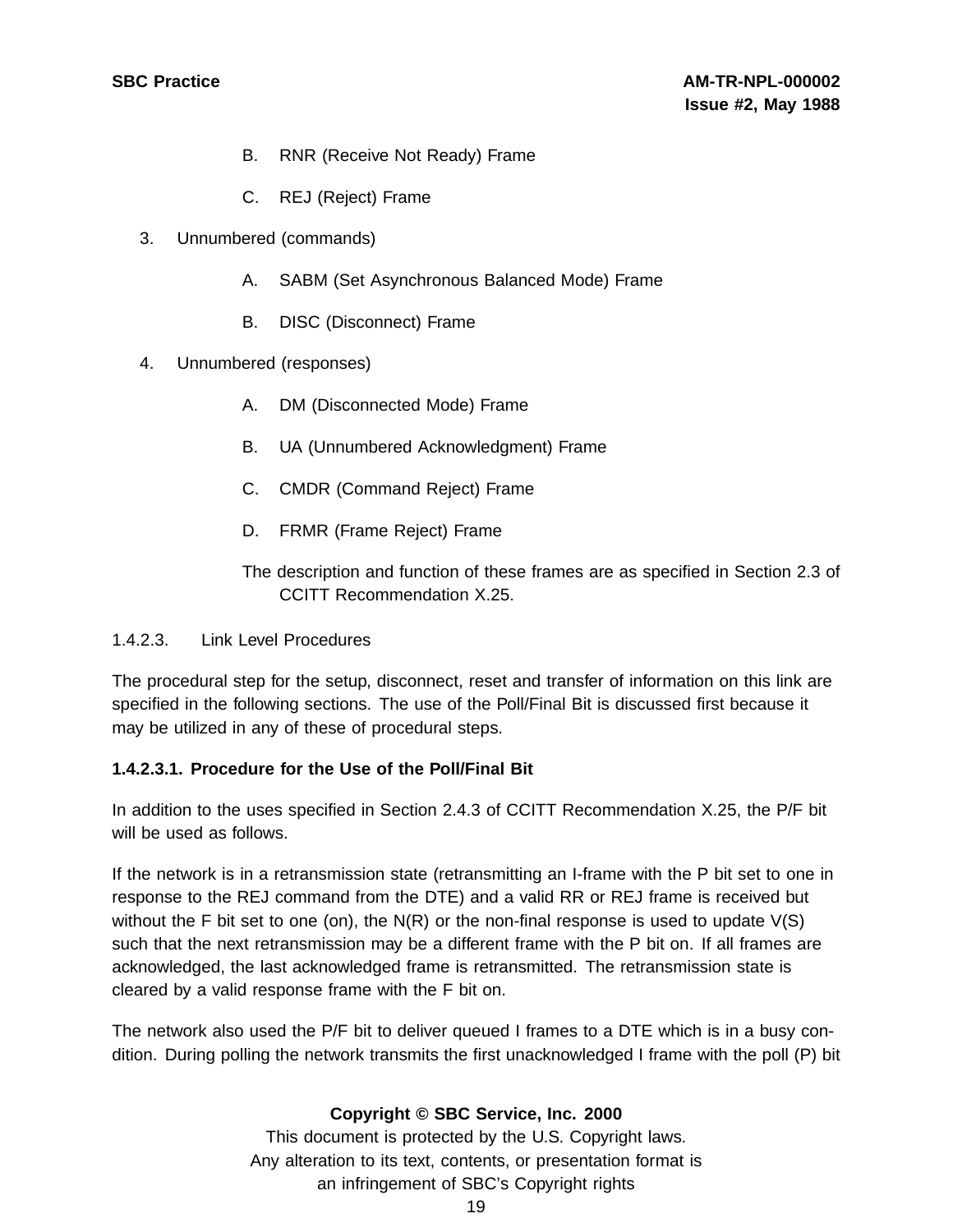B. RNR (Receive Not Ready) Frame

C. REJ (Reject) Frame

3. Unnumbered (commands)

A. SABM (Set Asynchronous Balanced Mode) Frame

B. DISC (Disconnect) Frame

4. Unnumbered (responses)

A. DM (Disconnected Mode) Frame

B. UA (Unnumbered Acknowledgment) Frame

C. CMDR (Command Reject) Frame

D. FRMR (Frame Reject) Frame

The description and function of these frames are as specified in Section 2.3 of CCITT Recommendation X.25.

1.4.2.3. Link Level Procedures

The procedural step for the setup, disconnect, reset and transfer of information on this link are specified in the following sections. The use of the Poll/Final Bit is discussed first because it may be utilized in any of these of procedural steps.

**1.4.2.3.1. Procedure for the Use of the Poll/Final Bit**

In addition to the uses specified in Section 2.4.3 of CCITT Recommendation X.25, the P/F bit will be used as follows.

If the network is in a retransmission state (retransmitting an I-frame with the P bit set to one in response to the REJ command from the DTE) and a valid RR or REJ frame is received but without the F bit set to one (on), the N(R) or the non-final response is used to update V(S) such that the next retransmission may be a different frame with the P bit on. If all frames are acknowledged, the last acknowledged frame is retransmitted. The retransmission state is cleared by a valid response frame with the F bit on.

The network also used the P/F bit to deliver queued I frames to a DTE which is in a busy condition. During polling the network transmits the first unacknowledged I frame with the poll (P) bit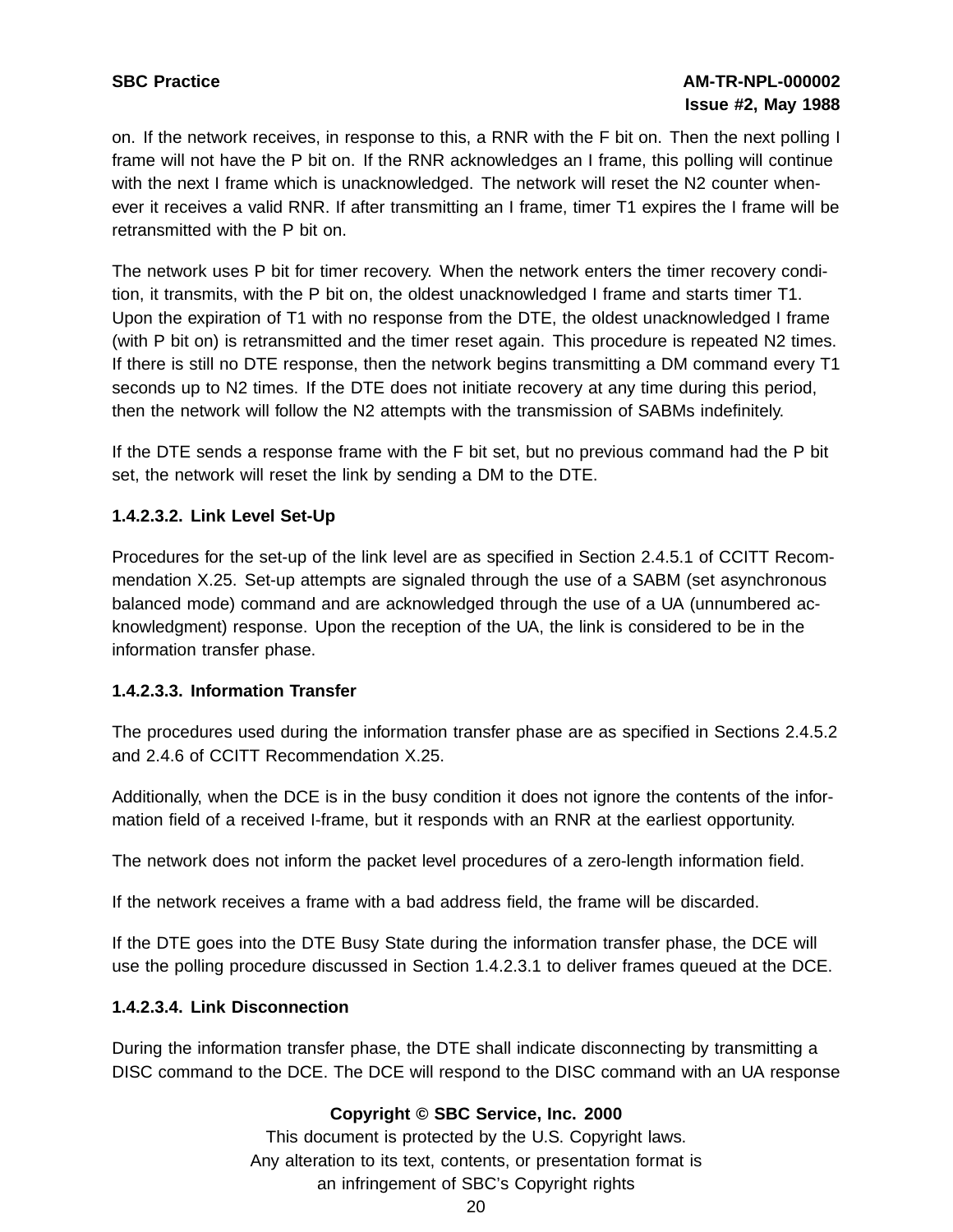on. If the network receives, in response to this, a RNR with the F bit on. Then the next polling I frame will not have the P bit on. If the RNR acknowledges an I frame, this polling will continue with the next I frame which is unacknowledged. The network will reset the N2 counter whenever it receives a valid RNR. If after transmitting an I frame, timer T1 expires the I frame will be retransmitted with the P bit on.

The network uses P bit for timer recovery. When the network enters the timer recovery condition, it transmits, with the P bit on, the oldest unacknowledged I frame and starts timer T1. Upon the expiration of T1 with no response from the DTE, the oldest unacknowledged I frame (with P bit on) is retransmitted and the timer reset again. This procedure is repeated N2 times. If there is still no DTE response, then the network begins transmitting a DM command every T1 seconds up to N2 times. If the DTE does not initiate recovery at any time during this period, then the network will follow the N2 attempts with the transmission of SABMs indefinitely.

If the DTE sends a response frame with the F bit set, but no previous command had the P bit set, the network will reset the link by sending a DM to the DTE.

#### 1.4.2.3.2. Link Level Set-Up

Procedures for the set-up of the link level are as specified in Section 2.4.5.1 of CCITT Recommendation X.25. Set-up attempts are signaled through the use of a SABM (set asynchronous balanced mode) command and are acknowledged through the use of a UA (unnumbered acknowledgment) response. Upon the reception of the UA, the link is considered to be in the information transfer phase.

#### 1.4.2.3.3. Information Transfer

The procedures used during the information transfer phase are as specified in Sections 2.4.5.2 and 2.4.6 of CCITT Recommendation X.25.

Additionally, when the DCE is in the busy condition it does not ignore the contents of the information field of a received I-frame, but it responds with an RNR at the earliest opportunity.

The network does not inform the packet level procedures of a zero-length information field.

If the network receives a frame with a bad address field, the frame will be discarded.

If the DTE goes into the DTE Busy State during the information transfer phase, the DCE will use the polling procedure discussed in Section 1.4.2.3.1 to deliver frames queued at the DCE.

#### 1.4.2.3.4. Link Disconnection

During the information transfer phase, the DTE shall indicate disconnecting by transmitting a DISC command to the DCE. The DCE will respond to the DISC command with an UA response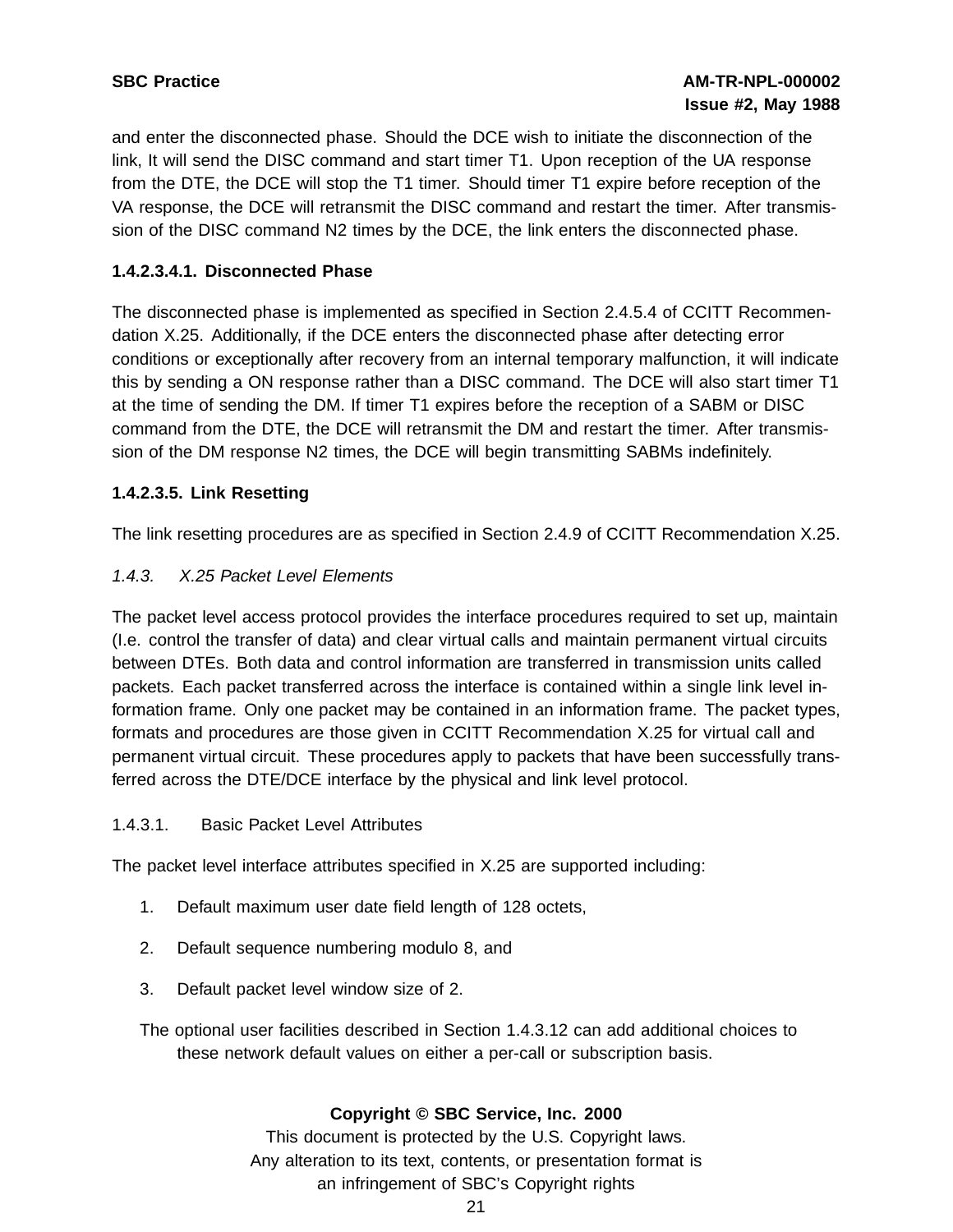and enter the disconnected phase. Should the DCE wish to initiate the disconnection of the link, It will send the DISC command and start timer T1. Upon reception of the UA response from the DTE, the DCE will stop the T1 timer. Should timer T1 expire before reception of the VA response, the DCE will retransmit the DISC command and restart the timer. After transmission of the DISC command N2 times by the DCE, the link enters the disconnected phase.

#### 1.4.2.3.4.1. Disconnected Phase

The disconnected phase is implemented as specified in Section 2.4.5.4 of CCITT Recommendation X.25. Additionally, if the DCE enters the disconnected phase after detecting error conditions or exceptionally after recovery from an internal temporary malfunction, it will indicate this by sending a ON response rather than a DISC command. The DCE will also start timer T1 at the time of sending the DM. If timer T1 expires before the reception of a SABM or DISC command from the DTE, the DCE will retransmit the DM and restart the timer. After transmission of the DM response N2 times, the DCE will begin transmitting SABMs indefinitely.

#### 1.4.2.3.5. Link Resetting

The link resetting procedures are as specified in Section 2.4.9 of CCITT Recommendation X.25.

### *1.4.3. X.25 Packet Level Elements*

The packet level access protocol provides the interface procedures required to set up, maintain (I.e. control the transfer of data) and clear virtual calls and maintain permanent virtual circuits between DTEs. Both data and control information are transferred in transmission units called packets. Each packet transferred across the interface is contained within a single link level information frame. Only one packet may be contained in an information frame. The packet types, formats and procedures are those given in CCITT Recommendation X.25 for virtual call and permanent virtual circuit. These procedures apply to packets that have been successfully transferred across the DTE/DCE interface by the physical and link level protocol.

1.4.3.1. Basic Packet Level Attributes

The packet level interface attributes specified in X.25 are supported including:

1. Default maximum user date field length of 128 octets,
2. Default sequence numbering modulo 8, and
3. Default packet level window size of 2.

The optional user facilities described in Section 1.4.3.12 can add additional choices to these network default values on either a per-call or subscription basis.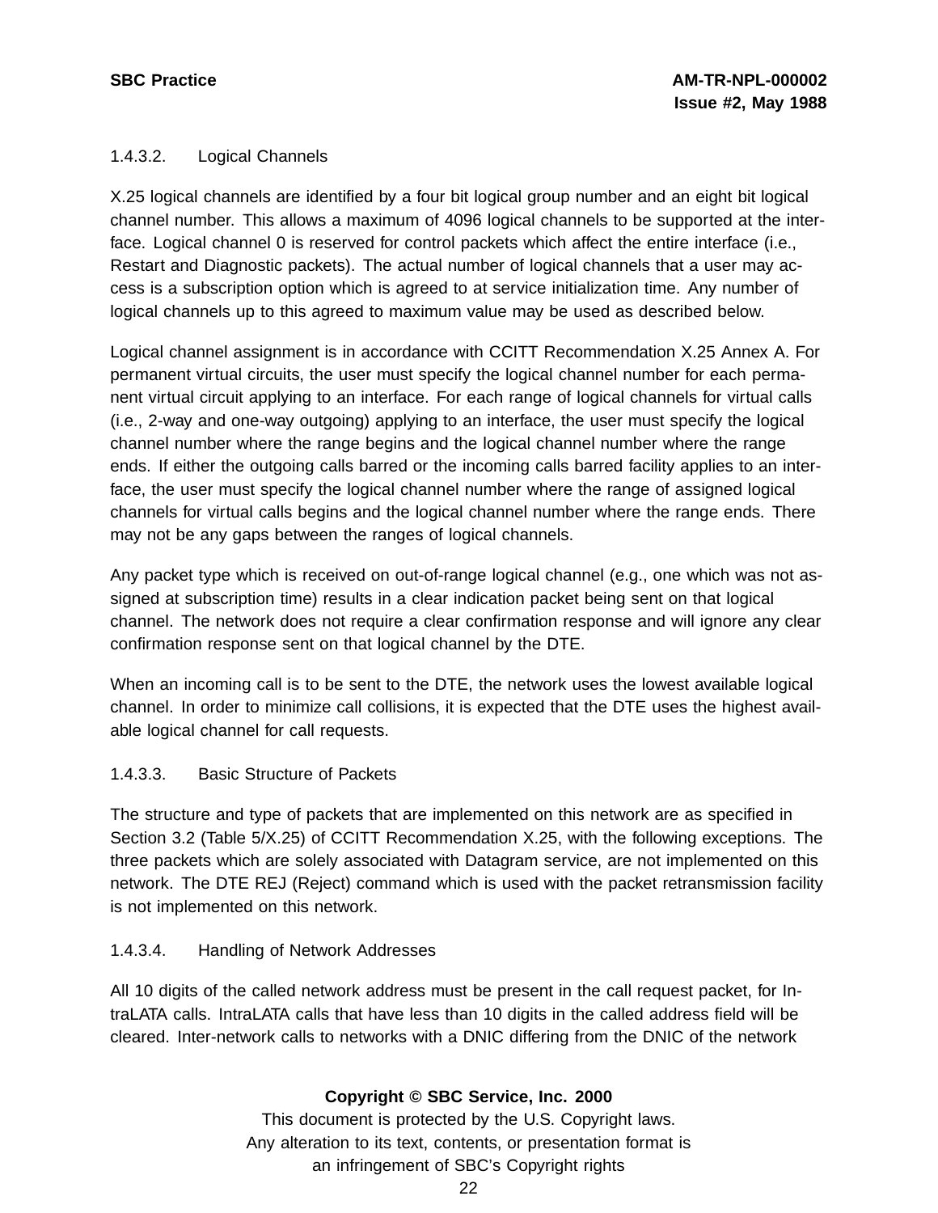#### 1.4.3.2. Logical Channels

X.25 logical channels are identified by a four bit logical group number and an eight bit logical channel number. This allows a maximum of 4096 logical channels to be supported at the interface. Logical channel 0 is reserved for control packets which affect the entire interface (i.e., Restart and Diagnostic packets). The actual number of logical channels that a user may access is a subscription option which is agreed to at service initialization time. Any number of logical channels up to this agreed to maximum value may be used as described below.

Logical channel assignment is in accordance with CCITT Recommendation X.25 Annex A. For permanent virtual circuits, the user must specify the logical channel number for each permanent virtual circuit applying to an interface. For each range of logical channels for virtual calls (i.e., 2-way and one-way outgoing) applying to an interface, the user must specify the logical channel number where the range begins and the logical channel number where the range ends. If either the outgoing calls barred or the incoming calls barred facility applies to an interface, the user must specify the logical channel number where the range of assigned logical channels for virtual calls begins and the logical channel number where the range ends. There may not be any gaps between the ranges of logical channels.

Any packet type which is received on out-of-range logical channel (e.g., one which was not assigned at subscription time) results in a clear indication packet being sent on that logical channel. The network does not require a clear confirmation response and will ignore any clear confirmation response sent on that logical channel by the DTE.

When an incoming call is to be sent to the DTE, the network uses the lowest available logical channel. In order to minimize call collisions, it is expected that the DTE uses the highest available logical channel for call requests.

#### 1.4.3.3. Basic Structure of Packets

The structure and type of packets that are implemented on this network are as specified in Section 3.2 (Table 5/X.25) of CCITT Recommendation X.25, with the following exceptions. The three packets which are solely associated with Datagram service, are not implemented on this network. The DTE REJ (Reject) command which is used with the packet retransmission facility is not implemented on this network.

#### 1.4.3.4. Handling of Network Addresses

All 10 digits of the called network address must be present in the call request packet, for IntraLATA calls. IntraLATA calls that have less than 10 digits in the called address field will be cleared. Inter-network calls to networks with a DNIC differing from the DNIC of the network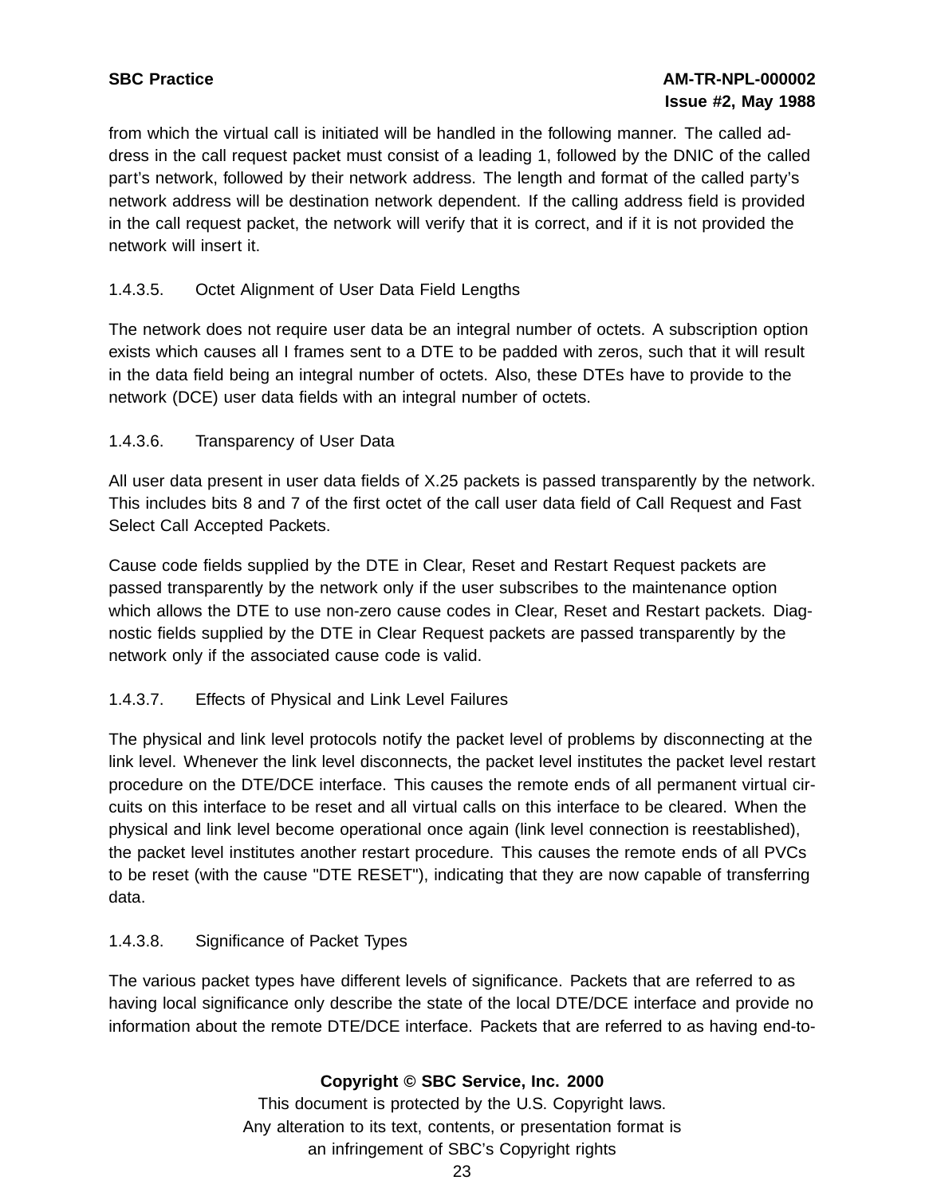from which the virtual call is initiated will be handled in the following manner. The called address in the call request packet must consist of a leading 1, followed by the DNIC of the called part's network, followed by their network address. The length and format of the called party's network address will be destination network dependent. If the calling address field is provided in the call request packet, the network will verify that it is correct, and if it is not provided the network will insert it.

### 1.4.3.5. Octet Alignment of User Data Field Lengths

The network does not require user data be an integral number of octets. A subscription option exists which causes all I frames sent to a DTE to be padded with zeros, such that it will result in the data field being an integral number of octets. Also, these DTEs have to provide to the network (DCE) user data fields with an integral number of octets.

### 1.4.3.6. Transparency of User Data

All user data present in user data fields of X.25 packets is passed transparently by the network. This includes bits 8 and 7 of the first octet of the call user data field of Call Request and Fast Select Call Accepted Packets.

Cause code fields supplied by the DTE in Clear, Reset and Restart Request packets are passed transparently by the network only if the user subscribes to the maintenance option which allows the DTE to use non-zero cause codes in Clear, Reset and Restart packets. Diagnostic fields supplied by the DTE in Clear Request packets are passed transparently by the network only if the associated cause code is valid.

### 1.4.3.7. Effects of Physical and Link Level Failures

The physical and link level protocols notify the packet level of problems by disconnecting at the link level. Whenever the link level disconnects, the packet level institutes the packet level restart procedure on the DTE/DCE interface. This causes the remote ends of all permanent virtual circuits on this interface to be reset and all virtual calls on this interface to be cleared. When the physical and link level become operational once again (link level connection is reestablished), the packet level institutes another restart procedure. This causes the remote ends of all PVCs to be reset (with the cause "DTE RESET"), indicating that they are now capable of transferring data.

### 1.4.3.8. Significance of Packet Types

The various packet types have different levels of significance. Packets that are referred to as having local significance only describe the state of the local DTE/DCE interface and provide no information about the remote DTE/DCE interface. Packets that are referred to as having end-to-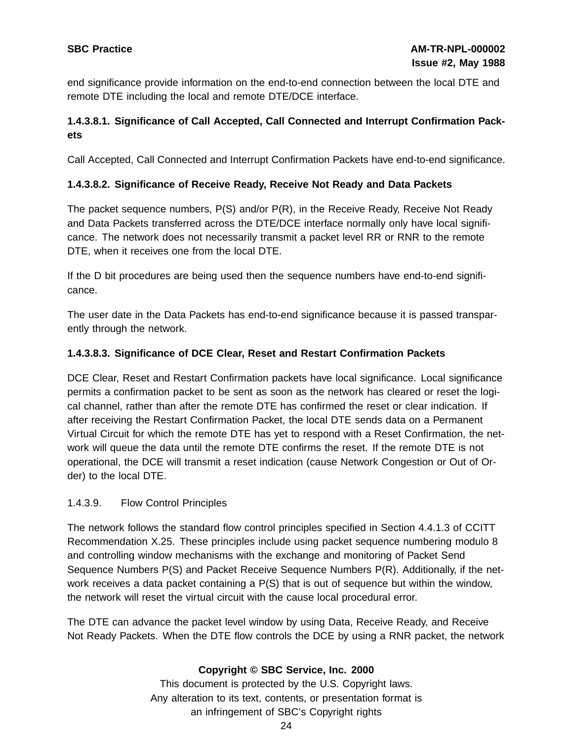end significance provide information on the end-to-end connection between the local DTE and remote DTE including the local and remote DTE/DCE interface.

#### 1.4.3.8.1. Significance of Call Accepted, Call Connected and Interrupt Confirmation Packets

Call Accepted, Call Connected and Interrupt Confirmation Packets have end-to-end significance.

#### 1.4.3.8.2. Significance of Receive Ready, Receive Not Ready and Data Packets

The packet sequence numbers, P(S) and/or P(R), in the Receive Ready, Receive Not Ready and Data Packets transferred across the DTE/DCE interface normally only have local significance. The network does not necessarily transmit a packet level RR or RNR to the remote DTE, when it receives one from the local DTE.

If the D bit procedures are being used then the sequence numbers have end-to-end significance.

The user date in the Data Packets has end-to-end significance because it is passed transparently through the network.

#### 1.4.3.8.3. Significance of DCE Clear, Reset and Restart Confirmation Packets

DCE Clear, Reset and Restart Confirmation packets have local significance. Local significance permits a confirmation packet to be sent as soon as the network has cleared or reset the logical channel, rather than after the remote DTE has confirmed the reset or clear indication. If after receiving the Restart Confirmation Packet, the local DTE sends data on a Permanent Virtual Circuit for which the remote DTE has yet to respond with a Reset Confirmation, the network will queue the data until the remote DTE confirms the reset. If the remote DTE is not operational, the DCE will transmit a reset indication (cause Network Congestion or Out of Order) to the local DTE.

### 1.4.3.9. Flow Control Principles

The network follows the standard flow control principles specified in Section 4.4.1.3 of CCITT Recommendation X.25. These principles include using packet sequence numbering modulo 8 and controlling window mechanisms with the exchange and monitoring of Packet Send Sequence Numbers P(S) and Packet Receive Sequence Numbers P(R). Additionally, if the network receives a data packet containing a P(S) that is out of sequence but within the window, the network will reset the virtual circuit with the cause local procedural error.

The DTE can advance the packet level window by using Data, Receive Ready, and Receive Not Ready Packets. When the DTE flow controls the DCE by using a RNR packet, the network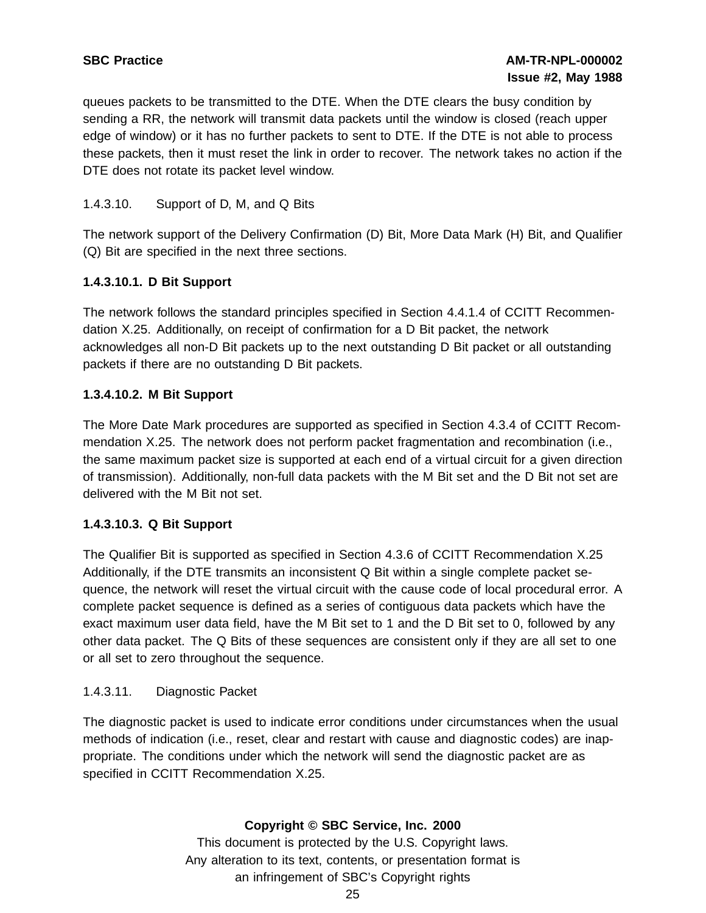queues packets to be transmitted to the DTE. When the DTE clears the busy condition by sending a RR, the network will transmit data packets until the window is closed (reach upper edge of window) or it has no further packets to sent to DTE. If the DTE is not able to process these packets, then it must reset the link in order to recover. The network takes no action if the DTE does not rotate its packet level window.

1.4.3.10. Support of D, M, and Q Bits

The network support of the Delivery Confirmation (D) Bit, More Data Mark (H) Bit, and Qualifier (Q) Bit are specified in the next three sections.

**1.4.3.10.1. D Bit Support**

The network follows the standard principles specified in Section 4.4.1.4 of CCITT Recommendation X.25. Additionally, on receipt of confirmation for a D Bit packet, the network acknowledges all non-D Bit packets up to the next outstanding D Bit packet or all outstanding packets if there are no outstanding D Bit packets.

**1.3.4.10.2. M Bit Support**

The More Date Mark procedures are supported as specified in Section 4.3.4 of CCITT Recommendation X.25. The network does not perform packet fragmentation and recombination (i.e., the same maximum packet size is supported at each end of a virtual circuit for a given direction of transmission). Additionally, non-full data packets with the M Bit set and the D Bit not set are delivered with the M Bit not set.

**1.4.3.10.3. Q Bit Support**

The Qualifier Bit is supported as specified in Section 4.3.6 of CCITT Recommendation X.25 Additionally, if the DTE transmits an inconsistent Q Bit within a single complete packet sequence, the network will reset the virtual circuit with the cause code of local procedural error. A complete packet sequence is defined as a series of contiguous data packets which have the exact maximum user data field, have the M Bit set to 1 and the D Bit set to 0, followed by any other data packet. The Q Bits of these sequences are consistent only if they are all set to one or all set to zero throughout the sequence.

1.4.3.11. Diagnostic Packet

The diagnostic packet is used to indicate error conditions under circumstances when the usual methods of indication (i.e., reset, clear and restart with cause and diagnostic codes) are inappropriate. The conditions under which the network will send the diagnostic packet are as specified in CCITT Recommendation X.25.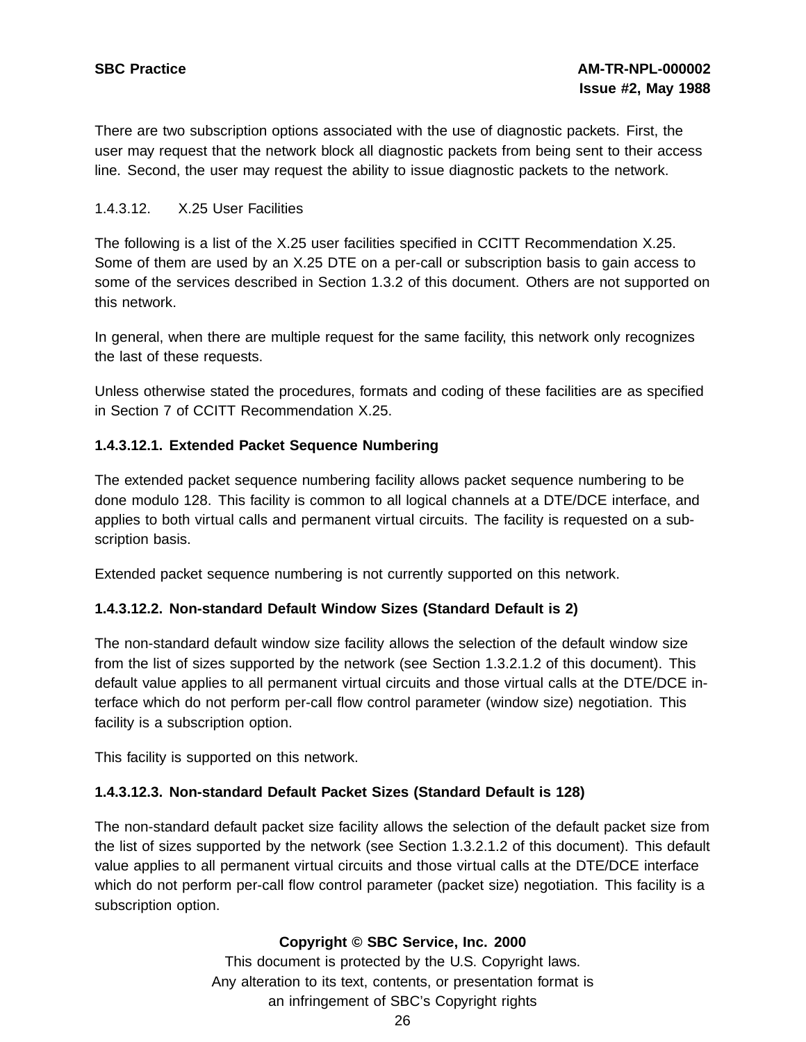There are two subscription options associated with the use of diagnostic packets. First, the user may request that the network block all diagnostic packets from being sent to their access line. Second, the user may request the ability to issue diagnostic packets to the network.

1.4.3.12. X.25 User Facilities

The following is a list of the X.25 user facilities specified in CCITT Recommendation X.25. Some of them are used by an X.25 DTE on a per-call or subscription basis to gain access to some of the services described in Section 1.3.2 of this document. Others are not supported on this network.

In general, when there are multiple request for the same facility, this network only recognizes the last of these requests.

Unless otherwise stated the procedures, formats and coding of these facilities are as specified in Section 7 of CCITT Recommendation X.25.

**1.4.3.12.1. Extended Packet Sequence Numbering**

The extended packet sequence numbering facility allows packet sequence numbering to be done modulo 128. This facility is common to all logical channels at a DTE/DCE interface, and applies to both virtual calls and permanent virtual circuits. The facility is requested on a subscription basis.

Extended packet sequence numbering is not currently supported on this network.

**1.4.3.12.2. Non-standard Default Window Sizes (Standard Default is 2)**

The non-standard default window size facility allows the selection of the default window size from the list of sizes supported by the network (see Section 1.3.2.1.2 of this document). This default value applies to all permanent virtual circuits and those virtual calls at the DTE/DCE interface which do not perform per-call flow control parameter (window size) negotiation. This facility is a subscription option.

This facility is supported on this network.

**1.4.3.12.3. Non-standard Default Packet Sizes (Standard Default is 128)**

The non-standard default packet size facility allows the selection of the default packet size from the list of sizes supported by the network (see Section 1.3.2.1.2 of this document). This default value applies to all permanent virtual circuits and those virtual calls at the DTE/DCE interface which do not perform per-call flow control parameter (packet size) negotiation. This facility is a subscription option.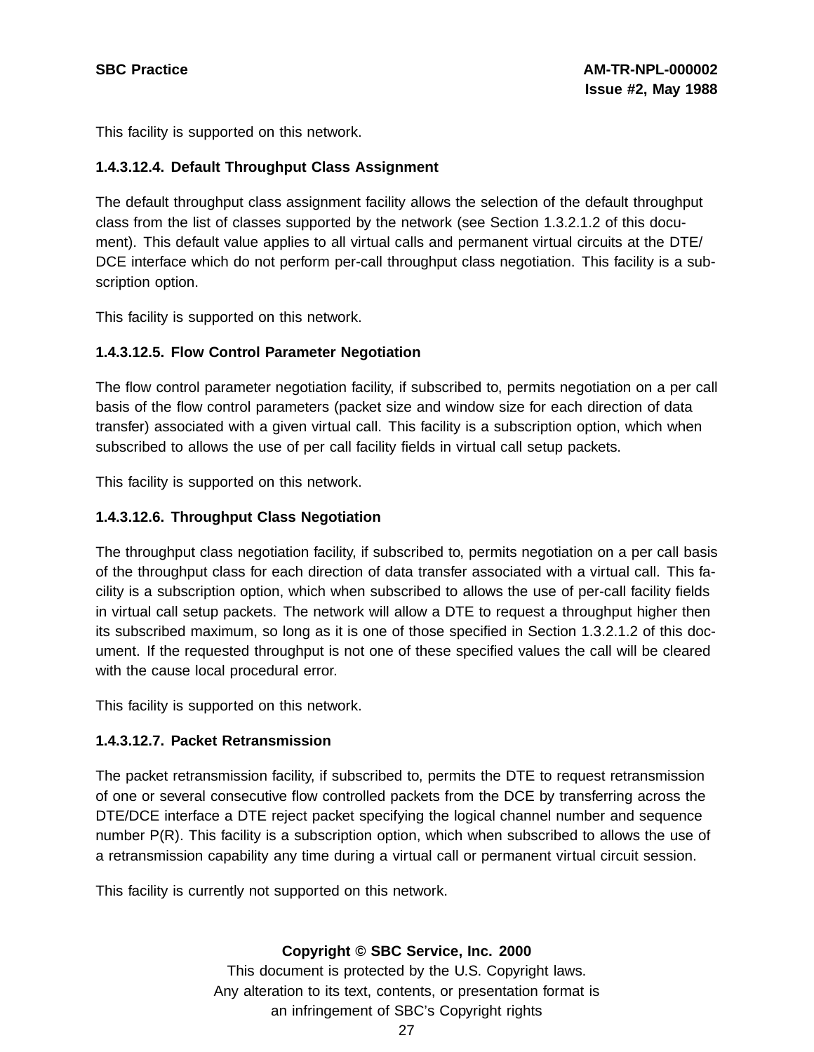This facility is supported on this network.

#### 1.4.3.12.4. Default Throughput Class Assignment

The default throughput class assignment facility allows the selection of the default throughput class from the list of classes supported by the network (see Section 1.3.2.1.2 of this document). This default value applies to all virtual calls and permanent virtual circuits at the DTE/DCE interface which do not perform per-call throughput class negotiation. This facility is a subscription option.

This facility is supported on this network.

#### 1.4.3.12.5. Flow Control Parameter Negotiation

The flow control parameter negotiation facility, if subscribed to, permits negotiation on a per call basis of the flow control parameters (packet size and window size for each direction of data transfer) associated with a given virtual call. This facility is a subscription option, which when subscribed to allows the use of per call facility fields in virtual call setup packets.

This facility is supported on this network.

#### 1.4.3.12.6. Throughput Class Negotiation

The throughput class negotiation facility, if subscribed to, permits negotiation on a per call basis of the throughput class for each direction of data transfer associated with a virtual call. This facility is a subscription option, which when subscribed to allows the use of per-call facility fields in virtual call setup packets. The network will allow a DTE to request a throughput higher then its subscribed maximum, so long as it is one of those specified in Section 1.3.2.1.2 of this document. If the requested throughput is not one of these specified values the call will be cleared with the cause local procedural error.

This facility is supported on this network.

#### 1.4.3.12.7. Packet Retransmission

The packet retransmission facility, if subscribed to, permits the DTE to request retransmission of one or several consecutive flow controlled packets from the DCE by transferring across the DTE/DCE interface a DTE reject packet specifying the logical channel number and sequence number P(R). This facility is a subscription option, which when subscribed to allows the use of a retransmission capability any time during a virtual call or permanent virtual circuit session.

This facility is currently not supported on this network.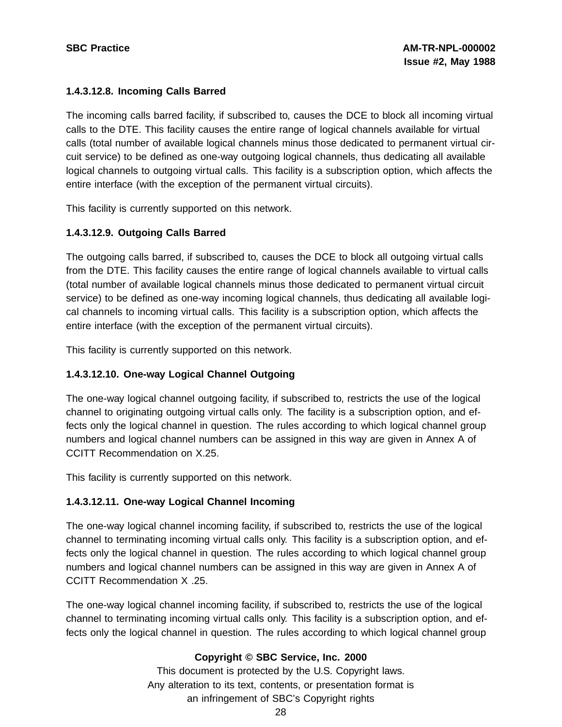#### 1.4.3.12.8. Incoming Calls Barred

The incoming calls barred facility, if subscribed to, causes the DCE to block all incoming virtual calls to the DTE. This facility causes the entire range of logical channels available for virtual calls (total number of available logical channels minus those dedicated to permanent virtual circuit service) to be defined as one-way outgoing logical channels, thus dedicating all available logical channels to outgoing virtual calls. This facility is a subscription option, which affects the entire interface (with the exception of the permanent virtual circuits).

This facility is currently supported on this network.

#### 1.4.3.12.9. Outgoing Calls Barred

The outgoing calls barred, if subscribed to, causes the DCE to block all outgoing virtual calls from the DTE. This facility causes the entire range of logical channels available to virtual calls (total number of available logical channels minus those dedicated to permanent virtual circuit service) to be defined as one-way incoming logical channels, thus dedicating all available logical channels to incoming virtual calls. This facility is a subscription option, which affects the entire interface (with the exception of the permanent virtual circuits).

This facility is currently supported on this network.

#### 1.4.3.12.10. One-way Logical Channel Outgoing

The one-way logical channel outgoing facility, if subscribed to, restricts the use of the logical channel to originating outgoing virtual calls only. The facility is a subscription option, and effects only the logical channel in question. The rules according to which logical channel group numbers and logical channel numbers can be assigned in this way are given in Annex A of CCITT Recommendation on X.25.

This facility is currently supported on this network.

#### 1.4.3.12.11. One-way Logical Channel Incoming

The one-way logical channel incoming facility, if subscribed to, restricts the use of the logical channel to terminating incoming virtual calls only. This facility is a subscription option, and effects only the logical channel in question. The rules according to which logical channel group numbers and logical channel numbers can be assigned in this way are given in Annex A of CCITT Recommendation X .25.

The one-way logical channel incoming facility, if subscribed to, restricts the use of the logical channel to terminating incoming virtual calls only. This facility is a subscription option, and effects only the logical channel in question. The rules according to which logical channel group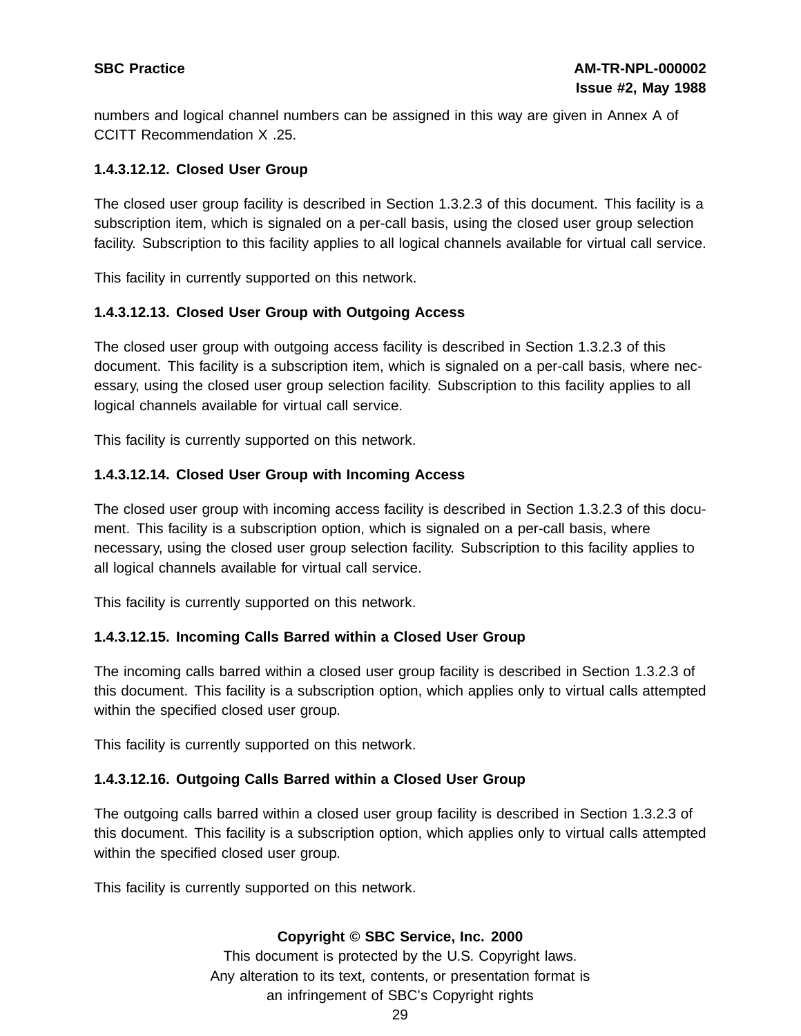numbers and logical channel numbers can be assigned in this way are given in Annex A of CCITT Recommendation X .25.

#### 1.4.3.12.12. Closed User Group

The closed user group facility is described in Section 1.3.2.3 of this document. This facility is a subscription item, which is signaled on a per-call basis, using the closed user group selection facility. Subscription to this facility applies to all logical channels available for virtual call service.

This facility in currently supported on this network.

#### 1.4.3.12.13. Closed User Group with Outgoing Access

The closed user group with outgoing access facility is described in Section 1.3.2.3 of this document. This facility is a subscription item, which is signaled on a per-call basis, where necessary, using the closed user group selection facility. Subscription to this facility applies to all logical channels available for virtual call service.

This facility is currently supported on this network.

#### 1.4.3.12.14. Closed User Group with Incoming Access

The closed user group with incoming access facility is described in Section 1.3.2.3 of this document. This facility is a subscription option, which is signaled on a per-call basis, where necessary, using the closed user group selection facility. Subscription to this facility applies to all logical channels available for virtual call service.

This facility is currently supported on this network.

#### 1.4.3.12.15. Incoming Calls Barred within a Closed User Group

The incoming calls barred within a closed user group facility is described in Section 1.3.2.3 of this document. This facility is a subscription option, which applies only to virtual calls attempted within the specified closed user group.

This facility is currently supported on this network.

#### 1.4.3.12.16. Outgoing Calls Barred within a Closed User Group

The outgoing calls barred within a closed user group facility is described in Section 1.3.2.3 of this document. This facility is a subscription option, which applies only to virtual calls attempted within the specified closed user group.

This facility is currently supported on this network.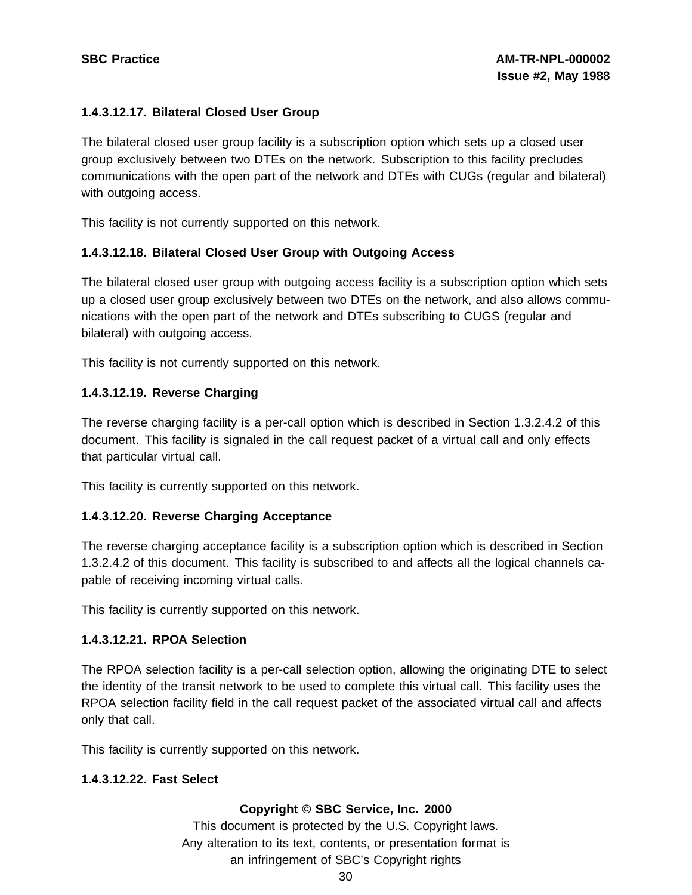#### 1.4.3.12.17. Bilateral Closed User Group

The bilateral closed user group facility is a subscription option which sets up a closed user group exclusively between two DTEs on the network. Subscription to this facility precludes communications with the open part of the network and DTEs with CUGs (regular and bilateral) with outgoing access.

This facility is not currently supported on this network.

#### 1.4.3.12.18. Bilateral Closed User Group with Outgoing Access

The bilateral closed user group with outgoing access facility is a subscription option which sets up a closed user group exclusively between two DTEs on the network, and also allows communications with the open part of the network and DTEs subscribing to CUGS (regular and bilateral) with outgoing access.

This facility is not currently supported on this network.

#### 1.4.3.12.19. Reverse Charging

The reverse charging facility is a per-call option which is described in Section 1.3.2.4.2 of this document. This facility is signaled in the call request packet of a virtual call and only effects that particular virtual call.

This facility is currently supported on this network.

#### 1.4.3.12.20. Reverse Charging Acceptance

The reverse charging acceptance facility is a subscription option which is described in Section 1.3.2.4.2 of this document. This facility is subscribed to and affects all the logical channels capable of receiving incoming virtual calls.

This facility is currently supported on this network.

#### 1.4.3.12.21. RPOA Selection

The RPOA selection facility is a per-call selection option, allowing the originating DTE to select the identity of the transit network to be used to complete this virtual call. This facility uses the RPOA selection facility field in the call request packet of the associated virtual call and affects only that call.

This facility is currently supported on this network.

#### 1.4.3.12.22. Fast Select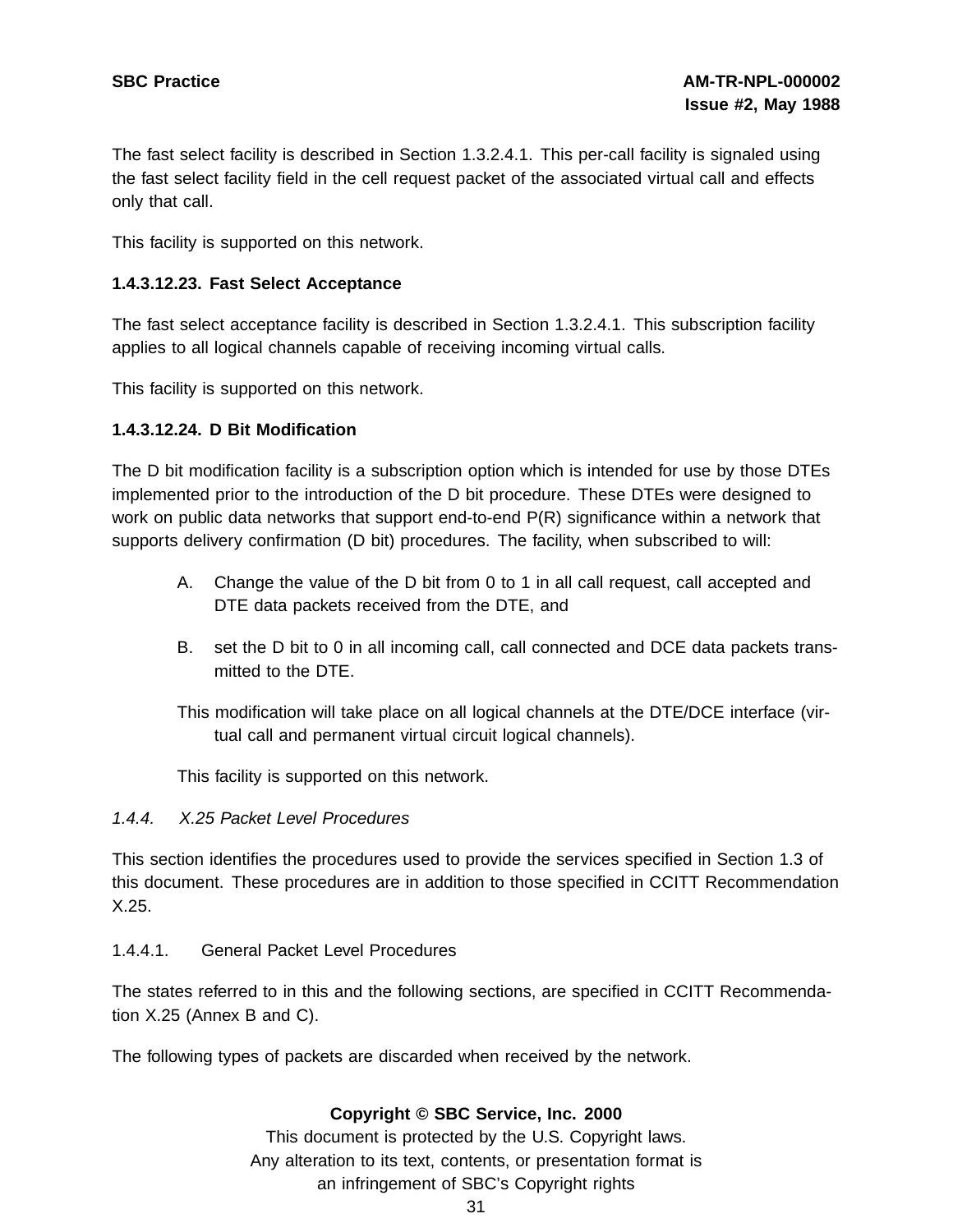The fast select facility is described in Section 1.3.2.4.1. This per-call facility is signaled using the fast select facility field in the cell request packet of the associated virtual call and effects only that call.

This facility is supported on this network.

**1.4.3.12.23. Fast Select Acceptance**

The fast select acceptance facility is described in Section 1.3.2.4.1. This subscription facility applies to all logical channels capable of receiving incoming virtual calls.

This facility is supported on this network.

**1.4.3.12.24. D Bit Modification**

The D bit modification facility is a subscription option which is intended for use by those DTEs implemented prior to the introduction of the D bit procedure. These DTEs were designed to work on public data networks that support end-to-end P(R) significance within a network that supports delivery confirmation (D bit) procedures. The facility, when subscribed to will:

A. Change the value of the D bit from 0 to 1 in all call request, call accepted and DTE data packets received from the DTE, and

B. set the D bit to 0 in all incoming call, call connected and DCE data packets transmitted to the DTE.

This modification will take place on all logical channels at the DTE/DCE interface (virtual call and permanent virtual circuit logical channels).

This facility is supported on this network.

*1.4.4. X.25 Packet Level Procedures*

This section identifies the procedures used to provide the services specified in Section 1.3 of this document. These procedures are in addition to those specified in CCITT Recommendation X.25.

1.4.4.1. General Packet Level Procedures

The states referred to in this and the following sections, are specified in CCITT Recommendation X.25 (Annex B and C).

The following types of packets are discarded when received by the network.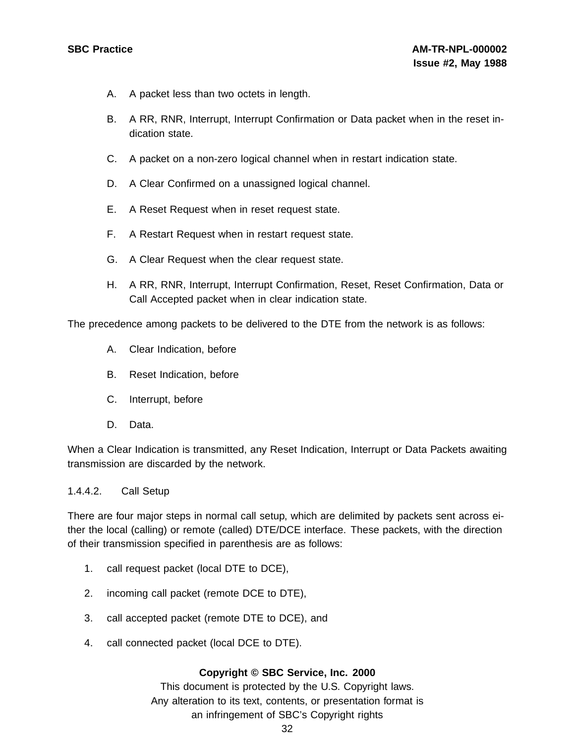A. A packet less than two octets in length.

B. A RR, RNR, Interrupt, Interrupt Confirmation or Data packet when in the reset indication state.

C. A packet on a non-zero logical channel when in restart indication state.

D. A Clear Confirmed on a unassigned logical channel.

E. A Reset Request when in reset request state.

F. A Restart Request when in restart request state.

G. A Clear Request when the clear request state.

H. A RR, RNR, Interrupt, Interrupt Confirmation, Reset, Reset Confirmation, Data or Call Accepted packet when in clear indication state.

The precedence among packets to be delivered to the DTE from the network is as follows:

A. Clear Indication, before

B. Reset Indication, before

C. Interrupt, before

D. Data.

When a Clear Indication is transmitted, any Reset Indication, Interrupt or Data Packets awaiting transmission are discarded by the network.

1.4.4.2. Call Setup

There are four major steps in normal call setup, which are delimited by packets sent across either the local (calling) or remote (called) DTE/DCE interface. These packets, with the direction of their transmission specified in parenthesis are as follows:

1. call request packet (local DTE to DCE),
2. incoming call packet (remote DCE to DTE),
3. call accepted packet (remote DTE to DCE), and
4. call connected packet (local DCE to DTE).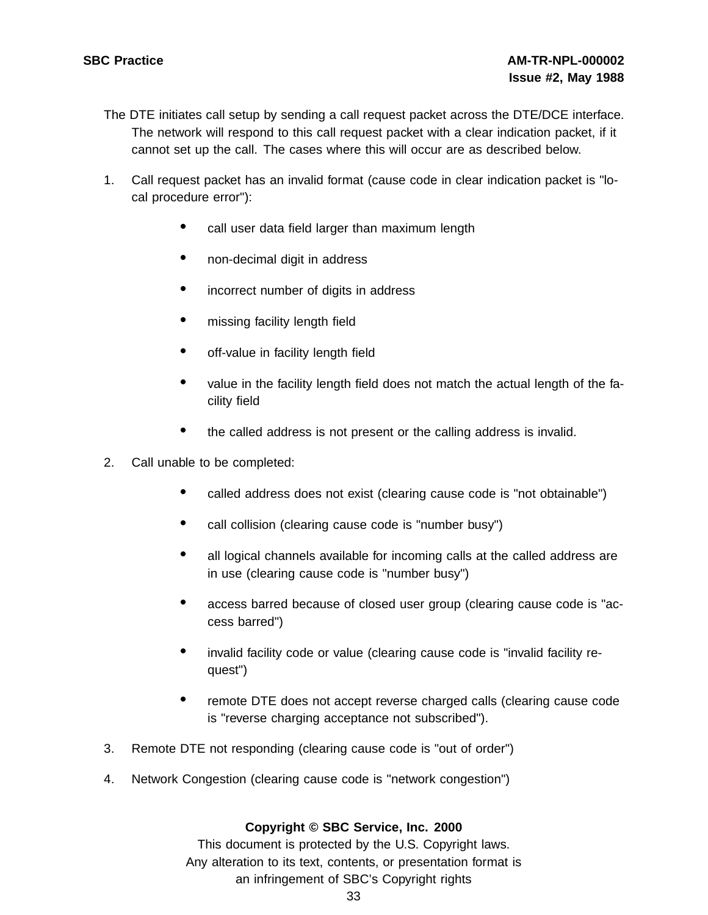The DTE initiates call setup by sending a call request packet across the DTE/DCE interface. The network will respond to this call request packet with a clear indication packet, if it cannot set up the call. The cases where this will occur are as described below.

1. Call request packet has an invalid format (cause code in clear indication packet is "local procedure error"):
   - call user data field larger than maximum length
   - non-decimal digit in address
   - incorrect number of digits in address
   - missing facility length field
   - off-value in facility length field
   - value in the facility length field does not match the actual length of the facility field
   - the called address is not present or the calling address is invalid.
2. Call unable to be completed:
   - called address does not exist (clearing cause code is "not obtainable")
   - call collision (clearing cause code is "number busy")
   - all logical channels available for incoming calls at the called address are in use (clearing cause code is "number busy")
   - access barred because of closed user group (clearing cause code is "access barred")
   - invalid facility code or value (clearing cause code is "invalid facility request")
   - remote DTE does not accept reverse charged calls (clearing cause code is "reverse charging acceptance not subscribed").
3. Remote DTE not responding (clearing cause code is "out of order")
4. Network Congestion (clearing cause code is "network congestion")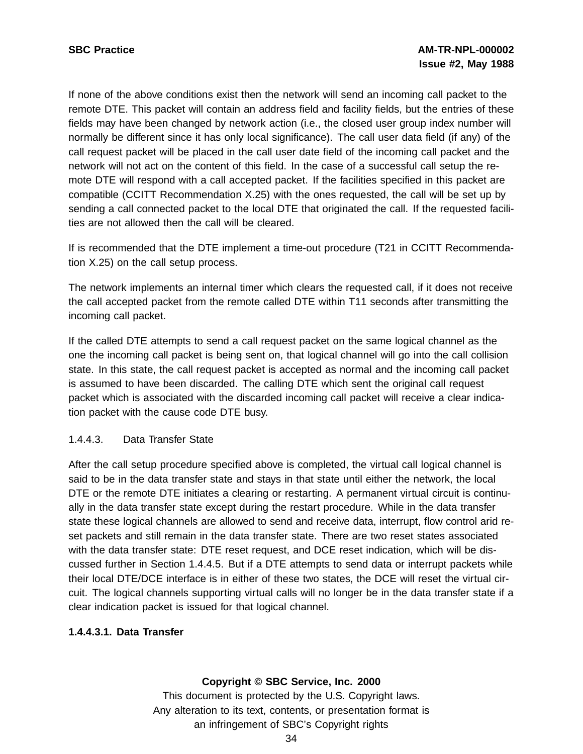If none of the above conditions exist then the network will send an incoming call packet to the remote DTE. This packet will contain an address field and facility fields, but the entries of these fields may have been changed by network action (i.e., the closed user group index number will normally be different since it has only local significance). The call user data field (if any) of the call request packet will be placed in the call user date field of the incoming call packet and the network will not act on the content of this field. In the case of a successful call setup the remote DTE will respond with a call accepted packet. If the facilities specified in this packet are compatible (CCITT Recommendation X.25) with the ones requested, the call will be set up by sending a call connected packet to the local DTE that originated the call. If the requested facilities are not allowed then the call will be cleared.

If is recommended that the DTE implement a time-out procedure (T21 in CCITT Recommendation X.25) on the call setup process.

The network implements an internal timer which clears the requested call, if it does not receive the call accepted packet from the remote called DTE within T11 seconds after transmitting the incoming call packet.

If the called DTE attempts to send a call request packet on the same logical channel as the one the incoming call packet is being sent on, that logical channel will go into the call collision state. In this state, the call request packet is accepted as normal and the incoming call packet is assumed to have been discarded. The calling DTE which sent the original call request packet which is associated with the discarded incoming call packet will receive a clear indication packet with the cause code DTE busy.

1.4.4.3. Data Transfer State

After the call setup procedure specified above is completed, the virtual call logical channel is said to be in the data transfer state and stays in that state until either the network, the local DTE or the remote DTE initiates a clearing or restarting. A permanent virtual circuit is continually in the data transfer state except during the restart procedure. While in the data transfer state these logical channels are allowed to send and receive data, interrupt, flow control arid reset packets and still remain in the data transfer state. There are two reset states associated with the data transfer state: DTE reset request, and DCE reset indication, which will be discussed further in Section 1.4.4.5. But if a DTE attempts to send data or interrupt packets while their local DTE/DCE interface is in either of these two states, the DCE will reset the virtual circuit. The logical channels supporting virtual calls will no longer be in the data transfer state if a clear indication packet is issued for that logical channel.

**1.4.4.3.1. Data Transfer**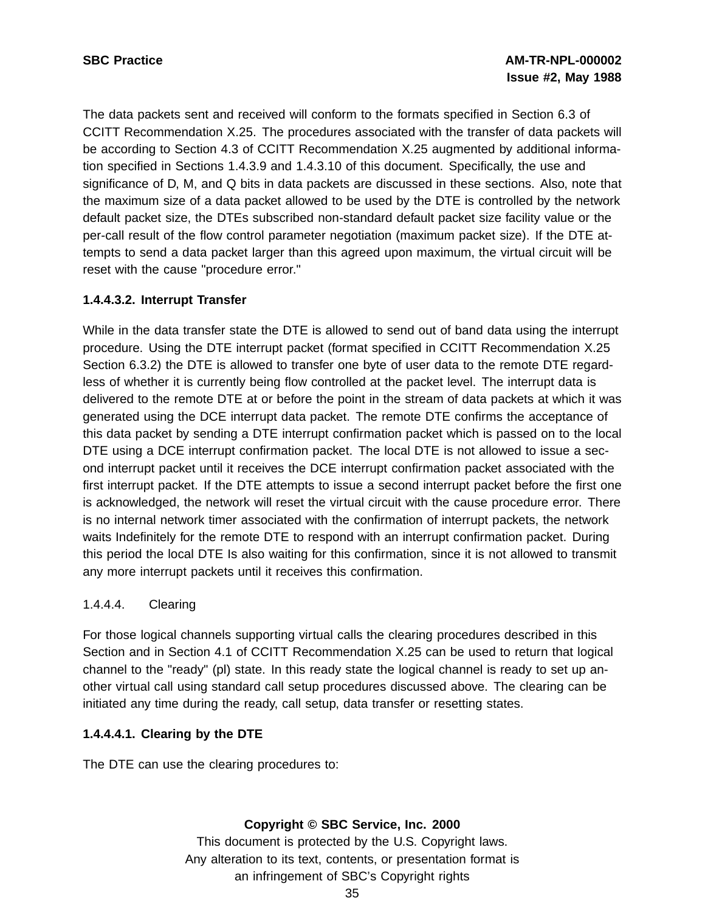The data packets sent and received will conform to the formats specified in Section 6.3 of CCITT Recommendation X.25. The procedures associated with the transfer of data packets will be according to Section 4.3 of CCITT Recommendation X.25 augmented by additional information specified in Sections 1.4.3.9 and 1.4.3.10 of this document. Specifically, the use and significance of D, M, and Q bits in data packets are discussed in these sections. Also, note that the maximum size of a data packet allowed to be used by the DTE is controlled by the network default packet size, the DTEs subscribed non-standard default packet size facility value or the per-call result of the flow control parameter negotiation (maximum packet size). If the DTE attempts to send a data packet larger than this agreed upon maximum, the virtual circuit will be reset with the cause "procedure error."

**1.4.4.3.2. Interrupt Transfer**

While in the data transfer state the DTE is allowed to send out of band data using the interrupt procedure. Using the DTE interrupt packet (format specified in CCITT Recommendation X.25 Section 6.3.2) the DTE is allowed to transfer one byte of user data to the remote DTE regardless of whether it is currently being flow controlled at the packet level. The interrupt data is delivered to the remote DTE at or before the point in the stream of data packets at which it was generated using the DCE interrupt data packet. The remote DTE confirms the acceptance of this data packet by sending a DTE interrupt confirmation packet which is passed on to the local DTE using a DCE interrupt confirmation packet. The local DTE is not allowed to issue a second interrupt packet until it receives the DCE interrupt confirmation packet associated with the first interrupt packet. If the DTE attempts to issue a second interrupt packet before the first one is acknowledged, the network will reset the virtual circuit with the cause procedure error. There is no internal network timer associated with the confirmation of interrupt packets, the network waits Indefinitely for the remote DTE to respond with an interrupt confirmation packet. During this period the local DTE Is also waiting for this confirmation, since it is not allowed to transmit any more interrupt packets until it receives this confirmation.

1.4.4.4. Clearing

For those logical channels supporting virtual calls the clearing procedures described in this Section and in Section 4.1 of CCITT Recommendation X.25 can be used to return that logical channel to the "ready" (pl) state. In this ready state the logical channel is ready to set up another virtual call using standard call setup procedures discussed above. The clearing can be initiated any time during the ready, call setup, data transfer or resetting states.

**1.4.4.4.1. Clearing by the DTE**

The DTE can use the clearing procedures to: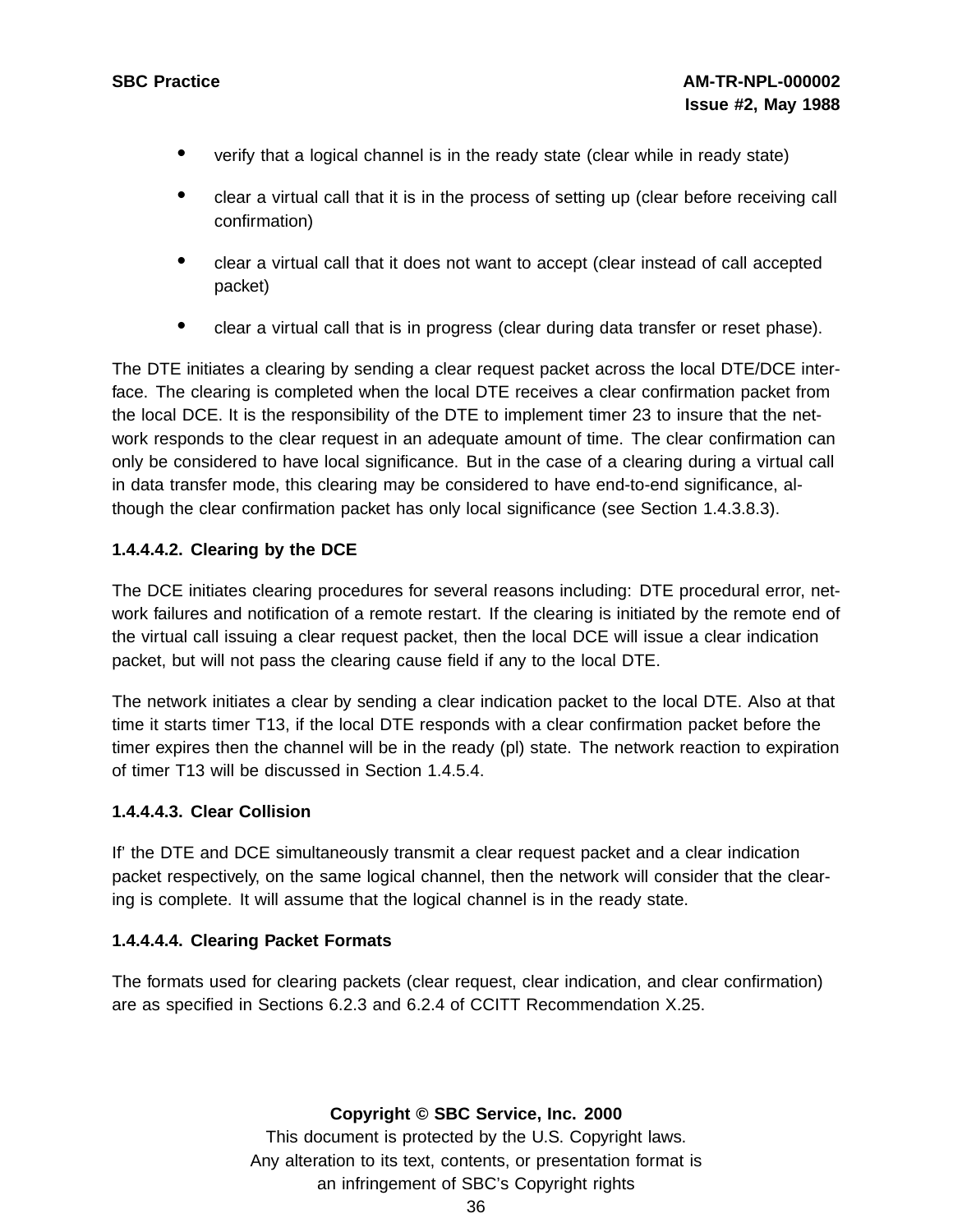- verify that a logical channel is in the ready state (clear while in ready state)
- clear a virtual call that it is in the process of setting up (clear before receiving call confirmation)
- clear a virtual call that it does not want to accept (clear instead of call accepted packet)
- clear a virtual call that is in progress (clear during data transfer or reset phase).

The DTE initiates a clearing by sending a clear request packet across the local DTE/DCE interface. The clearing is completed when the local DTE receives a clear confirmation packet from the local DCE. It is the responsibility of the DTE to implement timer 23 to insure that the network responds to the clear request in an adequate amount of time. The clear confirmation can only be considered to have local significance. But in the case of a clearing during a virtual call in data transfer mode, this clearing may be considered to have end-to-end significance, although the clear confirmation packet has only local significance (see Section 1.4.3.8.3).

#### 1.4.4.4.2. Clearing by the DCE

The DCE initiates clearing procedures for several reasons including: DTE procedural error, network failures and notification of a remote restart. If the clearing is initiated by the remote end of the virtual call issuing a clear request packet, then the local DCE will issue a clear indication packet, but will not pass the clearing cause field if any to the local DTE.

The network initiates a clear by sending a clear indication packet to the local DTE. Also at that time it starts timer T13, if the local DTE responds with a clear confirmation packet before the timer expires then the channel will be in the ready (pl) state. The network reaction to expiration of timer T13 will be discussed in Section 1.4.5.4.

#### 1.4.4.4.3. Clear Collision

If' the DTE and DCE simultaneously transmit a clear request packet and a clear indication packet respectively, on the same logical channel, then the network will consider that the clearing is complete. It will assume that the logical channel is in the ready state.

#### 1.4.4.4.4. Clearing Packet Formats

The formats used for clearing packets (clear request, clear indication, and clear confirmation) are as specified in Sections 6.2.3 and 6.2.4 of CCITT Recommendation X.25.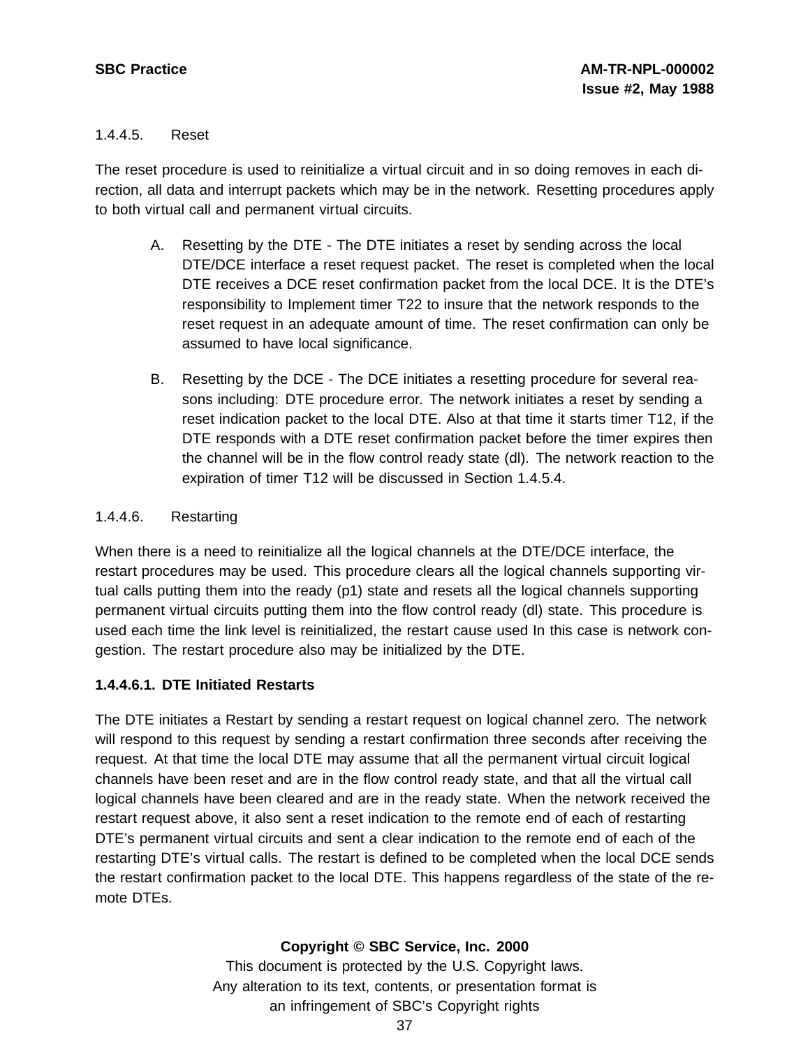#### 1.4.4.5. Reset

The reset procedure is used to reinitialize a virtual circuit and in so doing removes in each direction, all data and interrupt packets which may be in the network. Resetting procedures apply to both virtual call and permanent virtual circuits.

A. Resetting by the DTE - The DTE initiates a reset by sending across the local DTE/DCE interface a reset request packet. The reset is completed when the local DTE receives a DCE reset confirmation packet from the local DCE. It is the DTE's responsibility to Implement timer T22 to insure that the network responds to the reset request in an adequate amount of time. The reset confirmation can only be assumed to have local significance.

B. Resetting by the DCE - The DCE initiates a resetting procedure for several reasons including: DTE procedure error. The network initiates a reset by sending a reset indication packet to the local DTE. Also at that time it starts timer T12, if the DTE responds with a DTE reset confirmation packet before the timer expires then the channel will be in the flow control ready state (dl). The network reaction to the expiration of timer T12 will be discussed in Section 1.4.5.4.

#### 1.4.4.6. Restarting

When there is a need to reinitialize all the logical channels at the DTE/DCE interface, the restart procedures may be used. This procedure clears all the logical channels supporting virtual calls putting them into the ready (p1) state and resets all the logical channels supporting permanent virtual circuits putting them into the flow control ready (dl) state. This procedure is used each time the link level is reinitialized, the restart cause used In this case is network congestion. The restart procedure also may be initialized by the DTE.

##### 1.4.4.6.1. DTE Initiated Restarts

The DTE initiates a Restart by sending a restart request on logical channel zero. The network will respond to this request by sending a restart confirmation three seconds after receiving the request. At that time the local DTE may assume that all the permanent virtual circuit logical channels have been reset and are in the flow control ready state, and that all the virtual call logical channels have been cleared and are in the ready state. When the network received the restart request above, it also sent a reset indication to the remote end of each of restarting DTE's permanent virtual circuits and sent a clear indication to the remote end of each of the restarting DTE's virtual calls. The restart is defined to be completed when the local DCE sends the restart confirmation packet to the local DTE. This happens regardless of the state of the remote DTEs.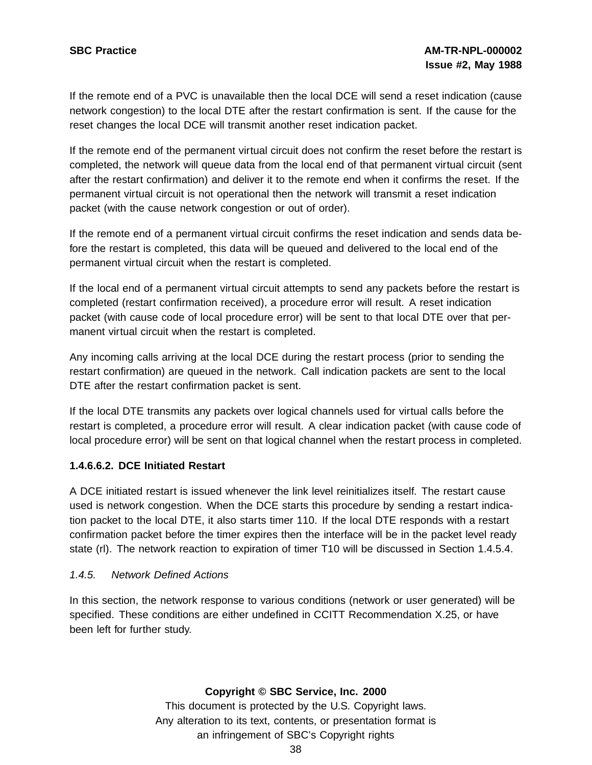If the remote end of a PVC is unavailable then the local DCE will send a reset indication (cause network congestion) to the local DTE after the restart confirmation is sent. If the cause for the reset changes the local DCE will transmit another reset indication packet.

If the remote end of the permanent virtual circuit does not confirm the reset before the restart is completed, the network will queue data from the local end of that permanent virtual circuit (sent after the restart confirmation) and deliver it to the remote end when it confirms the reset. If the permanent virtual circuit is not operational then the network will transmit a reset indication packet (with the cause network congestion or out of order).

If the remote end of a permanent virtual circuit confirms the reset indication and sends data before the restart is completed, this data will be queued and delivered to the local end of the permanent virtual circuit when the restart is completed.

If the local end of a permanent virtual circuit attempts to send any packets before the restart is completed (restart confirmation received), a procedure error will result. A reset indication packet (with cause code of local procedure error) will be sent to that local DTE over that permanent virtual circuit when the restart is completed.

Any incoming calls arriving at the local DCE during the restart process (prior to sending the restart confirmation) are queued in the network. Call indication packets are sent to the local DTE after the restart confirmation packet is sent.

If the local DTE transmits any packets over logical channels used for virtual calls before the restart is completed, a procedure error will result. A clear indication packet (with cause code of local procedure error) will be sent on that logical channel when the restart process in completed.

**1.4.6.6.2. DCE Initiated Restart**

A DCE initiated restart is issued whenever the link level reinitializes itself. The restart cause used is network congestion. When the DCE starts this procedure by sending a restart indication packet to the local DTE, it also starts timer 110. If the local DTE responds with a restart confirmation packet before the timer expires then the interface will be in the packet level ready state (rl). The network reaction to expiration of timer T10 will be discussed in Section 1.4.5.4.

*1.4.5. Network Defined Actions*

In this section, the network response to various conditions (network or user generated) will be specified. These conditions are either undefined in CCITT Recommendation X.25, or have been left for further study.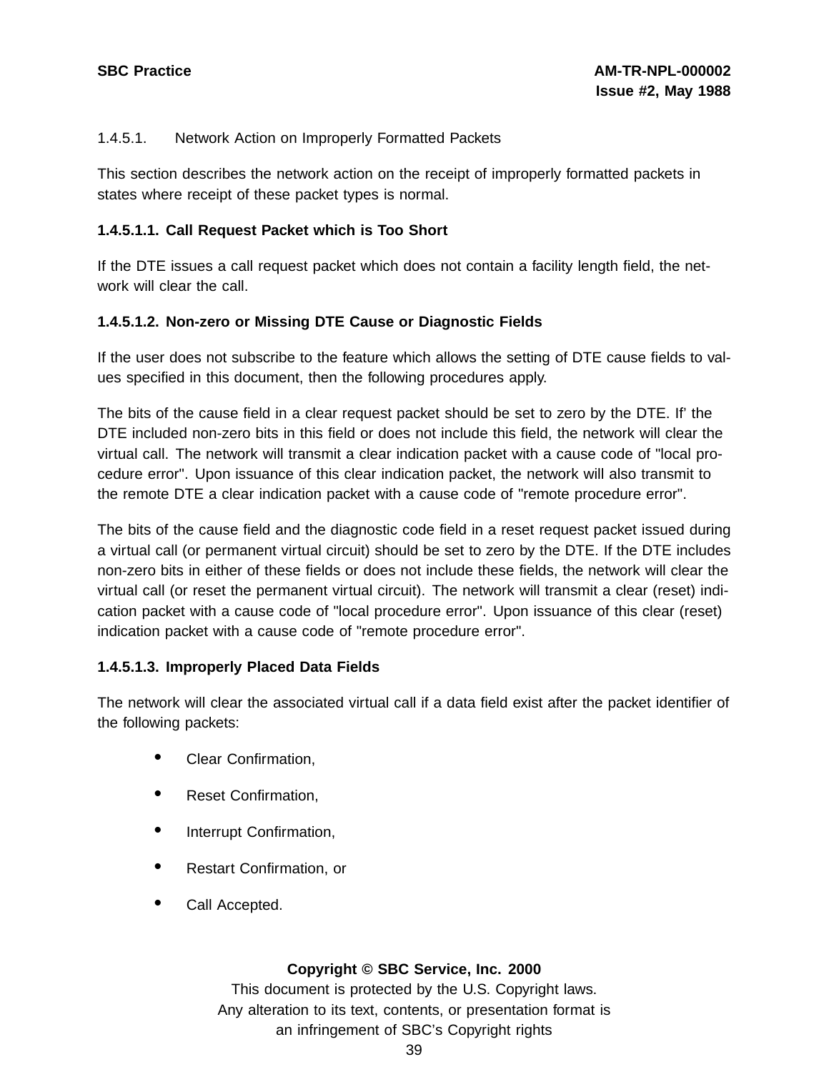1.4.5.1. Network Action on Improperly Formatted Packets

This section describes the network action on the receipt of improperly formatted packets in states where receipt of these packet types is normal.

**1.4.5.1.1. Call Request Packet which is Too Short**

If the DTE issues a call request packet which does not contain a facility length field, the network will clear the call.

**1.4.5.1.2. Non-zero or Missing DTE Cause or Diagnostic Fields**

If the user does not subscribe to the feature which allows the setting of DTE cause fields to values specified in this document, then the following procedures apply.

The bits of the cause field in a clear request packet should be set to zero by the DTE. If' the DTE included non-zero bits in this field or does not include this field, the network will clear the virtual call. The network will transmit a clear indication packet with a cause code of "local procedure error". Upon issuance of this clear indication packet, the network will also transmit to the remote DTE a clear indication packet with a cause code of "remote procedure error".

The bits of the cause field and the diagnostic code field in a reset request packet issued during a virtual call (or permanent virtual circuit) should be set to zero by the DTE. If the DTE includes non-zero bits in either of these fields or does not include these fields, the network will clear the virtual call (or reset the permanent virtual circuit). The network will transmit a clear (reset) indication packet with a cause code of "local procedure error". Upon issuance of this clear (reset) indication packet with a cause code of "remote procedure error".

**1.4.5.1.3. Improperly Placed Data Fields**

The network will clear the associated virtual call if a data field exist after the packet identifier of the following packets:

- Clear Confirmation,
- Reset Confirmation,
- Interrupt Confirmation,
- Restart Confirmation, or
- Call Accepted.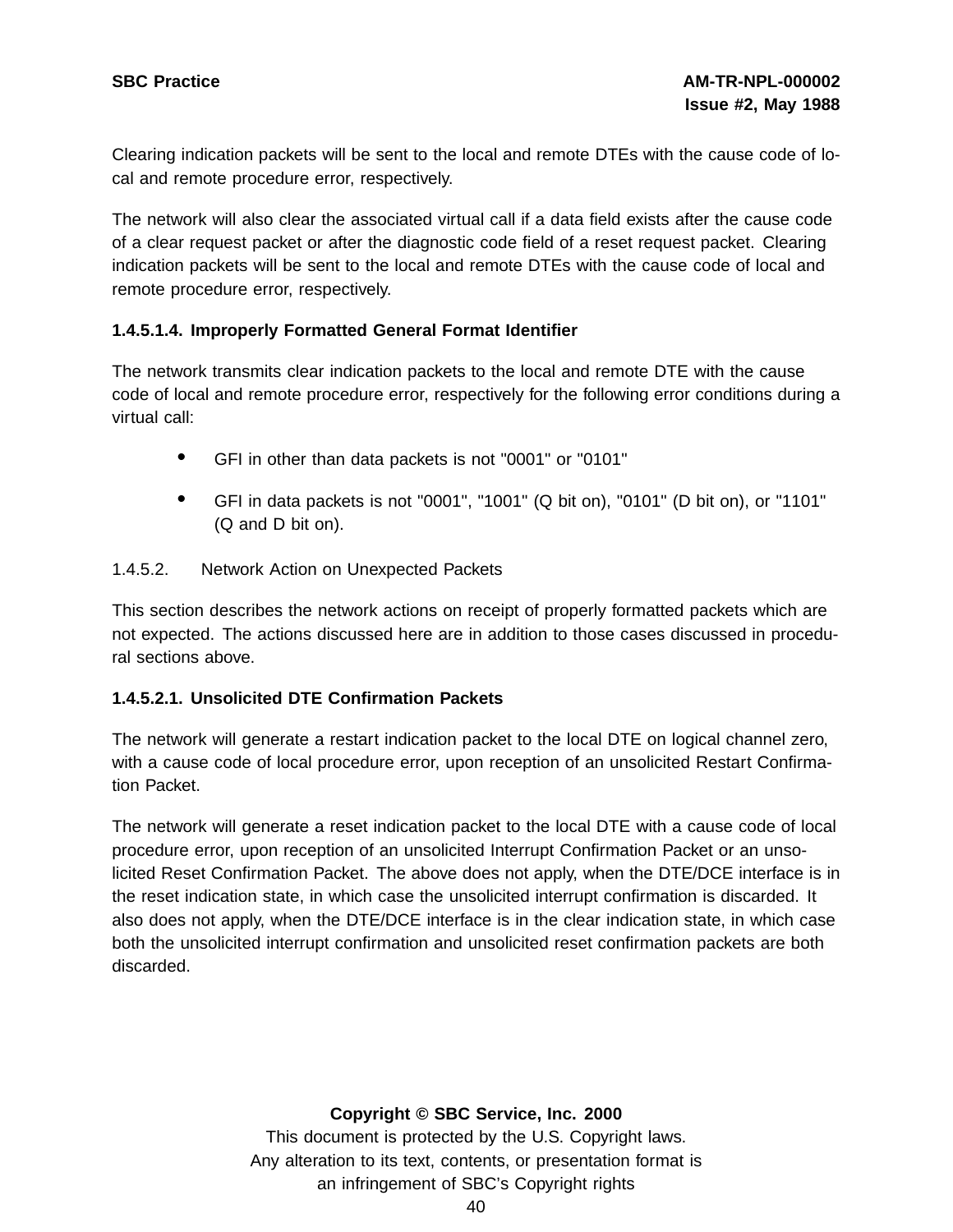Clearing indication packets will be sent to the local and remote DTEs with the cause code of local and remote procedure error, respectively.

The network will also clear the associated virtual call if a data field exists after the cause code of a clear request packet or after the diagnostic code field of a reset request packet. Clearing indication packets will be sent to the local and remote DTEs with the cause code of local and remote procedure error, respectively.

**1.4.5.1.4. Improperly Formatted General Format Identifier**

The network transmits clear indication packets to the local and remote DTE with the cause code of local and remote procedure error, respectively for the following error conditions during a virtual call:

- GFI in other than data packets is not "0001" or "0101"
- GFI in data packets is not "0001", "1001" (Q bit on), "0101" (D bit on), or "1101" (Q and D bit on).

1.4.5.2. Network Action on Unexpected Packets

This section describes the network actions on receipt of properly formatted packets which are not expected. The actions discussed here are in addition to those cases discussed in procedural sections above.

**1.4.5.2.1. Unsolicited DTE Confirmation Packets**

The network will generate a restart indication packet to the local DTE on logical channel zero, with a cause code of local procedure error, upon reception of an unsolicited Restart Confirmation Packet.

The network will generate a reset indication packet to the local DTE with a cause code of local procedure error, upon reception of an unsolicited Interrupt Confirmation Packet or an unsolicited Reset Confirmation Packet. The above does not apply, when the DTE/DCE interface is in the reset indication state, in which case the unsolicited interrupt confirmation is discarded. It also does not apply, when the DTE/DCE interface is in the clear indication state, in which case both the unsolicited interrupt confirmation and unsolicited reset confirmation packets are both discarded.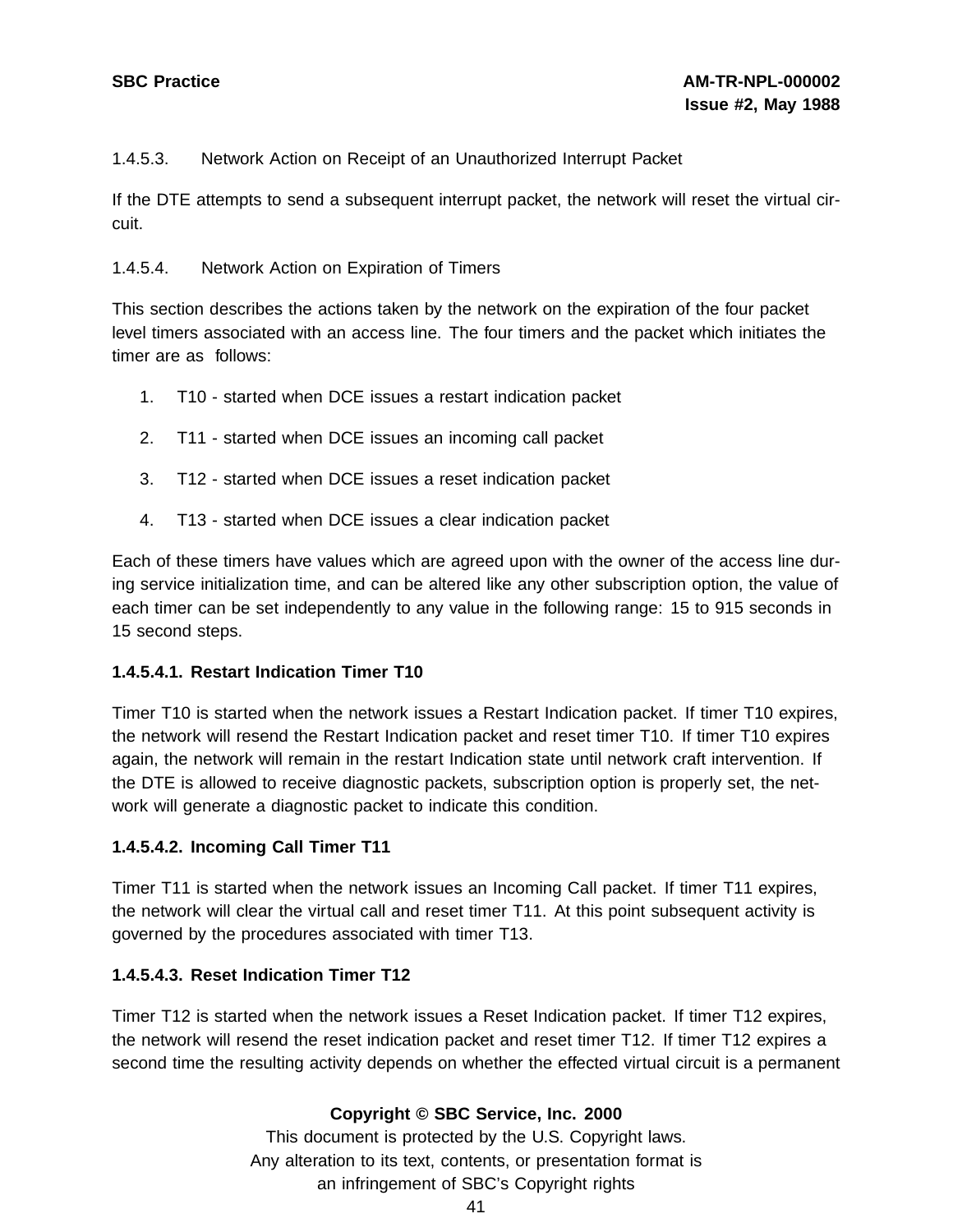1.4.5.3. Network Action on Receipt of an Unauthorized Interrupt Packet

If the DTE attempts to send a subsequent interrupt packet, the network will reset the virtual circuit.

1.4.5.4. Network Action on Expiration of Timers

This section describes the actions taken by the network on the expiration of the four packet level timers associated with an access line. The four timers and the packet which initiates the timer are as follows:

1. T10 - started when DCE issues a restart indication packet
2. T11 - started when DCE issues an incoming call packet
3. T12 - started when DCE issues a reset indication packet
4. T13 - started when DCE issues a clear indication packet

Each of these timers have values which are agreed upon with the owner of the access line during service initialization time, and can be altered like any other subscription option, the value of each timer can be set independently to any value in the following range: 15 to 915 seconds in 15 second steps.

**1.4.5.4.1. Restart Indication Timer T10**

Timer T10 is started when the network issues a Restart Indication packet. If timer T10 expires, the network will resend the Restart Indication packet and reset timer T10. If timer T10 expires again, the network will remain in the restart Indication state until network craft intervention. If the DTE is allowed to receive diagnostic packets, subscription option is properly set, the network will generate a diagnostic packet to indicate this condition.

**1.4.5.4.2. Incoming Call Timer T11**

Timer T11 is started when the network issues an Incoming Call packet. If timer T11 expires, the network will clear the virtual call and reset timer T11. At this point subsequent activity is governed by the procedures associated with timer T13.

**1.4.5.4.3. Reset Indication Timer T12**

Timer T12 is started when the network issues a Reset Indication packet. If timer T12 expires, the network will resend the reset indication packet and reset timer T12. If timer T12 expires a second time the resulting activity depends on whether the effected virtual circuit is a permanent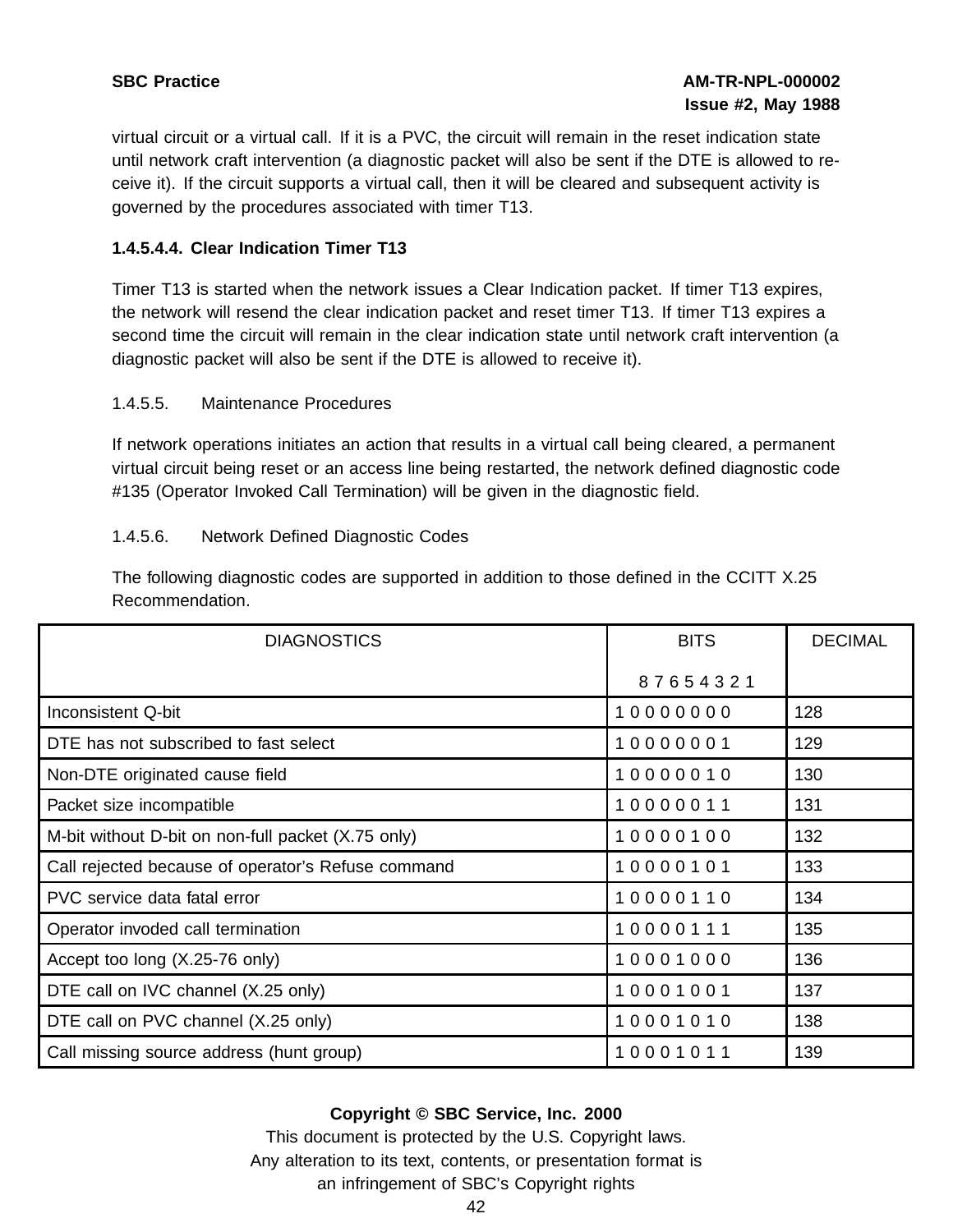virtual circuit or a virtual call. If it is a PVC, the circuit will remain in the reset indication state until network craft intervention (a diagnostic packet will also be sent if the DTE is allowed to receive it). If the circuit supports a virtual call, then it will be cleared and subsequent activity is governed by the procedures associated with timer T13.

**1.4.5.4.4. Clear Indication Timer T13**

Timer T13 is started when the network issues a Clear Indication packet. If timer T13 expires, the network will resend the clear indication packet and reset timer T13. If timer T13 expires a second time the circuit will remain in the clear indication state until network craft intervention (a diagnostic packet will also be sent if the DTE is allowed to receive it).

1.4.5.5. Maintenance Procedures

If network operations initiates an action that results in a virtual call being cleared, a permanent virtual circuit being reset or an access line being restarted, the network defined diagnostic code #135 (Operator Invoked Call Termination) will be given in the diagnostic field.

1.4.5.6. Network Defined Diagnostic Codes

The following diagnostic codes are supported in addition to those defined in the CCITT X.25 Recommendation.

| DIAGNOSTICS | BITS<br>8 7 6 5 4 3 2 1 | DECIMAL |
|---|---|---|
| Inconsistent Q-bit | 1 0 0 0 0 0 0 0 | 128 |
| DTE has not subscribed to fast select | 1 0 0 0 0 0 0 1 | 129 |
| Non-DTE originated cause field | 1 0 0 0 0 0 1 0 | 130 |
| Packet size incompatible | 1 0 0 0 0 0 1 1 | 131 |
| M-bit without D-bit on non-full packet (X.75 only) | 1 0 0 0 0 1 0 0 | 132 |
| Call rejected because of operator's Refuse command | 1 0 0 0 0 1 0 1 | 133 |
| PVC service data fatal error | 1 0 0 0 0 1 1 0 | 134 |
| Operator invoded call termination | 1 0 0 0 0 1 1 1 | 135 |
| Accept too long (X.25-76 only) | 1 0 0 0 1 0 0 0 | 136 |
| DTE call on IVC channel (X.25 only) | 1 0 0 0 1 0 0 1 | 137 |
| DTE call on PVC channel (X.25 only) | 1 0 0 0 1 0 1 0 | 138 |
| Call missing source address (hunt group) | 1 0 0 0 1 0 1 1 | 139 |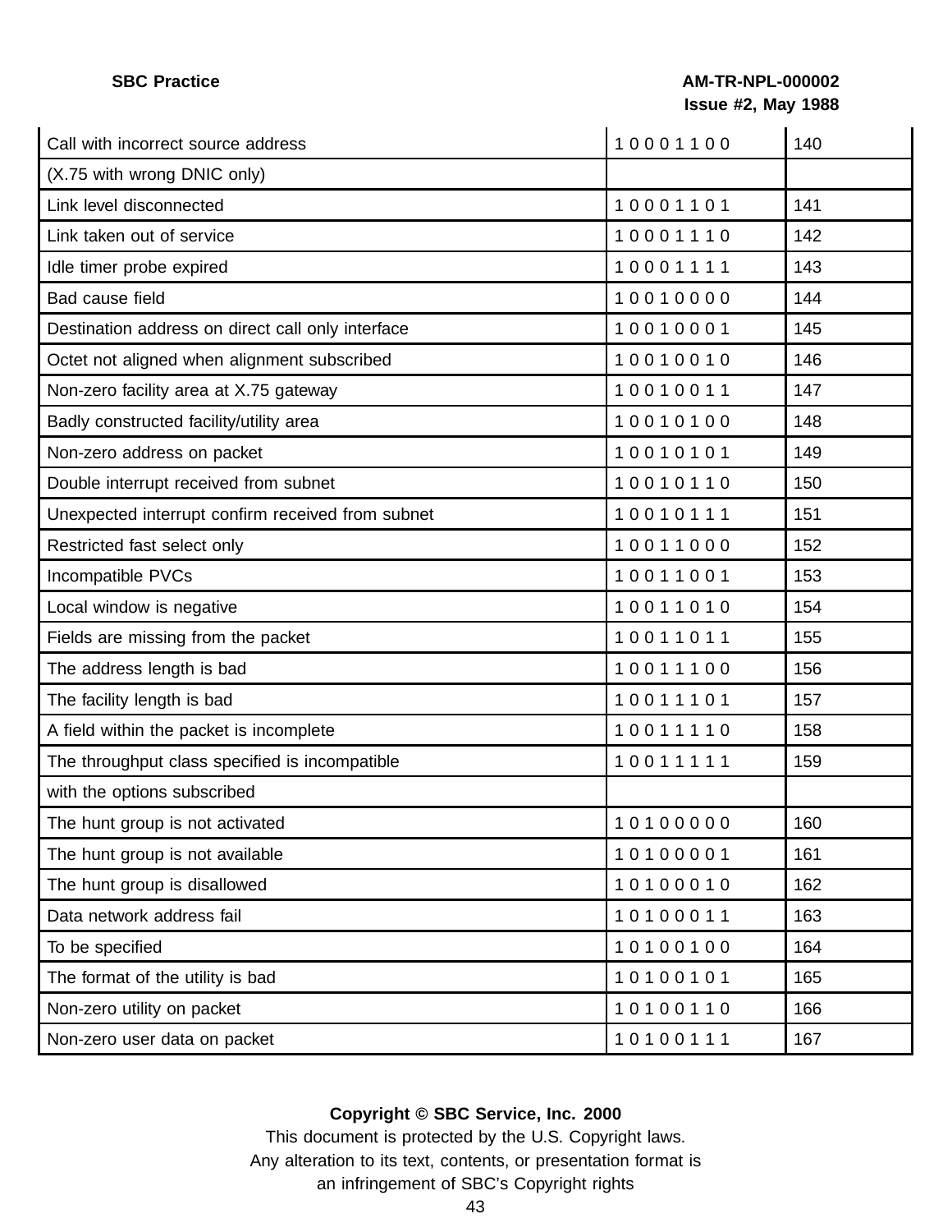| | | |
|---|---|---|
| Call with incorrect source address | 1 0 0 0 1 1 0 0 | 140 |
| (X.75 with wrong DNIC only) | | |
| Link level disconnected | 1 0 0 0 1 1 0 1 | 141 |
| Link taken out of service | 1 0 0 0 1 1 1 0 | 142 |
| Idle timer probe expired | 1 0 0 0 1 1 1 1 | 143 |
| Bad cause field | 1 0 0 1 0 0 0 0 | 144 |
| Destination address on direct call only interface | 1 0 0 1 0 0 0 1 | 145 |
| Octet not aligned when alignment subscribed | 1 0 0 1 0 0 1 0 | 146 |
| Non-zero facility area at X.75 gateway | 1 0 0 1 0 0 1 1 | 147 |
| Badly constructed facility/utility area | 1 0 0 1 0 1 0 0 | 148 |
| Non-zero address on packet | 1 0 0 1 0 1 0 1 | 149 |
| Double interrupt received from subnet | 1 0 0 1 0 1 1 0 | 150 |
| Unexpected interrupt confirm received from subnet | 1 0 0 1 0 1 1 1 | 151 |
| Restricted fast select only | 1 0 0 1 1 0 0 0 | 152 |
| Incompatible PVCs | 1 0 0 1 1 0 0 1 | 153 |
| Local window is negative | 1 0 0 1 1 0 1 0 | 154 |
| Fields are missing from the packet | 1 0 0 1 1 0 1 1 | 155 |
| The address length is bad | 1 0 0 1 1 1 0 0 | 156 |
| The facility length is bad | 1 0 0 1 1 1 0 1 | 157 |
| A field within the packet is incomplete | 1 0 0 1 1 1 1 0 | 158 |
| The throughput class specified is incompatible | 1 0 0 1 1 1 1 1 | 159 |
| with the options subscribed | | |
| The hunt group is not activated | 1 0 1 0 0 0 0 0 | 160 |
| The hunt group is not available | 1 0 1 0 0 0 0 1 | 161 |
| The hunt group is disallowed | 1 0 1 0 0 0 1 0 | 162 |
| Data network address fail | 1 0 1 0 0 0 1 1 | 163 |
| To be specified | 1 0 1 0 0 1 0 0 | 164 |
| The format of the utility is bad | 1 0 1 0 0 1 0 1 | 165 |
| Non-zero utility on packet | 1 0 1 0 0 1 1 0 | 166 |
| Non-zero user data on packet | 1 0 1 0 0 1 1 1 | 167 |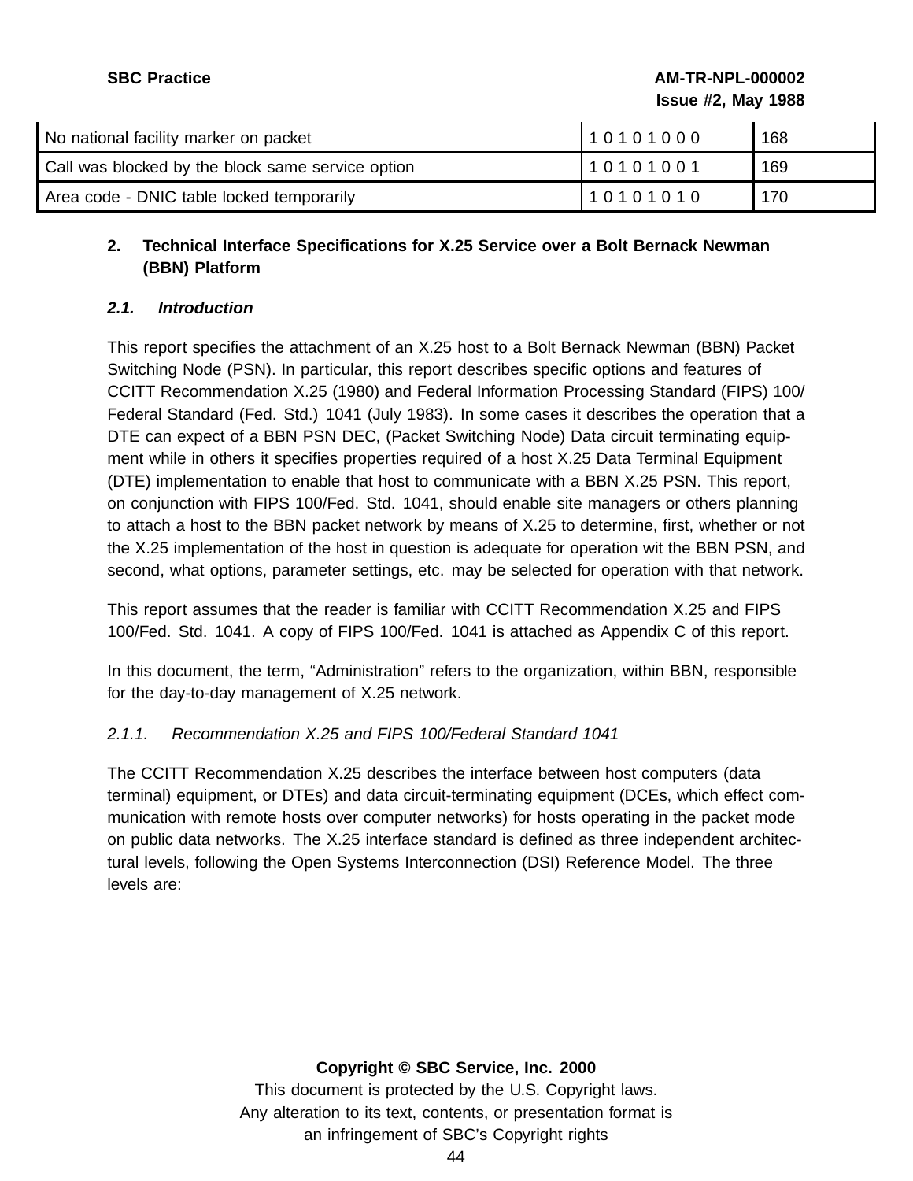| No national facility marker on packet | 1 0 1 0 1 0 0 0 | 168 |
|---|---|---|
| Call was blocked by the block same service option | 1 0 1 0 1 0 0 1 | 169 |
| Area code - DNIC table locked temporarily | 1 0 1 0 1 0 1 0 | 170 |

## 2. Technical Interface Specifications for X.25 Service over a Bolt Bernack Newman (BBN) Platform

### *2.1. Introduction*

This report specifies the attachment of an X.25 host to a Bolt Bernack Newman (BBN) Packet Switching Node (PSN). In particular, this report describes specific options and features of CCITT Recommendation X.25 (1980) and Federal Information Processing Standard (FIPS) 100/ Federal Standard (Fed. Std.) 1041 (July 1983). In some cases it describes the operation that a DTE can expect of a BBN PSN DEC, (Packet Switching Node) Data circuit terminating equipment while in others it specifies properties required of a host X.25 Data Terminal Equipment (DTE) implementation to enable that host to communicate with a BBN X.25 PSN. This report, on conjunction with FIPS 100/Fed. Std. 1041, should enable site managers or others planning to attach a host to the BBN packet network by means of X.25 to determine, first, whether or not the X.25 implementation of the host in question is adequate for operation wit the BBN PSN, and second, what options, parameter settings, etc. may be selected for operation with that network.

This report assumes that the reader is familiar with CCITT Recommendation X.25 and FIPS 100/Fed. Std. 1041. A copy of FIPS 100/Fed. 1041 is attached as Appendix C of this report.

In this document, the term, “Administration” refers to the organization, within BBN, responsible for the day-to-day management of X.25 network.

#### *2.1.1. Recommendation X.25 and FIPS 100/Federal Standard 1041*

The CCITT Recommendation X.25 describes the interface between host computers (data terminal) equipment, or DTEs) and data circuit-terminating equipment (DCEs, which effect communication with remote hosts over computer networks) for hosts operating in the packet mode on public data networks. The X.25 interface standard is defined as three independent architectural levels, following the Open Systems Interconnection (DSI) Reference Model. The three levels are: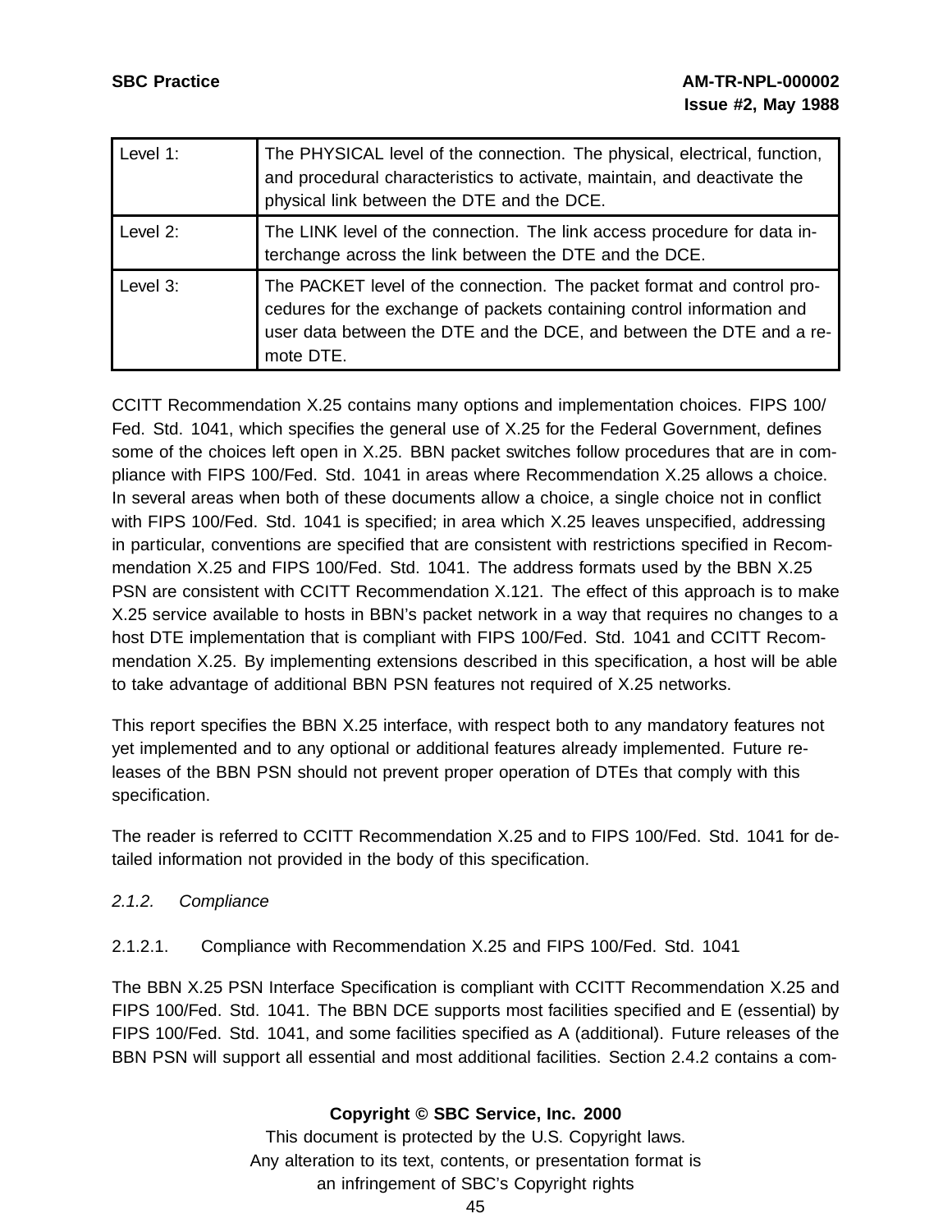| | |
|---|---|
| Level 1: | The PHYSICAL level of the connection. The physical, electrical, function, and procedural characteristics to activate, maintain, and deactivate the physical link between the DTE and the DCE. |
| Level 2: | The LINK level of the connection. The link access procedure for data interchange across the link between the DTE and the DCE. |
| Level 3: | The PACKET level of the connection. The packet format and control procedures for the exchange of packets containing control information and user data between the DTE and the DCE, and between the DTE and a remote DTE. |

CCITT Recommendation X.25 contains many options and implementation choices. FIPS 100/ Fed. Std. 1041, which specifies the general use of X.25 for the Federal Government, defines some of the choices left open in X.25. BBN packet switches follow procedures that are in compliance with FIPS 100/Fed. Std. 1041 in areas where Recommendation X.25 allows a choice. In several areas when both of these documents allow a choice, a single choice not in conflict with FIPS 100/Fed. Std. 1041 is specified; in area which X.25 leaves unspecified, addressing in particular, conventions are specified that are consistent with restrictions specified in Recommendation X.25 and FIPS 100/Fed. Std. 1041. The address formats used by the BBN X.25 PSN are consistent with CCITT Recommendation X.121. The effect of this approach is to make X.25 service available to hosts in BBN's packet network in a way that requires no changes to a host DTE implementation that is compliant with FIPS 100/Fed. Std. 1041 and CCITT Recommendation X.25. By implementing extensions described in this specification, a host will be able to take advantage of additional BBN PSN features not required of X.25 networks.

This report specifies the BBN X.25 interface, with respect both to any mandatory features not yet implemented and to any optional or additional features already implemented. Future releases of the BBN PSN should not prevent proper operation of DTEs that comply with this specification.

The reader is referred to CCITT Recommendation X.25 and to FIPS 100/Fed. Std. 1041 for detailed information not provided in the body of this specification.

### *2.1.2. Compliance*

#### 2.1.2.1. Compliance with Recommendation X.25 and FIPS 100/Fed. Std. 1041

The BBN X.25 PSN Interface Specification is compliant with CCITT Recommendation X.25 and FIPS 100/Fed. Std. 1041. The BBN DCE supports most facilities specified and E (essential) by FIPS 100/Fed. Std. 1041, and some facilities specified as A (additional). Future releases of the BBN PSN will support all essential and most additional facilities. Section 2.4.2 contains a com-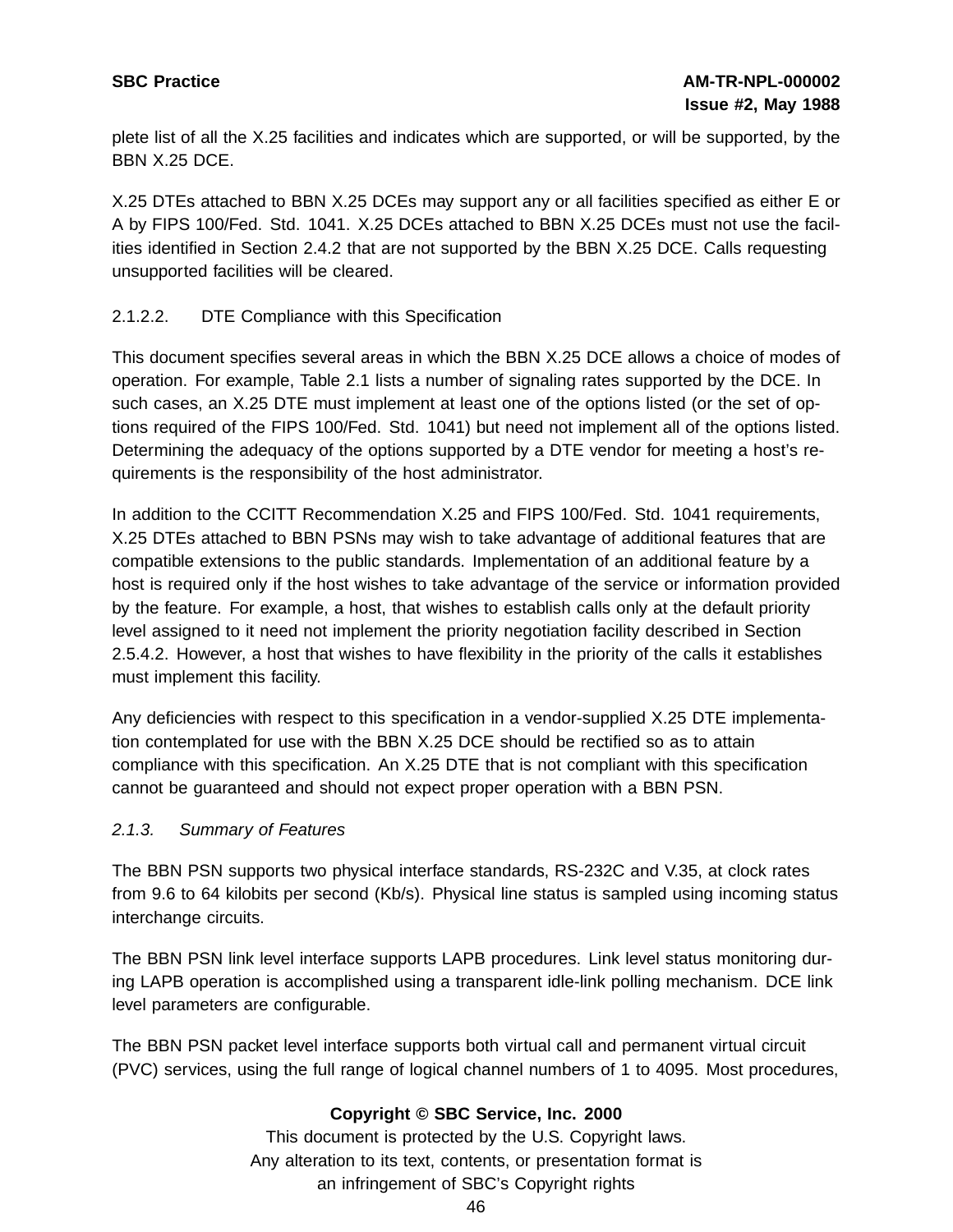plete list of all the X.25 facilities and indicates which are supported, or will be supported, by the BBN X.25 DCE.

X.25 DTEs attached to BBN X.25 DCEs may support any or all facilities specified as either E or A by FIPS 100/Fed. Std. 1041. X.25 DCEs attached to BBN X.25 DCEs must not use the facilities identified in Section 2.4.2 that are not supported by the BBN X.25 DCE. Calls requesting unsupported facilities will be cleared.

#### 2.1.2.2. DTE Compliance with this Specification

This document specifies several areas in which the BBN X.25 DCE allows a choice of modes of operation. For example, Table 2.1 lists a number of signaling rates supported by the DCE. In such cases, an X.25 DTE must implement at least one of the options listed (or the set of options required of the FIPS 100/Fed. Std. 1041) but need not implement all of the options listed. Determining the adequacy of the options supported by a DTE vendor for meeting a host's requirements is the responsibility of the host administrator.

In addition to the CCITT Recommendation X.25 and FIPS 100/Fed. Std. 1041 requirements, X.25 DTEs attached to BBN PSNs may wish to take advantage of additional features that are compatible extensions to the public standards. Implementation of an additional feature by a host is required only if the host wishes to take advantage of the service or information provided by the feature. For example, a host, that wishes to establish calls only at the default priority level assigned to it need not implement the priority negotiation facility described in Section 2.5.4.2. However, a host that wishes to have flexibility in the priority of the calls it establishes must implement this facility.

Any deficiencies with respect to this specification in a vendor-supplied X.25 DTE implementation contemplated for use with the BBN X.25 DCE should be rectified so as to attain compliance with this specification. An X.25 DTE that is not compliant with this specification cannot be guaranteed and should not expect proper operation with a BBN PSN.

### *2.1.3. Summary of Features*

The BBN PSN supports two physical interface standards, RS-232C and V.35, at clock rates from 9.6 to 64 kilobits per second (Kb/s). Physical line status is sampled using incoming status interchange circuits.

The BBN PSN link level interface supports LAPB procedures. Link level status monitoring during LAPB operation is accomplished using a transparent idle-link polling mechanism. DCE link level parameters are configurable.

The BBN PSN packet level interface supports both virtual call and permanent virtual circuit (PVC) services, using the full range of logical channel numbers of 1 to 4095. Most procedures,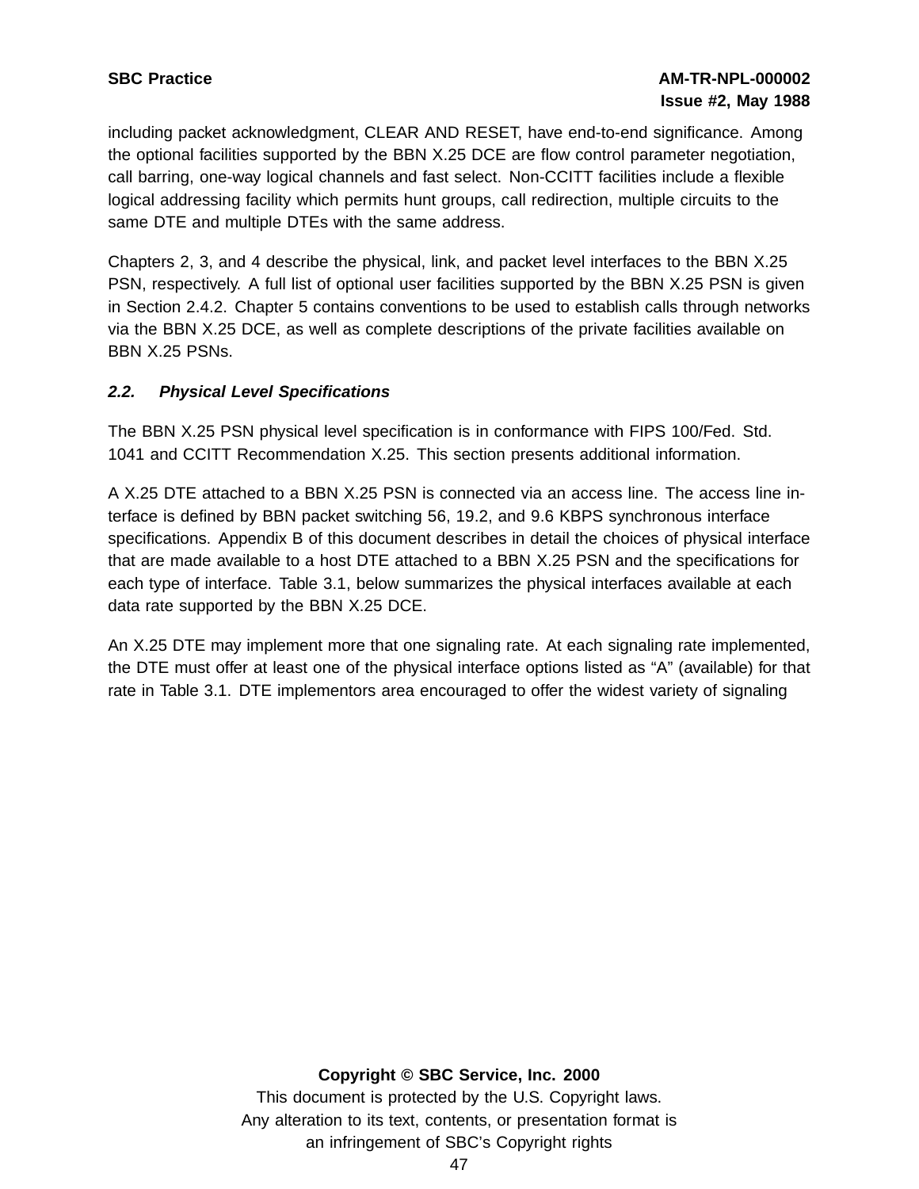including packet acknowledgment, CLEAR AND RESET, have end-to-end significance. Among the optional facilities supported by the BBN X.25 DCE are flow control parameter negotiation, call barring, one-way logical channels and fast select. Non-CCITT facilities include a flexible logical addressing facility which permits hunt groups, call redirection, multiple circuits to the same DTE and multiple DTEs with the same address.

Chapters 2, 3, and 4 describe the physical, link, and packet level interfaces to the BBN X.25 PSN, respectively. A full list of optional user facilities supported by the BBN X.25 PSN is given in Section 2.4.2. Chapter 5 contains conventions to be used to establish calls through networks via the BBN X.25 DCE, as well as complete descriptions of the private facilities available on BBN X.25 PSNs.

## *2.2. Physical Level Specifications*

The BBN X.25 PSN physical level specification is in conformance with FIPS 100/Fed. Std. 1041 and CCITT Recommendation X.25. This section presents additional information.

A X.25 DTE attached to a BBN X.25 PSN is connected via an access line. The access line interface is defined by BBN packet switching 56, 19.2, and 9.6 KBPS synchronous interface specifications. Appendix B of this document describes in detail the choices of physical interface that are made available to a host DTE attached to a BBN X.25 PSN and the specifications for each type of interface. Table 3.1, below summarizes the physical interfaces available at each data rate supported by the BBN X.25 DCE.

An X.25 DTE may implement more that one signaling rate. At each signaling rate implemented, the DTE must offer at least one of the physical interface options listed as “A” (available) for that rate in Table 3.1. DTE implementors area encouraged to offer the widest variety of signaling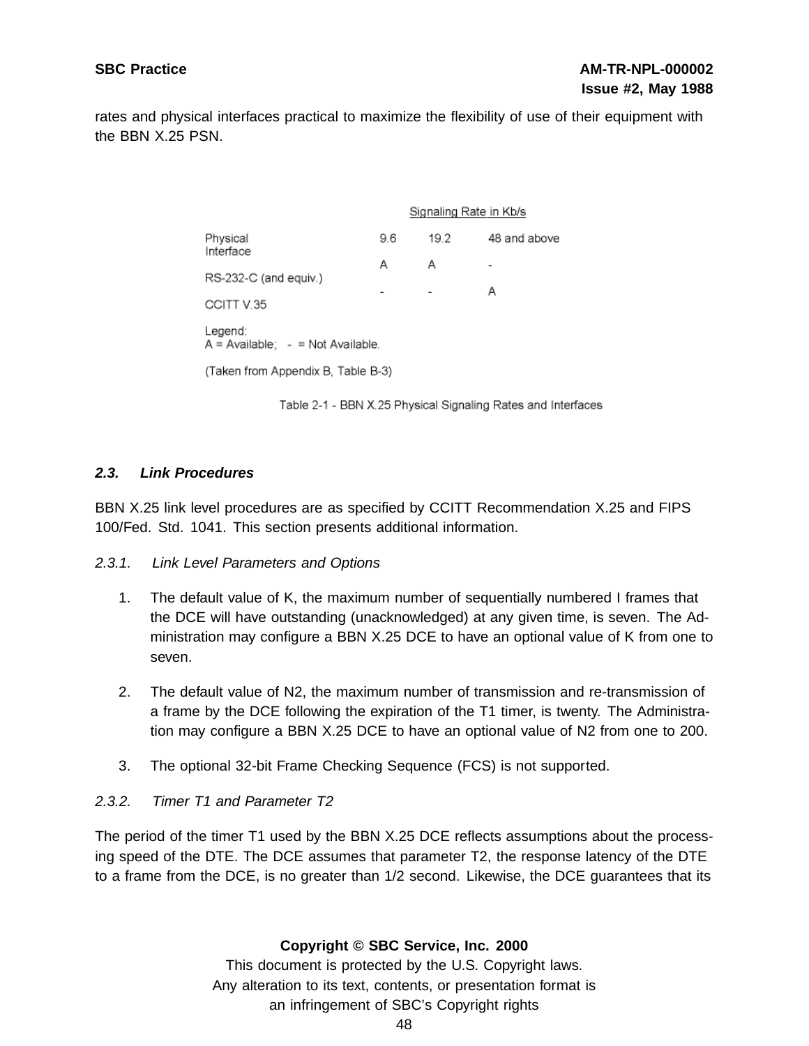rates and physical interfaces practical to maximize the flexibility of use of their equipment with the BBN X.25 PSN.

| | Signaling Rate in Kb/s | | |
|---|---|---|---|
| Physical Interface | 9.6 | 19.2 | 48 and above |
| RS-232-C (and equiv.) | A | A | - |
| CCITT V.35 | - | - | A |

Legend:
A = Available; - = Not Available.

(Taken from Appendix B, Table B-3)

Table 2-1 - BBN X.25 Physical Signaling Rates and Interfaces

### *2.3. Link Procedures*

BBN X.25 link level procedures are as specified by CCITT Recommendation X.25 and FIPS 100/Fed. Std. 1041. This section presents additional information.

#### *2.3.1. Link Level Parameters and Options*

1. The default value of K, the maximum number of sequentially numbered I frames that the DCE will have outstanding (unacknowledged) at any given time, is seven. The Administration may configure a BBN X.25 DCE to have an optional value of K from one to seven.

2. The default value of N2, the maximum number of transmission and re-transmission of a frame by the DCE following the expiration of the T1 timer, is twenty. The Administration may configure a BBN X.25 DCE to have an optional value of N2 from one to 200.

3. The optional 32-bit Frame Checking Sequence (FCS) is not supported.

#### *2.3.2. Timer T1 and Parameter T2*

The period of the timer T1 used by the BBN X.25 DCE reflects assumptions about the processing speed of the DTE. The DCE assumes that parameter T2, the response latency of the DTE to a frame from the DCE, is no greater than 1/2 second. Likewise, the DCE guarantees that its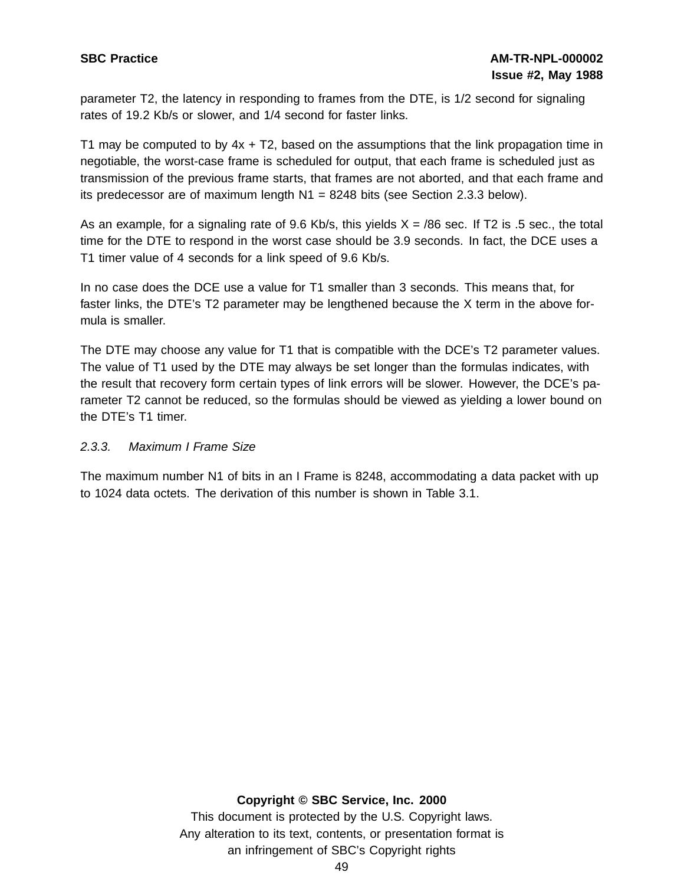parameter T2, the latency in responding to frames from the DTE, is 1/2 second for signaling rates of 19.2 Kb/s or slower, and 1/4 second for faster links.

T1 may be computed to by 4x + T2, based on the assumptions that the link propagation time in negotiable, the worst-case frame is scheduled for output, that each frame is scheduled just as transmission of the previous frame starts, that frames are not aborted, and that each frame and its predecessor are of maximum length N1 = 8248 bits (see Section 2.3.3 below).

As an example, for a signaling rate of 9.6 Kb/s, this yields X = /86 sec. If T2 is .5 sec., the total time for the DTE to respond in the worst case should be 3.9 seconds. In fact, the DCE uses a T1 timer value of 4 seconds for a link speed of 9.6 Kb/s.

In no case does the DCE use a value for T1 smaller than 3 seconds. This means that, for faster links, the DTE's T2 parameter may be lengthened because the X term in the above formula is smaller.

The DTE may choose any value for T1 that is compatible with the DCE's T2 parameter values. The value of T1 used by the DTE may always be set longer than the formulas indicates, with the result that recovery form certain types of link errors will be slower. However, the DCE's parameter T2 cannot be reduced, so the formulas should be viewed as yielding a lower bound on the DTE's T1 timer.

### *2.3.3. Maximum I Frame Size*

The maximum number N1 of bits in an I Frame is 8248, accommodating a data packet with up to 1024 data octets. The derivation of this number is shown in Table 3.1.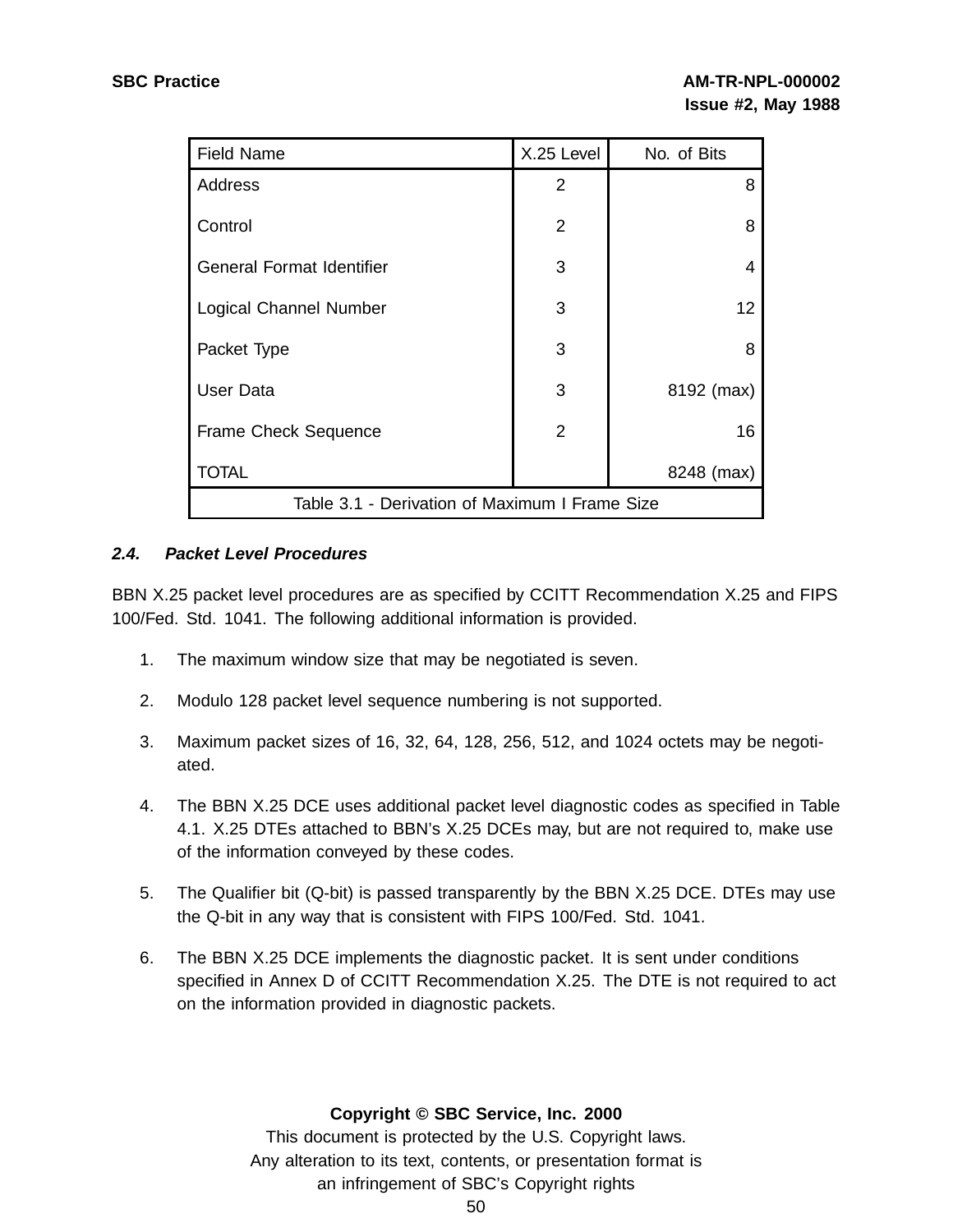| Field Name | X.25 Level | No. of Bits |
|---|---|---|
| Address | 2 | 8 |
| Control | 2 | 8 |
| General Format Identifier | 3 | 4 |
| Logical Channel Number | 3 | 12 |
| Packet Type | 3 | 8 |
| User Data | 3 | 8192 (max) |
| Frame Check Sequence | 2 | 16 |
| TOTAL | | 8248 (max) |

Table 3.1 - Derivation of Maximum I Frame Size

### *2.4. Packet Level Procedures*

BBN X.25 packet level procedures are as specified by CCITT Recommendation X.25 and FIPS 100/Fed. Std. 1041. The following additional information is provided.

1. The maximum window size that may be negotiated is seven.
2. Modulo 128 packet level sequence numbering is not supported.
3. Maximum packet sizes of 16, 32, 64, 128, 256, 512, and 1024 octets may be negotiated.
4. The BBN X.25 DCE uses additional packet level diagnostic codes as specified in Table 4.1. X.25 DTEs attached to BBN's X.25 DCEs may, but are not required to, make use of the information conveyed by these codes.
5. The Qualifier bit (Q-bit) is passed transparently by the BBN X.25 DCE. DTEs may use the Q-bit in any way that is consistent with FIPS 100/Fed. Std. 1041.
6. The BBN X.25 DCE implements the diagnostic packet. It is sent under conditions specified in Annex D of CCITT Recommendation X.25. The DTE is not required to act on the information provided in diagnostic packets.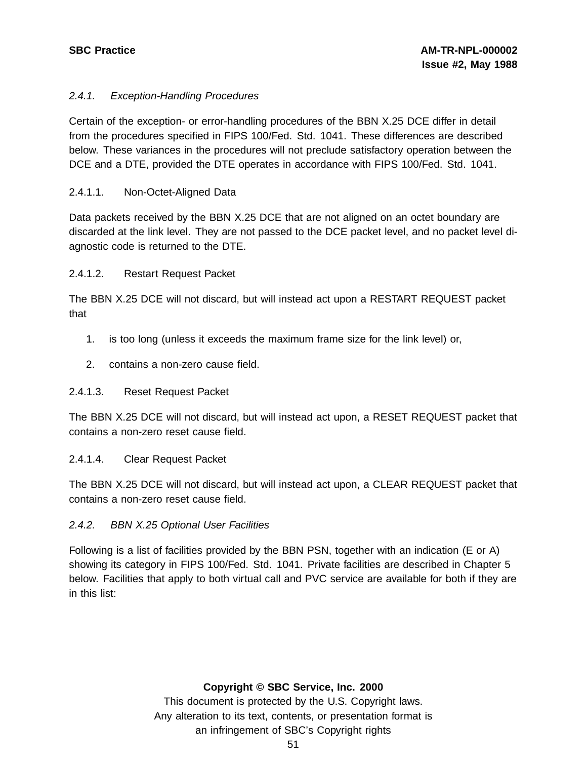### *2.4.1. Exception-Handling Procedures*

Certain of the exception- or error-handling procedures of the BBN X.25 DCE differ in detail from the procedures specified in FIPS 100/Fed. Std. 1041. These differences are described below. These variances in the procedures will not preclude satisfactory operation between the DCE and a DTE, provided the DTE operates in accordance with FIPS 100/Fed. Std. 1041.

#### 2.4.1.1. Non-Octet-Aligned Data

Data packets received by the BBN X.25 DCE that are not aligned on an octet boundary are discarded at the link level. They are not passed to the DCE packet level, and no packet level diagnostic code is returned to the DTE.

#### 2.4.1.2. Restart Request Packet

The BBN X.25 DCE will not discard, but will instead act upon a RESTART REQUEST packet that

1. is too long (unless it exceeds the maximum frame size for the link level) or,
2. contains a non-zero cause field.

#### 2.4.1.3. Reset Request Packet

The BBN X.25 DCE will not discard, but will instead act upon, a RESET REQUEST packet that contains a non-zero reset cause field.

#### 2.4.1.4. Clear Request Packet

The BBN X.25 DCE will not discard, but will instead act upon, a CLEAR REQUEST packet that contains a non-zero reset cause field.

### *2.4.2. BBN X.25 Optional User Facilities*

Following is a list of facilities provided by the BBN PSN, together with an indication (E or A) showing its category in FIPS 100/Fed. Std. 1041. Private facilities are described in Chapter 5 below. Facilities that apply to both virtual call and PVC service are available for both if they are in this list: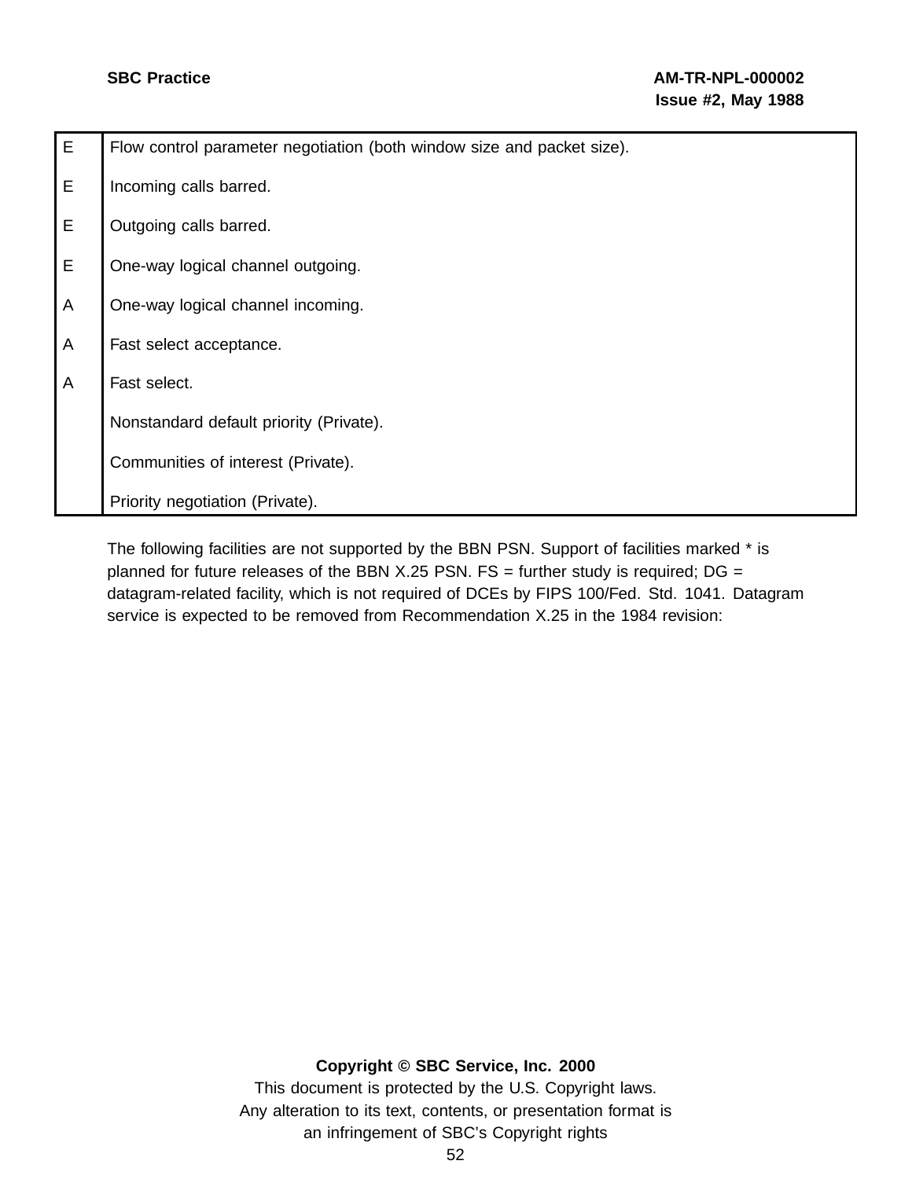| | |
|---|---|
| E | Flow control parameter negotiation (both window size and packet size). |
| E | Incoming calls barred. |
| E | Outgoing calls barred. |
| E | One-way logical channel outgoing. |
| A | One-way logical channel incoming. |
| A | Fast select acceptance. |
| A | Fast select. |
| | Nonstandard default priority (Private). |
| | Communities of interest (Private). |
| | Priority negotiation (Private). |

The following facilities are not supported by the BBN PSN. Support of facilities marked * is planned for future releases of the BBN X.25 PSN. FS = further study is required; DG = datagram-related facility, which is not required of DCEs by FIPS 100/Fed. Std. 1041. Datagram service is expected to be removed from Recommendation X.25 in the 1984 revision: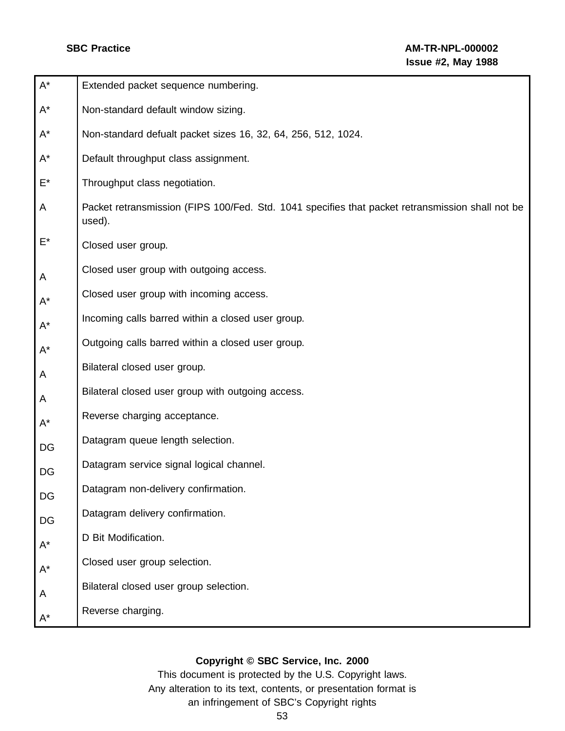| | |
|---|---|
| A* | Extended packet sequence numbering. |
| A* | Non-standard default window sizing. |
| A* | Non-standard defualt packet sizes 16, 32, 64, 256, 512, 1024. |
| A* | Default throughput class assignment. |
| E* | Throughput class negotiation. |
| A | Packet retransmission (FIPS 100/Fed. Std. 1041 specifies that packet retransmission shall not be used). |
| E* | Closed user group. |
| A | Closed user group with outgoing access. |
| A* | Closed user group with incoming access. |
| A* | Incoming calls barred within a closed user group. |
| A* | Outgoing calls barred within a closed user group. |
| A | Bilateral closed user group. |
| A | Bilateral closed user group with outgoing access. |
| A* | Reverse charging acceptance. |
| DG | Datagram queue length selection. |
| DG | Datagram service signal logical channel. |
| DG | Datagram non-delivery confirmation. |
| DG | Datagram delivery confirmation. |
| A* | D Bit Modification. |
| A* | Closed user group selection. |
| A | Bilateral closed user group selection. |
| A* | Reverse charging. |

**Copyright © SBC Service, Inc. 2000**
This document is protected by the U.S. Copyright laws.
Any alteration to its text, contents, or presentation format is an infringement of SBC's Copyright rights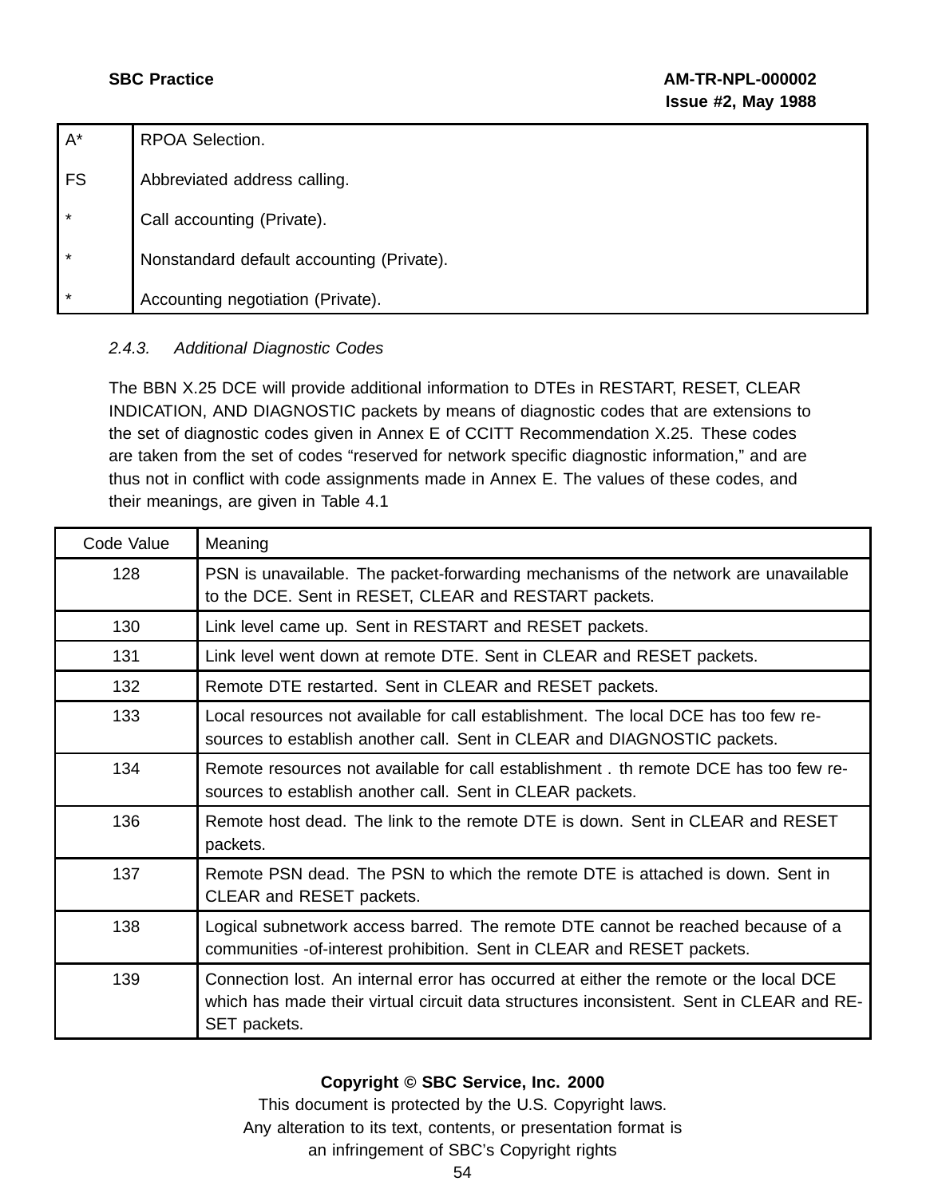| | |
|---|---|
| A* | RPOA Selection. |
| FS | Abbreviated address calling. |
| * | Call accounting (Private). |
| * | Nonstandard default accounting (Private). |
| * | Accounting negotiation (Private). |

### *2.4.3. Additional Diagnostic Codes*

The BBN X.25 DCE will provide additional information to DTEs in RESTART, RESET, CLEAR INDICATION, AND DIAGNOSTIC packets by means of diagnostic codes that are extensions to the set of diagnostic codes given in Annex E of CCITT Recommendation X.25. These codes are taken from the set of codes "reserved for network specific diagnostic information," and are thus not in conflict with code assignments made in Annex E. The values of these codes, and their meanings, are given in Table 4.1

| Code Value | Meaning |
|---|---|
| 128 | PSN is unavailable. The packet-forwarding mechanisms of the network are unavailable to the DCE. Sent in RESET, CLEAR and RESTART packets. |
| 130 | Link level came up. Sent in RESTART and RESET packets. |
| 131 | Link level went down at remote DTE. Sent in CLEAR and RESET packets. |
| 132 | Remote DTE restarted. Sent in CLEAR and RESET packets. |
| 133 | Local resources not available for call establishment. The local DCE has too few resources to establish another call. Sent in CLEAR and DIAGNOSTIC packets. |
| 134 | Remote resources not available for call establishment . th remote DCE has too few resources to establish another call. Sent in CLEAR packets. |
| 136 | Remote host dead. The link to the remote DTE is down. Sent in CLEAR and RESET packets. |
| 137 | Remote PSN dead. The PSN to which the remote DTE is attached is down. Sent in CLEAR and RESET packets. |
| 138 | Logical subnetwork access barred. The remote DTE cannot be reached because of a communities -of-interest prohibition. Sent in CLEAR and RESET packets. |
| 139 | Connection lost. An internal error has occurred at either the remote or the local DCE which has made their virtual circuit data structures inconsistent. Sent in CLEAR and RESET packets. |

**Copyright © SBC Service, Inc. 2000**
This document is protected by the U.S. Copyright laws.
Any alteration to its text, contents, or presentation format is
an infringement of SBC's Copyright rights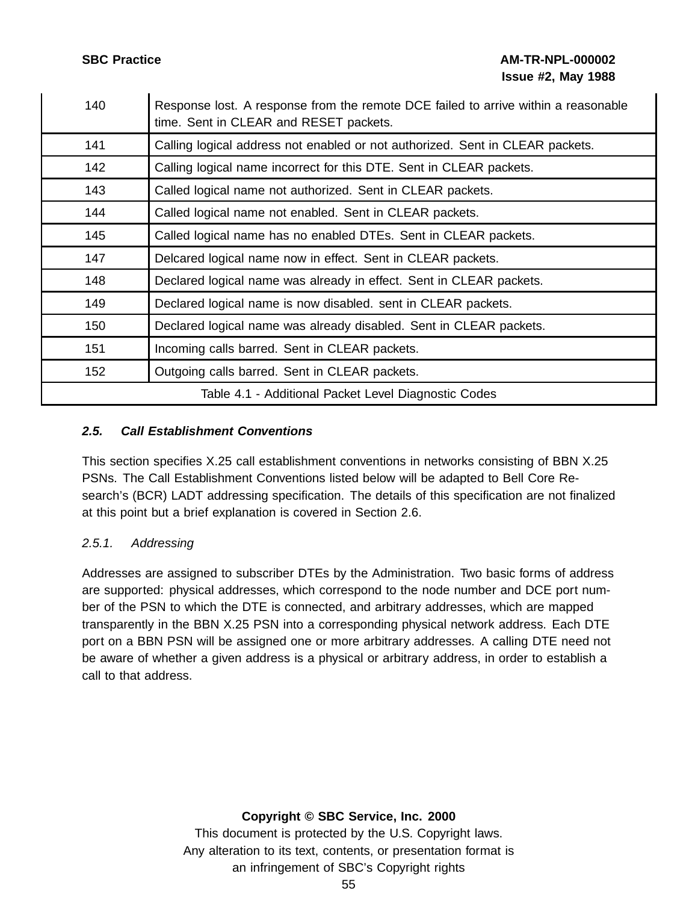| | |
|---|---|
| 140 | Response lost. A response from the remote DCE failed to arrive within a reasonable time. Sent in CLEAR and RESET packets. |
| 141 | Calling logical address not enabled or not authorized. Sent in CLEAR packets. |
| 142 | Calling logical name incorrect for this DTE. Sent in CLEAR packets. |
| 143 | Called logical name not authorized. Sent in CLEAR packets. |
| 144 | Called logical name not enabled. Sent in CLEAR packets. |
| 145 | Called logical name has no enabled DTEs. Sent in CLEAR packets. |
| 147 | Delcared logical name now in effect. Sent in CLEAR packets. |
| 148 | Declared logical name was already in effect. Sent in CLEAR packets. |
| 149 | Declared logical name is now disabled. sent in CLEAR packets. |
| 150 | Declared logical name was already disabled. Sent in CLEAR packets. |
| 151 | Incoming calls barred. Sent in CLEAR packets. |
| 152 | Outgoing calls barred. Sent in CLEAR packets. |

Table 4.1 - Additional Packet Level Diagnostic Codes

### *2.5. Call Establishment Conventions*

This section specifies X.25 call establishment conventions in networks consisting of BBN X.25 PSNs. The Call Establishment Conventions listed below will be adapted to Bell Core Research's (BCR) LADT addressing specification. The details of this specification are not finalized at this point but a brief explanation is covered in Section 2.6.

#### *2.5.1. Addressing*

Addresses are assigned to subscriber DTEs by the Administration. Two basic forms of address are supported: physical addresses, which correspond to the node number and DCE port number of the PSN to which the DTE is connected, and arbitrary addresses, which are mapped transparently in the BBN X.25 PSN into a corresponding physical network address. Each DTE port on a BBN PSN will be assigned one or more arbitrary addresses. A calling DTE need not be aware of whether a given address is a physical or arbitrary address, in order to establish a call to that address.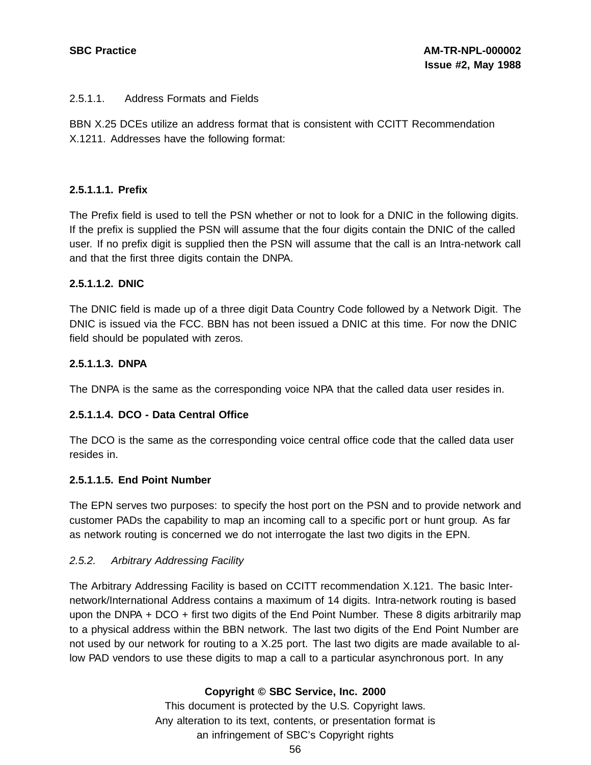2.5.1.1. Address Formats and Fields

BBN X.25 DCEs utilize an address format that is consistent with CCITT Recommendation X.1211. Addresses have the following format:

#### 2.5.1.1.1. Prefix

The Prefix field is used to tell the PSN whether or not to look for a DNIC in the following digits. If the prefix is supplied the PSN will assume that the four digits contain the DNIC of the called user. If no prefix digit is supplied then the PSN will assume that the call is an Intra-network call and that the first three digits contain the DNPA.

#### 2.5.1.1.2. DNIC

The DNIC field is made up of a three digit Data Country Code followed by a Network Digit. The DNIC is issued via the FCC. BBN has not been issued a DNIC at this time. For now the DNIC field should be populated with zeros.

#### 2.5.1.1.3. DNPA

The DNPA is the same as the corresponding voice NPA that the called data user resides in.

#### 2.5.1.1.4. DCO - Data Central Office

The DCO is the same as the corresponding voice central office code that the called data user resides in.

#### 2.5.1.1.5. End Point Number

The EPN serves two purposes: to specify the host port on the PSN and to provide network and customer PADs the capability to map an incoming call to a specific port or hunt group. As far as network routing is concerned we do not interrogate the last two digits in the EPN.

*2.5.2. Arbitrary Addressing Facility*

The Arbitrary Addressing Facility is based on CCITT recommendation X.121. The basic Inter-network/International Address contains a maximum of 14 digits. Intra-network routing is based upon the DNPA + DCO + first two digits of the End Point Number. These 8 digits arbitrarily map to a physical address within the BBN network. The last two digits of the End Point Number are not used by our network for routing to a X.25 port. The last two digits are made available to allow PAD vendors to use these digits to map a call to a particular asynchronous port. In any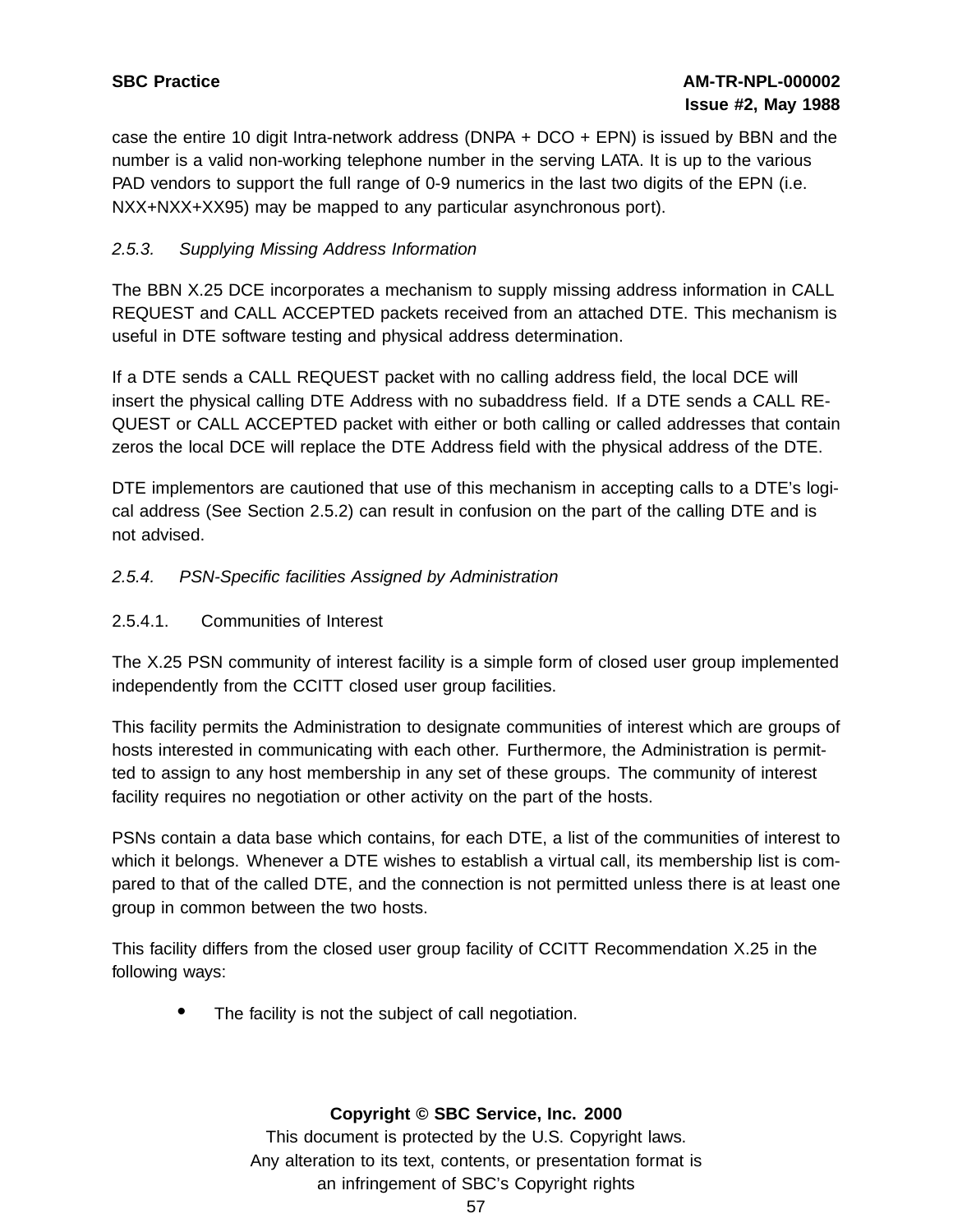case the entire 10 digit Intra-network address (DNPA + DCO + EPN) is issued by BBN and the number is a valid non-working telephone number in the serving LATA. It is up to the various PAD vendors to support the full range of 0-9 numerics in the last two digits of the EPN (i.e. NXX+NXX+XX95) may be mapped to any particular asynchronous port).

### *2.5.3. Supplying Missing Address Information*

The BBN X.25 DCE incorporates a mechanism to supply missing address information in CALL REQUEST and CALL ACCEPTED packets received from an attached DTE. This mechanism is useful in DTE software testing and physical address determination.

If a DTE sends a CALL REQUEST packet with no calling address field, the local DCE will insert the physical calling DTE Address with no subaddress field. If a DTE sends a CALL REQUEST or CALL ACCEPTED packet with either or both calling or called addresses that contain zeros the local DCE will replace the DTE Address field with the physical address of the DTE.

DTE implementors are cautioned that use of this mechanism in accepting calls to a DTE's logical address (See Section 2.5.2) can result in confusion on the part of the calling DTE and is not advised.

### *2.5.4. PSN-Specific facilities Assigned by Administration*

#### 2.5.4.1. Communities of Interest

The X.25 PSN community of interest facility is a simple form of closed user group implemented independently from the CCITT closed user group facilities.

This facility permits the Administration to designate communities of interest which are groups of hosts interested in communicating with each other. Furthermore, the Administration is permitted to assign to any host membership in any set of these groups. The community of interest facility requires no negotiation or other activity on the part of the hosts.

PSNs contain a data base which contains, for each DTE, a list of the communities of interest to which it belongs. Whenever a DTE wishes to establish a virtual call, its membership list is compared to that of the called DTE, and the connection is not permitted unless there is at least one group in common between the two hosts.

This facility differs from the closed user group facility of CCITT Recommendation X.25 in the following ways:

- The facility is not the subject of call negotiation.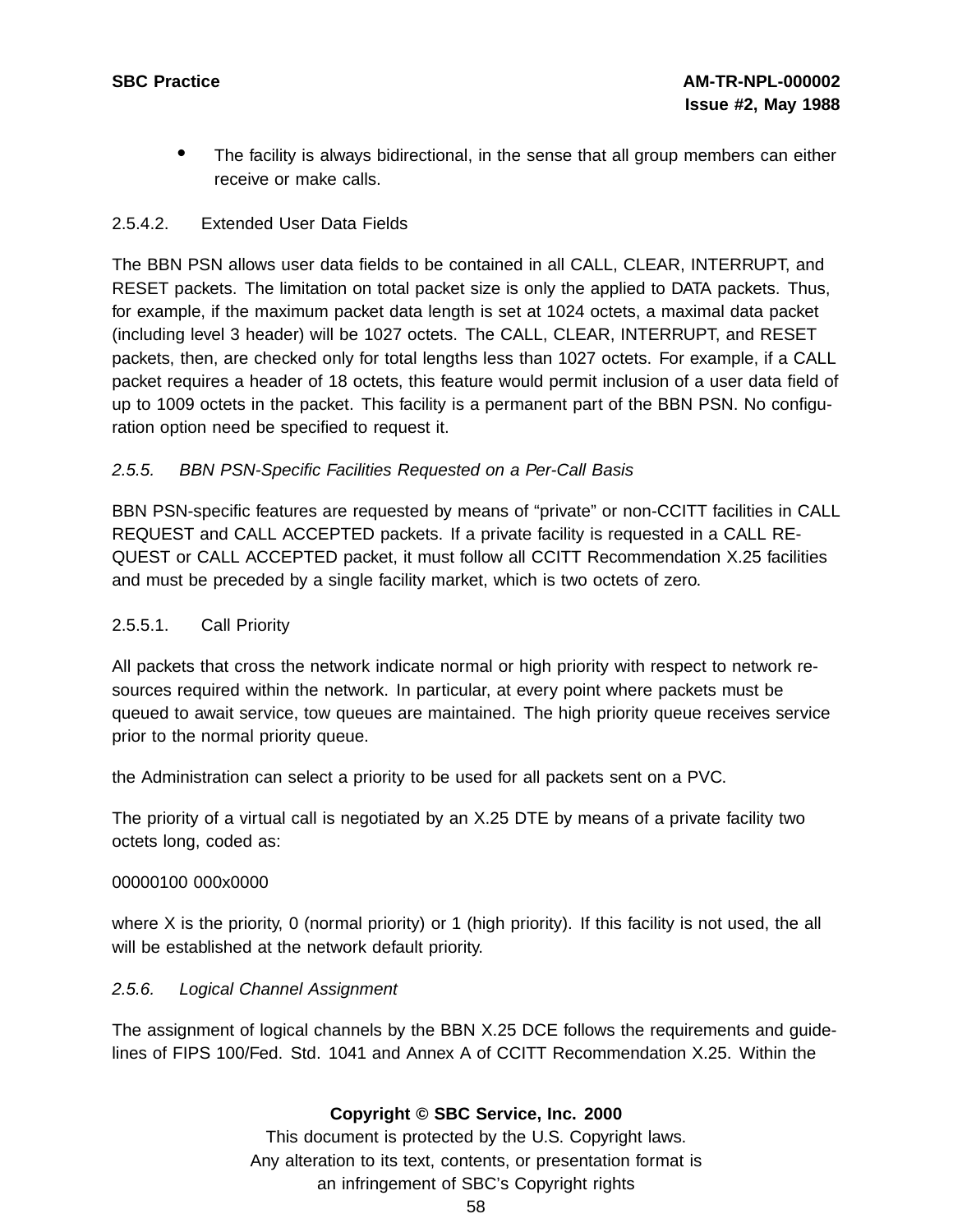- The facility is always bidirectional, in the sense that all group members can either receive or make calls.

#### 2.5.4.2. Extended User Data Fields

The BBN PSN allows user data fields to be contained in all CALL, CLEAR, INTERRUPT, and RESET packets. The limitation on total packet size is only the applied to DATA packets. Thus, for example, if the maximum packet data length is set at 1024 octets, a maximal data packet (including level 3 header) will be 1027 octets. The CALL, CLEAR, INTERRUPT, and RESET packets, then, are checked only for total lengths less than 1027 octets. For example, if a CALL packet requires a header of 18 octets, this feature would permit inclusion of a user data field of up to 1009 octets in the packet. This facility is a permanent part of the BBN PSN. No configuration option need be specified to request it.

### *2.5.5. BBN PSN-Specific Facilities Requested on a Per-Call Basis*

BBN PSN-specific features are requested by means of “private” or non-CCITT facilities in CALL REQUEST and CALL ACCEPTED packets. If a private facility is requested in a CALL REQUEST or CALL ACCEPTED packet, it must follow all CCITT Recommendation X.25 facilities and must be preceded by a single facility market, which is two octets of zero.

#### 2.5.5.1. Call Priority

All packets that cross the network indicate normal or high priority with respect to network resources required within the network. In particular, at every point where packets must be queued to await service, tow queues are maintained. The high priority queue receives service prior to the normal priority queue.

the Administration can select a priority to be used for all packets sent on a PVC.

The priority of a virtual call is negotiated by an X.25 DTE by means of a private facility two octets long, coded as:

00000100 000x0000

where X is the priority, 0 (normal priority) or 1 (high priority). If this facility is not used, the all will be established at the network default priority.

### *2.5.6. Logical Channel Assignment*

The assignment of logical channels by the BBN X.25 DCE follows the requirements and guidelines of FIPS 100/Fed. Std. 1041 and Annex A of CCITT Recommendation X.25. Within the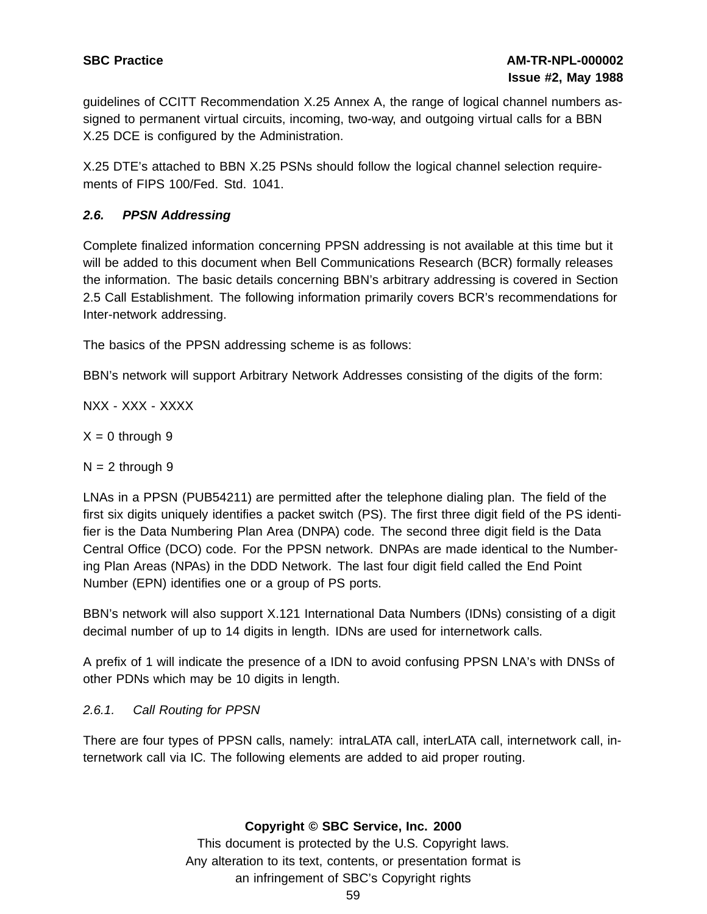guidelines of CCITT Recommendation X.25 Annex A, the range of logical channel numbers assigned to permanent virtual circuits, incoming, two-way, and outgoing virtual calls for a BBN X.25 DCE is configured by the Administration.

X.25 DTE's attached to BBN X.25 PSNs should follow the logical channel selection requirements of FIPS 100/Fed. Std. 1041.

### *2.6. PPSN Addressing*

Complete finalized information concerning PPSN addressing is not available at this time but it will be added to this document when Bell Communications Research (BCR) formally releases the information. The basic details concerning BBN's arbitrary addressing is covered in Section 2.5 Call Establishment. The following information primarily covers BCR's recommendations for Inter-network addressing.

The basics of the PPSN addressing scheme is as follows:

BBN's network will support Arbitrary Network Addresses consisting of the digits of the form:

NXX - XXX - XXXX

X = 0 through 9

N = 2 through 9

LNAs in a PPSN (PUB54211) are permitted after the telephone dialing plan. The field of the first six digits uniquely identifies a packet switch (PS). The first three digit field of the PS identifier is the Data Numbering Plan Area (DNPA) code. The second three digit field is the Data Central Office (DCO) code. For the PPSN network. DNPAs are made identical to the Numbering Plan Areas (NPAs) in the DDD Network. The last four digit field called the End Point Number (EPN) identifies one or a group of PS ports.

BBN's network will also support X.121 International Data Numbers (IDNs) consisting of a digit decimal number of up to 14 digits in length. IDNs are used for internetwork calls.

A prefix of 1 will indicate the presence of a IDN to avoid confusing PPSN LNA's with DNSs of other PDNs which may be 10 digits in length.

#### *2.6.1. Call Routing for PPSN*

There are four types of PPSN calls, namely: intraLATA call, interLATA call, internetwork call, internetwork call via IC. The following elements are added to aid proper routing.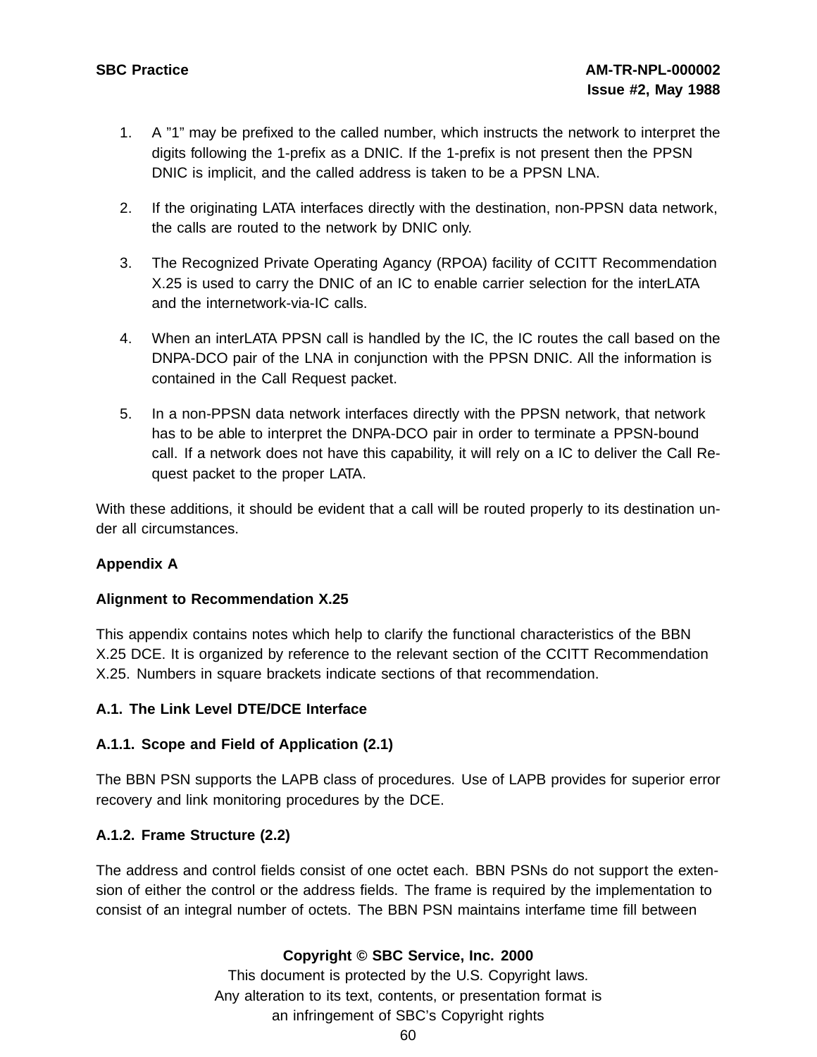1. A "1" may be prefixed to the called number, which instructs the network to interpret the digits following the 1-prefix as a DNIC. If the 1-prefix is not present then the PPSN DNIC is implicit, and the called address is taken to be a PPSN LNA.

2. If the originating LATA interfaces directly with the destination, non-PPSN data network, the calls are routed to the network by DNIC only.

3. The Recognized Private Operating Agancy (RPOA) facility of CCITT Recommendation X.25 is used to carry the DNIC of an IC to enable carrier selection for the interLATA and the internetwork-via-IC calls.

4. When an interLATA PPSN call is handled by the IC, the IC routes the call based on the DNPA-DCO pair of the LNA in conjunction with the PPSN DNIC. All the information is contained in the Call Request packet.

5. In a non-PPSN data network interfaces directly with the PPSN network, that network has to be able to interpret the DNPA-DCO pair in order to terminate a PPSN-bound call. If a network does not have this capability, it will rely on a IC to deliver the Call Request packet to the proper LATA.

With these additions, it should be evident that a call will be routed properly to its destination under all circumstances.

## Appendix A

## Alignment to Recommendation X.25

This appendix contains notes which help to clarify the functional characteristics of the BBN X.25 DCE. It is organized by reference to the relevant section of the CCITT Recommendation X.25. Numbers in square brackets indicate sections of that recommendation.

### A.1. The Link Level DTE/DCE Interface

#### A.1.1. Scope and Field of Application (2.1)

The BBN PSN supports the LAPB class of procedures. Use of LAPB provides for superior error recovery and link monitoring procedures by the DCE.

#### A.1.2. Frame Structure (2.2)

The address and control fields consist of one octet each. BBN PSNs do not support the extension of either the control or the address fields. The frame is required by the implementation to consist of an integral number of octets. The BBN PSN maintains interfame time fill between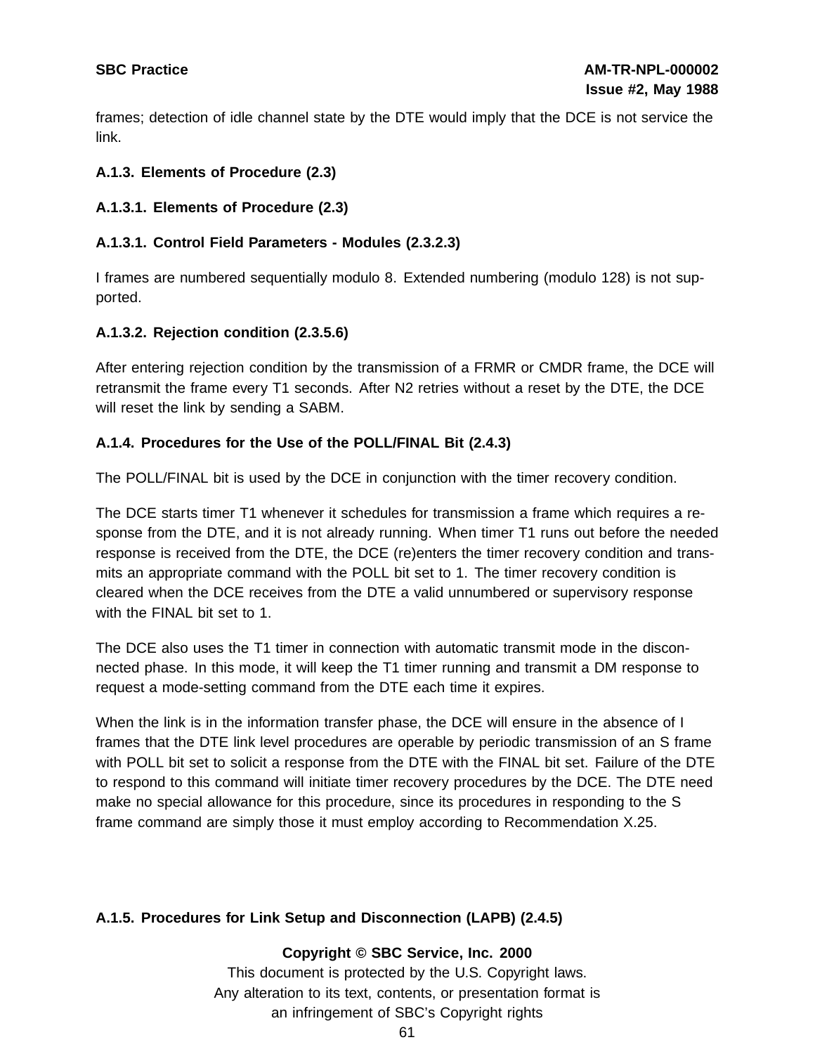frames; detection of idle channel state by the DTE would imply that the DCE is not service the link.

### A.1.3. Elements of Procedure (2.3)

#### A.1.3.1. Elements of Procedure (2.3)

#### A.1.3.1. Control Field Parameters - Modules (2.3.2.3)

I frames are numbered sequentially modulo 8. Extended numbering (modulo 128) is not supported.

#### A.1.3.2. Rejection condition (2.3.5.6)

After entering rejection condition by the transmission of a FRMR or CMDR frame, the DCE will retransmit the frame every T1 seconds. After N2 retries without a reset by the DTE, the DCE will reset the link by sending a SABM.

### A.1.4. Procedures for the Use of the POLL/FINAL Bit (2.4.3)

The POLL/FINAL bit is used by the DCE in conjunction with the timer recovery condition.

The DCE starts timer T1 whenever it schedules for transmission a frame which requires a response from the DTE, and it is not already running. When timer T1 runs out before the needed response is received from the DTE, the DCE (re)enters the timer recovery condition and transmits an appropriate command with the POLL bit set to 1. The timer recovery condition is cleared when the DCE receives from the DTE a valid unnumbered or supervisory response with the FINAL bit set to 1.

The DCE also uses the T1 timer in connection with automatic transmit mode in the disconnected phase. In this mode, it will keep the T1 timer running and transmit a DM response to request a mode-setting command from the DTE each time it expires.

When the link is in the information transfer phase, the DCE will ensure in the absence of I frames that the DTE link level procedures are operable by periodic transmission of an S frame with POLL bit set to solicit a response from the DTE with the FINAL bit set. Failure of the DTE to respond to this command will initiate timer recovery procedures by the DCE. The DTE need make no special allowance for this procedure, since its procedures in responding to the S frame command are simply those it must employ according to Recommendation X.25.

### A.1.5. Procedures for Link Setup and Disconnection (LAPB) (2.4.5)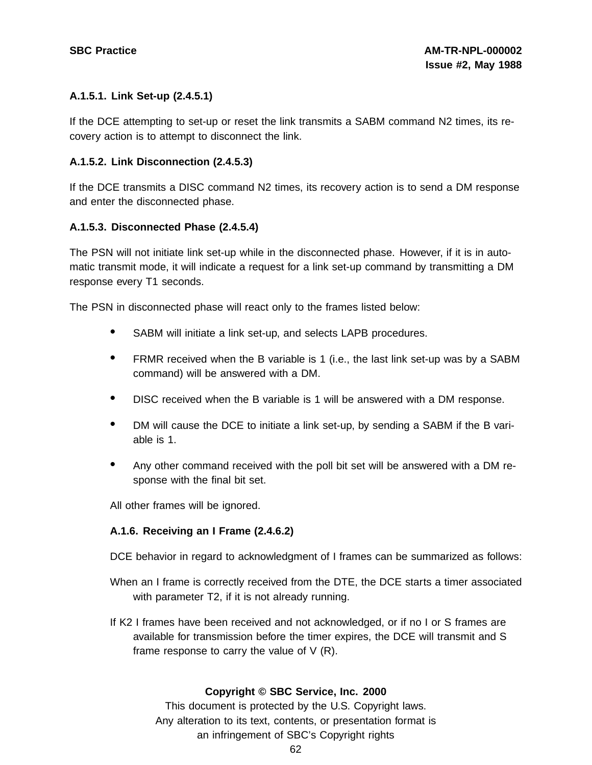### A.1.5.1. Link Set-up (2.4.5.1)

If the DCE attempting to set-up or reset the link transmits a SABM command N2 times, its recovery action is to attempt to disconnect the link.

### A.1.5.2. Link Disconnection (2.4.5.3)

If the DCE transmits a DISC command N2 times, its recovery action is to send a DM response and enter the disconnected phase.

### A.1.5.3. Disconnected Phase (2.4.5.4)

The PSN will not initiate link set-up while in the disconnected phase. However, if it is in automatic transmit mode, it will indicate a request for a link set-up command by transmitting a DM response every T1 seconds.

The PSN in disconnected phase will react only to the frames listed below:

- SABM will initiate a link set-up, and selects LAPB procedures.
- FRMR received when the B variable is 1 (i.e., the last link set-up was by a SABM command) will be answered with a DM.
- DISC received when the B variable is 1 will be answered with a DM response.
- DM will cause the DCE to initiate a link set-up, by sending a SABM if the B variable is 1.
- Any other command received with the poll bit set will be answered with a DM response with the final bit set.

All other frames will be ignored.

### A.1.6. Receiving an I Frame (2.4.6.2)

DCE behavior in regard to acknowledgment of I frames can be summarized as follows:

When an I frame is correctly received from the DTE, the DCE starts a timer associated with parameter T2, if it is not already running.

If K2 I frames have been received and not acknowledged, or if no I or S frames are available for transmission before the timer expires, the DCE will transmit and S frame response to carry the value of V (R).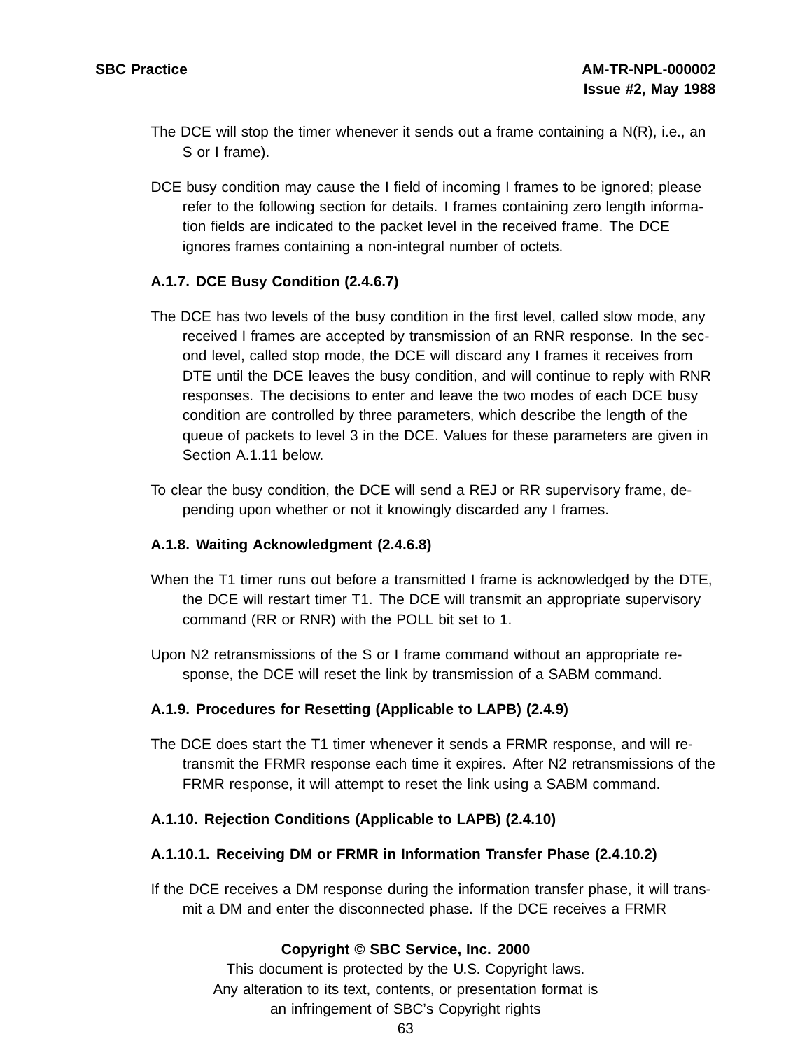The DCE will stop the timer whenever it sends out a frame containing a N(R), i.e., an S or I frame).

DCE busy condition may cause the I field of incoming I frames to be ignored; please refer to the following section for details. I frames containing zero length information fields are indicated to the packet level in the received frame. The DCE ignores frames containing a non-integral number of octets.

### A.1.7. DCE Busy Condition (2.4.6.7)

The DCE has two levels of the busy condition in the first level, called slow mode, any received I frames are accepted by transmission of an RNR response. In the second level, called stop mode, the DCE will discard any I frames it receives from DTE until the DCE leaves the busy condition, and will continue to reply with RNR responses. The decisions to enter and leave the two modes of each DCE busy condition are controlled by three parameters, which describe the length of the queue of packets to level 3 in the DCE. Values for these parameters are given in Section A.1.11 below.

To clear the busy condition, the DCE will send a REJ or RR supervisory frame, depending upon whether or not it knowingly discarded any I frames.

### A.1.8. Waiting Acknowledgment (2.4.6.8)

When the T1 timer runs out before a transmitted I frame is acknowledged by the DTE, the DCE will restart timer T1. The DCE will transmit an appropriate supervisory command (RR or RNR) with the POLL bit set to 1.

Upon N2 retransmissions of the S or I frame command without an appropriate response, the DCE will reset the link by transmission of a SABM command.

### A.1.9. Procedures for Resetting (Applicable to LAPB) (2.4.9)

The DCE does start the T1 timer whenever it sends a FRMR response, and will retransmit the FRMR response each time it expires. After N2 retransmissions of the FRMR response, it will attempt to reset the link using a SABM command.

### A.1.10. Rejection Conditions (Applicable to LAPB) (2.4.10)

#### A.1.10.1. Receiving DM or FRMR in Information Transfer Phase (2.4.10.2)

If the DCE receives a DM response during the information transfer phase, it will transmit a DM and enter the disconnected phase. If the DCE receives a FRMR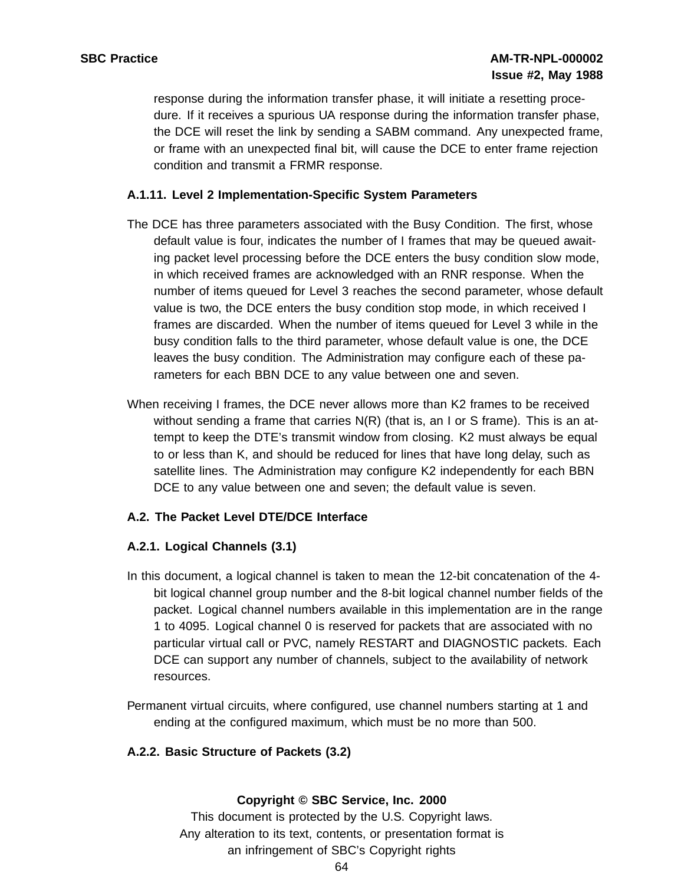response during the information transfer phase, it will initiate a resetting procedure. If it receives a spurious UA response during the information transfer phase, the DCE will reset the link by sending a SABM command. Any unexpected frame, or frame with an unexpected final bit, will cause the DCE to enter frame rejection condition and transmit a FRMR response.

### A.1.11. Level 2 Implementation-Specific System Parameters

The DCE has three parameters associated with the Busy Condition. The first, whose default value is four, indicates the number of I frames that may be queued awaiting packet level processing before the DCE enters the busy condition slow mode, in which received frames are acknowledged with an RNR response. When the number of items queued for Level 3 reaches the second parameter, whose default value is two, the DCE enters the busy condition stop mode, in which received I frames are discarded. When the number of items queued for Level 3 while in the busy condition falls to the third parameter, whose default value is one, the DCE leaves the busy condition. The Administration may configure each of these parameters for each BBN DCE to any value between one and seven.

When receiving I frames, the DCE never allows more than K2 frames to be received without sending a frame that carries N(R) (that is, an I or S frame). This is an attempt to keep the DTE's transmit window from closing. K2 must always be equal to or less than K, and should be reduced for lines that have long delay, such as satellite lines. The Administration may configure K2 independently for each BBN DCE to any value between one and seven; the default value is seven.

## A.2. The Packet Level DTE/DCE Interface

### A.2.1. Logical Channels (3.1)

In this document, a logical channel is taken to mean the 12-bit concatenation of the 4-bit logical channel group number and the 8-bit logical channel number fields of the packet. Logical channel numbers available in this implementation are in the range 1 to 4095. Logical channel 0 is reserved for packets that are associated with no particular virtual call or PVC, namely RESTART and DIAGNOSTIC packets. Each DCE can support any number of channels, subject to the availability of network resources.

Permanent virtual circuits, where configured, use channel numbers starting at 1 and ending at the configured maximum, which must be no more than 500.

### A.2.2. Basic Structure of Packets (3.2)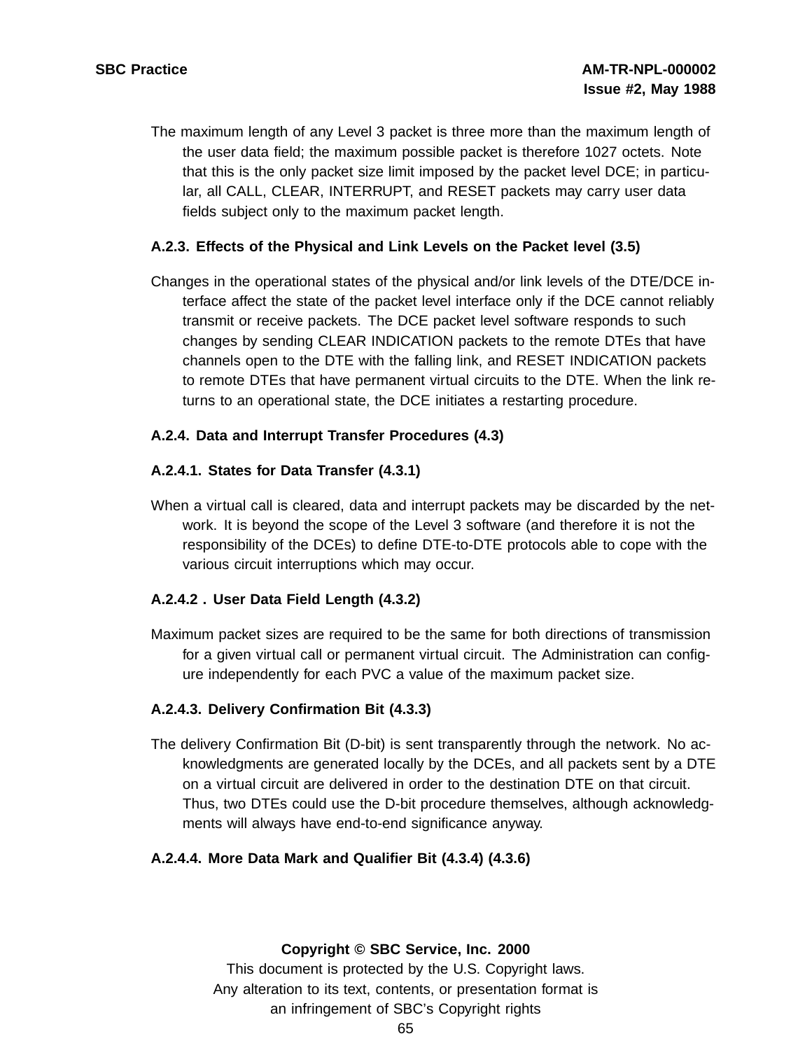The maximum length of any Level 3 packet is three more than the maximum length of the user data field; the maximum possible packet is therefore 1027 octets. Note that this is the only packet size limit imposed by the packet level DCE; in particular, all CALL, CLEAR, INTERRUPT, and RESET packets may carry user data fields subject only to the maximum packet length.

### A.2.3. Effects of the Physical and Link Levels on the Packet level (3.5)

Changes in the operational states of the physical and/or link levels of the DTE/DCE interface affect the state of the packet level interface only if the DCE cannot reliably transmit or receive packets. The DCE packet level software responds to such changes by sending CLEAR INDICATION packets to the remote DTEs that have channels open to the DTE with the falling link, and RESET INDICATION packets to remote DTEs that have permanent virtual circuits to the DTE. When the link returns to an operational state, the DCE initiates a restarting procedure.

### A.2.4. Data and Interrupt Transfer Procedures (4.3)

#### A.2.4.1. States for Data Transfer (4.3.1)

When a virtual call is cleared, data and interrupt packets may be discarded by the network. It is beyond the scope of the Level 3 software (and therefore it is not the responsibility of the DCEs) to define DTE-to-DTE protocols able to cope with the various circuit interruptions which may occur.

#### A.2.4.2 . User Data Field Length (4.3.2)

Maximum packet sizes are required to be the same for both directions of transmission for a given virtual call or permanent virtual circuit. The Administration can configure independently for each PVC a value of the maximum packet size.

#### A.2.4.3. Delivery Confirmation Bit (4.3.3)

The delivery Confirmation Bit (D-bit) is sent transparently through the network. No acknowledgments are generated locally by the DCEs, and all packets sent by a DTE on a virtual circuit are delivered in order to the destination DTE on that circuit. Thus, two DTEs could use the D-bit procedure themselves, although acknowledgments will always have end-to-end significance anyway.

#### A.2.4.4. More Data Mark and Qualifier Bit (4.3.4) (4.3.6)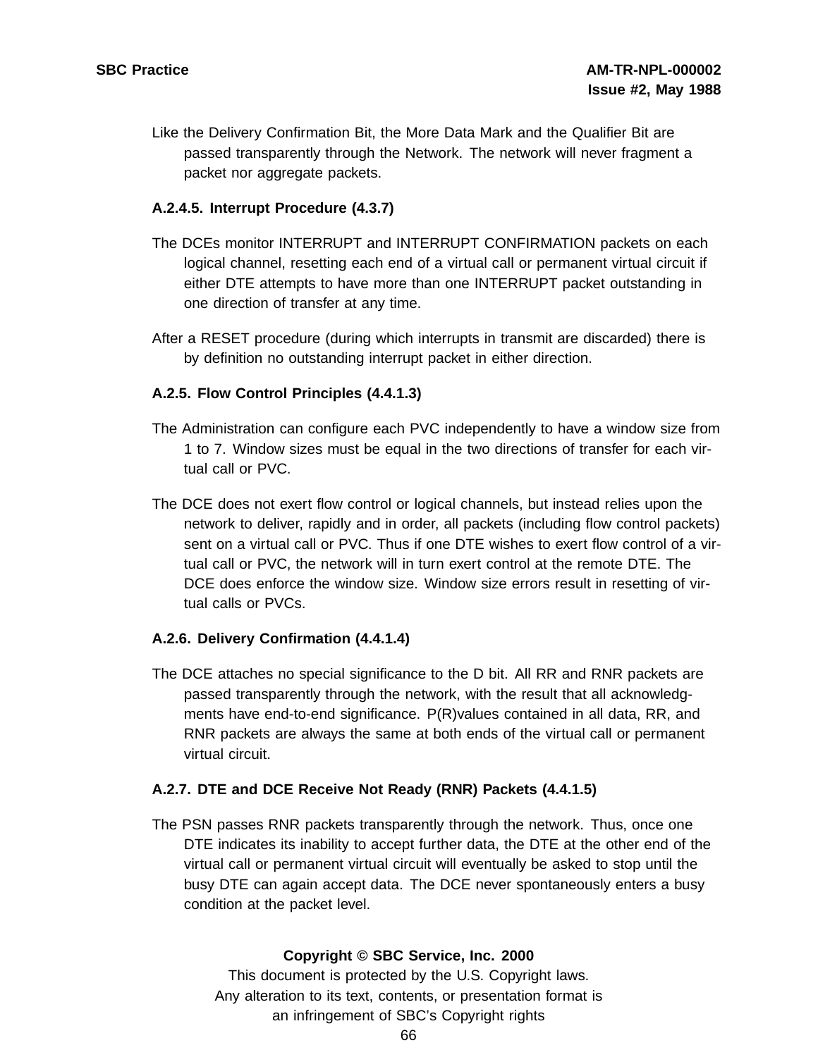Like the Delivery Confirmation Bit, the More Data Mark and the Qualifier Bit are passed transparently through the Network. The network will never fragment a packet nor aggregate packets.

### A.2.4.5. Interrupt Procedure (4.3.7)

The DCEs monitor INTERRUPT and INTERRUPT CONFIRMATION packets on each logical channel, resetting each end of a virtual call or permanent virtual circuit if either DTE attempts to have more than one INTERRUPT packet outstanding in one direction of transfer at any time.

After a RESET procedure (during which interrupts in transmit are discarded) there is by definition no outstanding interrupt packet in either direction.

### A.2.5. Flow Control Principles (4.4.1.3)

The Administration can configure each PVC independently to have a window size from 1 to 7. Window sizes must be equal in the two directions of transfer for each virtual call or PVC.

The DCE does not exert flow control or logical channels, but instead relies upon the network to deliver, rapidly and in order, all packets (including flow control packets) sent on a virtual call or PVC. Thus if one DTE wishes to exert flow control of a virtual call or PVC, the network will in turn exert control at the remote DTE. The DCE does enforce the window size. Window size errors result in resetting of virtual calls or PVCs.

### A.2.6. Delivery Confirmation (4.4.1.4)

The DCE attaches no special significance to the D bit. All RR and RNR packets are passed transparently through the network, with the result that all acknowledgments have end-to-end significance. P(R)values contained in all data, RR, and RNR packets are always the same at both ends of the virtual call or permanent virtual circuit.

### A.2.7. DTE and DCE Receive Not Ready (RNR) Packets (4.4.1.5)

The PSN passes RNR packets transparently through the network. Thus, once one DTE indicates its inability to accept further data, the DTE at the other end of the virtual call or permanent virtual circuit will eventually be asked to stop until the busy DTE can again accept data. The DCE never spontaneously enters a busy condition at the packet level.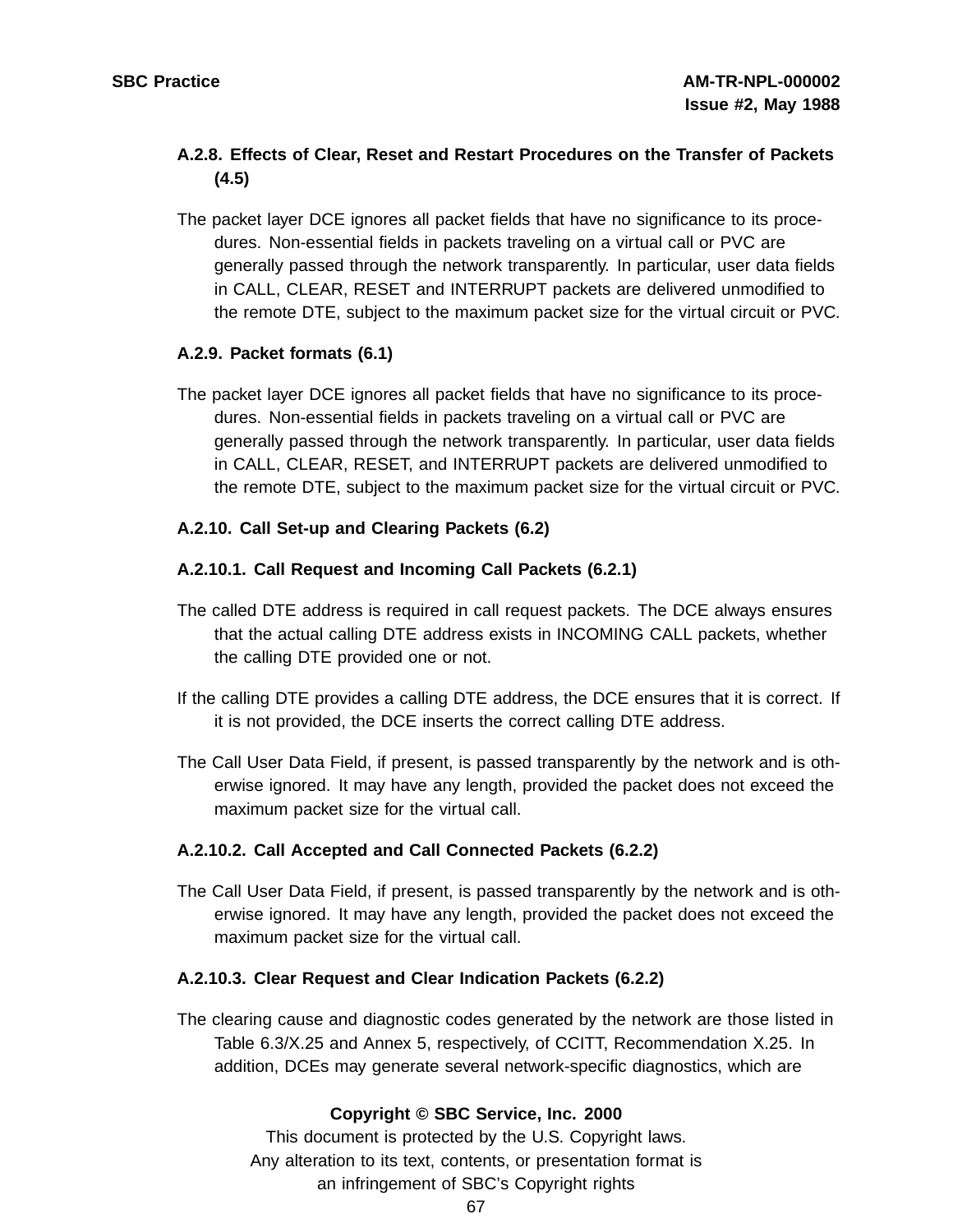### A.2.8. Effects of Clear, Reset and Restart Procedures on the Transfer of Packets (4.5)

The packet layer DCE ignores all packet fields that have no significance to its procedures. Non-essential fields in packets traveling on a virtual call or PVC are generally passed through the network transparently. In particular, user data fields in CALL, CLEAR, RESET and INTERRUPT packets are delivered unmodified to the remote DTE, subject to the maximum packet size for the virtual circuit or PVC.

### A.2.9. Packet formats (6.1)

The packet layer DCE ignores all packet fields that have no significance to its procedures. Non-essential fields in packets traveling on a virtual call or PVC are generally passed through the network transparently. In particular, user data fields in CALL, CLEAR, RESET, and INTERRUPT packets are delivered unmodified to the remote DTE, subject to the maximum packet size for the virtual circuit or PVC.

### A.2.10. Call Set-up and Clearing Packets (6.2)

#### A.2.10.1. Call Request and Incoming Call Packets (6.2.1)

The called DTE address is required in call request packets. The DCE always ensures that the actual calling DTE address exists in INCOMING CALL packets, whether the calling DTE provided one or not.

If the calling DTE provides a calling DTE address, the DCE ensures that it is correct. If it is not provided, the DCE inserts the correct calling DTE address.

The Call User Data Field, if present, is passed transparently by the network and is otherwise ignored. It may have any length, provided the packet does not exceed the maximum packet size for the virtual call.

#### A.2.10.2. Call Accepted and Call Connected Packets (6.2.2)

The Call User Data Field, if present, is passed transparently by the network and is otherwise ignored. It may have any length, provided the packet does not exceed the maximum packet size for the virtual call.

#### A.2.10.3. Clear Request and Clear Indication Packets (6.2.2)

The clearing cause and diagnostic codes generated by the network are those listed in Table 6.3/X.25 and Annex 5, respectively, of CCITT, Recommendation X.25. In addition, DCEs may generate several network-specific diagnostics, which are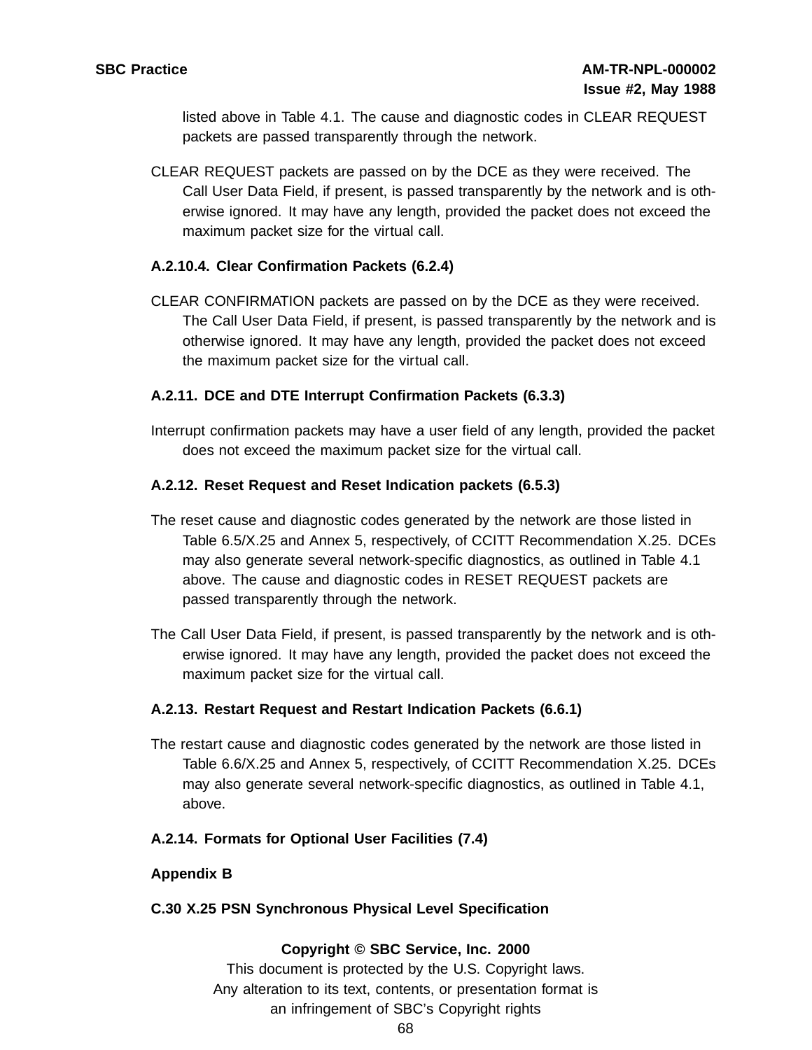listed above in Table 4.1. The cause and diagnostic codes in CLEAR REQUEST packets are passed transparently through the network.

CLEAR REQUEST packets are passed on by the DCE as they were received. The Call User Data Field, if present, is passed transparently by the network and is otherwise ignored. It may have any length, provided the packet does not exceed the maximum packet size for the virtual call.

#### A.2.10.4. Clear Confirmation Packets (6.2.4)

CLEAR CONFIRMATION packets are passed on by the DCE as they were received. The Call User Data Field, if present, is passed transparently by the network and is otherwise ignored. It may have any length, provided the packet does not exceed the maximum packet size for the virtual call.

### A.2.11. DCE and DTE Interrupt Confirmation Packets (6.3.3)

Interrupt confirmation packets may have a user field of any length, provided the packet does not exceed the maximum packet size for the virtual call.

### A.2.12. Reset Request and Reset Indication packets (6.5.3)

The reset cause and diagnostic codes generated by the network are those listed in Table 6.5/X.25 and Annex 5, respectively, of CCITT Recommendation X.25. DCEs may also generate several network-specific diagnostics, as outlined in Table 4.1 above. The cause and diagnostic codes in RESET REQUEST packets are passed transparently through the network.

The Call User Data Field, if present, is passed transparently by the network and is otherwise ignored. It may have any length, provided the packet does not exceed the maximum packet size for the virtual call.

### A.2.13. Restart Request and Restart Indication Packets (6.6.1)

The restart cause and diagnostic codes generated by the network are those listed in Table 6.6/X.25 and Annex 5, respectively, of CCITT Recommendation X.25. DCEs may also generate several network-specific diagnostics, as outlined in Table 4.1, above.

### A.2.14. Formats for Optional User Facilities (7.4)

## Appendix B

## C.30 X.25 PSN Synchronous Physical Level Specification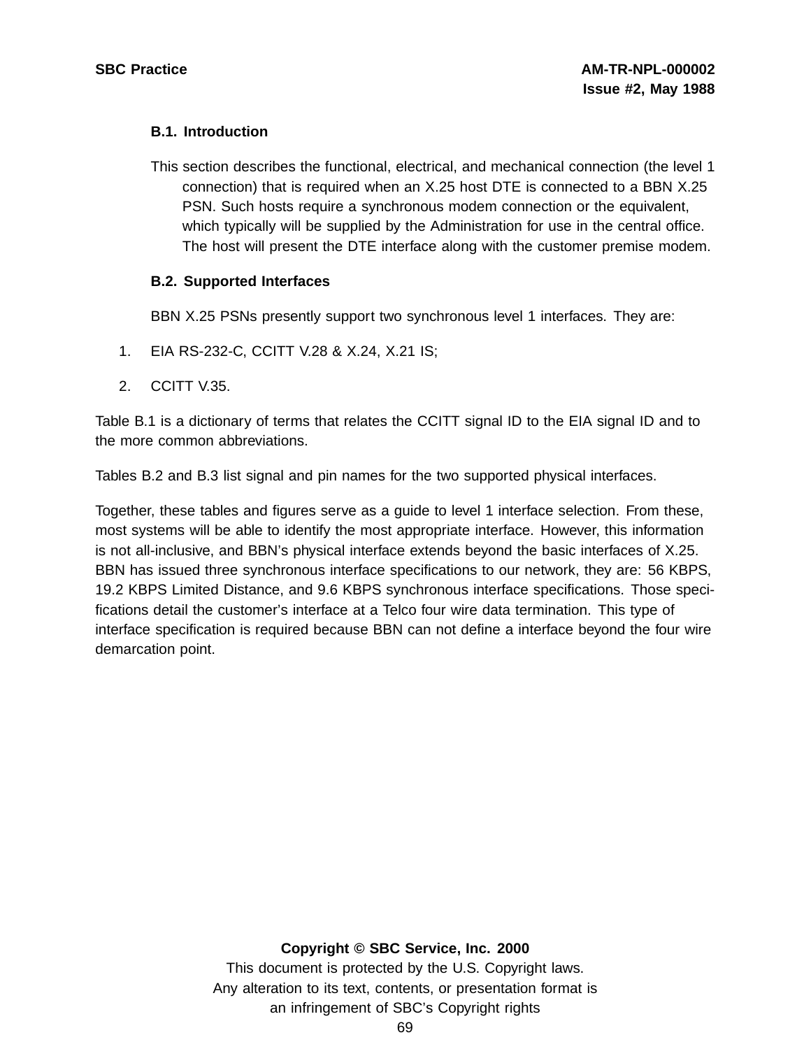### B.1. Introduction

This section describes the functional, electrical, and mechanical connection (the level 1 connection) that is required when an X.25 host DTE is connected to a BBN X.25 PSN. Such hosts require a synchronous modem connection or the equivalent, which typically will be supplied by the Administration for use in the central office. The host will present the DTE interface along with the customer premise modem.

### B.2. Supported Interfaces

BBN X.25 PSNs presently support two synchronous level 1 interfaces. They are:

1. EIA RS-232-C, CCITT V.28 & X.24, X.21 IS;
2. CCITT V.35.

Table B.1 is a dictionary of terms that relates the CCITT signal ID to the EIA signal ID and to the more common abbreviations.

Tables B.2 and B.3 list signal and pin names for the two supported physical interfaces.

Together, these tables and figures serve as a guide to level 1 interface selection. From these, most systems will be able to identify the most appropriate interface. However, this information is not all-inclusive, and BBN's physical interface extends beyond the basic interfaces of X.25. BBN has issued three synchronous interface specifications to our network, they are: 56 KBPS, 19.2 KBPS Limited Distance, and 9.6 KBPS synchronous interface specifications. Those specifications detail the customer's interface at a Telco four wire data termination. This type of interface specification is required because BBN can not define a interface beyond the four wire demarcation point.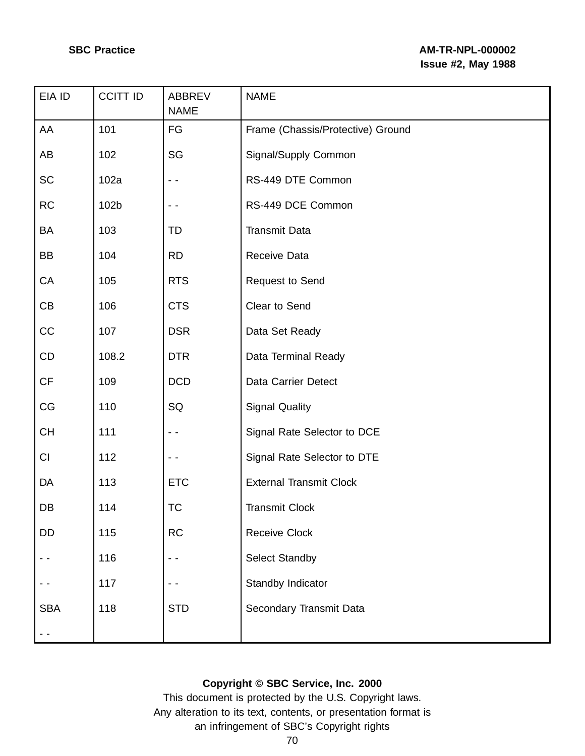| EIA ID | CCITT ID | ABBREV NAME | NAME |
|---|---|---|---|
| AA | 101 | FG | Frame (Chassis/Protective) Ground |
| AB | 102 | SG | Signal/Supply Common |
| SC | 102a | - - | RS-449 DTE Common |
| RC | 102b | - - | RS-449 DCE Common |
| BA | 103 | TD | Transmit Data |
| BB | 104 | RD | Receive Data |
| CA | 105 | RTS | Request to Send |
| CB | 106 | CTS | Clear to Send |
| CC | 107 | DSR | Data Set Ready |
| CD | 108.2 | DTR | Data Terminal Ready |
| CF | 109 | DCD | Data Carrier Detect |
| CG | 110 | SQ | Signal Quality |
| CH | 111 | - - | Signal Rate Selector to DCE |
| CI | 112 | - - | Signal Rate Selector to DTE |
| DA | 113 | ETC | External Transmit Clock |
| DB | 114 | TC | Transmit Clock |
| DD | 115 | RC | Receive Clock |
| - - | 116 | - - | Select Standby |
| - - | 117 | - - | Standby Indicator |
| SBA | 118 | STD | Secondary Transmit Data |
| - - | | | |

**Copyright © SBC Service, Inc. 2000**
This document is protected by the U.S. Copyright laws.
Any alteration to its text, contents, or presentation format is
an infringement of SBC's Copyright rights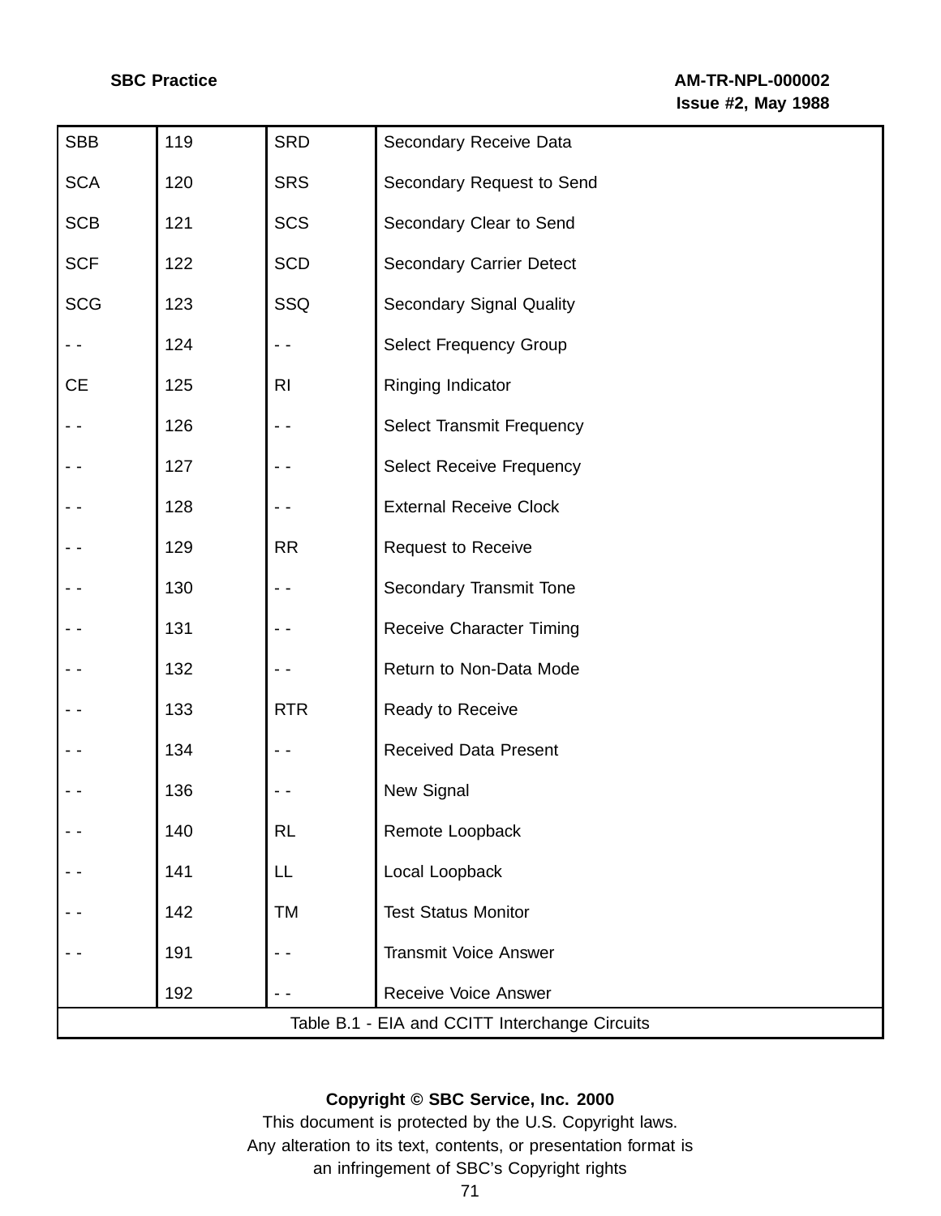| | | | |
|---|---|---|---|
| SBB | 119 | SRD | Secondary Receive Data |
| SCA | 120 | SRS | Secondary Request to Send |
| SCB | 121 | SCS | Secondary Clear to Send |
| SCF | 122 | SCD | Secondary Carrier Detect |
| SCG | 123 | SSQ | Secondary Signal Quality |
| - - | 124 | - - | Select Frequency Group |
| CE | 125 | RI | Ringing Indicator |
| - - | 126 | - - | Select Transmit Frequency |
| - - | 127 | - - | Select Receive Frequency |
| - - | 128 | - - | External Receive Clock |
| - - | 129 | RR | Request to Receive |
| - - | 130 | - - | Secondary Transmit Tone |
| - - | 131 | - - | Receive Character Timing |
| - - | 132 | - - | Return to Non-Data Mode |
| - - | 133 | RTR | Ready to Receive |
| - - | 134 | - - | Received Data Present |
| - - | 136 | - - | New Signal |
| - - | 140 | RL | Remote Loopback |
| - - | 141 | LL | Local Loopback |
| - - | 142 | TM | Test Status Monitor |
| - - | 191 | - - | Transmit Voice Answer |
| | 192 | - - | Receive Voice Answer |

Table B.1 - EIA and CCITT Interchange Circuits

**Copyright © SBC Service, Inc. 2000**
This document is protected by the U.S. Copyright laws.
Any alteration to its text, contents, or presentation format is
an infringement of SBC's Copyright rights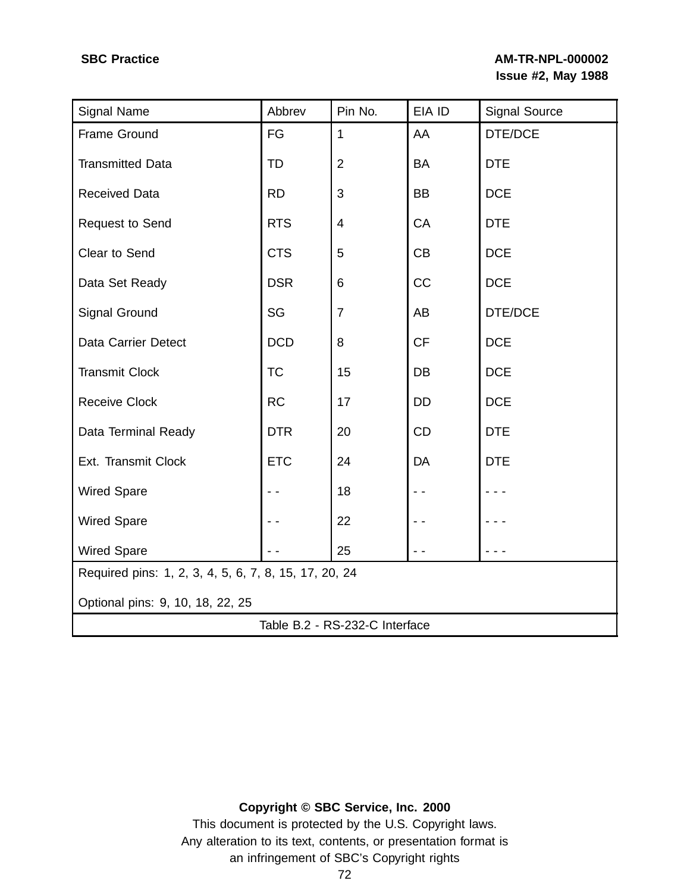| Signal Name | Abbrev | Pin No. | EIA ID | Signal Source |
|---|---|---|---|---|
| Frame Ground | FG | 1 | AA | DTE/DCE |
| Transmitted Data | TD | 2 | BA | DTE |
| Received Data | RD | 3 | BB | DCE |
| Request to Send | RTS | 4 | CA | DTE |
| Clear to Send | CTS | 5 | CB | DCE |
| Data Set Ready | DSR | 6 | CC | DCE |
| Signal Ground | SG | 7 | AB | DTE/DCE |
| Data Carrier Detect | DCD | 8 | CF | DCE |
| Transmit Clock | TC | 15 | DB | DCE |
| Receive Clock | RC | 17 | DD | DCE |
| Data Terminal Ready | DTR | 20 | CD | DTE |
| Ext. Transmit Clock | ETC | 24 | DA | DTE |
| Wired Spare | - - | 18 | - - | - - - |
| Wired Spare | - - | 22 | - - | - - - |
| Wired Spare | - - | 25 | - - | - - - |
| Required pins: 1, 2, 3, 4, 5, 6, 7, 8, 15, 17, 20, 24 | | | | |
| Optional pins: 9, 10, 18, 22, 25 | | | | |

Table B.2 - RS-232-C Interface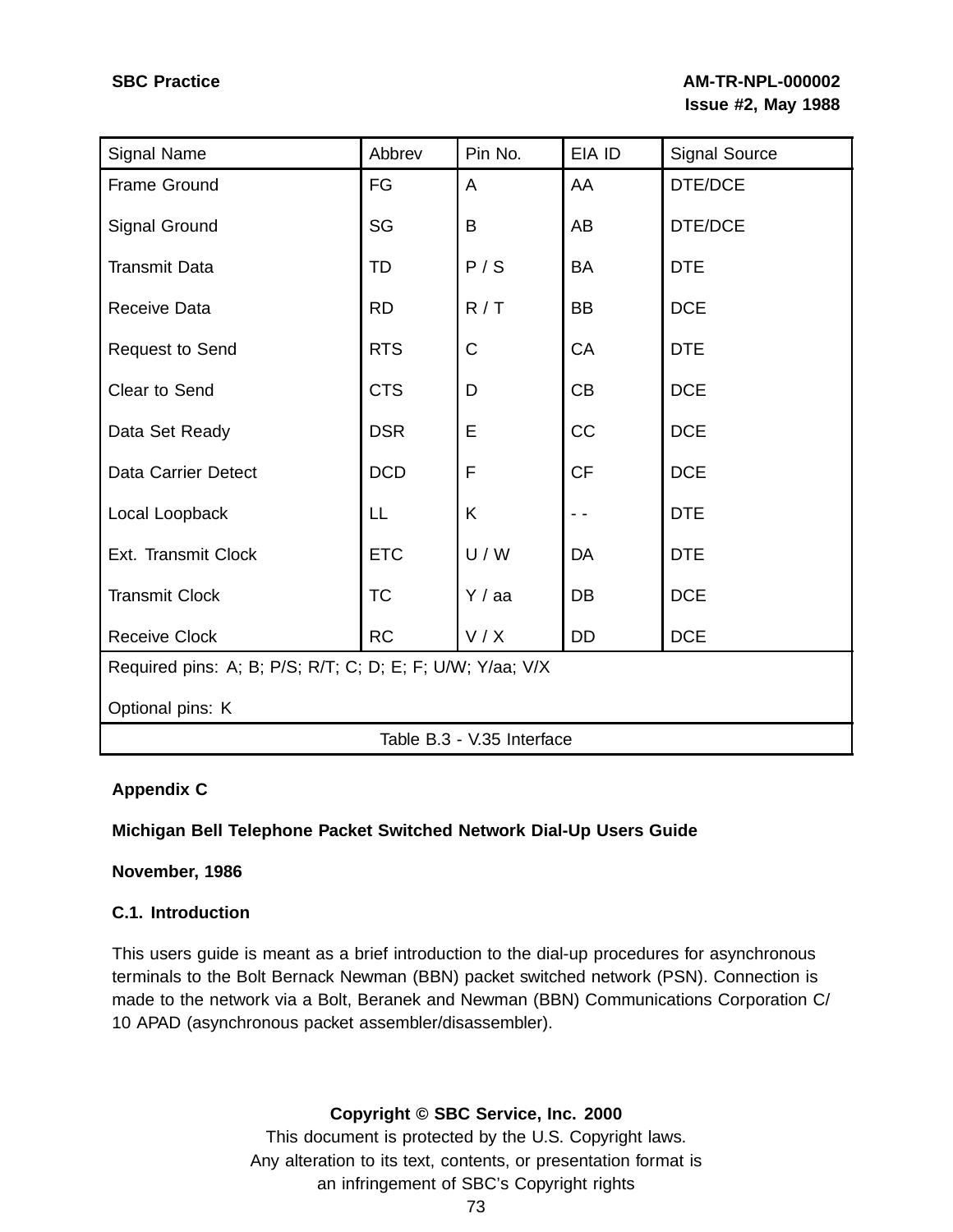| Signal Name | Abbrev | Pin No. | EIA ID | Signal Source |
|---|---|---|---|---|
| Frame Ground | FG | A | AA | DTE/DCE |
| Signal Ground | SG | B | AB | DTE/DCE |
| Transmit Data | TD | P / S | BA | DTE |
| Receive Data | RD | R / T | BB | DCE |
| Request to Send | RTS | C | CA | DTE |
| Clear to Send | CTS | D | CB | DCE |
| Data Set Ready | DSR | E | CC | DCE |
| Data Carrier Detect | DCD | F | CF | DCE |
| Local Loopback | LL | K | - - | DTE |
| Ext. Transmit Clock | ETC | U / W | DA | DTE |
| Transmit Clock | TC | Y / aa | DB | DCE |
| Receive Clock | RC | V / X | DD | DCE |
| Required pins: A; B; P/S; R/T; C; D; E; F; U/W; Y/aa; V/X | | | | |
| Optional pins: K | | | | |

Table B.3 - V.35 Interface

## Appendix C

## Michigan Bell Telephone Packet Switched Network Dial-Up Users Guide

**November, 1986**

### C.1. Introduction

This users guide is meant as a brief introduction to the dial-up procedures for asynchronous terminals to the Bolt Bernack Newman (BBN) packet switched network (PSN). Connection is made to the network via a Bolt, Beranek and Newman (BBN) Communications Corporation C/10 APAD (asynchronous packet assembler/disassembler).

**Copyright © SBC Service, Inc. 2000**
This document is protected by the U.S. Copyright laws.
Any alteration to its text, contents, or presentation format is an infringement of SBC's Copyright rights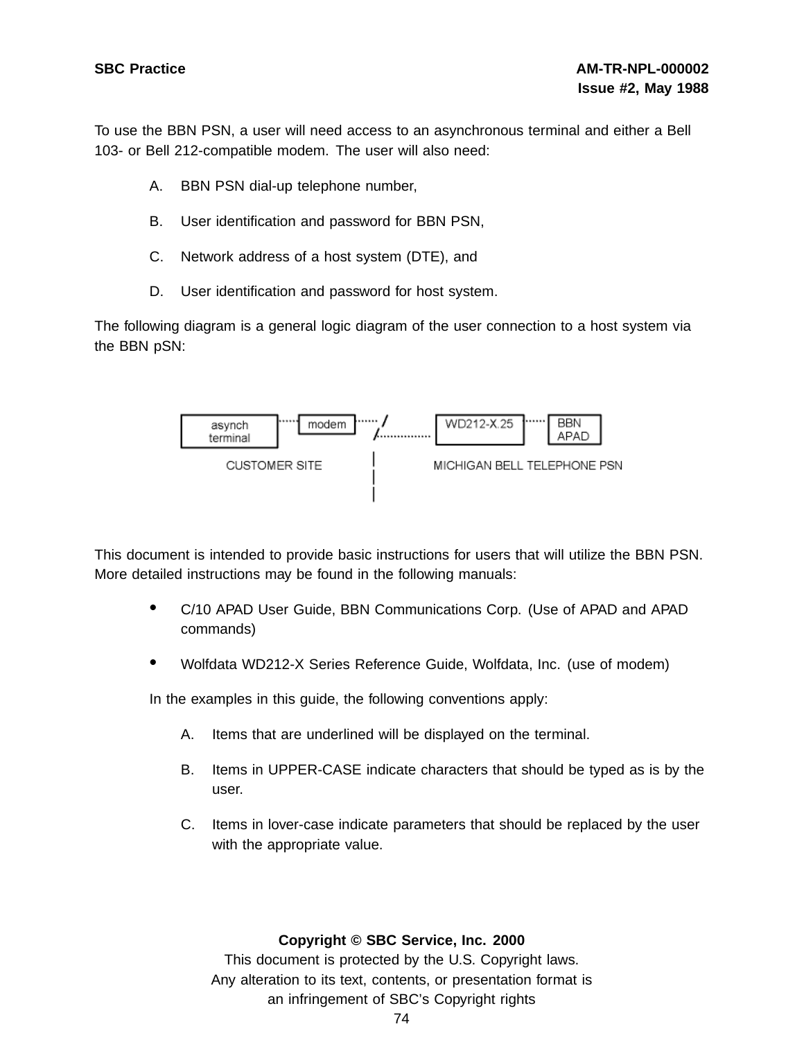To use the BBN PSN, a user will need access to an asynchronous terminal and either a Bell 103- or Bell 212-compatible modem. The user will also need:

A. BBN PSN dial-up telephone number,

B. User identification and password for BBN PSN,

C. Network address of a host system (DTE), and

D. User identification and password for host system.

The following diagram is a general logic diagram of the user connection to a host system via the BBN pSN:

```
+----------+       +-------+         +-----------+       +------+
|  asynch  |.......| modem |...... / | WD212-X.25|.......| BBN  |
| terminal |       +-------+      /..|           |       | APAD |
+----------+                      |  +-----------+       +------+
  CUSTOMER SITE                   |   MICHIGAN BELL TELEPHONE PSN
                                  |
                                  |
```

This document is intended to provide basic instructions for users that will utilize the BBN PSN. More detailed instructions may be found in the following manuals:

- C/10 APAD User Guide, BBN Communications Corp. (Use of APAD and APAD commands)
- Wolfdata WD212-X Series Reference Guide, Wolfdata, Inc. (use of modem)

In the examples in this guide, the following conventions apply:

A. Items that are underlined will be displayed on the terminal.

B. Items in UPPER-CASE indicate characters that should be typed as is by the user.

C. Items in lover-case indicate parameters that should be replaced by the user with the appropriate value.

**Copyright © SBC Service, Inc. 2000**
This document is protected by the U.S. Copyright laws.
Any alteration to its text, contents, or presentation format is an infringement of SBC's Copyright rights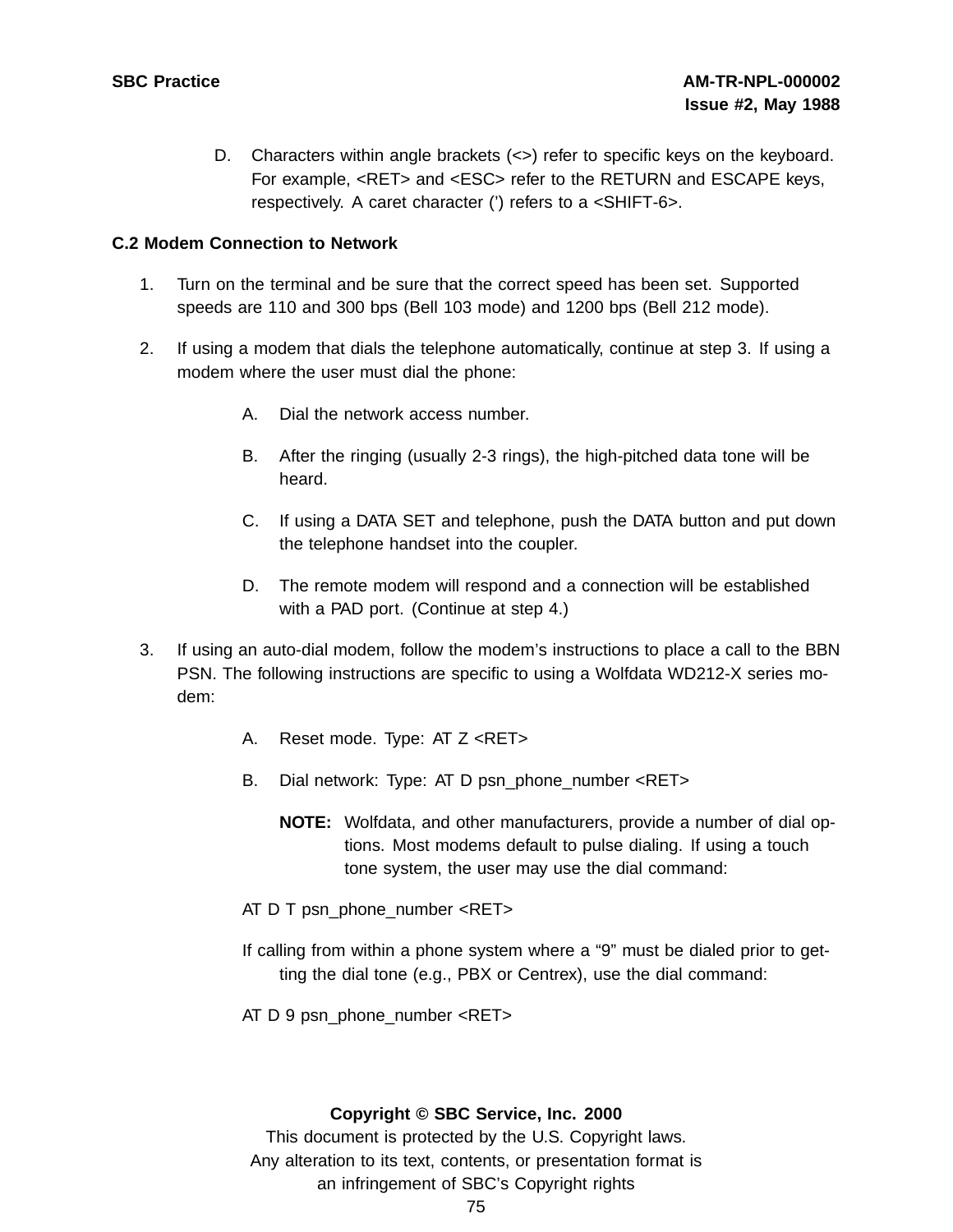D. Characters within angle brackets (<>) refer to specific keys on the keyboard. For example, <RET> and <ESC> refer to the RETURN and ESCAPE keys, respectively. A caret character (') refers to a <SHIFT-6>.

## C.2 Modem Connection to Network

1. Turn on the terminal and be sure that the correct speed has been set. Supported speeds are 110 and 300 bps (Bell 103 mode) and 1200 bps (Bell 212 mode).

2. If using a modem that dials the telephone automatically, continue at step 3. If using a modem where the user must dial the phone:

   A. Dial the network access number.

   B. After the ringing (usually 2-3 rings), the high-pitched data tone will be heard.

   C. If using a DATA SET and telephone, push the DATA button and put down the telephone handset into the coupler.

   D. The remote modem will respond and a connection will be established with a PAD port. (Continue at step 4.)

3. If using an auto-dial modem, follow the modem's instructions to place a call to the BBN PSN. The following instructions are specific to using a Wolfdata WD212-X series modem:

   A. Reset mode. Type: AT Z <RET>

   B. Dial network: Type: AT D psn_phone_number <RET>

   **NOTE:** Wolfdata, and other manufacturers, provide a number of dial options. Most modems default to pulse dialing. If using a touch tone system, the user may use the dial command:

   AT D T psn_phone_number <RET>

   If calling from within a phone system where a "9" must be dialed prior to getting the dial tone (e.g., PBX or Centrex), use the dial command:

   AT D 9 psn_phone_number <RET>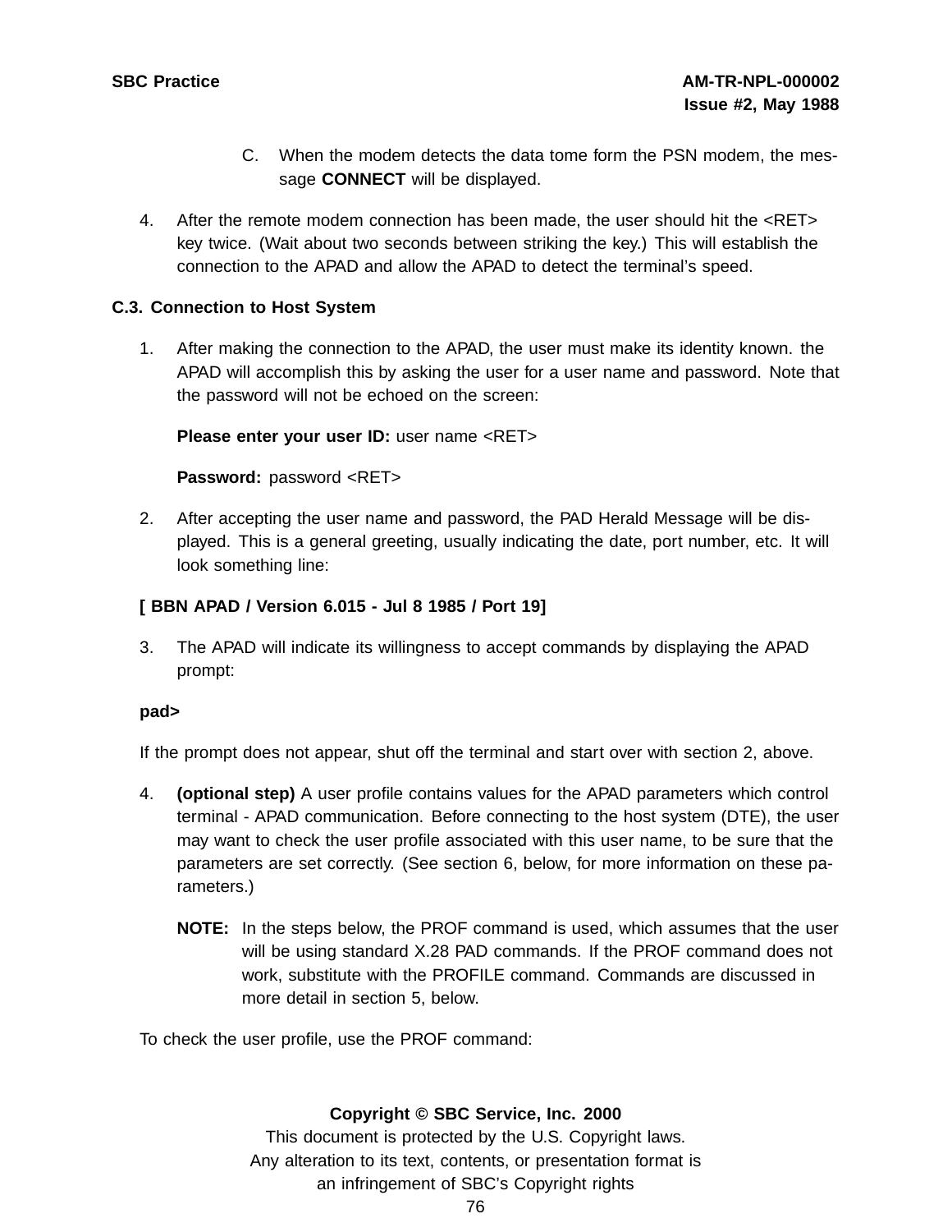C. When the modem detects the data tome form the PSN modem, the message **CONNECT** will be displayed.

4. After the remote modem connection has been made, the user should hit the <RET> key twice. (Wait about two seconds between striking the key.) This will establish the connection to the APAD and allow the APAD to detect the terminal's speed.

### C.3. Connection to Host System

1. After making the connection to the APAD, the user must make its identity known. the APAD will accomplish this by asking the user for a user name and password. Note that the password will not be echoed on the screen:

   **Please enter your user ID:** user name <RET>

   **Password:** password <RET>

2. After accepting the user name and password, the PAD Herald Message will be displayed. This is a general greeting, usually indicating the date, port number, etc. It will look something line:

**[ BBN APAD / Version 6.015 - Jul 8 1985 / Port 19]**

3. The APAD will indicate its willingness to accept commands by displaying the APAD prompt:

**pad>**

If the prompt does not appear, shut off the terminal and start over with section 2, above.

4. **(optional step)** A user profile contains values for the APAD parameters which control terminal - APAD communication. Before connecting to the host system (DTE), the user may want to check the user profile associated with this user name, to be sure that the parameters are set correctly. (See section 6, below, for more information on these parameters.)

   **NOTE:** In the steps below, the PROF command is used, which assumes that the user will be using standard X.28 PAD commands. If the PROF command does not work, substitute with the PROFILE command. Commands are discussed in more detail in section 5, below.

To check the user profile, use the PROF command: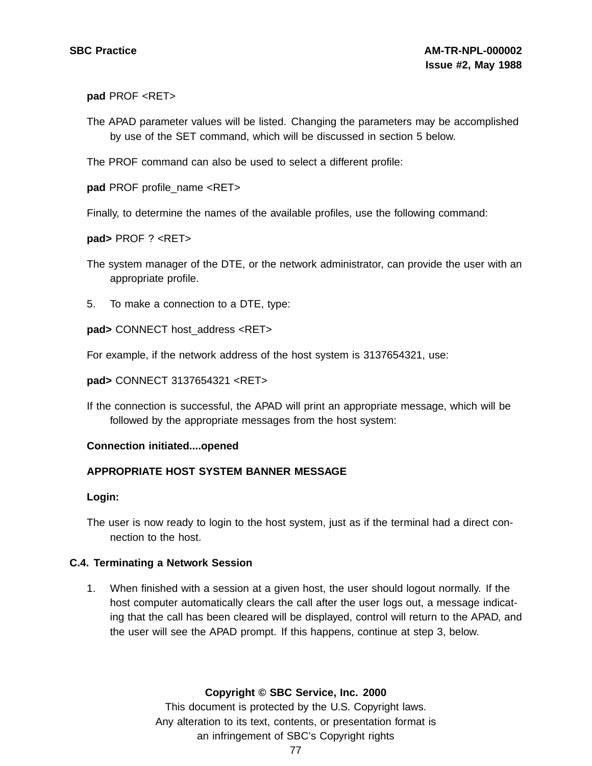**pad** PROF <RET>

The APAD parameter values will be listed. Changing the parameters may be accomplished by use of the SET command, which will be discussed in section 5 below.

The PROF command can also be used to select a different profile:

**pad** PROF profile_name <RET>

Finally, to determine the names of the available profiles, use the following command:

**pad>** PROF ? <RET>

The system manager of the DTE, or the network administrator, can provide the user with an appropriate profile.

5. To make a connection to a DTE, type:

**pad>** CONNECT host_address <RET>

For example, if the network address of the host system is 3137654321, use:

**pad>** CONNECT 3137654321 <RET>

If the connection is successful, the APAD will print an appropriate message, which will be followed by the appropriate messages from the host system:

**Connection initiated....opened**

**APPROPRIATE HOST SYSTEM BANNER MESSAGE**

**Login:**

The user is now ready to login to the host system, just as if the terminal had a direct connection to the host.

### C.4. Terminating a Network Session

1. When finished with a session at a given host, the user should logout normally. If the host computer automatically clears the call after the user logs out, a message indicating that the call has been cleared will be displayed, control will return to the APAD, and the user will see the APAD prompt. If this happens, continue at step 3, below.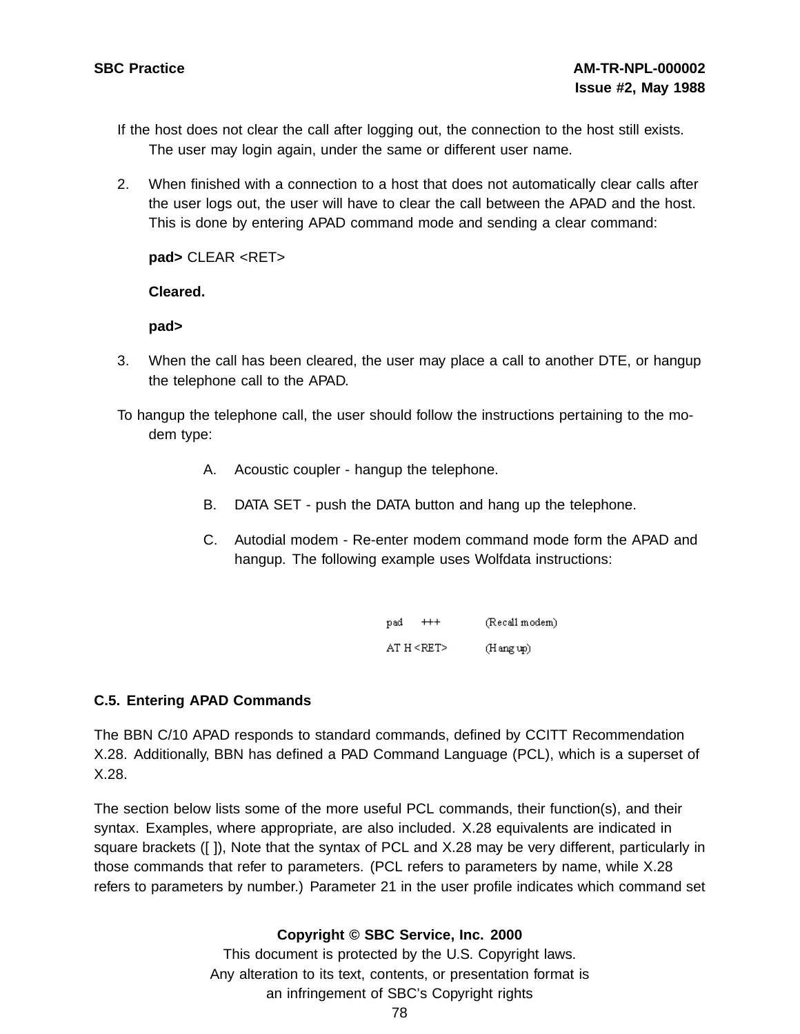If the host does not clear the call after logging out, the connection to the host still exists. The user may login again, under the same or different user name.

2. When finished with a connection to a host that does not automatically clear calls after the user logs out, the user will have to clear the call between the APAD and the host. This is done by entering APAD command mode and sending a clear command:

   **pad>** CLEAR <RET>

   **Cleared.**

   **pad>**

3. When the call has been cleared, the user may place a call to another DTE, or hangup the telephone call to the APAD.

To hangup the telephone call, the user should follow the instructions pertaining to the modem type:

   A. Acoustic coupler - hangup the telephone.

   B. DATA SET - push the DATA button and hang up the telephone.

   C. Autodial modem - Re-enter modem command mode form the APAD and hangup. The following example uses Wolfdata instructions:

```
pad    +++          (Recall modem)
AT H <RET>          (Hang up)
```

### C.5. Entering APAD Commands

The BBN C/10 APAD responds to standard commands, defined by CCITT Recommendation X.28. Additionally, BBN has defined a PAD Command Language (PCL), which is a superset of X.28.

The section below lists some of the more useful PCL commands, their function(s), and their syntax. Examples, where appropriate, are also included. X.28 equivalents are indicated in square brackets ([ ]), Note that the syntax of PCL and X.28 may be very different, particularly in those commands that refer to parameters. (PCL refers to parameters by name, while X.28 refers to parameters by number.) Parameter 21 in the user profile indicates which command set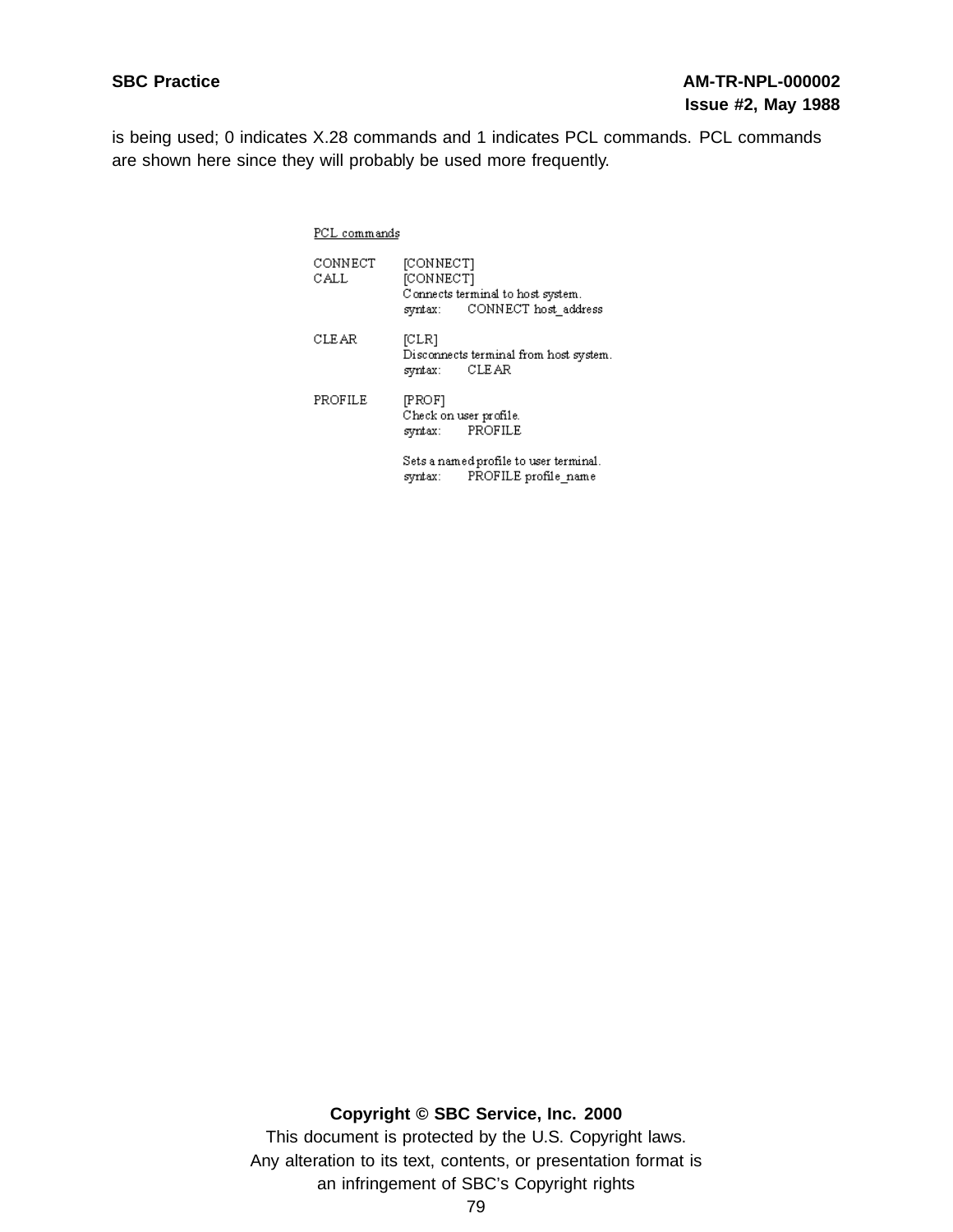is being used; 0 indicates X.28 commands and 1 indicates PCL commands. PCL commands are shown here since they will probably be used more frequently.

PCL commands

CONNECT [CONNECT]
CALL [CONNECT]
Connects terminal to host system.
syntax: CONNECT host_address

CLEAR [CLR]
Disconnects terminal from host system.
syntax: CLEAR

PROFILE [PROF]
Check on user profile.
syntax: PROFILE

Sets a named profile to user terminal.
syntax: PROFILE profile_name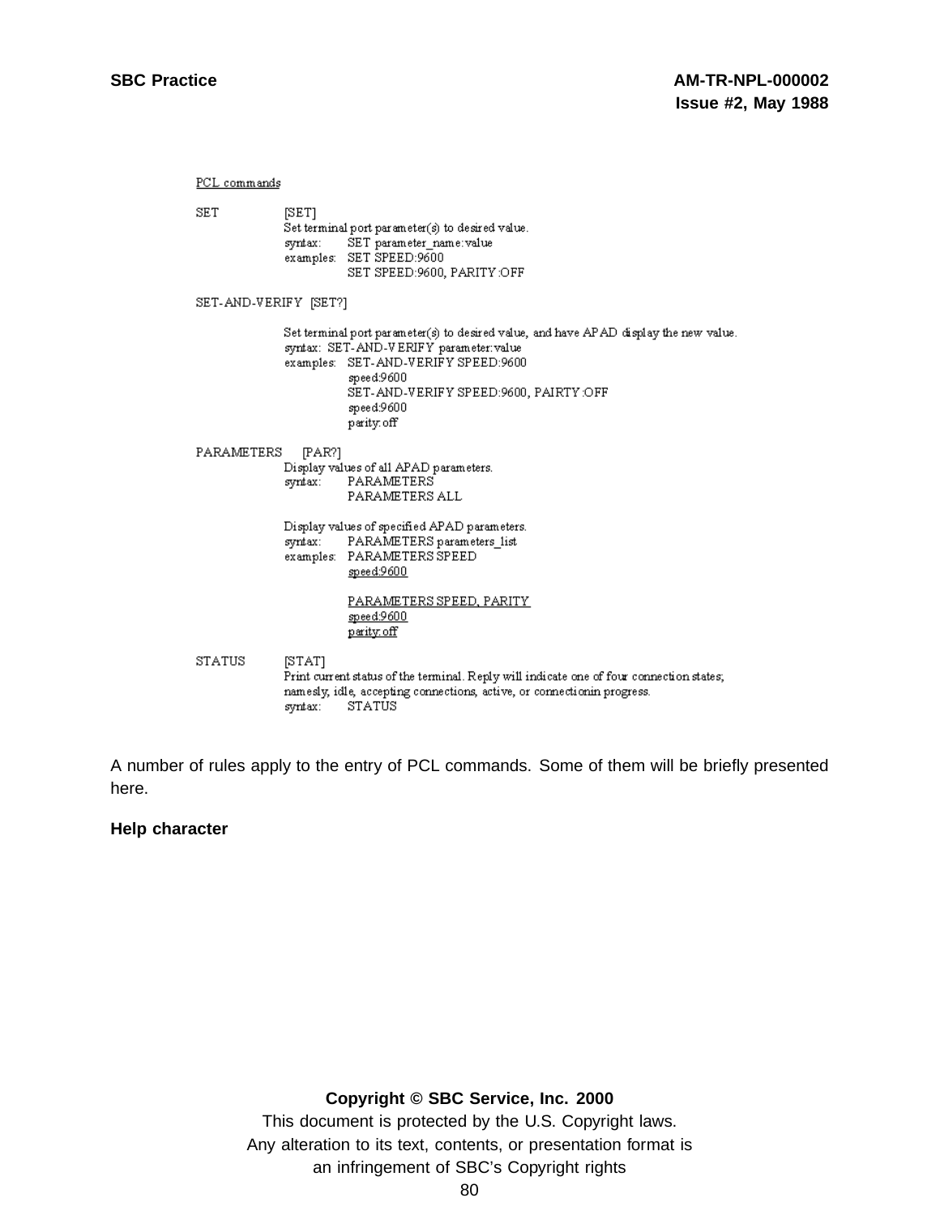PCL commands

SET [SET]
Set terminal port parameter(s) to desired value.

```
syntax:    SET parameter_name:value
examples:  SET SPEED:9600
           SET SPEED:9600, PARITY:OFF
```

SET-AND-VERIFY [SET?]

Set terminal port parameter(s) to desired value, and have APAD display the new value.

```
syntax:  SET-AND-VERIFY parameter:value
examples:  SET-AND-VERIFY SPEED:9600
           speed:9600
           SET-AND-VERIFY SPEED:9600, PAIRTY:OFF
           speed:9600
           parity:off
```

PARAMETERS [PAR?]
Display values of all APAD parameters.

```
syntax:    PARAMETERS
           PARAMETERS ALL
```

Display values of specified APAD parameters.

```
syntax:    PARAMETERS parameters_list
examples:  PARAMETERS SPEED
           speed:9600

           PARAMETERS SPEED, PARITY
           speed:9600
           parity:off
```

STATUS [STAT]
Print current status of the terminal. Reply will indicate one of four connection states; namesly, idle, accepting connections, active, or connectionin progress.

```
syntax:    STATUS
```

A number of rules apply to the entry of PCL commands. Some of them will be briefly presented here.

**Help character**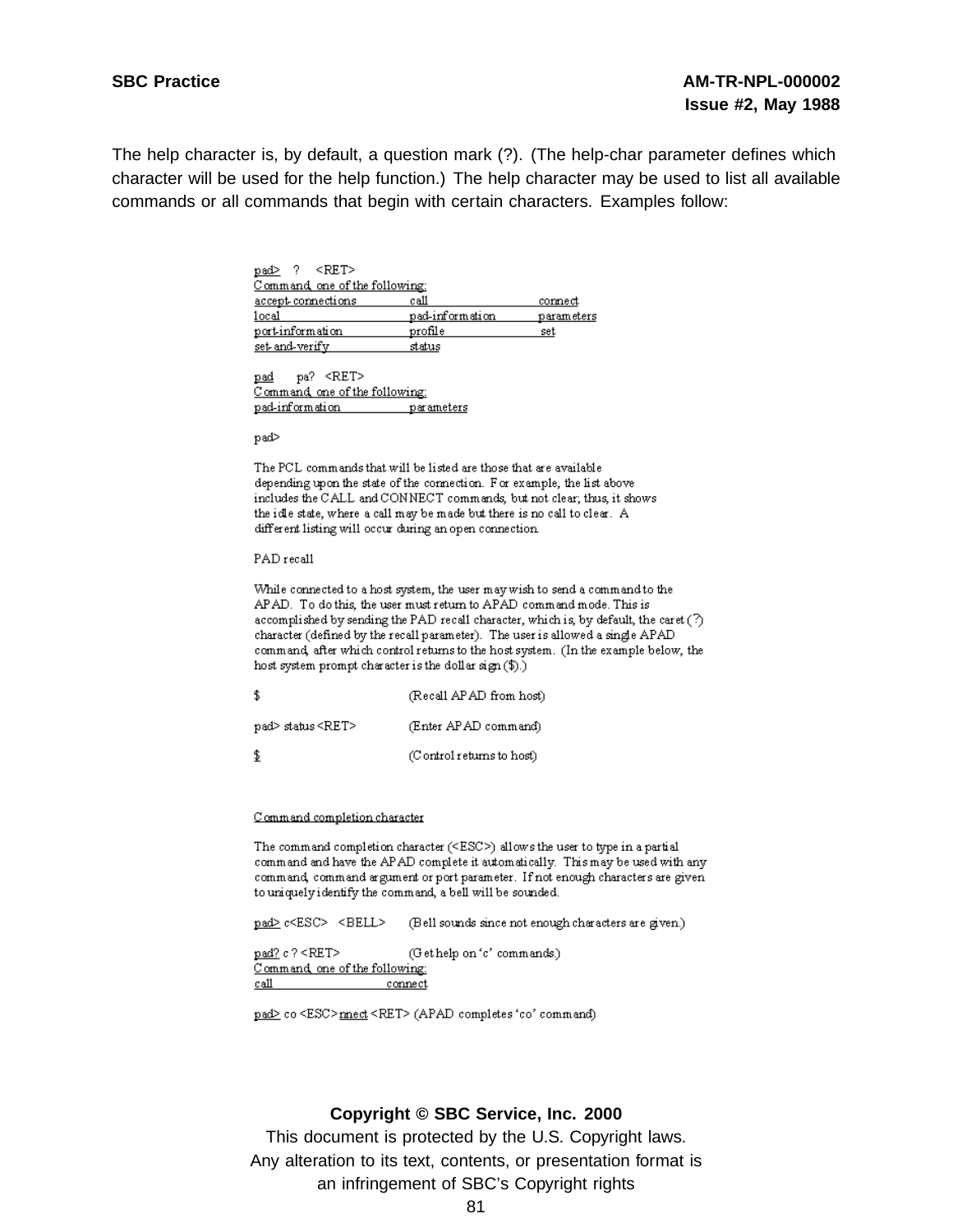The help character is, by default, a question mark (?). (The help-char parameter defines which character will be used for the help function.) The help character may be used to list all available commands or all commands that begin with certain characters. Examples follow:

```
pad>  ?   <RET>
Command, one of the following:
accept-connections        call                 connect
local                     pad-information      parameters
port-information          profile              set
set-and-verify            status

pad     pa?  <RET>
Command, one of the following:
pad-information           parameters

pad>
```

The PCL commands that will be listed are those that are available depending upon the state of the connection. For example, the list above includes the CALL and CONNECT commands, but not clear; thus, it shows the idle state, where a call may be made but there is no call to clear. A different listing will occur during an open connection.

PAD recall

While connected to a host system, the user may wish to send a command to the APAD. To do this, the user must return to APAD command mode. This is accomplished by sending the PAD recall character, which is, by default, the caret (^) character (defined by the recall parameter). The user is allowed a single APAD command, after which control returns to the host system. (In the example below, the host system prompt character is the dollar sign ($).)

```
$                         (Recall APAD from host)

pad> status <RET>         (Enter APAD command)

$                         (Control returns to host)
```

Command completion character

The command completion character (<ESC>) allows the user to type in a partial command and have the APAD complete it automatically. This may be used with any command, command argument or port parameter. If not enough characters are given to uniquely identify the command, a bell will be sounded.

```
pad> c<ESC>   <BELL>      (Bell sounds since not enough characters are given.)

pad? c ? <RET>            (Get help on 'c' commands.)
Command, one of the following:
call                connect

pad> co <ESC>nnect <RET> (APAD completes 'co' command)
```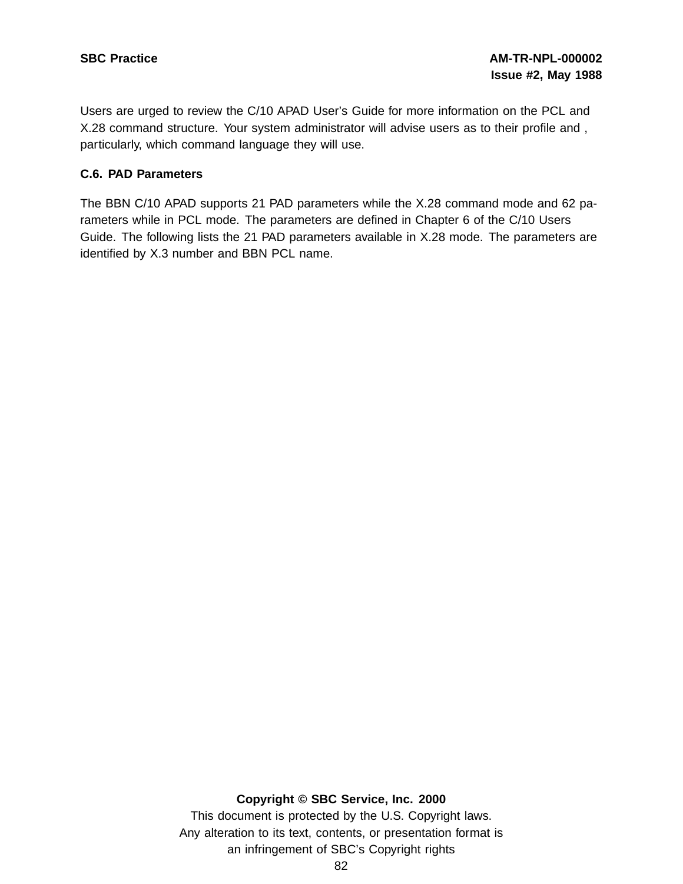Users are urged to review the C/10 APAD User's Guide for more information on the PCL and X.28 command structure. Your system administrator will advise users as to their profile and , particularly, which command language they will use.

### C.6. PAD Parameters

The BBN C/10 APAD supports 21 PAD parameters while the X.28 command mode and 62 parameters while in PCL mode. The parameters are defined in Chapter 6 of the C/10 Users Guide. The following lists the 21 PAD parameters available in X.28 mode. The parameters are identified by X.3 number and BBN PCL name.

**Copyright © SBC Service, Inc. 2000**

This document is protected by the U.S. Copyright laws.
Any alteration to its text, contents, or presentation format is an infringement of SBC's Copyright rights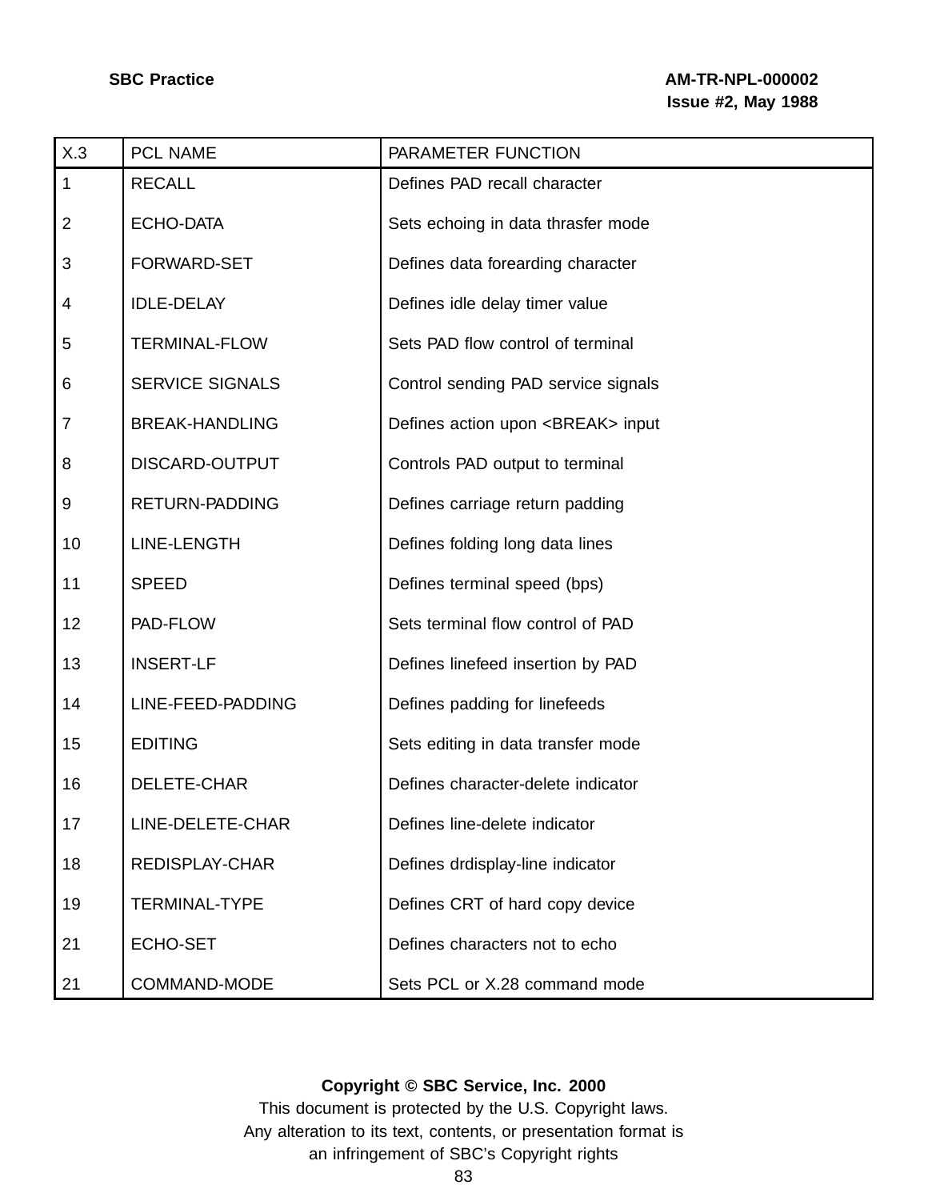| X.3 | PCL NAME | PARAMETER FUNCTION |
|---|---|---|
| 1 | RECALL | Defines PAD recall character |
| 2 | ECHO-DATA | Sets echoing in data thrasfer mode |
| 3 | FORWARD-SET | Defines data forearding character |
| 4 | IDLE-DELAY | Defines idle delay timer value |
| 5 | TERMINAL-FLOW | Sets PAD flow control of terminal |
| 6 | SERVICE SIGNALS | Control sending PAD service signals |
| 7 | BREAK-HANDLING | Defines action upon <BREAK> input |
| 8 | DISCARD-OUTPUT | Controls PAD output to terminal |
| 9 | RETURN-PADDING | Defines carriage return padding |
| 10 | LINE-LENGTH | Defines folding long data lines |
| 11 | SPEED | Defines terminal speed (bps) |
| 12 | PAD-FLOW | Sets terminal flow control of PAD |
| 13 | INSERT-LF | Defines linefeed insertion by PAD |
| 14 | LINE-FEED-PADDING | Defines padding for linefeeds |
| 15 | EDITING | Sets editing in data transfer mode |
| 16 | DELETE-CHAR | Defines character-delete indicator |
| 17 | LINE-DELETE-CHAR | Defines line-delete indicator |
| 18 | REDISPLAY-CHAR | Defines drdisplay-line indicator |
| 19 | TERMINAL-TYPE | Defines CRT of hard copy device |
| 21 | ECHO-SET | Defines characters not to echo |
| 21 | COMMAND-MODE | Sets PCL or X.28 command mode |

**Copyright © SBC Service, Inc. 2000**

This document is protected by the U.S. Copyright laws.
Any alteration to its text, contents, or presentation format is an infringement of SBC's Copyright rights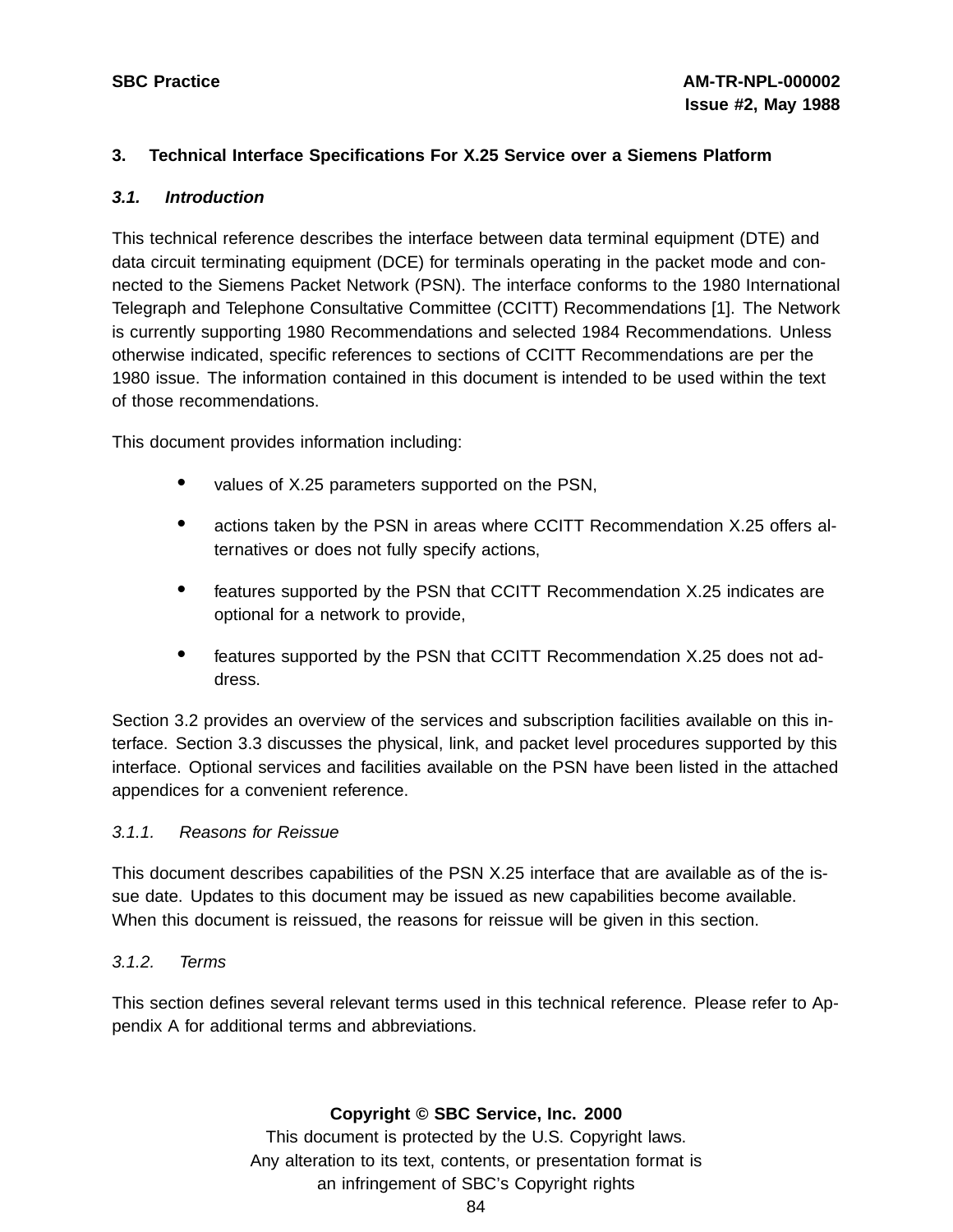## 3. Technical Interface Specifications For X.25 Service over a Siemens Platform

### *3.1. Introduction*

This technical reference describes the interface between data terminal equipment (DTE) and data circuit terminating equipment (DCE) for terminals operating in the packet mode and connected to the Siemens Packet Network (PSN). The interface conforms to the 1980 International Telegraph and Telephone Consultative Committee (CCITT) Recommendations [1]. The Network is currently supporting 1980 Recommendations and selected 1984 Recommendations. Unless otherwise indicated, specific references to sections of CCITT Recommendations are per the 1980 issue. The information contained in this document is intended to be used within the text of those recommendations.

This document provides information including:

- values of X.25 parameters supported on the PSN,
- actions taken by the PSN in areas where CCITT Recommendation X.25 offers alternatives or does not fully specify actions,
- features supported by the PSN that CCITT Recommendation X.25 indicates are optional for a network to provide,
- features supported by the PSN that CCITT Recommendation X.25 does not address.

Section 3.2 provides an overview of the services and subscription facilities available on this interface. Section 3.3 discusses the physical, link, and packet level procedures supported by this interface. Optional services and facilities available on the PSN have been listed in the attached appendices for a convenient reference.

#### *3.1.1. Reasons for Reissue*

This document describes capabilities of the PSN X.25 interface that are available as of the issue date. Updates to this document may be issued as new capabilities become available. When this document is reissued, the reasons for reissue will be given in this section.

#### *3.1.2. Terms*

This section defines several relevant terms used in this technical reference. Please refer to Appendix A for additional terms and abbreviations.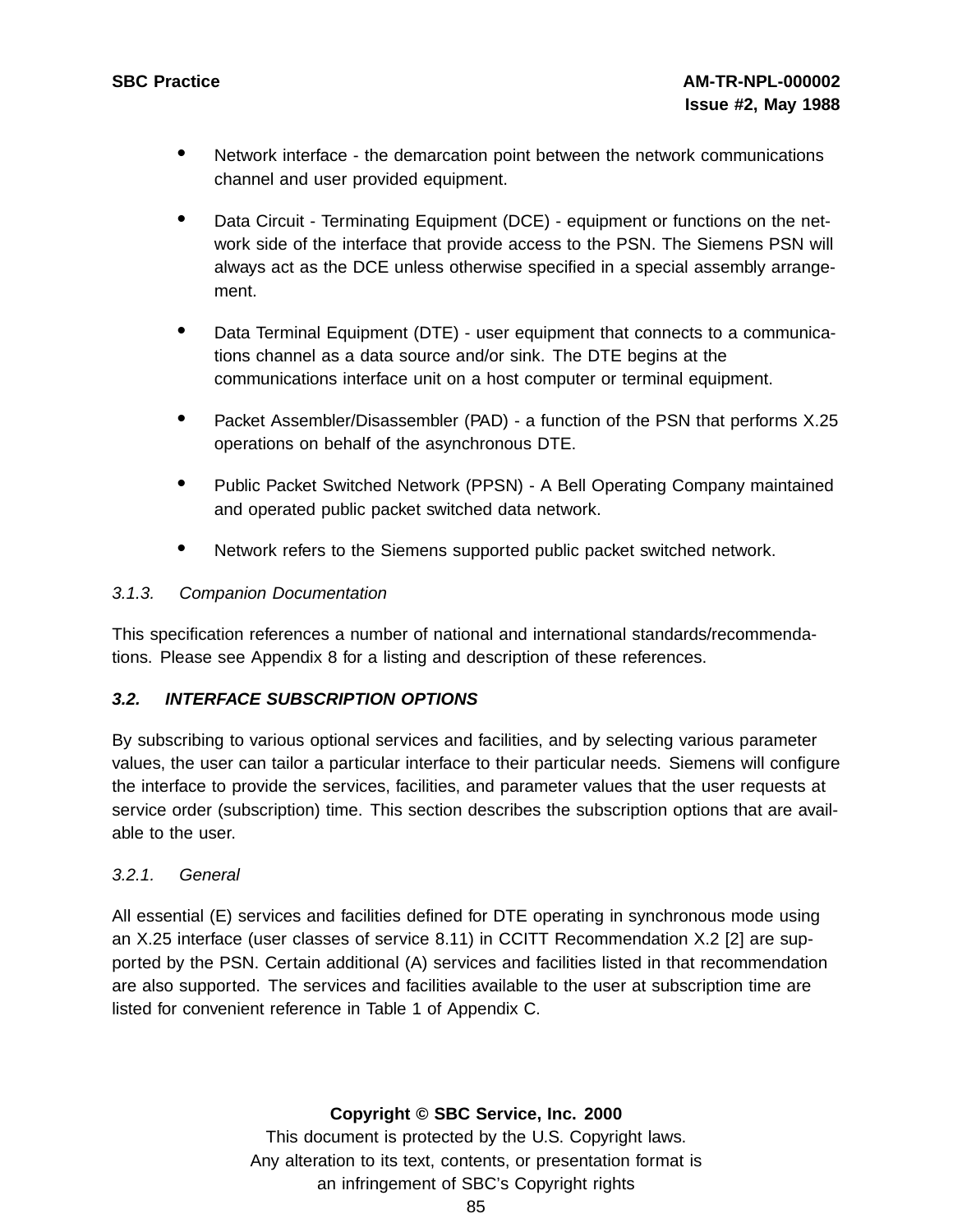- Network interface - the demarcation point between the network communications channel and user provided equipment.
- Data Circuit - Terminating Equipment (DCE) - equipment or functions on the network side of the interface that provide access to the PSN. The Siemens PSN will always act as the DCE unless otherwise specified in a special assembly arrangement.
- Data Terminal Equipment (DTE) - user equipment that connects to a communications channel as a data source and/or sink. The DTE begins at the communications interface unit on a host computer or terminal equipment.
- Packet Assembler/Disassembler (PAD) - a function of the PSN that performs X.25 operations on behalf of the asynchronous DTE.
- Public Packet Switched Network (PPSN) - A Bell Operating Company maintained and operated public packet switched data network.
- Network refers to the Siemens supported public packet switched network.

#### *3.1.3. Companion Documentation*

This specification references a number of national and international standards/recommendations. Please see Appendix 8 for a listing and description of these references.

## ***3.2. INTERFACE SUBSCRIPTION OPTIONS***

By subscribing to various optional services and facilities, and by selecting various parameter values, the user can tailor a particular interface to their particular needs. Siemens will configure the interface to provide the services, facilities, and parameter values that the user requests at service order (subscription) time. This section describes the subscription options that are available to the user.

#### *3.2.1. General*

All essential (E) services and facilities defined for DTE operating in synchronous mode using an X.25 interface (user classes of service 8.11) in CCITT Recommendation X.2 [2] are supported by the PSN. Certain additional (A) services and facilities listed in that recommendation are also supported. The services and facilities available to the user at subscription time are listed for convenient reference in Table 1 of Appendix C.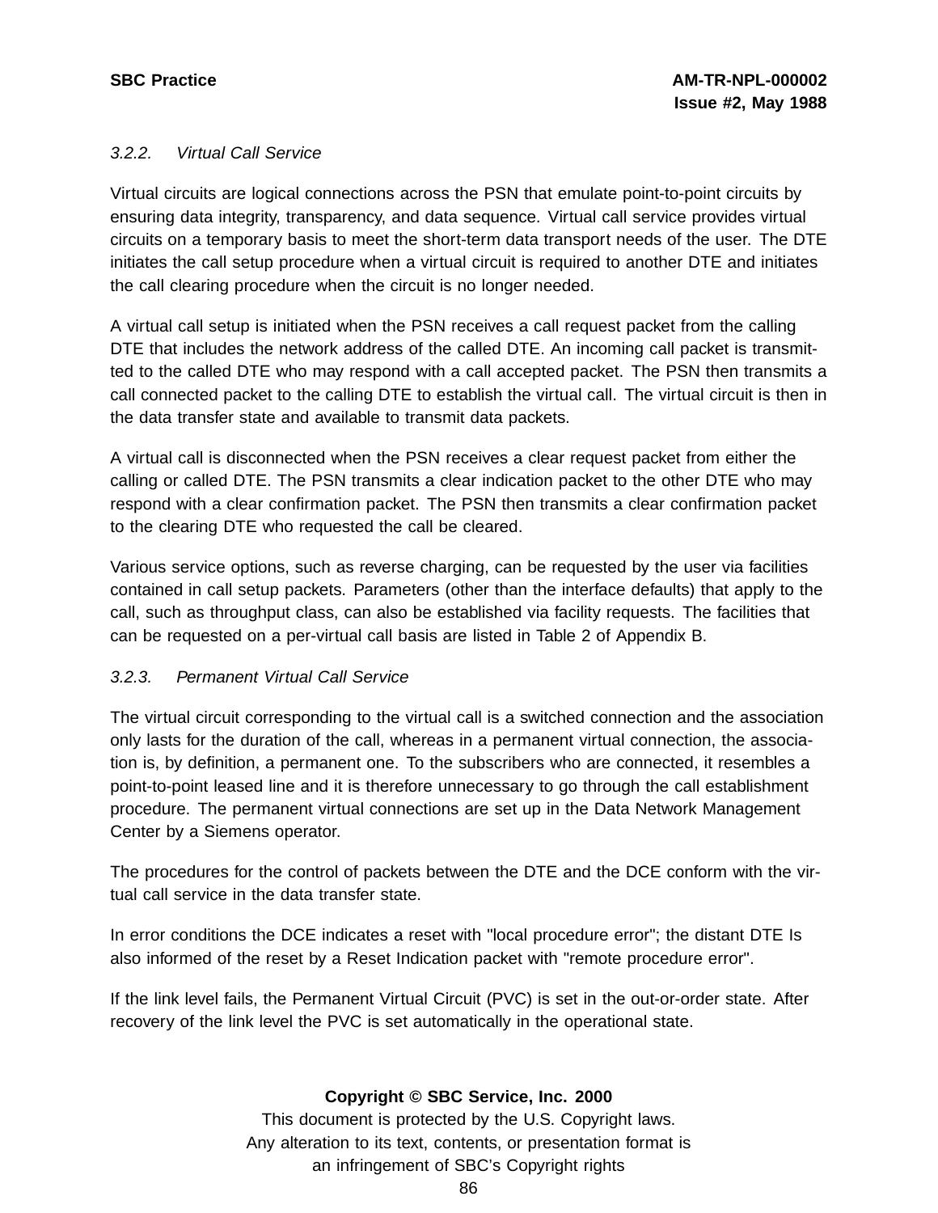### 3.2.2. Virtual Call Service

Virtual circuits are logical connections across the PSN that emulate point-to-point circuits by ensuring data integrity, transparency, and data sequence. Virtual call service provides virtual circuits on a temporary basis to meet the short-term data transport needs of the user. The DTE initiates the call setup procedure when a virtual circuit is required to another DTE and initiates the call clearing procedure when the circuit is no longer needed.

A virtual call setup is initiated when the PSN receives a call request packet from the calling DTE that includes the network address of the called DTE. An incoming call packet is transmitted to the called DTE who may respond with a call accepted packet. The PSN then transmits a call connected packet to the calling DTE to establish the virtual call. The virtual circuit is then in the data transfer state and available to transmit data packets.

A virtual call is disconnected when the PSN receives a clear request packet from either the calling or called DTE. The PSN transmits a clear indication packet to the other DTE who may respond with a clear confirmation packet. The PSN then transmits a clear confirmation packet to the clearing DTE who requested the call be cleared.

Various service options, such as reverse charging, can be requested by the user via facilities contained in call setup packets. Parameters (other than the interface defaults) that apply to the call, such as throughput class, can also be established via facility requests. The facilities that can be requested on a per-virtual call basis are listed in Table 2 of Appendix B.

### 3.2.3. Permanent Virtual Call Service

The virtual circuit corresponding to the virtual call is a switched connection and the association only lasts for the duration of the call, whereas in a permanent virtual connection, the association is, by definition, a permanent one. To the subscribers who are connected, it resembles a point-to-point leased line and it is therefore unnecessary to go through the call establishment procedure. The permanent virtual connections are set up in the Data Network Management Center by a Siemens operator.

The procedures for the control of packets between the DTE and the DCE conform with the virtual call service in the data transfer state.

In error conditions the DCE indicates a reset with "local procedure error"; the distant DTE Is also informed of the reset by a Reset Indication packet with "remote procedure error".

If the link level fails, the Permanent Virtual Circuit (PVC) is set in the out-or-order state. After recovery of the link level the PVC is set automatically in the operational state.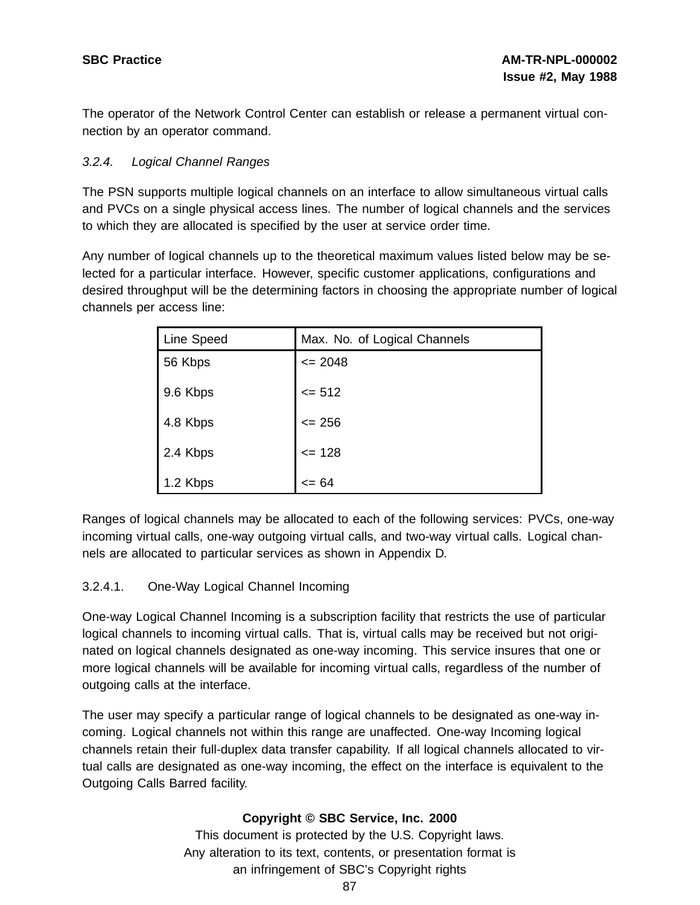The operator of the Network Control Center can establish or release a permanent virtual connection by an operator command.

### 3.2.4. *Logical Channel Ranges*

The PSN supports multiple logical channels on an interface to allow simultaneous virtual calls and PVCs on a single physical access lines. The number of logical channels and the services to which they are allocated is specified by the user at service order time.

Any number of logical channels up to the theoretical maximum values listed below may be selected for a particular interface. However, specific customer applications, configurations and desired throughput will be the determining factors in choosing the appropriate number of logical channels per access line:

| Line Speed | Max. No. of Logical Channels |
|---|---|
| 56 Kbps | <= 2048 |
| 9.6 Kbps | <= 512 |
| 4.8 Kbps | <= 256 |
| 2.4 Kbps | <= 128 |
| 1.2 Kbps | <= 64 |

Ranges of logical channels may be allocated to each of the following services: PVCs, one-way incoming virtual calls, one-way outgoing virtual calls, and two-way virtual calls. Logical channels are allocated to particular services as shown in Appendix D.

#### 3.2.4.1. One-Way Logical Channel Incoming

One-way Logical Channel Incoming is a subscription facility that restricts the use of particular logical channels to incoming virtual calls. That is, virtual calls may be received but not originated on logical channels designated as one-way incoming. This service insures that one or more logical channels will be available for incoming virtual calls, regardless of the number of outgoing calls at the interface.

The user may specify a particular range of logical channels to be designated as one-way incoming. Logical channels not within this range are unaffected. One-way Incoming logical channels retain their full-duplex data transfer capability. If all logical channels allocated to virtual calls are designated as one-way incoming, the effect on the interface is equivalent to the Outgoing Calls Barred facility.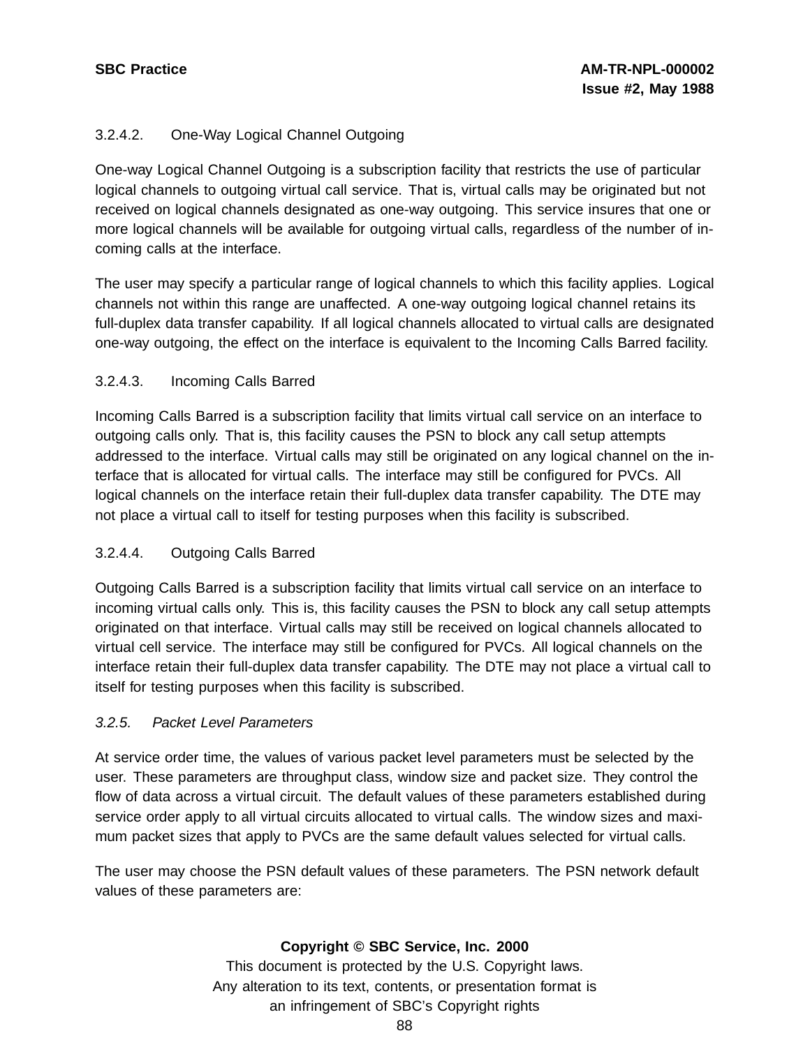#### 3.2.4.2. One-Way Logical Channel Outgoing

One-way Logical Channel Outgoing is a subscription facility that restricts the use of particular logical channels to outgoing virtual call service. That is, virtual calls may be originated but not received on logical channels designated as one-way outgoing. This service insures that one or more logical channels will be available for outgoing virtual calls, regardless of the number of incoming calls at the interface.

The user may specify a particular range of logical channels to which this facility applies. Logical channels not within this range are unaffected. A one-way outgoing logical channel retains its full-duplex data transfer capability. If all logical channels allocated to virtual calls are designated one-way outgoing, the effect on the interface is equivalent to the Incoming Calls Barred facility.

#### 3.2.4.3. Incoming Calls Barred

Incoming Calls Barred is a subscription facility that limits virtual call service on an interface to outgoing calls only. That is, this facility causes the PSN to block any call setup attempts addressed to the interface. Virtual calls may still be originated on any logical channel on the interface that is allocated for virtual calls. The interface may still be configured for PVCs. All logical channels on the interface retain their full-duplex data transfer capability. The DTE may not place a virtual call to itself for testing purposes when this facility is subscribed.

#### 3.2.4.4. Outgoing Calls Barred

Outgoing Calls Barred is a subscription facility that limits virtual call service on an interface to incoming virtual calls only. This is, this facility causes the PSN to block any call setup attempts originated on that interface. Virtual calls may still be received on logical channels allocated to virtual cell service. The interface may still be configured for PVCs. All logical channels on the interface retain their full-duplex data transfer capability. The DTE may not place a virtual call to itself for testing purposes when this facility is subscribed.

### *3.2.5. Packet Level Parameters*

At service order time, the values of various packet level parameters must be selected by the user. These parameters are throughput class, window size and packet size. They control the flow of data across a virtual circuit. The default values of these parameters established during service order apply to all virtual circuits allocated to virtual calls. The window sizes and maximum packet sizes that apply to PVCs are the same default values selected for virtual calls.

The user may choose the PSN default values of these parameters. The PSN network default values of these parameters are: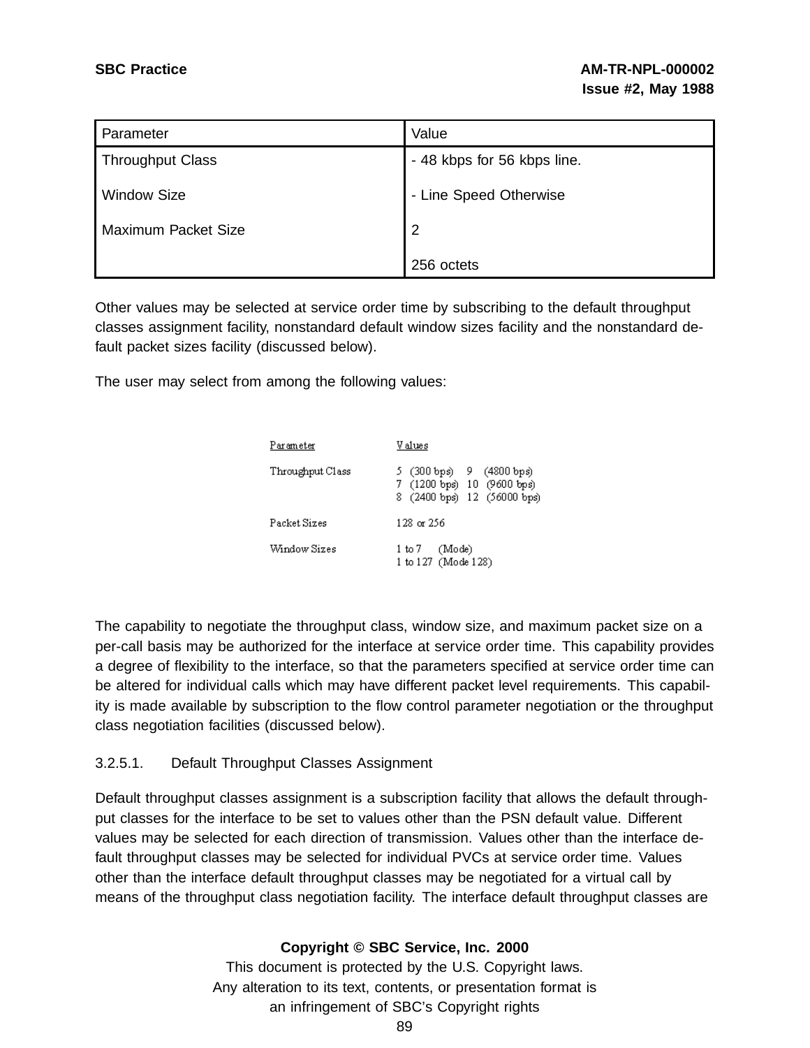| Parameter | Value |
|---|---|
| Throughput Class<br><br>Window Size<br><br>Maximum Packet Size | - 48 kbps for 56 kbps line.<br><br>- Line Speed Otherwise<br><br>2<br><br>256 octets |

Other values may be selected at service order time by subscribing to the default throughput classes assignment facility, nonstandard default window sizes facility and the nonstandard default packet sizes facility (discussed below).

The user may select from among the following values:

| Parameter | Values |
|---|---|
| Throughput Class | 5 (300 bps) 9 (4800 bps)<br>7 (1200 bps) 10 (9600 bps)<br>8 (2400 bps) 12 (56000 bps) |
| Packet Sizes | 128 or 256 |
| Window Sizes | 1 to 7 (Mode)<br>1 to 127 (Mode 128) |

The capability to negotiate the throughput class, window size, and maximum packet size on a per-call basis may be authorized for the interface at service order time. This capability provides a degree of flexibility to the interface, so that the parameters specified at service order time can be altered for individual calls which may have different packet level requirements. This capability is made available by subscription to the flow control parameter negotiation or the throughput class negotiation facilities (discussed below).

#### 3.2.5.1. Default Throughput Classes Assignment

Default throughput classes assignment is a subscription facility that allows the default throughput classes for the interface to be set to values other than the PSN default value. Different values may be selected for each direction of transmission. Values other than the interface default throughput classes may be selected for individual PVCs at service order time. Values other than the interface default throughput classes may be negotiated for a virtual call by means of the throughput class negotiation facility. The interface default throughput classes are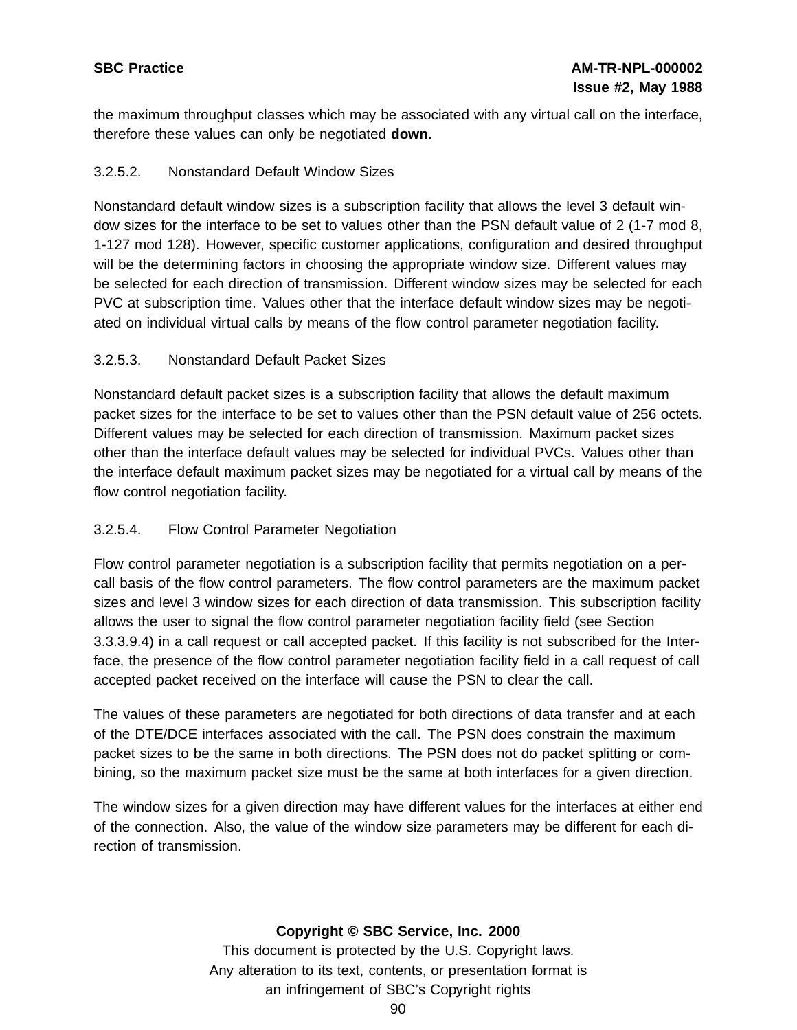the maximum throughput classes which may be associated with any virtual call on the interface, therefore these values can only be negotiated **down**.

### 3.2.5.2. Nonstandard Default Window Sizes

Nonstandard default window sizes is a subscription facility that allows the level 3 default window sizes for the interface to be set to values other than the PSN default value of 2 (1-7 mod 8, 1-127 mod 128). However, specific customer applications, configuration and desired throughput will be the determining factors in choosing the appropriate window size. Different values may be selected for each direction of transmission. Different window sizes may be selected for each PVC at subscription time. Values other that the interface default window sizes may be negotiated on individual virtual calls by means of the flow control parameter negotiation facility.

### 3.2.5.3. Nonstandard Default Packet Sizes

Nonstandard default packet sizes is a subscription facility that allows the default maximum packet sizes for the interface to be set to values other than the PSN default value of 256 octets. Different values may be selected for each direction of transmission. Maximum packet sizes other than the interface default values may be selected for individual PVCs. Values other than the interface default maximum packet sizes may be negotiated for a virtual call by means of the flow control negotiation facility.

### 3.2.5.4. Flow Control Parameter Negotiation

Flow control parameter negotiation is a subscription facility that permits negotiation on a per-call basis of the flow control parameters. The flow control parameters are the maximum packet sizes and level 3 window sizes for each direction of data transmission. This subscription facility allows the user to signal the flow control parameter negotiation facility field (see Section 3.3.3.9.4) in a call request or call accepted packet. If this facility is not subscribed for the Interface, the presence of the flow control parameter negotiation facility field in a call request of call accepted packet received on the interface will cause the PSN to clear the call.

The values of these parameters are negotiated for both directions of data transfer and at each of the DTE/DCE interfaces associated with the call. The PSN does constrain the maximum packet sizes to be the same in both directions. The PSN does not do packet splitting or combining, so the maximum packet size must be the same at both interfaces for a given direction.

The window sizes for a given direction may have different values for the interfaces at either end of the connection. Also, the value of the window size parameters may be different for each direction of transmission.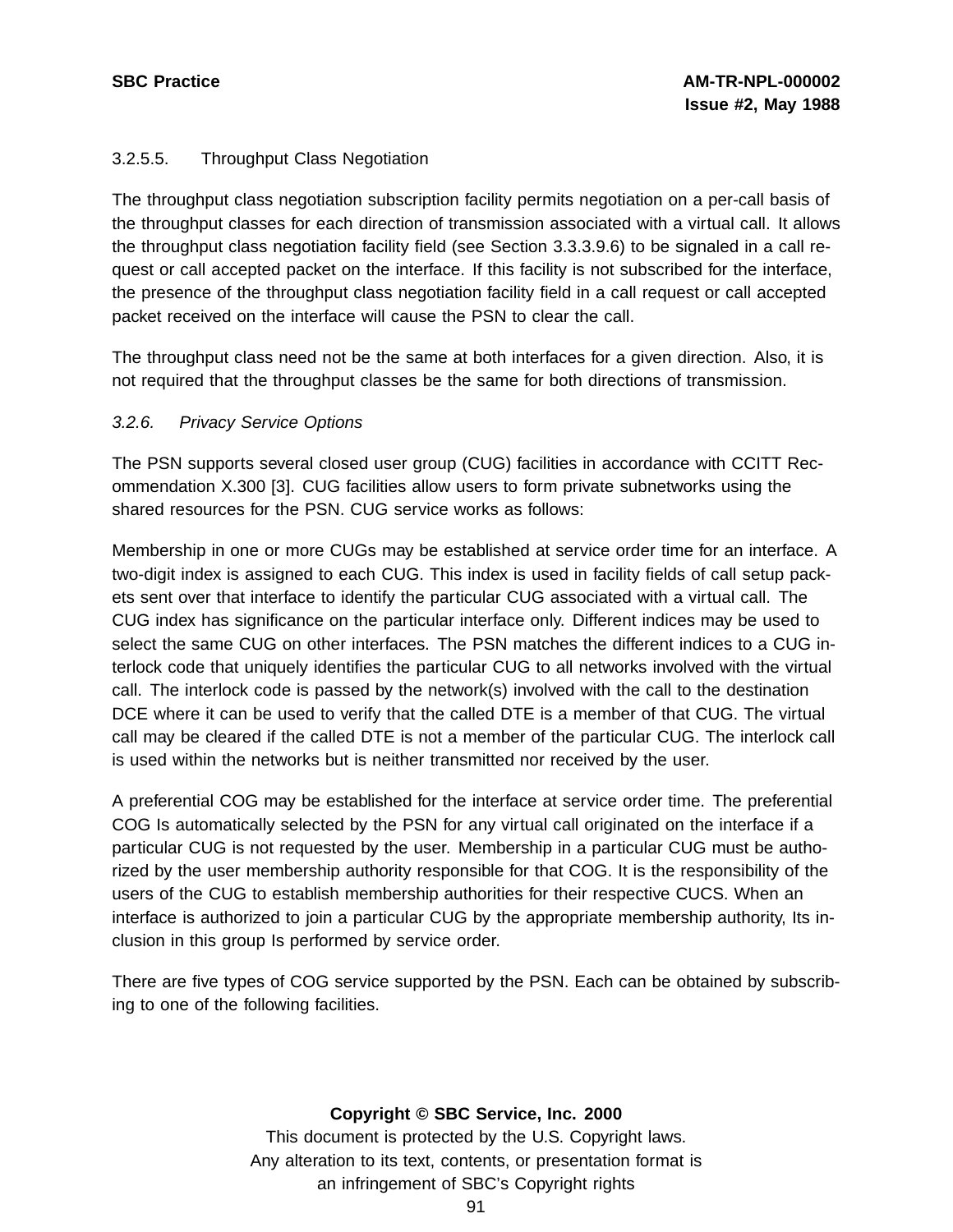### 3.2.5.5. Throughput Class Negotiation

The throughput class negotiation subscription facility permits negotiation on a per-call basis of the throughput classes for each direction of transmission associated with a virtual call. It allows the throughput class negotiation facility field (see Section 3.3.3.9.6) to be signaled in a call request or call accepted packet on the interface. If this facility is not subscribed for the interface, the presence of the throughput class negotiation facility field in a call request or call accepted packet received on the interface will cause the PSN to clear the call.

The throughput class need not be the same at both interfaces for a given direction. Also, it is not required that the throughput classes be the same for both directions of transmission.

### *3.2.6. Privacy Service Options*

The PSN supports several closed user group (CUG) facilities in accordance with CCITT Recommendation X.300 [3]. CUG facilities allow users to form private subnetworks using the shared resources for the PSN. CUG service works as follows:

Membership in one or more CUGs may be established at service order time for an interface. A two-digit index is assigned to each CUG. This index is used in facility fields of call setup packets sent over that interface to identify the particular CUG associated with a virtual call. The CUG index has significance on the particular interface only. Different indices may be used to select the same CUG on other interfaces. The PSN matches the different indices to a CUG interlock code that uniquely identifies the particular CUG to all networks involved with the virtual call. The interlock code is passed by the network(s) involved with the call to the destination DCE where it can be used to verify that the called DTE is a member of that CUG. The virtual call may be cleared if the called DTE is not a member of the particular CUG. The interlock call is used within the networks but is neither transmitted nor received by the user.

A preferential COG may be established for the interface at service order time. The preferential COG Is automatically selected by the PSN for any virtual call originated on the interface if a particular CUG is not requested by the user. Membership in a particular CUG must be authorized by the user membership authority responsible for that COG. It is the responsibility of the users of the CUG to establish membership authorities for their respective CUCS. When an interface is authorized to join a particular CUG by the appropriate membership authority, Its inclusion in this group Is performed by service order.

There are five types of COG service supported by the PSN. Each can be obtained by subscribing to one of the following facilities.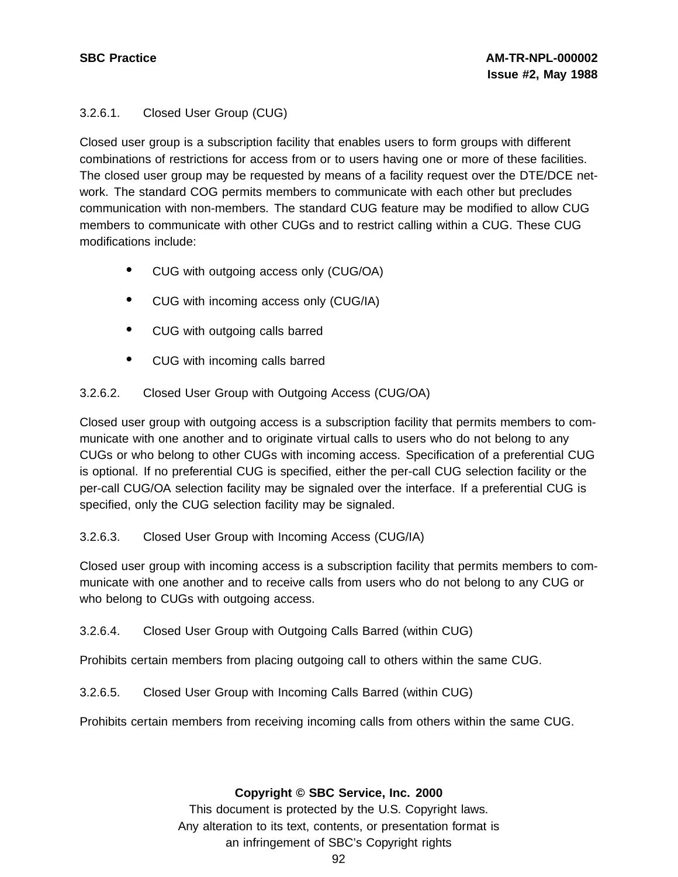#### 3.2.6.1. Closed User Group (CUG)

Closed user group is a subscription facility that enables users to form groups with different combinations of restrictions for access from or to users having one or more of these facilities. The closed user group may be requested by means of a facility request over the DTE/DCE network. The standard COG permits members to communicate with each other but precludes communication with non-members. The standard CUG feature may be modified to allow CUG members to communicate with other CUGs and to restrict calling within a CUG. These CUG modifications include:

- CUG with outgoing access only (CUG/OA)
- CUG with incoming access only (CUG/IA)
- CUG with outgoing calls barred
- CUG with incoming calls barred

#### 3.2.6.2. Closed User Group with Outgoing Access (CUG/OA)

Closed user group with outgoing access is a subscription facility that permits members to communicate with one another and to originate virtual calls to users who do not belong to any CUGs or who belong to other CUGs with incoming access. Specification of a preferential CUG is optional. If no preferential CUG is specified, either the per-call CUG selection facility or the per-call CUG/OA selection facility may be signaled over the interface. If a preferential CUG is specified, only the CUG selection facility may be signaled.

#### 3.2.6.3. Closed User Group with Incoming Access (CUG/IA)

Closed user group with incoming access is a subscription facility that permits members to communicate with one another and to receive calls from users who do not belong to any CUG or who belong to CUGs with outgoing access.

#### 3.2.6.4. Closed User Group with Outgoing Calls Barred (within CUG)

Prohibits certain members from placing outgoing call to others within the same CUG.

#### 3.2.6.5. Closed User Group with Incoming Calls Barred (within CUG)

Prohibits certain members from receiving incoming calls from others within the same CUG.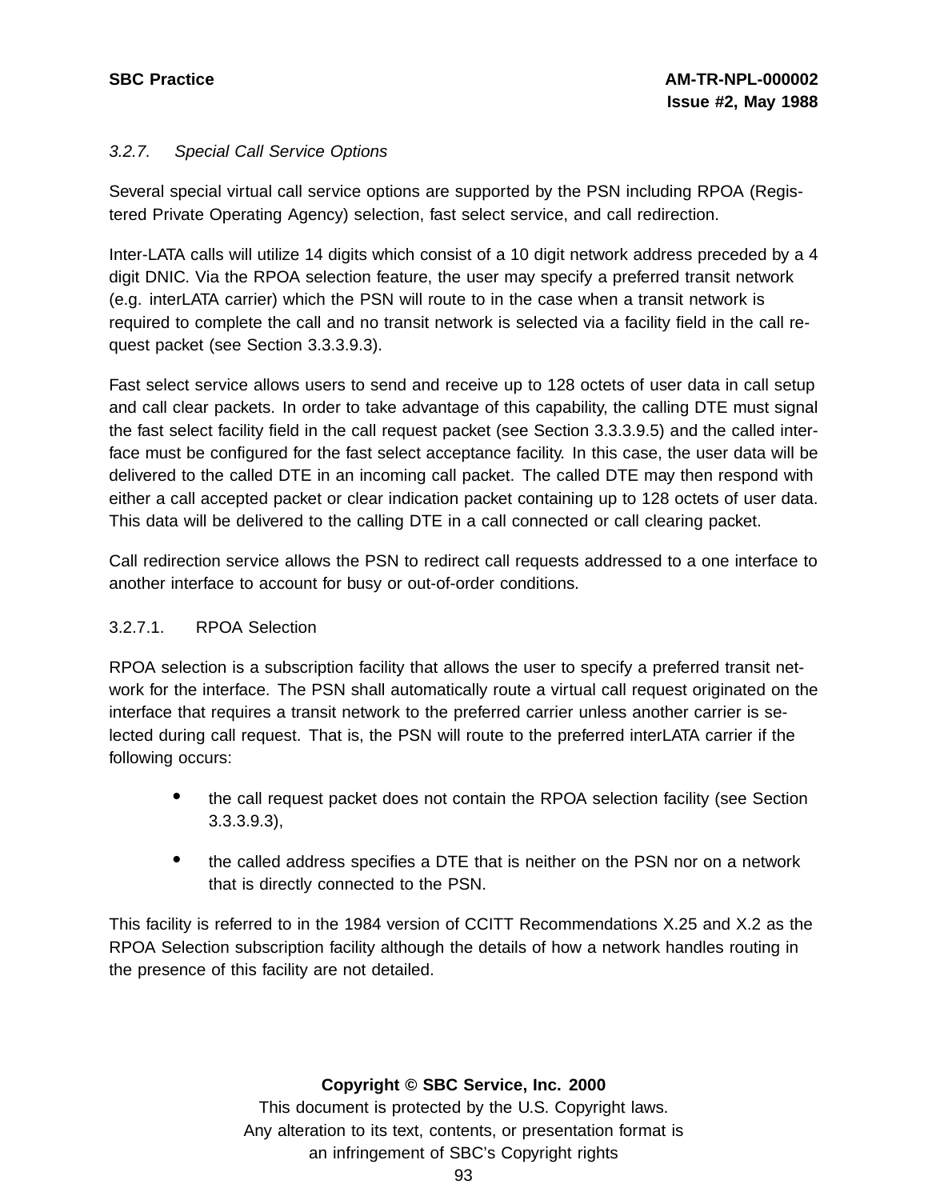### *3.2.7. Special Call Service Options*

Several special virtual call service options are supported by the PSN including RPOA (Registered Private Operating Agency) selection, fast select service, and call redirection.

Inter-LATA calls will utilize 14 digits which consist of a 10 digit network address preceded by a 4 digit DNIC. Via the RPOA selection feature, the user may specify a preferred transit network (e.g. interLATA carrier) which the PSN will route to in the case when a transit network is required to complete the call and no transit network is selected via a facility field in the call request packet (see Section 3.3.3.9.3).

Fast select service allows users to send and receive up to 128 octets of user data in call setup and call clear packets. In order to take advantage of this capability, the calling DTE must signal the fast select facility field in the call request packet (see Section 3.3.3.9.5) and the called interface must be configured for the fast select acceptance facility. In this case, the user data will be delivered to the called DTE in an incoming call packet. The called DTE may then respond with either a call accepted packet or clear indication packet containing up to 128 octets of user data. This data will be delivered to the calling DTE in a call connected or call clearing packet.

Call redirection service allows the PSN to redirect call requests addressed to a one interface to another interface to account for busy or out-of-order conditions.

#### 3.2.7.1. RPOA Selection

RPOA selection is a subscription facility that allows the user to specify a preferred transit network for the interface. The PSN shall automatically route a virtual call request originated on the interface that requires a transit network to the preferred carrier unless another carrier is selected during call request. That is, the PSN will route to the preferred interLATA carrier if the following occurs:

- the call request packet does not contain the RPOA selection facility (see Section 3.3.3.9.3),
- the called address specifies a DTE that is neither on the PSN nor on a network that is directly connected to the PSN.

This facility is referred to in the 1984 version of CCITT Recommendations X.25 and X.2 as the RPOA Selection subscription facility although the details of how a network handles routing in the presence of this facility are not detailed.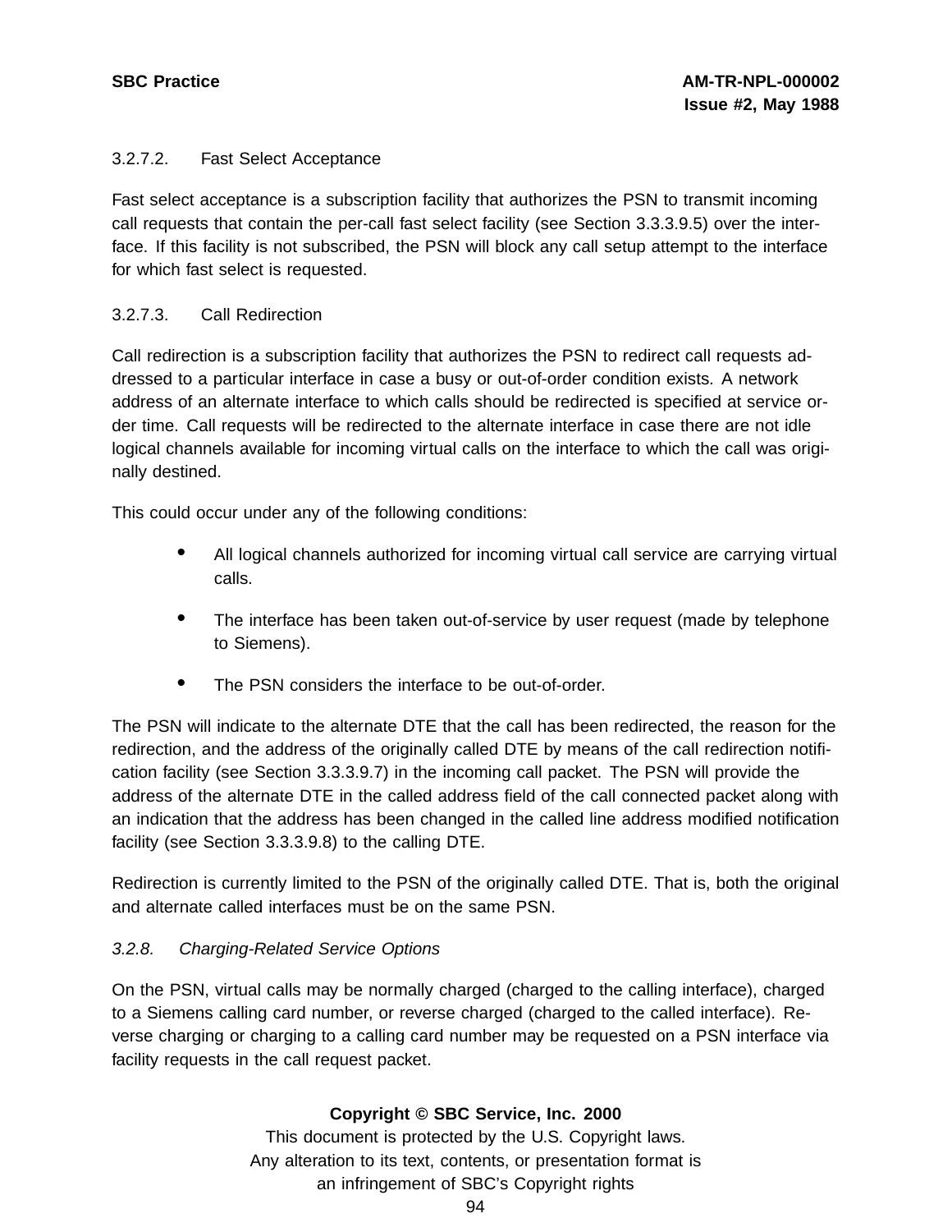#### 3.2.7.2. Fast Select Acceptance

Fast select acceptance is a subscription facility that authorizes the PSN to transmit incoming call requests that contain the per-call fast select facility (see Section 3.3.3.9.5) over the interface. If this facility is not subscribed, the PSN will block any call setup attempt to the interface for which fast select is requested.

#### 3.2.7.3. Call Redirection

Call redirection is a subscription facility that authorizes the PSN to redirect call requests addressed to a particular interface in case a busy or out-of-order condition exists. A network address of an alternate interface to which calls should be redirected is specified at service order time. Call requests will be redirected to the alternate interface in case there are not idle logical channels available for incoming virtual calls on the interface to which the call was originally destined.

This could occur under any of the following conditions:

- All logical channels authorized for incoming virtual call service are carrying virtual calls.
- The interface has been taken out-of-service by user request (made by telephone to Siemens).
- The PSN considers the interface to be out-of-order.

The PSN will indicate to the alternate DTE that the call has been redirected, the reason for the redirection, and the address of the originally called DTE by means of the call redirection notification facility (see Section 3.3.3.9.7) in the incoming call packet. The PSN will provide the address of the alternate DTE in the called address field of the call connected packet along with an indication that the address has been changed in the called line address modified notification facility (see Section 3.3.3.9.8) to the calling DTE.

Redirection is currently limited to the PSN of the originally called DTE. That is, both the original and alternate called interfaces must be on the same PSN.

### *3.2.8. Charging-Related Service Options*

On the PSN, virtual calls may be normally charged (charged to the calling interface), charged to a Siemens calling card number, or reverse charged (charged to the called interface). Reverse charging or charging to a calling card number may be requested on a PSN interface via facility requests in the call request packet.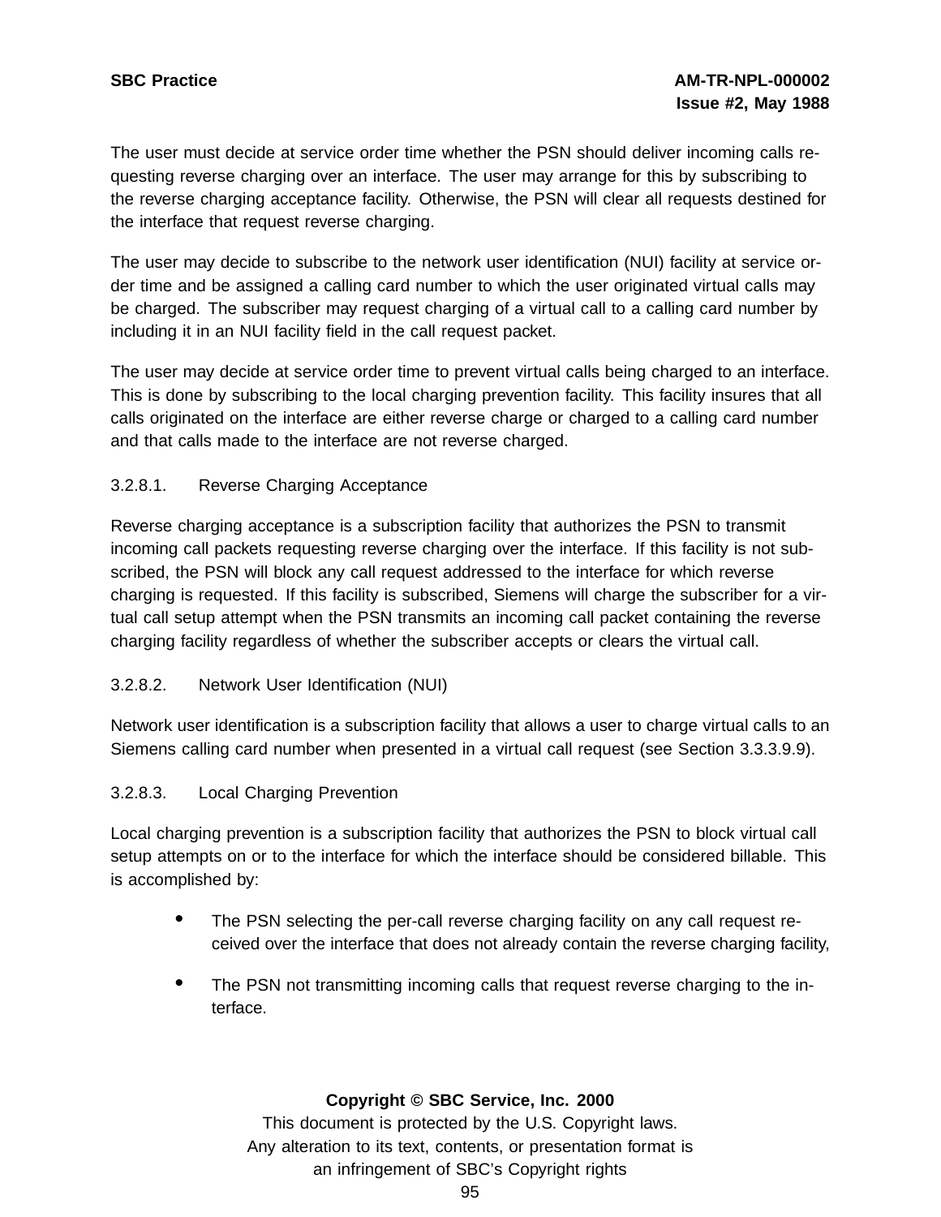The user must decide at service order time whether the PSN should deliver incoming calls requesting reverse charging over an interface. The user may arrange for this by subscribing to the reverse charging acceptance facility. Otherwise, the PSN will clear all requests destined for the interface that request reverse charging.

The user may decide to subscribe to the network user identification (NUI) facility at service order time and be assigned a calling card number to which the user originated virtual calls may be charged. The subscriber may request charging of a virtual call to a calling card number by including it in an NUI facility field in the call request packet.

The user may decide at service order time to prevent virtual calls being charged to an interface. This is done by subscribing to the local charging prevention facility. This facility insures that all calls originated on the interface are either reverse charge or charged to a calling card number and that calls made to the interface are not reverse charged.

#### 3.2.8.1. Reverse Charging Acceptance

Reverse charging acceptance is a subscription facility that authorizes the PSN to transmit incoming call packets requesting reverse charging over the interface. If this facility is not subscribed, the PSN will block any call request addressed to the interface for which reverse charging is requested. If this facility is subscribed, Siemens will charge the subscriber for a virtual call setup attempt when the PSN transmits an incoming call packet containing the reverse charging facility regardless of whether the subscriber accepts or clears the virtual call.

#### 3.2.8.2. Network User Identification (NUI)

Network user identification is a subscription facility that allows a user to charge virtual calls to an Siemens calling card number when presented in a virtual call request (see Section 3.3.3.9.9).

#### 3.2.8.3. Local Charging Prevention

Local charging prevention is a subscription facility that authorizes the PSN to block virtual call setup attempts on or to the interface for which the interface should be considered billable. This is accomplished by:

- The PSN selecting the per-call reverse charging facility on any call request received over the interface that does not already contain the reverse charging facility,
- The PSN not transmitting incoming calls that request reverse charging to the interface.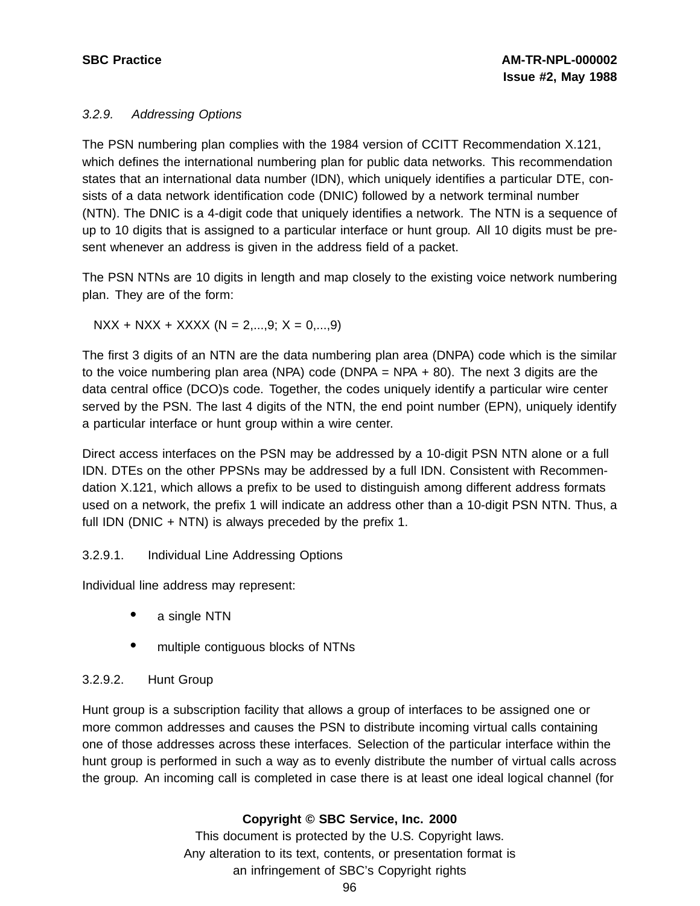### 3.2.9. Addressing Options

The PSN numbering plan complies with the 1984 version of CCITT Recommendation X.121, which defines the international numbering plan for public data networks. This recommendation states that an international data number (IDN), which uniquely identifies a particular DTE, consists of a data network identification code (DNIC) followed by a network terminal number (NTN). The DNIC is a 4-digit code that uniquely identifies a network. The NTN is a sequence of up to 10 digits that is assigned to a particular interface or hunt group. All 10 digits must be present whenever an address is given in the address field of a packet.

The PSN NTNs are 10 digits in length and map closely to the existing voice network numbering plan. They are of the form:

NXX + NXX + XXXX (N = 2,...,9; X = 0,...,9)

The first 3 digits of an NTN are the data numbering plan area (DNPA) code which is the similar to the voice numbering plan area (NPA) code (DNPA = NPA + 80). The next 3 digits are the data central office (DCO)s code. Together, the codes uniquely identify a particular wire center served by the PSN. The last 4 digits of the NTN, the end point number (EPN), uniquely identify a particular interface or hunt group within a wire center.

Direct access interfaces on the PSN may be addressed by a 10-digit PSN NTN alone or a full IDN. DTEs on the other PPSNs may be addressed by a full IDN. Consistent with Recommendation X.121, which allows a prefix to be used to distinguish among different address formats used on a network, the prefix 1 will indicate an address other than a 10-digit PSN NTN. Thus, a full IDN (DNIC + NTN) is always preceded by the prefix 1.

#### 3.2.9.1. Individual Line Addressing Options

Individual line address may represent:

- a single NTN
- multiple contiguous blocks of NTNs

#### 3.2.9.2. Hunt Group

Hunt group is a subscription facility that allows a group of interfaces to be assigned one or more common addresses and causes the PSN to distribute incoming virtual calls containing one of those addresses across these interfaces. Selection of the particular interface within the hunt group is performed in such a way as to evenly distribute the number of virtual calls across the group. An incoming call is completed in case there is at least one ideal logical channel (for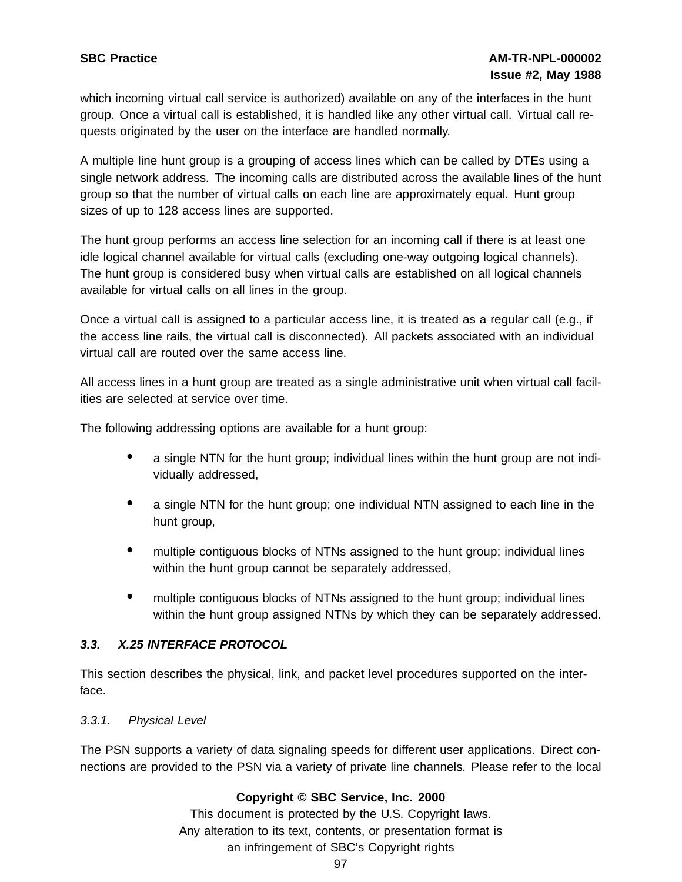which incoming virtual call service is authorized) available on any of the interfaces in the hunt group. Once a virtual call is established, it is handled like any other virtual call. Virtual call requests originated by the user on the interface are handled normally.

A multiple line hunt group is a grouping of access lines which can be called by DTEs using a single network address. The incoming calls are distributed across the available lines of the hunt group so that the number of virtual calls on each line are approximately equal. Hunt group sizes of up to 128 access lines are supported.

The hunt group performs an access line selection for an incoming call if there is at least one idle logical channel available for virtual calls (excluding one-way outgoing logical channels). The hunt group is considered busy when virtual calls are established on all logical channels available for virtual calls on all lines in the group.

Once a virtual call is assigned to a particular access line, it is treated as a regular call (e.g., if the access line rails, the virtual call is disconnected). All packets associated with an individual virtual call are routed over the same access line.

All access lines in a hunt group are treated as a single administrative unit when virtual call facilities are selected at service over time.

The following addressing options are available for a hunt group:

- a single NTN for the hunt group; individual lines within the hunt group are not individually addressed,
- a single NTN for the hunt group; one individual NTN assigned to each line in the hunt group,
- multiple contiguous blocks of NTNs assigned to the hunt group; individual lines within the hunt group cannot be separately addressed,
- multiple contiguous blocks of NTNs assigned to the hunt group; individual lines within the hunt group assigned NTNs by which they can be separately addressed.

### *3.3. X.25 INTERFACE PROTOCOL*

This section describes the physical, link, and packet level procedures supported on the interface.

#### *3.3.1. Physical Level*

The PSN supports a variety of data signaling speeds for different user applications. Direct connections are provided to the PSN via a variety of private line channels. Please refer to the local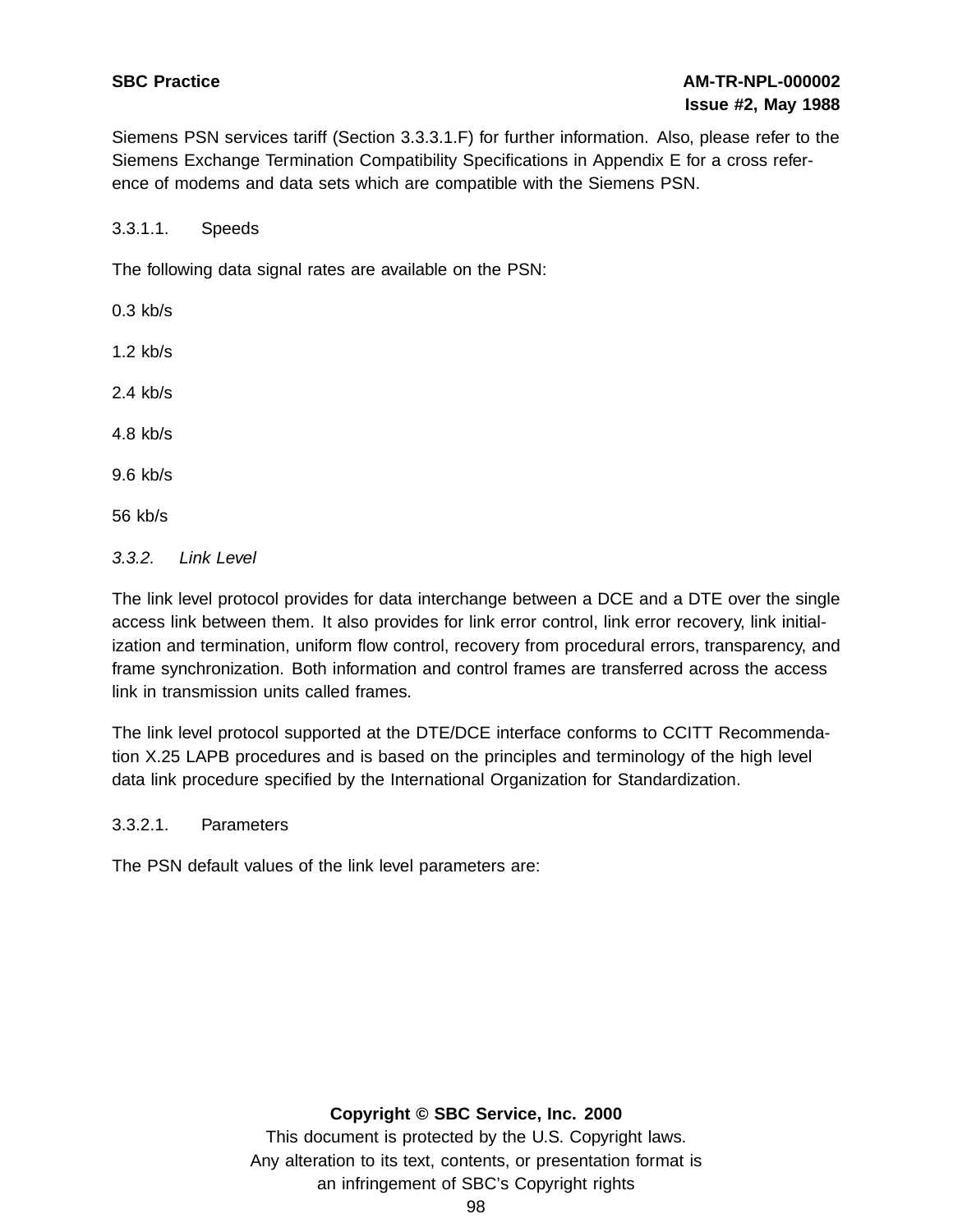Siemens PSN services tariff (Section 3.3.3.1.F) for further information. Also, please refer to the Siemens Exchange Termination Compatibility Specifications in Appendix E for a cross reference of modems and data sets which are compatible with the Siemens PSN.

3.3.1.1. Speeds

The following data signal rates are available on the PSN:

0.3 kb/s

1.2 kb/s

2.4 kb/s

4.8 kb/s

9.6 kb/s

56 kb/s

*3.3.2. Link Level*

The link level protocol provides for data interchange between a DCE and a DTE over the single access link between them. It also provides for link error control, link error recovery, link initialization and termination, uniform flow control, recovery from procedural errors, transparency, and frame synchronization. Both information and control frames are transferred across the access link in transmission units called frames.

The link level protocol supported at the DTE/DCE interface conforms to CCITT Recommendation X.25 LAPB procedures and is based on the principles and terminology of the high level data link procedure specified by the International Organization for Standardization.

3.3.2.1. Parameters

The PSN default values of the link level parameters are: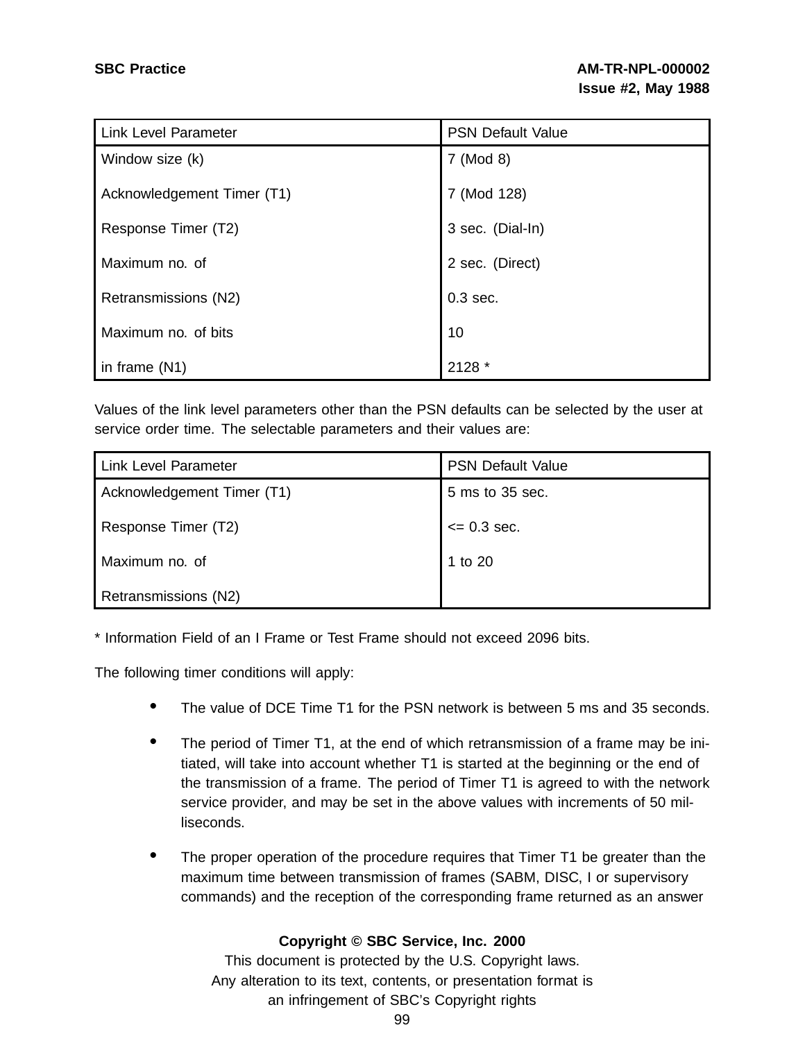| Link Level Parameter | PSN Default Value |
|---|---|
| Window size (k) | 7 (Mod 8) |
| Acknowledgement Timer (T1) | 7 (Mod 128) |
| Response Timer (T2) | 3 sec. (Dial-In) |
| Maximum no. of | 2 sec. (Direct) |
| Retransmissions (N2) | 0.3 sec. |
| Maximum no. of bits | 10 |
| in frame (N1) | 2128 * |

Values of the link level parameters other than the PSN defaults can be selected by the user at service order time. The selectable parameters and their values are:

| Link Level Parameter | PSN Default Value |
|---|---|
| Acknowledgement Timer (T1) | 5 ms to 35 sec. |
| Response Timer (T2) | <= 0.3 sec. |
| Maximum no. of | 1 to 20 |
| Retransmissions (N2) | |

* Information Field of an I Frame or Test Frame should not exceed 2096 bits.

The following timer conditions will apply:

- The value of DCE Time T1 for the PSN network is between 5 ms and 35 seconds.
- The period of Timer T1, at the end of which retransmission of a frame may be initiated, will take into account whether T1 is started at the beginning or the end of the transmission of a frame. The period of Timer T1 is agreed to with the network service provider, and may be set in the above values with increments of 50 milliseconds.
- The proper operation of the procedure requires that Timer T1 be greater than the maximum time between transmission of frames (SABM, DISC, I or supervisory commands) and the reception of the corresponding frame returned as an answer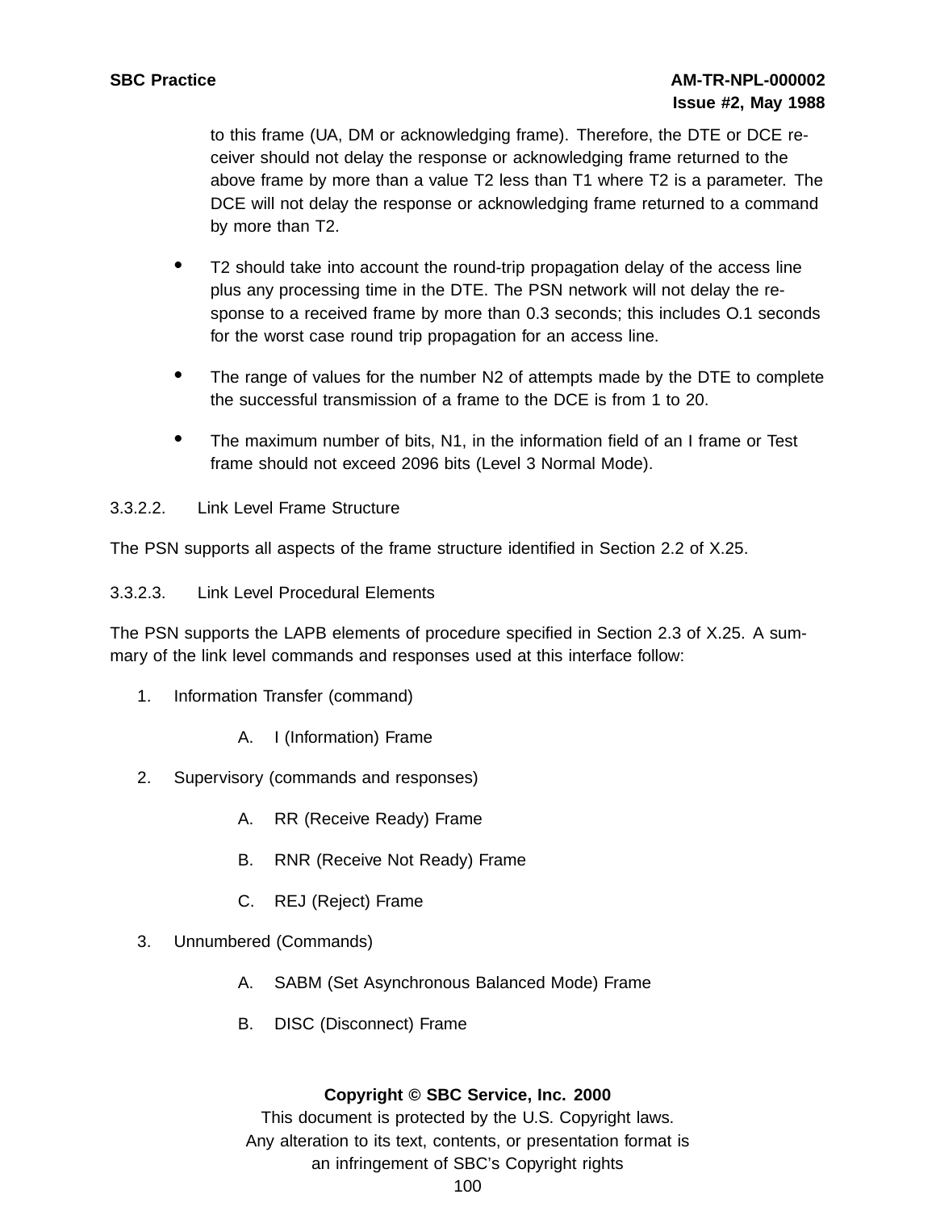to this frame (UA, DM or acknowledging frame). Therefore, the DTE or DCE receiver should not delay the response or acknowledging frame returned to the above frame by more than a value T2 less than T1 where T2 is a parameter. The DCE will not delay the response or acknowledging frame returned to a command by more than T2.

- T2 should take into account the round-trip propagation delay of the access line plus any processing time in the DTE. The PSN network will not delay the response to a received frame by more than 0.3 seconds; this includes O.1 seconds for the worst case round trip propagation for an access line.
- The range of values for the number N2 of attempts made by the DTE to complete the successful transmission of a frame to the DCE is from 1 to 20.
- The maximum number of bits, N1, in the information field of an I frame or Test frame should not exceed 2096 bits (Level 3 Normal Mode).

3.3.2.2. Link Level Frame Structure

The PSN supports all aspects of the frame structure identified in Section 2.2 of X.25.

3.3.2.3. Link Level Procedural Elements

The PSN supports the LAPB elements of procedure specified in Section 2.3 of X.25. A summary of the link level commands and responses used at this interface follow:

1. Information Transfer (command)
   - A. I (Information) Frame
2. Supervisory (commands and responses)
   - A. RR (Receive Ready) Frame
   - B. RNR (Receive Not Ready) Frame
   - C. REJ (Reject) Frame
3. Unnumbered (Commands)
   - A. SABM (Set Asynchronous Balanced Mode) Frame
   - B. DISC (Disconnect) Frame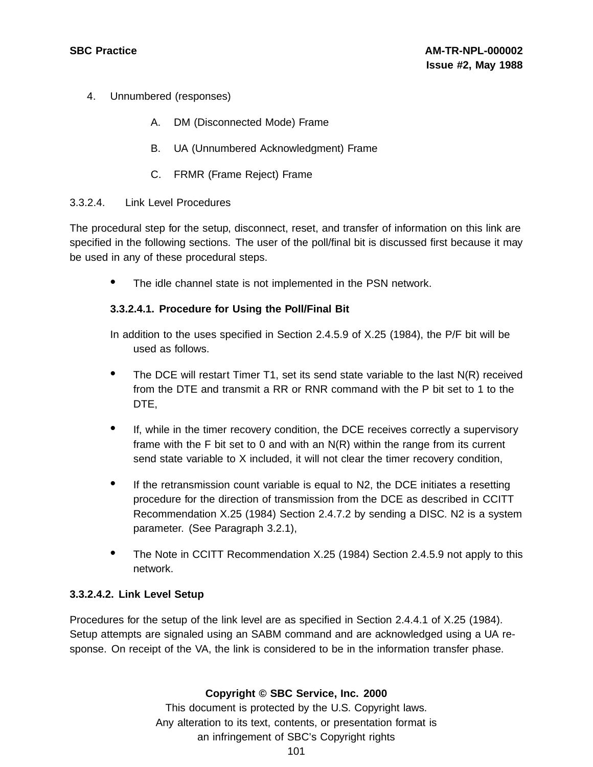4. Unnumbered (responses)

   A. DM (Disconnected Mode) Frame

   B. UA (Unnumbered Acknowledgment) Frame

   C. FRMR (Frame Reject) Frame

3.3.2.4. Link Level Procedures

The procedural step for the setup, disconnect, reset, and transfer of information on this link are specified in the following sections. The user of the poll/final bit is discussed first because it may be used in any of these procedural steps.

- The idle channel state is not implemented in the PSN network.

**3.3.2.4.1. Procedure for Using the Poll/Final Bit**

In addition to the uses specified in Section 2.4.5.9 of X.25 (1984), the P/F bit will be used as follows.

- The DCE will restart Timer T1, set its send state variable to the last N(R) received from the DTE and transmit a RR or RNR command with the P bit set to 1 to the DTE,
- If, while in the timer recovery condition, the DCE receives correctly a supervisory frame with the F bit set to 0 and with an N(R) within the range from its current send state variable to X included, it will not clear the timer recovery condition,
- If the retransmission count variable is equal to N2, the DCE initiates a resetting procedure for the direction of transmission from the DCE as described in CCITT Recommendation X.25 (1984) Section 2.4.7.2 by sending a DISC. N2 is a system parameter. (See Paragraph 3.2.1),
- The Note in CCITT Recommendation X.25 (1984) Section 2.4.5.9 not apply to this network.

**3.3.2.4.2. Link Level Setup**

Procedures for the setup of the link level are as specified in Section 2.4.4.1 of X.25 (1984). Setup attempts are signaled using an SABM command and are acknowledged using a UA response. On receipt of the VA, the link is considered to be in the information transfer phase.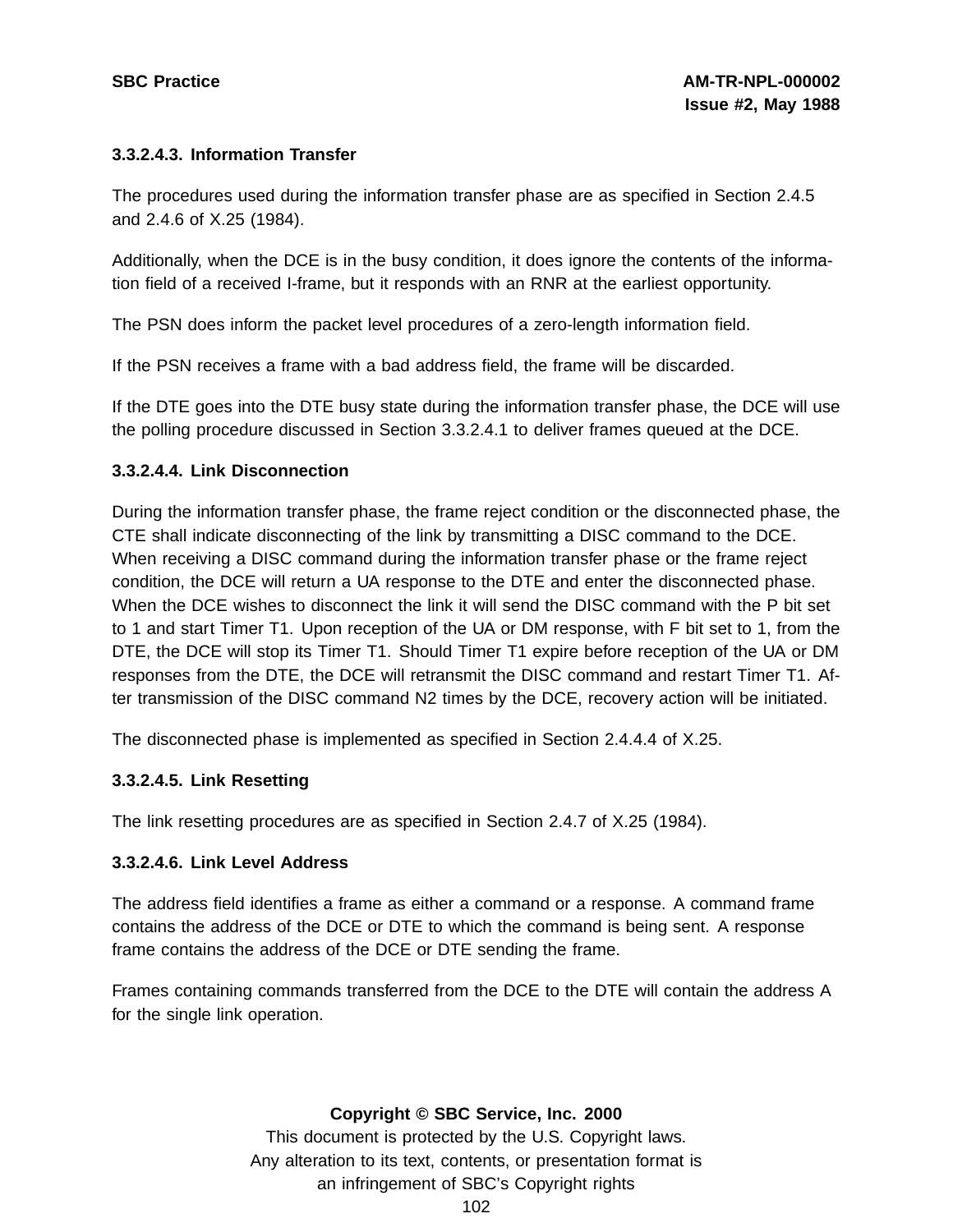#### 3.3.2.4.3. Information Transfer

The procedures used during the information transfer phase are as specified in Section 2.4.5 and 2.4.6 of X.25 (1984).

Additionally, when the DCE is in the busy condition, it does ignore the contents of the information field of a received I-frame, but it responds with an RNR at the earliest opportunity.

The PSN does inform the packet level procedures of a zero-length information field.

If the PSN receives a frame with a bad address field, the frame will be discarded.

If the DTE goes into the DTE busy state during the information transfer phase, the DCE will use the polling procedure discussed in Section 3.3.2.4.1 to deliver frames queued at the DCE.

#### 3.3.2.4.4. Link Disconnection

During the information transfer phase, the frame reject condition or the disconnected phase, the CTE shall indicate disconnecting of the link by transmitting a DISC command to the DCE. When receiving a DISC command during the information transfer phase or the frame reject condition, the DCE will return a UA response to the DTE and enter the disconnected phase. When the DCE wishes to disconnect the link it will send the DISC command with the P bit set to 1 and start Timer T1. Upon reception of the UA or DM response, with F bit set to 1, from the DTE, the DCE will stop its Timer T1. Should Timer T1 expire before reception of the UA or DM responses from the DTE, the DCE will retransmit the DISC command and restart Timer T1. After transmission of the DISC command N2 times by the DCE, recovery action will be initiated.

The disconnected phase is implemented as specified in Section 2.4.4.4 of X.25.

#### 3.3.2.4.5. Link Resetting

The link resetting procedures are as specified in Section 2.4.7 of X.25 (1984).

#### 3.3.2.4.6. Link Level Address

The address field identifies a frame as either a command or a response. A command frame contains the address of the DCE or DTE to which the command is being sent. A response frame contains the address of the DCE or DTE sending the frame.

Frames containing commands transferred from the DCE to the DTE will contain the address A for the single link operation.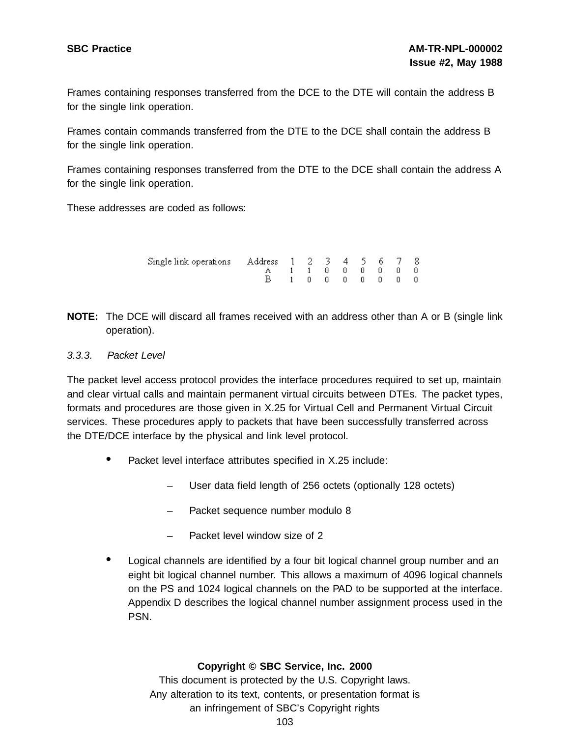Frames containing responses transferred from the DCE to the DTE will contain the address B for the single link operation.

Frames contain commands transferred from the DTE to the DCE shall contain the address B for the single link operation.

Frames containing responses transferred from the DTE to the DCE shall contain the address A for the single link operation.

These addresses are coded as follows:

| Single link operations | Address | 1 | 2 | 3 | 4 | 5 | 6 | 7 | 8 |
|---|---|---|---|---|---|---|---|---|---|
| | A | 1 | 1 | 0 | 0 | 0 | 0 | 0 | 0 |
| | B | 1 | 0 | 0 | 0 | 0 | 0 | 0 | 0 |

**NOTE:** The DCE will discard all frames received with an address other than A or B (single link operation).

### *3.3.3. Packet Level*

The packet level access protocol provides the interface procedures required to set up, maintain and clear virtual calls and maintain permanent virtual circuits between DTEs. The packet types, formats and procedures are those given in X.25 for Virtual Cell and Permanent Virtual Circuit services. These procedures apply to packets that have been successfully transferred across the DTE/DCE interface by the physical and link level protocol.

- Packet level interface attributes specified in X.25 include:
  - User data field length of 256 octets (optionally 128 octets)
  - Packet sequence number modulo 8
  - Packet level window size of 2
- Logical channels are identified by a four bit logical channel group number and an eight bit logical channel number. This allows a maximum of 4096 logical channels on the PS and 1024 logical channels on the PAD to be supported at the interface. Appendix D describes the logical channel number assignment process used in the PSN.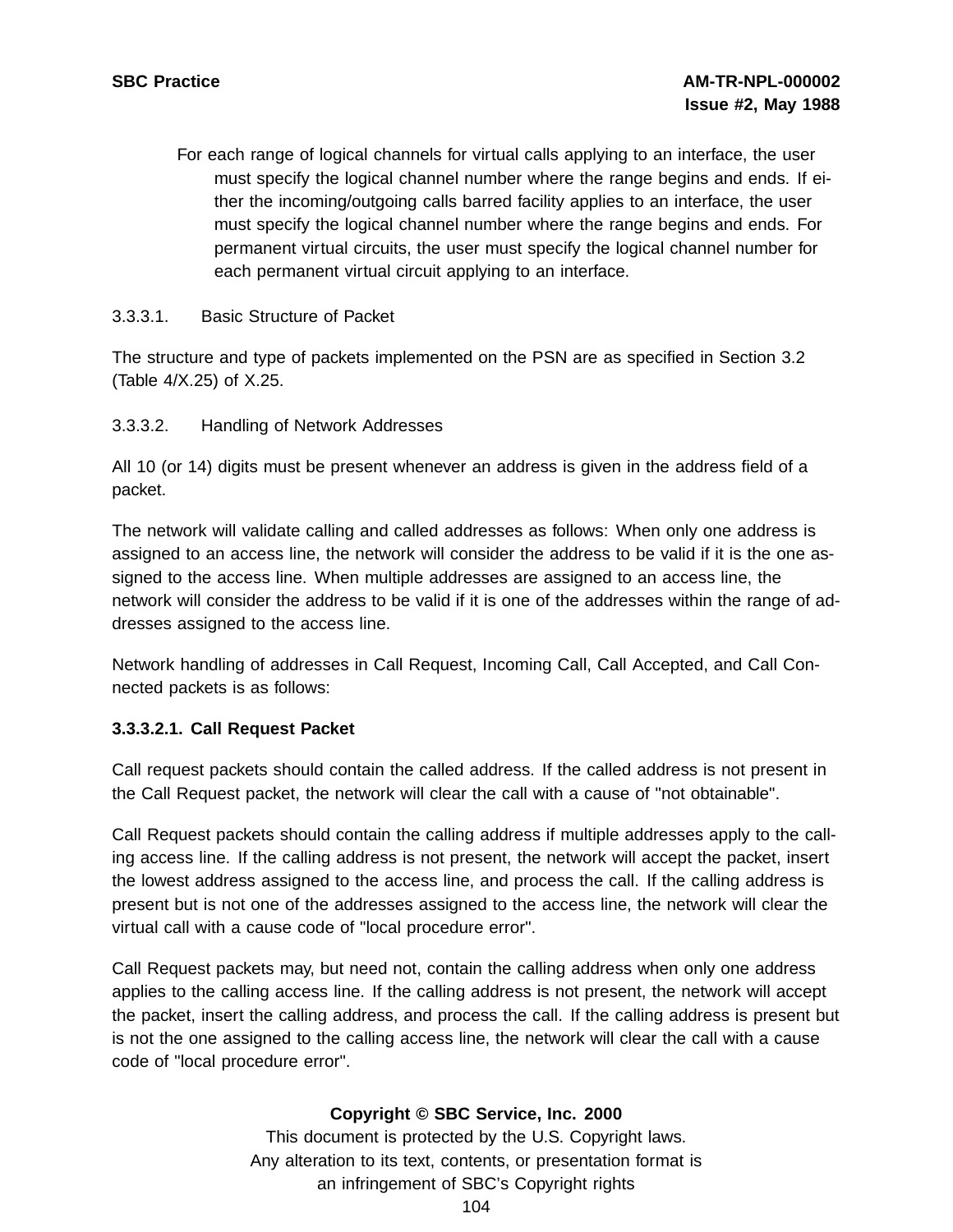For each range of logical channels for virtual calls applying to an interface, the user must specify the logical channel number where the range begins and ends. If either the incoming/outgoing calls barred facility applies to an interface, the user must specify the logical channel number where the range begins and ends. For permanent virtual circuits, the user must specify the logical channel number for each permanent virtual circuit applying to an interface.

3.3.3.1. Basic Structure of Packet

The structure and type of packets implemented on the PSN are as specified in Section 3.2 (Table 4/X.25) of X.25.

3.3.3.2. Handling of Network Addresses

All 10 (or 14) digits must be present whenever an address is given in the address field of a packet.

The network will validate calling and called addresses as follows: When only one address is assigned to an access line, the network will consider the address to be valid if it is the one assigned to the access line. When multiple addresses are assigned to an access line, the network will consider the address to be valid if it is one of the addresses within the range of addresses assigned to the access line.

Network handling of addresses in Call Request, Incoming Call, Call Accepted, and Call Connected packets is as follows:

**3.3.3.2.1. Call Request Packet**

Call request packets should contain the called address. If the called address is not present in the Call Request packet, the network will clear the call with a cause of "not obtainable".

Call Request packets should contain the calling address if multiple addresses apply to the calling access line. If the calling address is not present, the network will accept the packet, insert the lowest address assigned to the access line, and process the call. If the calling address is present but is not one of the addresses assigned to the access line, the network will clear the virtual call with a cause code of "local procedure error".

Call Request packets may, but need not, contain the calling address when only one address applies to the calling access line. If the calling address is not present, the network will accept the packet, insert the calling address, and process the call. If the calling address is present but is not the one assigned to the calling access line, the network will clear the call with a cause code of "local procedure error".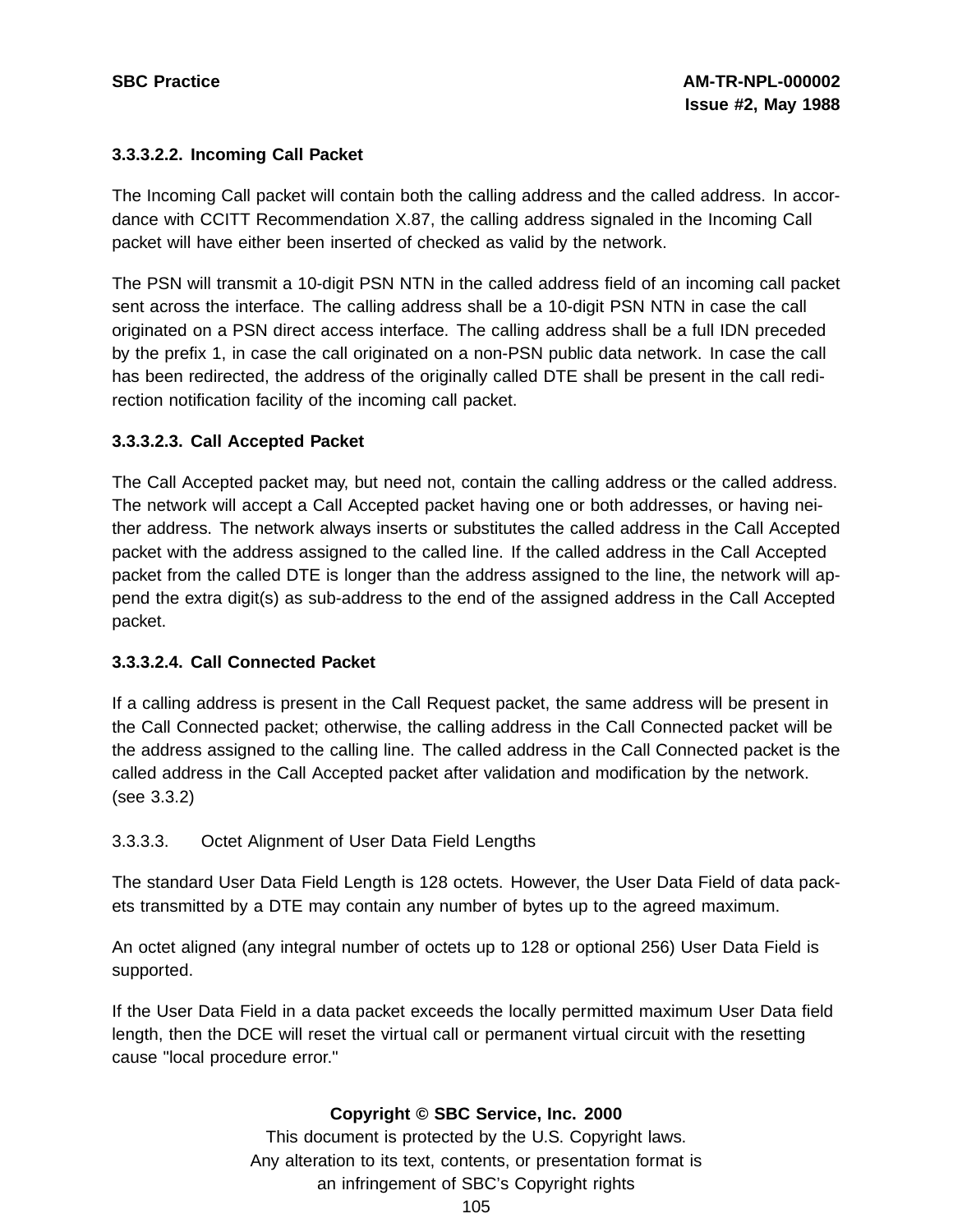#### 3.3.3.2.2. Incoming Call Packet

The Incoming Call packet will contain both the calling address and the called address. In accordance with CCITT Recommendation X.87, the calling address signaled in the Incoming Call packet will have either been inserted of checked as valid by the network.

The PSN will transmit a 10-digit PSN NTN in the called address field of an incoming call packet sent across the interface. The calling address shall be a 10-digit PSN NTN in case the call originated on a PSN direct access interface. The calling address shall be a full IDN preceded by the prefix 1, in case the call originated on a non-PSN public data network. In case the call has been redirected, the address of the originally called DTE shall be present in the call redirection notification facility of the incoming call packet.

#### 3.3.3.2.3. Call Accepted Packet

The Call Accepted packet may, but need not, contain the calling address or the called address. The network will accept a Call Accepted packet having one or both addresses, or having neither address. The network always inserts or substitutes the called address in the Call Accepted packet with the address assigned to the called line. If the called address in the Call Accepted packet from the called DTE is longer than the address assigned to the line, the network will append the extra digit(s) as sub-address to the end of the assigned address in the Call Accepted packet.

#### 3.3.3.2.4. Call Connected Packet

If a calling address is present in the Call Request packet, the same address will be present in the Call Connected packet; otherwise, the calling address in the Call Connected packet will be the address assigned to the calling line. The called address in the Call Connected packet is the called address in the Call Accepted packet after validation and modification by the network. (see 3.3.2)

3.3.3.3. Octet Alignment of User Data Field Lengths

The standard User Data Field Length is 128 octets. However, the User Data Field of data packets transmitted by a DTE may contain any number of bytes up to the agreed maximum.

An octet aligned (any integral number of octets up to 128 or optional 256) User Data Field is supported.

If the User Data Field in a data packet exceeds the locally permitted maximum User Data field length, then the DCE will reset the virtual call or permanent virtual circuit with the resetting cause "local procedure error."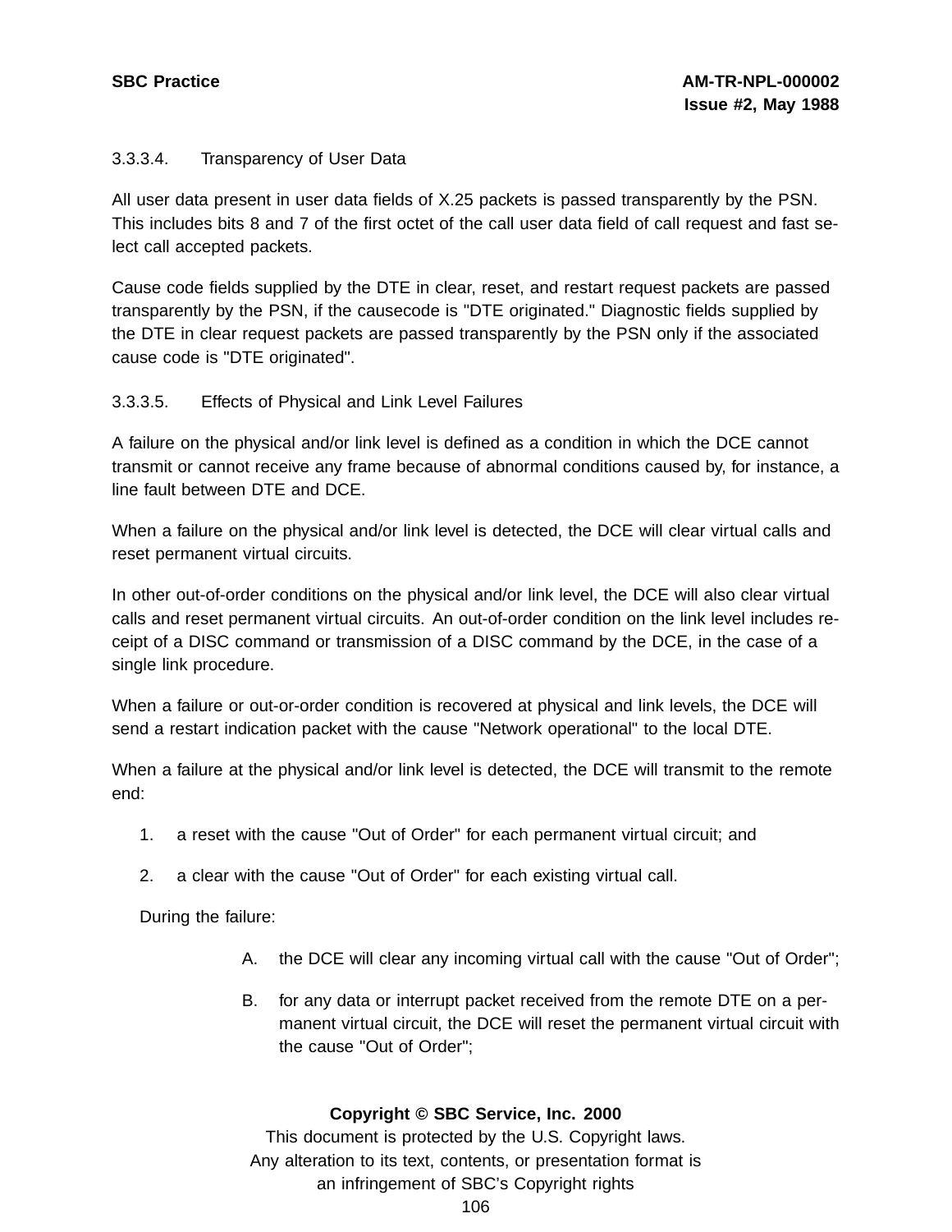### 3.3.3.4. Transparency of User Data

All user data present in user data fields of X.25 packets is passed transparently by the PSN. This includes bits 8 and 7 of the first octet of the call user data field of call request and fast select call accepted packets.

Cause code fields supplied by the DTE in clear, reset, and restart request packets are passed transparently by the PSN, if the causecode is "DTE originated." Diagnostic fields supplied by the DTE in clear request packets are passed transparently by the PSN only if the associated cause code is "DTE originated".

### 3.3.3.5. Effects of Physical and Link Level Failures

A failure on the physical and/or link level is defined as a condition in which the DCE cannot transmit or cannot receive any frame because of abnormal conditions caused by, for instance, a line fault between DTE and DCE.

When a failure on the physical and/or link level is detected, the DCE will clear virtual calls and reset permanent virtual circuits.

In other out-of-order conditions on the physical and/or link level, the DCE will also clear virtual calls and reset permanent virtual circuits. An out-of-order condition on the link level includes receipt of a DISC command or transmission of a DISC command by the DCE, in the case of a single link procedure.

When a failure or out-or-order condition is recovered at physical and link levels, the DCE will send a restart indication packet with the cause "Network operational" to the local DTE.

When a failure at the physical and/or link level is detected, the DCE will transmit to the remote end:

1. a reset with the cause "Out of Order" for each permanent virtual circuit; and
2. a clear with the cause "Out of Order" for each existing virtual call.

During the failure:

A. the DCE will clear any incoming virtual call with the cause "Out of Order";

B. for any data or interrupt packet received from the remote DTE on a permanent virtual circuit, the DCE will reset the permanent virtual circuit with the cause "Out of Order";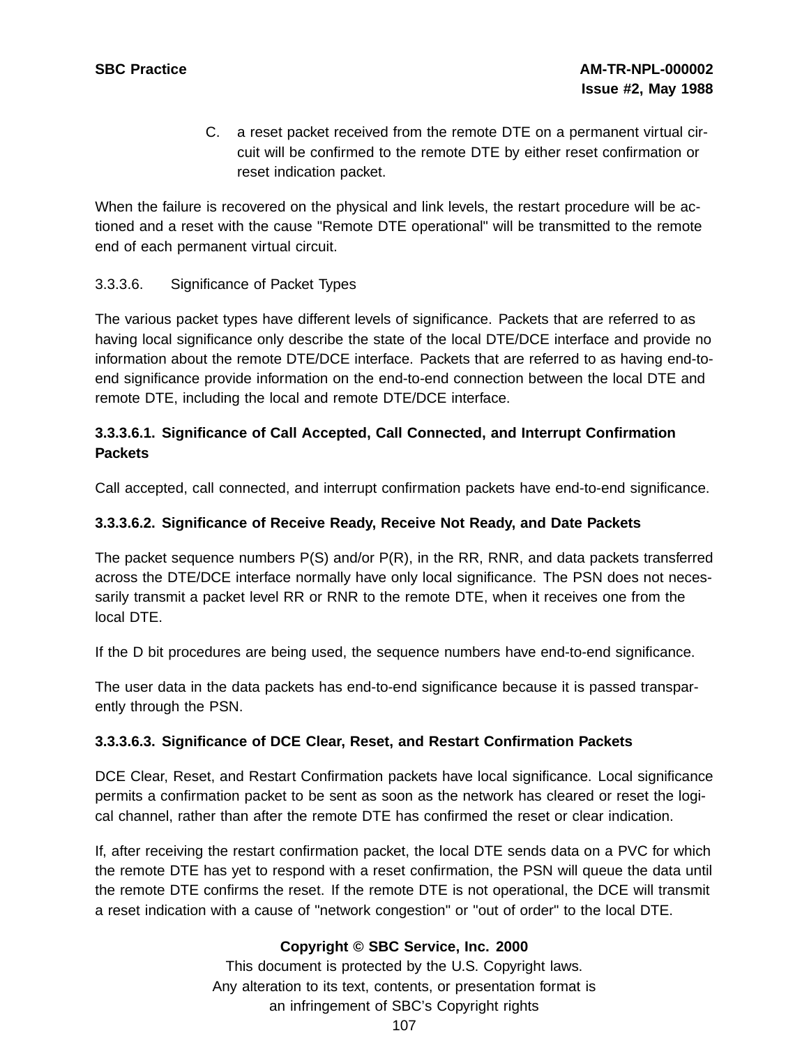C. a reset packet received from the remote DTE on a permanent virtual circuit will be confirmed to the remote DTE by either reset confirmation or reset indication packet.

When the failure is recovered on the physical and link levels, the restart procedure will be actioned and a reset with the cause "Remote DTE operational" will be transmitted to the remote end of each permanent virtual circuit.

3.3.3.6. Significance of Packet Types

The various packet types have different levels of significance. Packets that are referred to as having local significance only describe the state of the local DTE/DCE interface and provide no information about the remote DTE/DCE interface. Packets that are referred to as having end-to-end significance provide information on the end-to-end connection between the local DTE and remote DTE, including the local and remote DTE/DCE interface.

**3.3.3.6.1. Significance of Call Accepted, Call Connected, and Interrupt Confirmation Packets**

Call accepted, call connected, and interrupt confirmation packets have end-to-end significance.

**3.3.3.6.2. Significance of Receive Ready, Receive Not Ready, and Date Packets**

The packet sequence numbers P(S) and/or P(R), in the RR, RNR, and data packets transferred across the DTE/DCE interface normally have only local significance. The PSN does not necessarily transmit a packet level RR or RNR to the remote DTE, when it receives one from the local DTE.

If the D bit procedures are being used, the sequence numbers have end-to-end significance.

The user data in the data packets has end-to-end significance because it is passed transparently through the PSN.

**3.3.3.6.3. Significance of DCE Clear, Reset, and Restart Confirmation Packets**

DCE Clear, Reset, and Restart Confirmation packets have local significance. Local significance permits a confirmation packet to be sent as soon as the network has cleared or reset the logical channel, rather than after the remote DTE has confirmed the reset or clear indication.

If, after receiving the restart confirmation packet, the local DTE sends data on a PVC for which the remote DTE has yet to respond with a reset confirmation, the PSN will queue the data until the remote DTE confirms the reset. If the remote DTE is not operational, the DCE will transmit a reset indication with a cause of "network congestion" or "out of order" to the local DTE.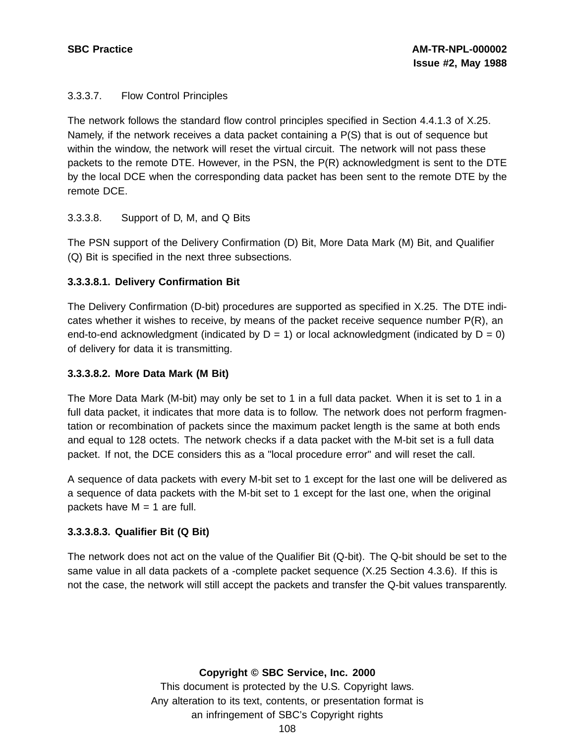3.3.3.7. Flow Control Principles

The network follows the standard flow control principles specified in Section 4.4.1.3 of X.25. Namely, if the network receives a data packet containing a P(S) that is out of sequence but within the window, the network will reset the virtual circuit. The network will not pass these packets to the remote DTE. However, in the PSN, the P(R) acknowledgment is sent to the DTE by the local DCE when the corresponding data packet has been sent to the remote DTE by the remote DCE.

3.3.3.8. Support of D, M, and Q Bits

The PSN support of the Delivery Confirmation (D) Bit, More Data Mark (M) Bit, and Qualifier (Q) Bit is specified in the next three subsections.

**3.3.3.8.1. Delivery Confirmation Bit**

The Delivery Confirmation (D-bit) procedures are supported as specified in X.25. The DTE indicates whether it wishes to receive, by means of the packet receive sequence number P(R), an end-to-end acknowledgment (indicated by D = 1) or local acknowledgment (indicated by D = 0) of delivery for data it is transmitting.

**3.3.3.8.2. More Data Mark (M Bit)**

The More Data Mark (M-bit) may only be set to 1 in a full data packet. When it is set to 1 in a full data packet, it indicates that more data is to follow. The network does not perform fragmentation or recombination of packets since the maximum packet length is the same at both ends and equal to 128 octets. The network checks if a data packet with the M-bit set is a full data packet. If not, the DCE considers this as a "local procedure error" and will reset the call.

A sequence of data packets with every M-bit set to 1 except for the last one will be delivered as a sequence of data packets with the M-bit set to 1 except for the last one, when the original packets have M = 1 are full.

**3.3.3.8.3. Qualifier Bit (Q Bit)**

The network does not act on the value of the Qualifier Bit (Q-bit). The Q-bit should be set to the same value in all data packets of a -complete packet sequence (X.25 Section 4.3.6). If this is not the case, the network will still accept the packets and transfer the Q-bit values transparently.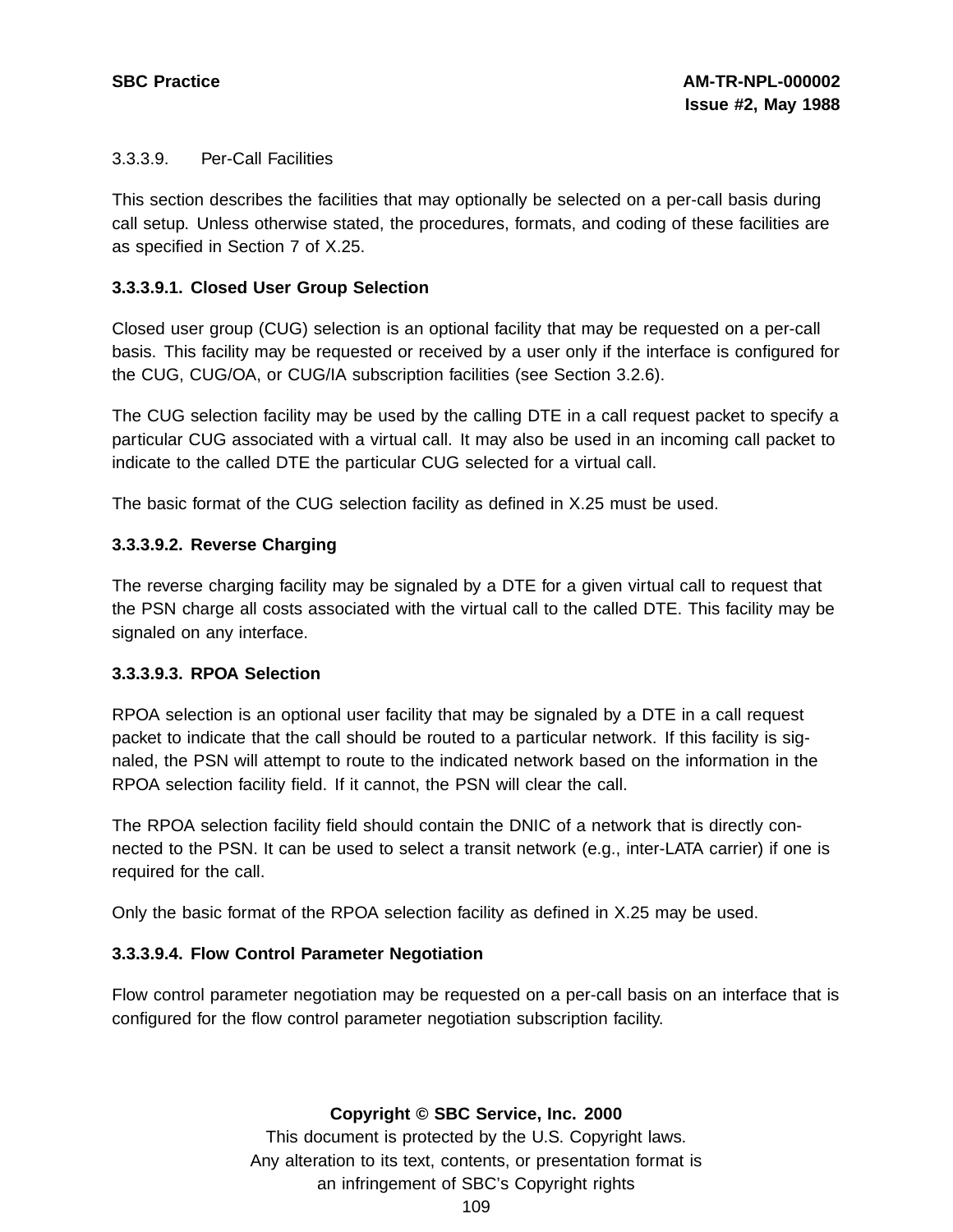### 3.3.3.9. Per-Call Facilities

This section describes the facilities that may optionally be selected on a per-call basis during call setup. Unless otherwise stated, the procedures, formats, and coding of these facilities are as specified in Section 7 of X.25.

#### 3.3.3.9.1. Closed User Group Selection

Closed user group (CUG) selection is an optional facility that may be requested on a per-call basis. This facility may be requested or received by a user only if the interface is configured for the CUG, CUG/OA, or CUG/IA subscription facilities (see Section 3.2.6).

The CUG selection facility may be used by the calling DTE in a call request packet to specify a particular CUG associated with a virtual call. It may also be used in an incoming call packet to indicate to the called DTE the particular CUG selected for a virtual call.

The basic format of the CUG selection facility as defined in X.25 must be used.

#### 3.3.3.9.2. Reverse Charging

The reverse charging facility may be signaled by a DTE for a given virtual call to request that the PSN charge all costs associated with the virtual call to the called DTE. This facility may be signaled on any interface.

#### 3.3.3.9.3. RPOA Selection

RPOA selection is an optional user facility that may be signaled by a DTE in a call request packet to indicate that the call should be routed to a particular network. If this facility is signaled, the PSN will attempt to route to the indicated network based on the information in the RPOA selection facility field. If it cannot, the PSN will clear the call.

The RPOA selection facility field should contain the DNIC of a network that is directly connected to the PSN. It can be used to select a transit network (e.g., inter-LATA carrier) if one is required for the call.

Only the basic format of the RPOA selection facility as defined in X.25 may be used.

#### 3.3.3.9.4. Flow Control Parameter Negotiation

Flow control parameter negotiation may be requested on a per-call basis on an interface that is configured for the flow control parameter negotiation subscription facility.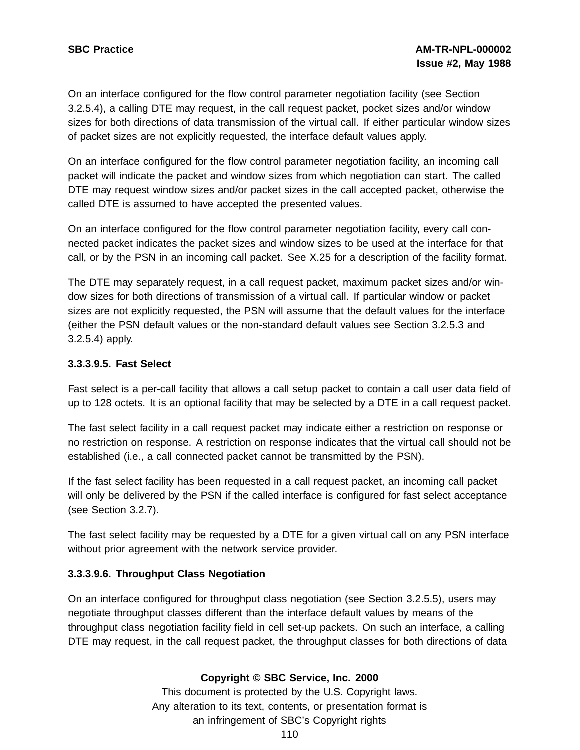On an interface configured for the flow control parameter negotiation facility (see Section 3.2.5.4), a calling DTE may request, in the call request packet, pocket sizes and/or window sizes for both directions of data transmission of the virtual call. If either particular window sizes of packet sizes are not explicitly requested, the interface default values apply.

On an interface configured for the flow control parameter negotiation facility, an incoming call packet will indicate the packet and window sizes from which negotiation can start. The called DTE may request window sizes and/or packet sizes in the call accepted packet, otherwise the called DTE is assumed to have accepted the presented values.

On an interface configured for the flow control parameter negotiation facility, every call connected packet indicates the packet sizes and window sizes to be used at the interface for that call, or by the PSN in an incoming call packet. See X.25 for a description of the facility format.

The DTE may separately request, in a call request packet, maximum packet sizes and/or window sizes for both directions of transmission of a virtual call. If particular window or packet sizes are not explicitly requested, the PSN will assume that the default values for the interface (either the PSN default values or the non-standard default values see Section 3.2.5.3 and 3.2.5.4) apply.

#### 3.3.3.9.5. Fast Select

Fast select is a per-call facility that allows a call setup packet to contain a call user data field of up to 128 octets. It is an optional facility that may be selected by a DTE in a call request packet.

The fast select facility in a call request packet may indicate either a restriction on response or no restriction on response. A restriction on response indicates that the virtual call should not be established (i.e., a call connected packet cannot be transmitted by the PSN).

If the fast select facility has been requested in a call request packet, an incoming call packet will only be delivered by the PSN if the called interface is configured for fast select acceptance (see Section 3.2.7).

The fast select facility may be requested by a DTE for a given virtual call on any PSN interface without prior agreement with the network service provider.

#### 3.3.3.9.6. Throughput Class Negotiation

On an interface configured for throughput class negotiation (see Section 3.2.5.5), users may negotiate throughput classes different than the interface default values by means of the throughput class negotiation facility field in cell set-up packets. On such an interface, a calling DTE may request, in the call request packet, the throughput classes for both directions of data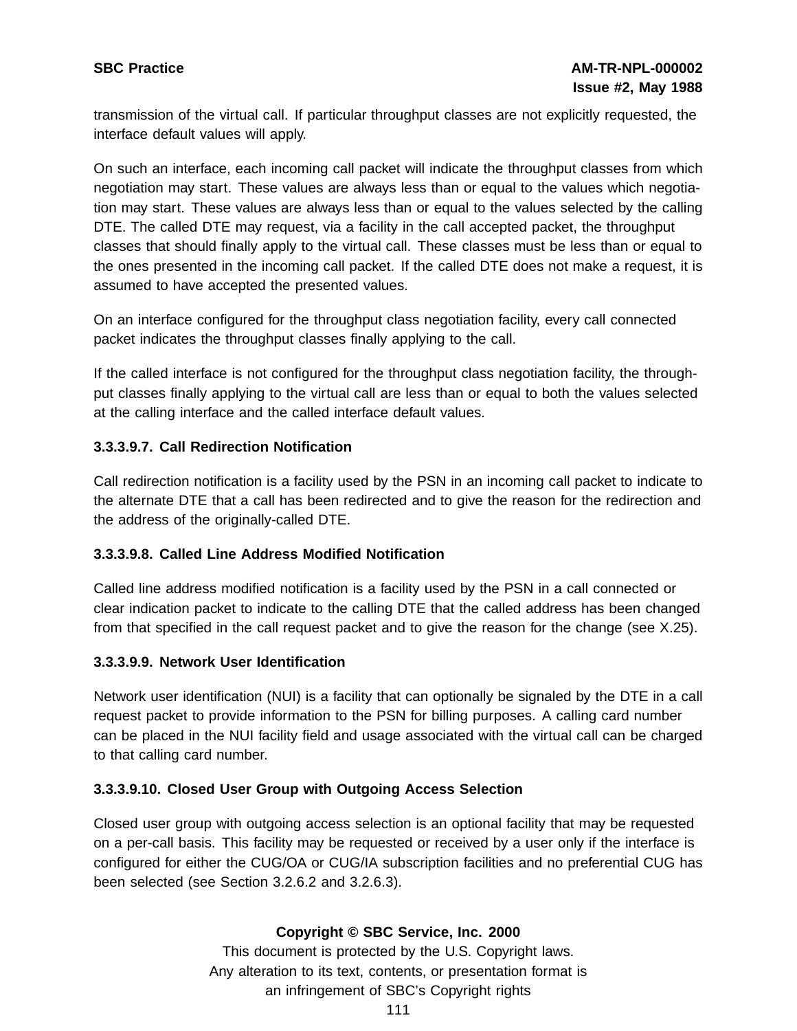transmission of the virtual call. If particular throughput classes are not explicitly requested, the interface default values will apply.

On such an interface, each incoming call packet will indicate the throughput classes from which negotiation may start. These values are always less than or equal to the values which negotiation may start. These values are always less than or equal to the values selected by the calling DTE. The called DTE may request, via a facility in the call accepted packet, the throughput classes that should finally apply to the virtual call. These classes must be less than or equal to the ones presented in the incoming call packet. If the called DTE does not make a request, it is assumed to have accepted the presented values.

On an interface configured for the throughput class negotiation facility, every call connected packet indicates the throughput classes finally applying to the call.

If the called interface is not configured for the throughput class negotiation facility, the throughput classes finally applying to the virtual call are less than or equal to both the values selected at the calling interface and the called interface default values.

#### 3.3.3.9.7. Call Redirection Notification

Call redirection notification is a facility used by the PSN in an incoming call packet to indicate to the alternate DTE that a call has been redirected and to give the reason for the redirection and the address of the originally-called DTE.

#### 3.3.3.9.8. Called Line Address Modified Notification

Called line address modified notification is a facility used by the PSN in a call connected or clear indication packet to indicate to the calling DTE that the called address has been changed from that specified in the call request packet and to give the reason for the change (see X.25).

#### 3.3.3.9.9. Network User Identification

Network user identification (NUI) is a facility that can optionally be signaled by the DTE in a call request packet to provide information to the PSN for billing purposes. A calling card number can be placed in the NUI facility field and usage associated with the virtual call can be charged to that calling card number.

#### 3.3.3.9.10. Closed User Group with Outgoing Access Selection

Closed user group with outgoing access selection is an optional facility that may be requested on a per-call basis. This facility may be requested or received by a user only if the interface is configured for either the CUG/OA or CUG/IA subscription facilities and no preferential CUG has been selected (see Section 3.2.6.2 and 3.2.6.3).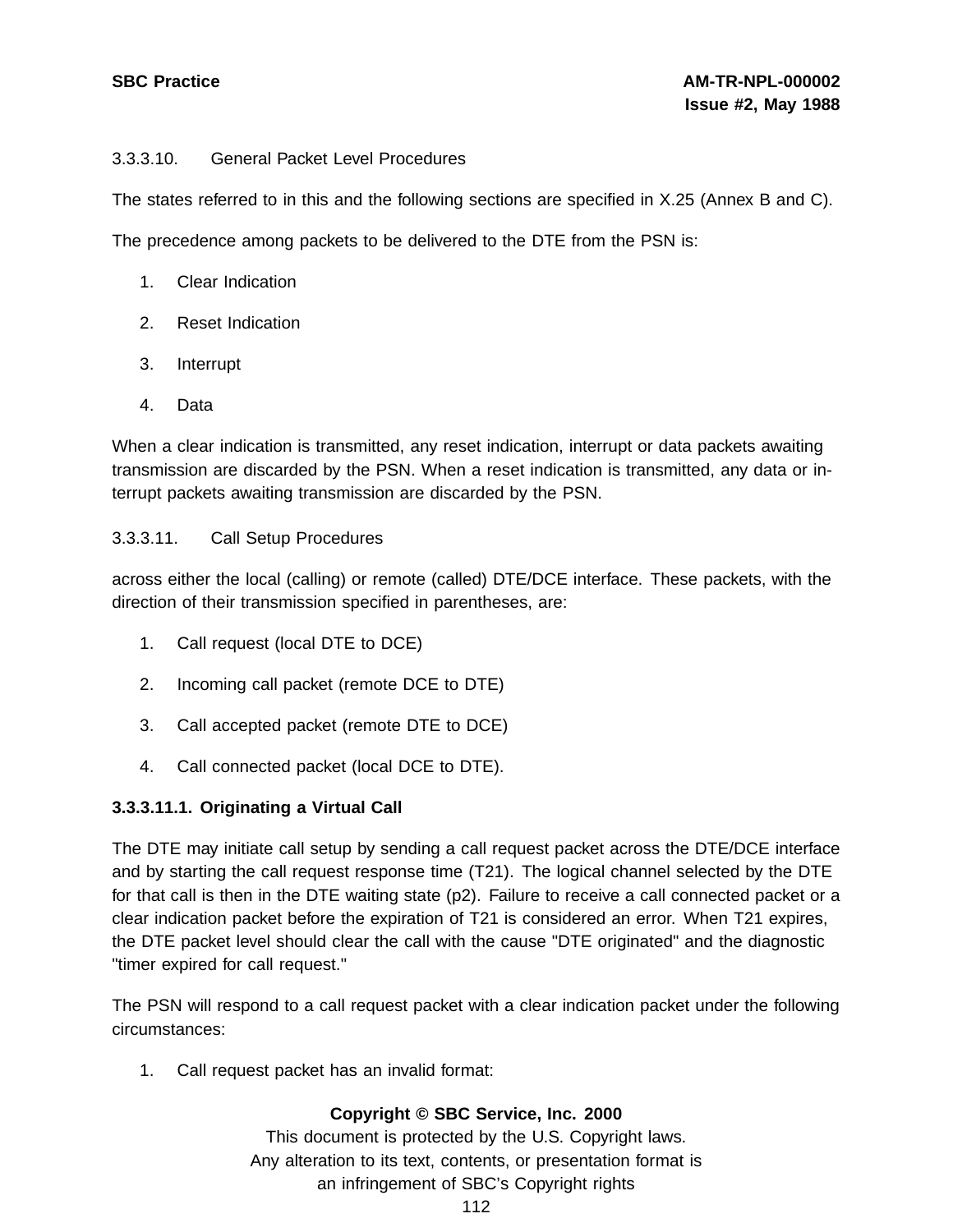3.3.3.10. General Packet Level Procedures

The states referred to in this and the following sections are specified in X.25 (Annex B and C).

The precedence among packets to be delivered to the DTE from the PSN is:

1. Clear Indication
2. Reset Indication
3. Interrupt
4. Data

When a clear indication is transmitted, any reset indication, interrupt or data packets awaiting transmission are discarded by the PSN. When a reset indication is transmitted, any data or interrupt packets awaiting transmission are discarded by the PSN.

3.3.3.11. Call Setup Procedures

across either the local (calling) or remote (called) DTE/DCE interface. These packets, with the direction of their transmission specified in parentheses, are:

1. Call request (local DTE to DCE)
2. Incoming call packet (remote DCE to DTE)
3. Call accepted packet (remote DTE to DCE)
4. Call connected packet (local DCE to DTE).

**3.3.3.11.1. Originating a Virtual Call**

The DTE may initiate call setup by sending a call request packet across the DTE/DCE interface and by starting the call request response time (T21). The logical channel selected by the DTE for that call is then in the DTE waiting state (p2). Failure to receive a call connected packet or a clear indication packet before the expiration of T21 is considered an error. When T21 expires, the DTE packet level should clear the call with the cause "DTE originated" and the diagnostic "timer expired for call request."

The PSN will respond to a call request packet with a clear indication packet under the following circumstances:

1. Call request packet has an invalid format: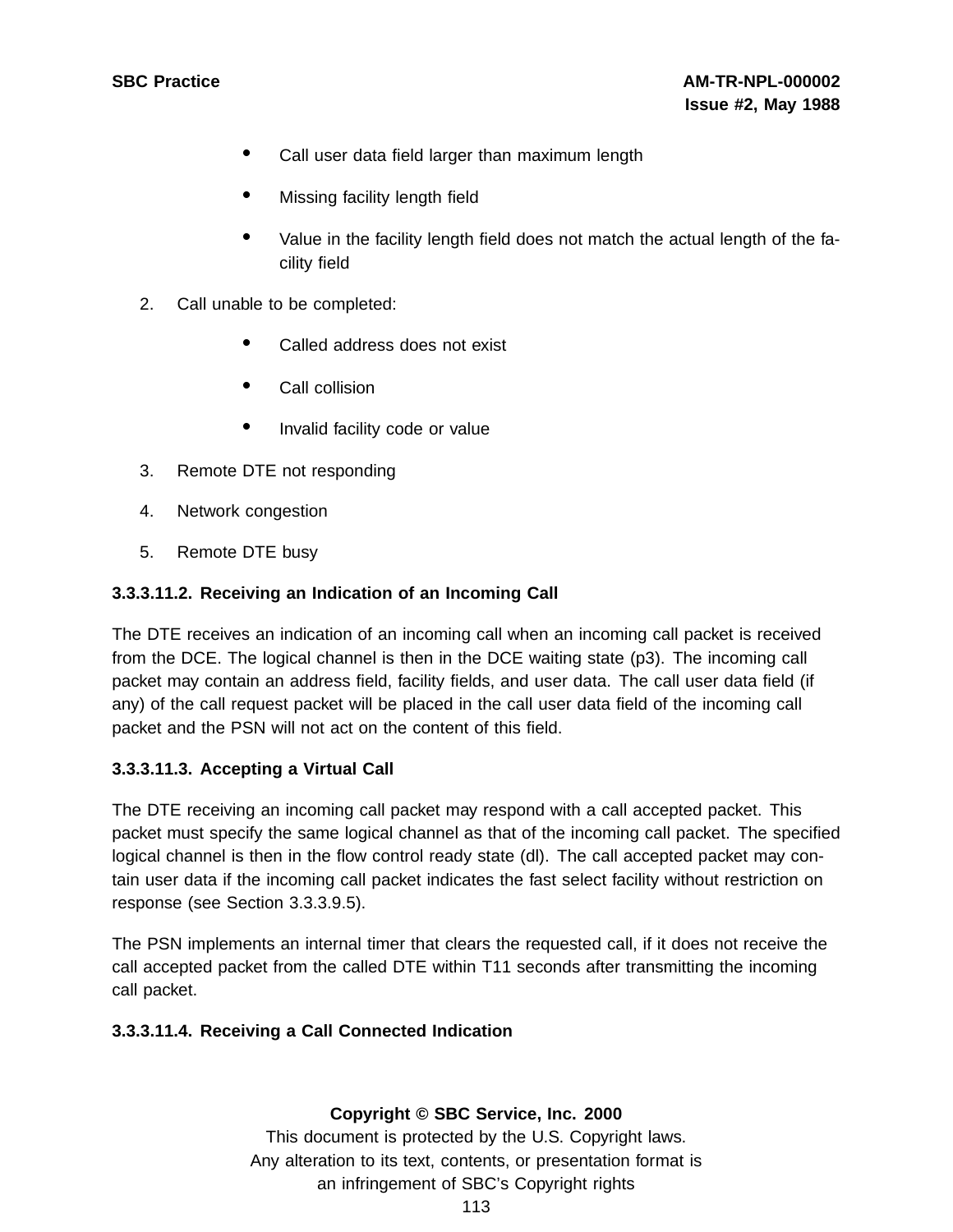- Call user data field larger than maximum length
- Missing facility length field
- Value in the facility length field does not match the actual length of the facility field

2. Call unable to be completed:
   - Called address does not exist
   - Call collision
   - Invalid facility code or value
3. Remote DTE not responding
4. Network congestion
5. Remote DTE busy

### 3.3.3.11.2. Receiving an Indication of an Incoming Call

The DTE receives an indication of an incoming call when an incoming call packet is received from the DCE. The logical channel is then in the DCE waiting state (p3). The incoming call packet may contain an address field, facility fields, and user data. The call user data field (if any) of the call request packet will be placed in the call user data field of the incoming call packet and the PSN will not act on the content of this field.

### 3.3.3.11.3. Accepting a Virtual Call

The DTE receiving an incoming call packet may respond with a call accepted packet. This packet must specify the same logical channel as that of the incoming call packet. The specified logical channel is then in the flow control ready state (dl). The call accepted packet may contain user data if the incoming call packet indicates the fast select facility without restriction on response (see Section 3.3.3.9.5).

The PSN implements an internal timer that clears the requested call, if it does not receive the call accepted packet from the called DTE within T11 seconds after transmitting the incoming call packet.

### 3.3.3.11.4. Receiving a Call Connected Indication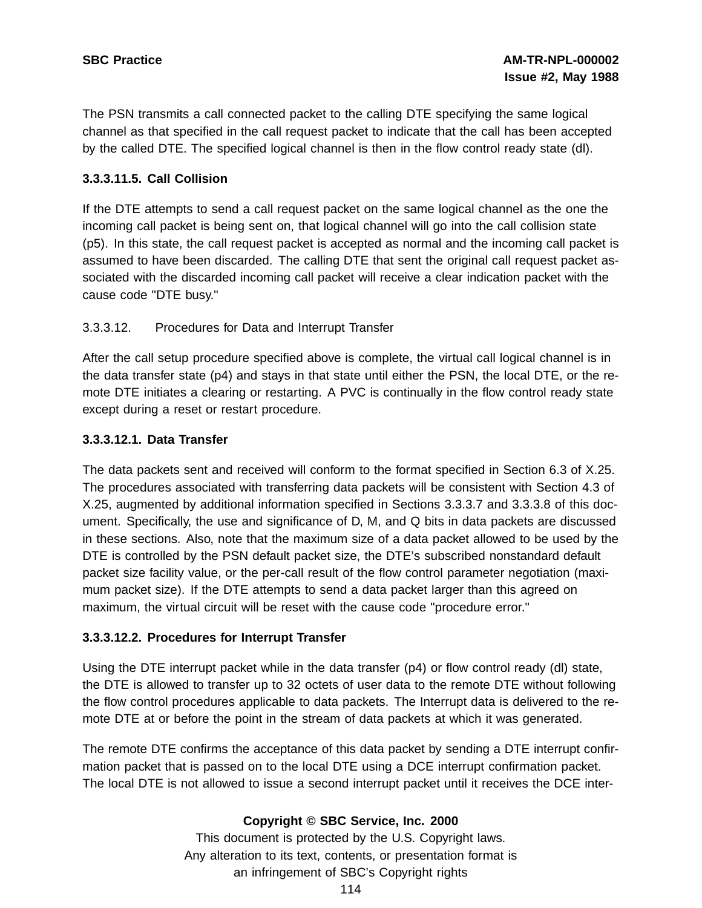The PSN transmits a call connected packet to the calling DTE specifying the same logical channel as that specified in the call request packet to indicate that the call has been accepted by the called DTE. The specified logical channel is then in the flow control ready state (dl).

**3.3.3.11.5. Call Collision**

If the DTE attempts to send a call request packet on the same logical channel as the one the incoming call packet is being sent on, that logical channel will go into the call collision state (p5). In this state, the call request packet is accepted as normal and the incoming call packet is assumed to have been discarded. The calling DTE that sent the original call request packet associated with the discarded incoming call packet will receive a clear indication packet with the cause code "DTE busy."

3.3.3.12. Procedures for Data and Interrupt Transfer

After the call setup procedure specified above is complete, the virtual call logical channel is in the data transfer state (p4) and stays in that state until either the PSN, the local DTE, or the remote DTE initiates a clearing or restarting. A PVC is continually in the flow control ready state except during a reset or restart procedure.

**3.3.3.12.1. Data Transfer**

The data packets sent and received will conform to the format specified in Section 6.3 of X.25. The procedures associated with transferring data packets will be consistent with Section 4.3 of X.25, augmented by additional information specified in Sections 3.3.3.7 and 3.3.3.8 of this document. Specifically, the use and significance of D, M, and Q bits in data packets are discussed in these sections. Also, note that the maximum size of a data packet allowed to be used by the DTE is controlled by the PSN default packet size, the DTE's subscribed nonstandard default packet size facility value, or the per-call result of the flow control parameter negotiation (maximum packet size). If the DTE attempts to send a data packet larger than this agreed on maximum, the virtual circuit will be reset with the cause code "procedure error."

**3.3.3.12.2. Procedures for Interrupt Transfer**

Using the DTE interrupt packet while in the data transfer (p4) or flow control ready (dl) state, the DTE is allowed to transfer up to 32 octets of user data to the remote DTE without following the flow control procedures applicable to data packets. The Interrupt data is delivered to the remote DTE at or before the point in the stream of data packets at which it was generated.

The remote DTE confirms the acceptance of this data packet by sending a DTE interrupt confirmation packet that is passed on to the local DTE using a DCE interrupt confirmation packet. The local DTE is not allowed to issue a second interrupt packet until it receives the DCE inter-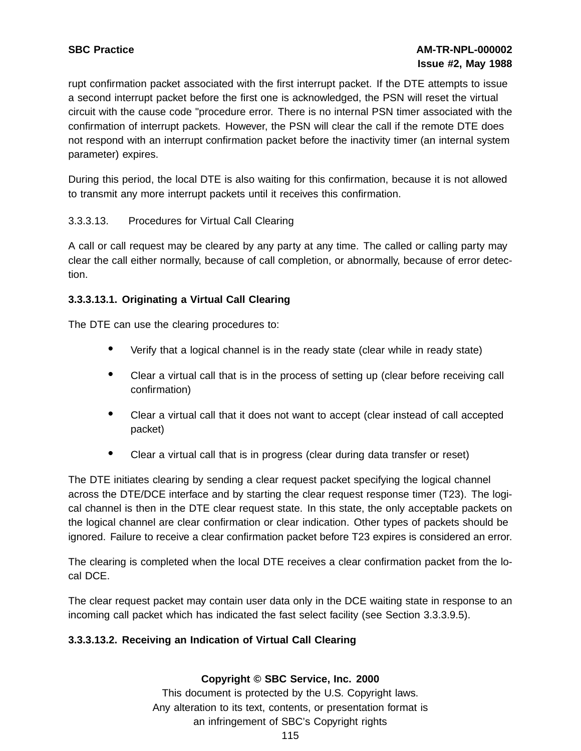rupt confirmation packet associated with the first interrupt packet. If the DTE attempts to issue a second interrupt packet before the first one is acknowledged, the PSN will reset the virtual circuit with the cause code "procedure error. There is no internal PSN timer associated with the confirmation of interrupt packets. However, the PSN will clear the call if the remote DTE does not respond with an interrupt confirmation packet before the inactivity timer (an internal system parameter) expires.

During this period, the local DTE is also waiting for this confirmation, because it is not allowed to transmit any more interrupt packets until it receives this confirmation.

3.3.3.13. Procedures for Virtual Call Clearing

A call or call request may be cleared by any party at any time. The called or calling party may clear the call either normally, because of call completion, or abnormally, because of error detection.

**3.3.3.13.1. Originating a Virtual Call Clearing**

The DTE can use the clearing procedures to:

- Verify that a logical channel is in the ready state (clear while in ready state)
- Clear a virtual call that is in the process of setting up (clear before receiving call confirmation)
- Clear a virtual call that it does not want to accept (clear instead of call accepted packet)
- Clear a virtual call that is in progress (clear during data transfer or reset)

The DTE initiates clearing by sending a clear request packet specifying the logical channel across the DTE/DCE interface and by starting the clear request response timer (T23). The logical channel is then in the DTE clear request state. In this state, the only acceptable packets on the logical channel are clear confirmation or clear indication. Other types of packets should be ignored. Failure to receive a clear confirmation packet before T23 expires is considered an error.

The clearing is completed when the local DTE receives a clear confirmation packet from the local DCE.

The clear request packet may contain user data only in the DCE waiting state in response to an incoming call packet which has indicated the fast select facility (see Section 3.3.3.9.5).

**3.3.3.13.2. Receiving an Indication of Virtual Call Clearing**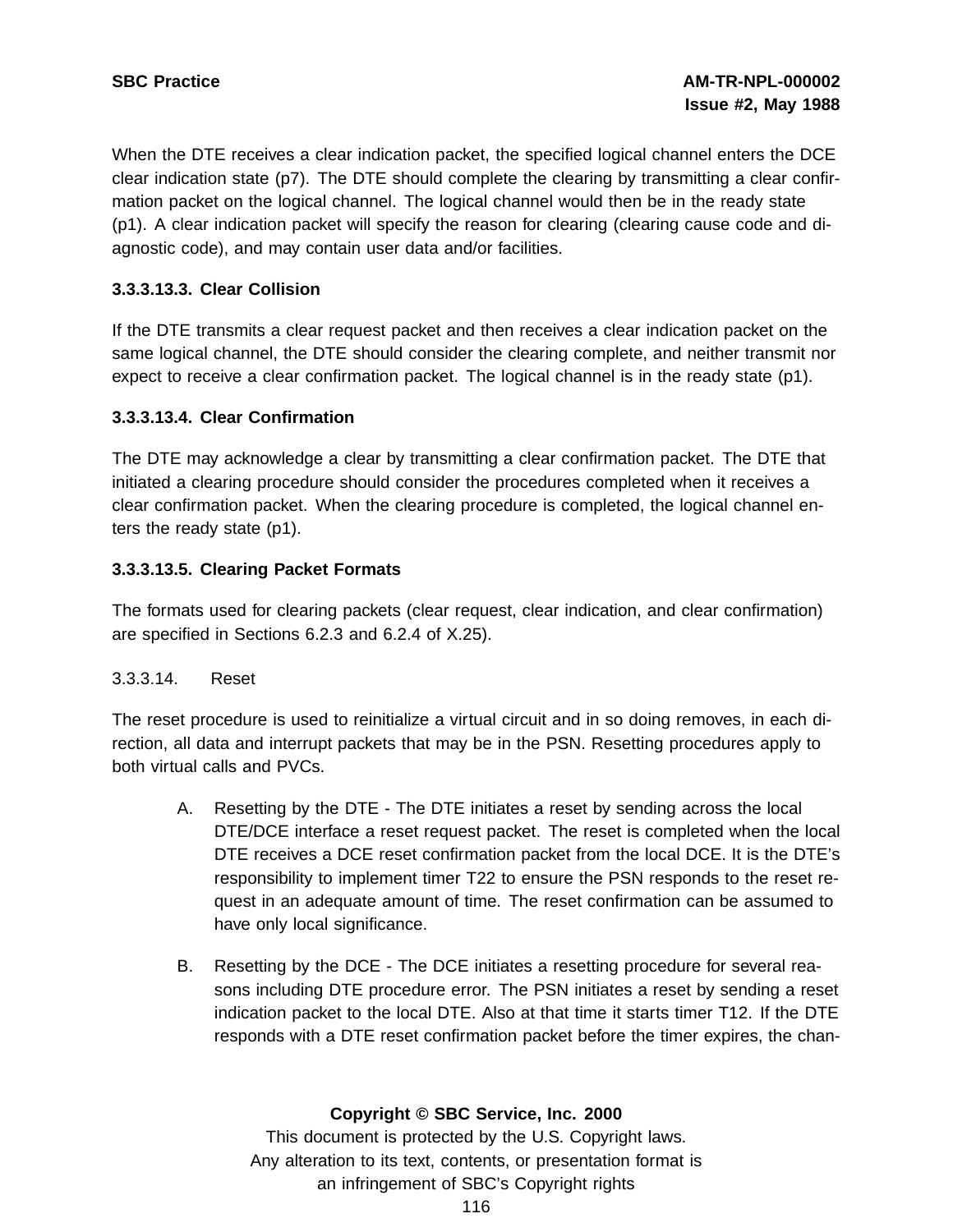When the DTE receives a clear indication packet, the specified logical channel enters the DCE clear indication state (p7). The DTE should complete the clearing by transmitting a clear confirmation packet on the logical channel. The logical channel would then be in the ready state (p1). A clear indication packet will specify the reason for clearing (clearing cause code and diagnostic code), and may contain user data and/or facilities.

**3.3.3.13.3. Clear Collision**

If the DTE transmits a clear request packet and then receives a clear indication packet on the same logical channel, the DTE should consider the clearing complete, and neither transmit nor expect to receive a clear confirmation packet. The logical channel is in the ready state (p1).

**3.3.3.13.4. Clear Confirmation**

The DTE may acknowledge a clear by transmitting a clear confirmation packet. The DTE that initiated a clearing procedure should consider the procedures completed when it receives a clear confirmation packet. When the clearing procedure is completed, the logical channel enters the ready state (p1).

**3.3.3.13.5. Clearing Packet Formats**

The formats used for clearing packets (clear request, clear indication, and clear confirmation) are specified in Sections 6.2.3 and 6.2.4 of X.25).

3.3.3.14. Reset

The reset procedure is used to reinitialize a virtual circuit and in so doing removes, in each direction, all data and interrupt packets that may be in the PSN. Resetting procedures apply to both virtual calls and PVCs.

A. Resetting by the DTE - The DTE initiates a reset by sending across the local DTE/DCE interface a reset request packet. The reset is completed when the local DTE receives a DCE reset confirmation packet from the local DCE. It is the DTE's responsibility to implement timer T22 to ensure the PSN responds to the reset request in an adequate amount of time. The reset confirmation can be assumed to have only local significance.

B. Resetting by the DCE - The DCE initiates a resetting procedure for several reasons including DTE procedure error. The PSN initiates a reset by sending a reset indication packet to the local DTE. Also at that time it starts timer T12. If the DTE responds with a DTE reset confirmation packet before the timer expires, the chan-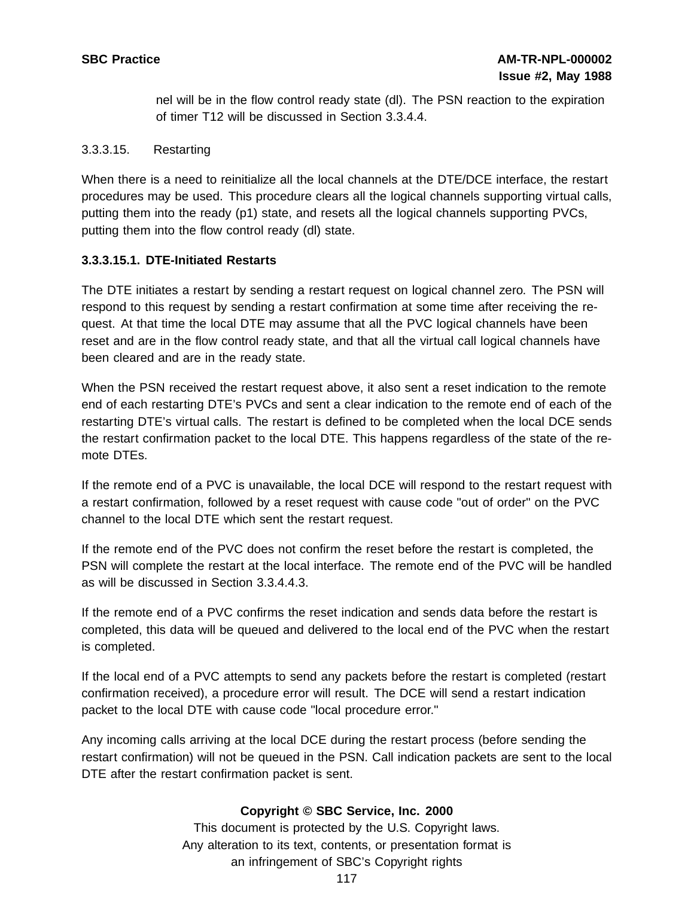nel will be in the flow control ready state (dl). The PSN reaction to the expiration of timer T12 will be discussed in Section 3.3.4.4.

3.3.3.15. Restarting

When there is a need to reinitialize all the local channels at the DTE/DCE interface, the restart procedures may be used. This procedure clears all the logical channels supporting virtual calls, putting them into the ready (p1) state, and resets all the logical channels supporting PVCs, putting them into the flow control ready (dl) state.

**3.3.3.15.1. DTE-Initiated Restarts**

The DTE initiates a restart by sending a restart request on logical channel zero. The PSN will respond to this request by sending a restart confirmation at some time after receiving the request. At that time the local DTE may assume that all the PVC logical channels have been reset and are in the flow control ready state, and that all the virtual call logical channels have been cleared and are in the ready state.

When the PSN received the restart request above, it also sent a reset indication to the remote end of each restarting DTE's PVCs and sent a clear indication to the remote end of each of the restarting DTE's virtual calls. The restart is defined to be completed when the local DCE sends the restart confirmation packet to the local DTE. This happens regardless of the state of the remote DTEs.

If the remote end of a PVC is unavailable, the local DCE will respond to the restart request with a restart confirmation, followed by a reset request with cause code "out of order" on the PVC channel to the local DTE which sent the restart request.

If the remote end of the PVC does not confirm the reset before the restart is completed, the PSN will complete the restart at the local interface. The remote end of the PVC will be handled as will be discussed in Section 3.3.4.4.3.

If the remote end of a PVC confirms the reset indication and sends data before the restart is completed, this data will be queued and delivered to the local end of the PVC when the restart is completed.

If the local end of a PVC attempts to send any packets before the restart is completed (restart confirmation received), a procedure error will result. The DCE will send a restart indication packet to the local DTE with cause code "local procedure error."

Any incoming calls arriving at the local DCE during the restart process (before sending the restart confirmation) will not be queued in the PSN. Call indication packets are sent to the local DTE after the restart confirmation packet is sent.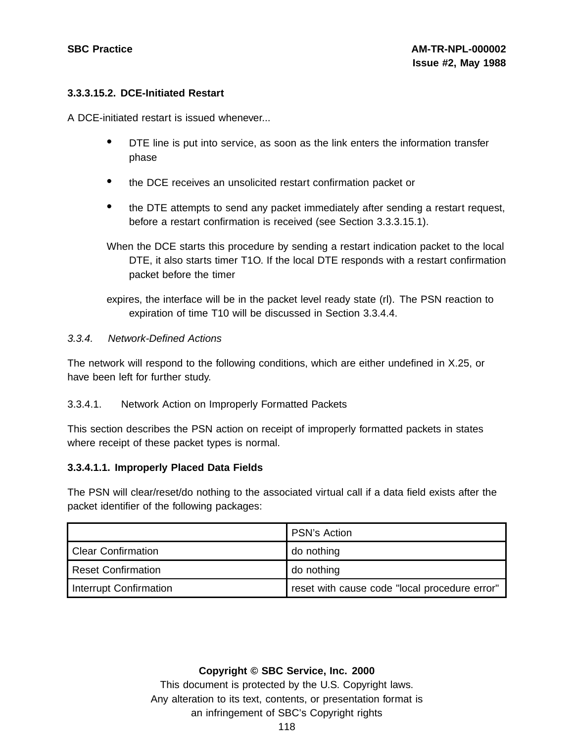**3.3.3.15.2. DCE-Initiated Restart**

A DCE-initiated restart is issued whenever...

- DTE line is put into service, as soon as the link enters the information transfer phase
- the DCE receives an unsolicited restart confirmation packet or
- the DTE attempts to send any packet immediately after sending a restart request, before a restart confirmation is received (see Section 3.3.3.15.1).

When the DCE starts this procedure by sending a restart indication packet to the local DTE, it also starts timer T1O. If the local DTE responds with a restart confirmation packet before the timer

expires, the interface will be in the packet level ready state (rl). The PSN reaction to expiration of time T10 will be discussed in Section 3.3.4.4.

*3.3.4. Network-Defined Actions*

The network will respond to the following conditions, which are either undefined in X.25, or have been left for further study.

3.3.4.1. Network Action on Improperly Formatted Packets

This section describes the PSN action on receipt of improperly formatted packets in states where receipt of these packet types is normal.

**3.3.4.1.1. Improperly Placed Data Fields**

The PSN will clear/reset/do nothing to the associated virtual call if a data field exists after the packet identifier of the following packages:

| | PSN's Action |
|---|---|
| Clear Confirmation | do nothing |
| Reset Confirmation | do nothing |
| Interrupt Confirmation | reset with cause code "local procedure error" |

**Copyright © SBC Service, Inc. 2000**

This document is protected by the U.S. Copyright laws.
Any alteration to its text, contents, or presentation format is an infringement of SBC's Copyright rights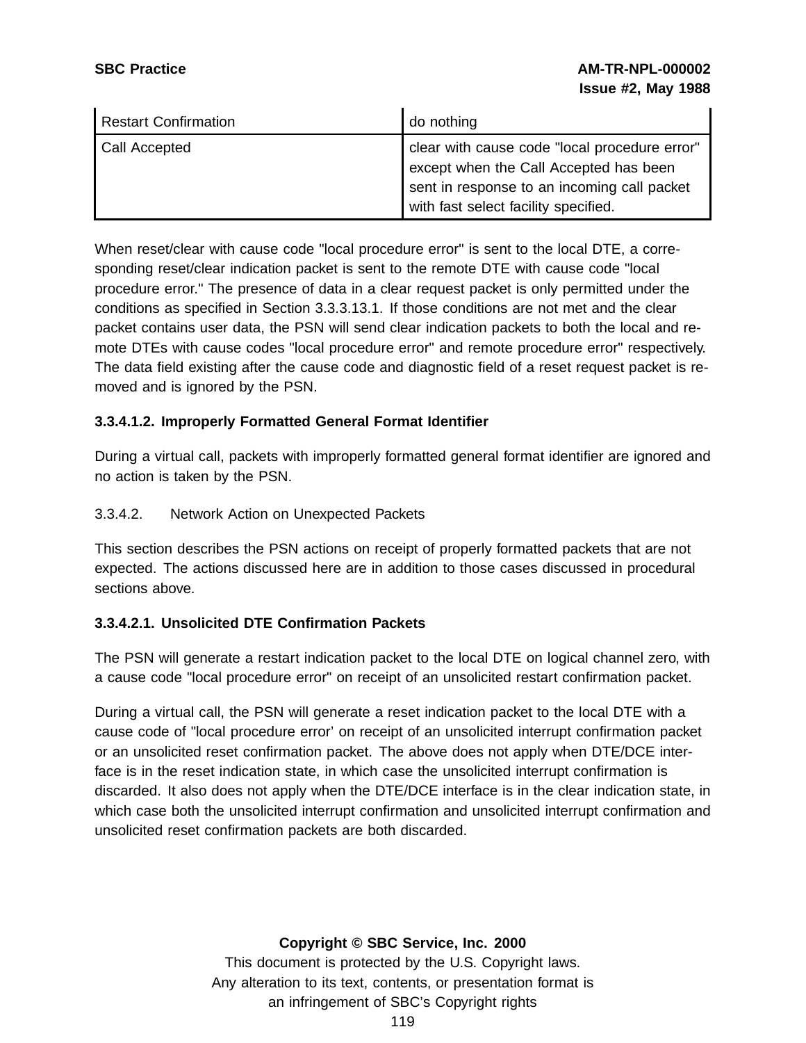| Restart Confirmation | do nothing |
|---|---|
| Call Accepted | clear with cause code "local procedure error" except when the Call Accepted has been sent in response to an incoming call packet with fast select facility specified. |

When reset/clear with cause code "local procedure error" is sent to the local DTE, a corresponding reset/clear indication packet is sent to the remote DTE with cause code "local procedure error." The presence of data in a clear request packet is only permitted under the conditions as specified in Section 3.3.3.13.1. If those conditions are not met and the clear packet contains user data, the PSN will send clear indication packets to both the local and remote DTEs with cause codes "local procedure error" and remote procedure error" respectively. The data field existing after the cause code and diagnostic field of a reset request packet is removed and is ignored by the PSN.

**3.3.4.1.2. Improperly Formatted General Format Identifier**

During a virtual call, packets with improperly formatted general format identifier are ignored and no action is taken by the PSN.

3.3.4.2. Network Action on Unexpected Packets

This section describes the PSN actions on receipt of properly formatted packets that are not expected. The actions discussed here are in addition to those cases discussed in procedural sections above.

**3.3.4.2.1. Unsolicited DTE Confirmation Packets**

The PSN will generate a restart indication packet to the local DTE on logical channel zero, with a cause code "local procedure error" on receipt of an unsolicited restart confirmation packet.

During a virtual call, the PSN will generate a reset indication packet to the local DTE with a cause code of "local procedure error' on receipt of an unsolicited interrupt confirmation packet or an unsolicited reset confirmation packet. The above does not apply when DTE/DCE interface is in the reset indication state, in which case the unsolicited interrupt confirmation is discarded. It also does not apply when the DTE/DCE interface is in the clear indication state, in which case both the unsolicited interrupt confirmation and unsolicited interrupt confirmation and unsolicited reset confirmation packets are both discarded.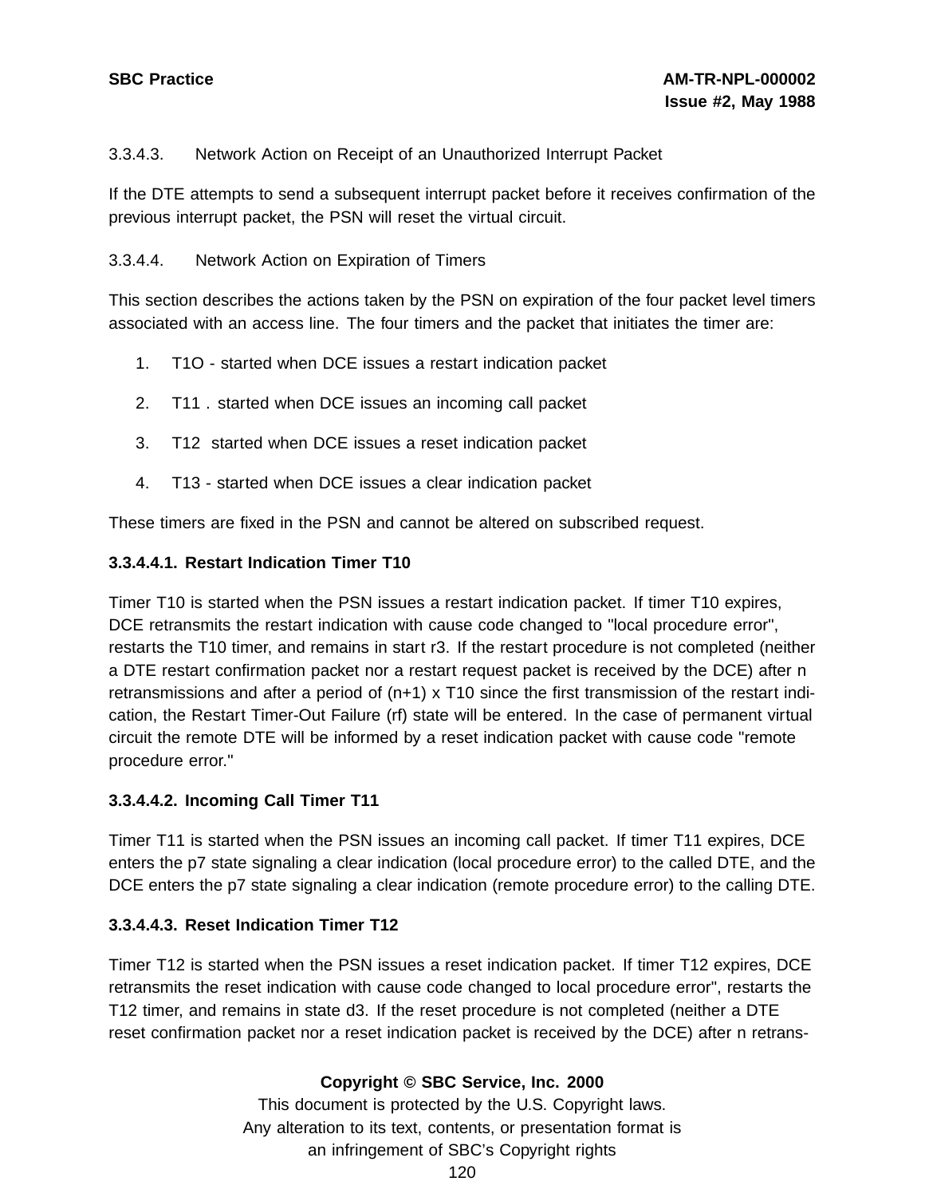3.3.4.3. Network Action on Receipt of an Unauthorized Interrupt Packet

If the DTE attempts to send a subsequent interrupt packet before it receives confirmation of the previous interrupt packet, the PSN will reset the virtual circuit.

3.3.4.4. Network Action on Expiration of Timers

This section describes the actions taken by the PSN on expiration of the four packet level timers associated with an access line. The four timers and the packet that initiates the timer are:

1. T1O - started when DCE issues a restart indication packet
2. T11 . started when DCE issues an incoming call packet
3. T12 started when DCE issues a reset indication packet
4. T13 - started when DCE issues a clear indication packet

These timers are fixed in the PSN and cannot be altered on subscribed request.

**3.3.4.4.1. Restart Indication Timer T10**

Timer T10 is started when the PSN issues a restart indication packet. If timer T10 expires, DCE retransmits the restart indication with cause code changed to "local procedure error", restarts the T10 timer, and remains in start r3. If the restart procedure is not completed (neither a DTE restart confirmation packet nor a restart request packet is received by the DCE) after n retransmissions and after a period of (n+1) x T10 since the first transmission of the restart indication, the Restart Timer-Out Failure (rf) state will be entered. In the case of permanent virtual circuit the remote DTE will be informed by a reset indication packet with cause code "remote procedure error."

**3.3.4.4.2. Incoming Call Timer T11**

Timer T11 is started when the PSN issues an incoming call packet. If timer T11 expires, DCE enters the p7 state signaling a clear indication (local procedure error) to the called DTE, and the DCE enters the p7 state signaling a clear indication (remote procedure error) to the calling DTE.

**3.3.4.4.3. Reset Indication Timer T12**

Timer T12 is started when the PSN issues a reset indication packet. If timer T12 expires, DCE retransmits the reset indication with cause code changed to local procedure error", restarts the T12 timer, and remains in state d3. If the reset procedure is not completed (neither a DTE reset confirmation packet nor a reset indication packet is received by the DCE) after n retrans-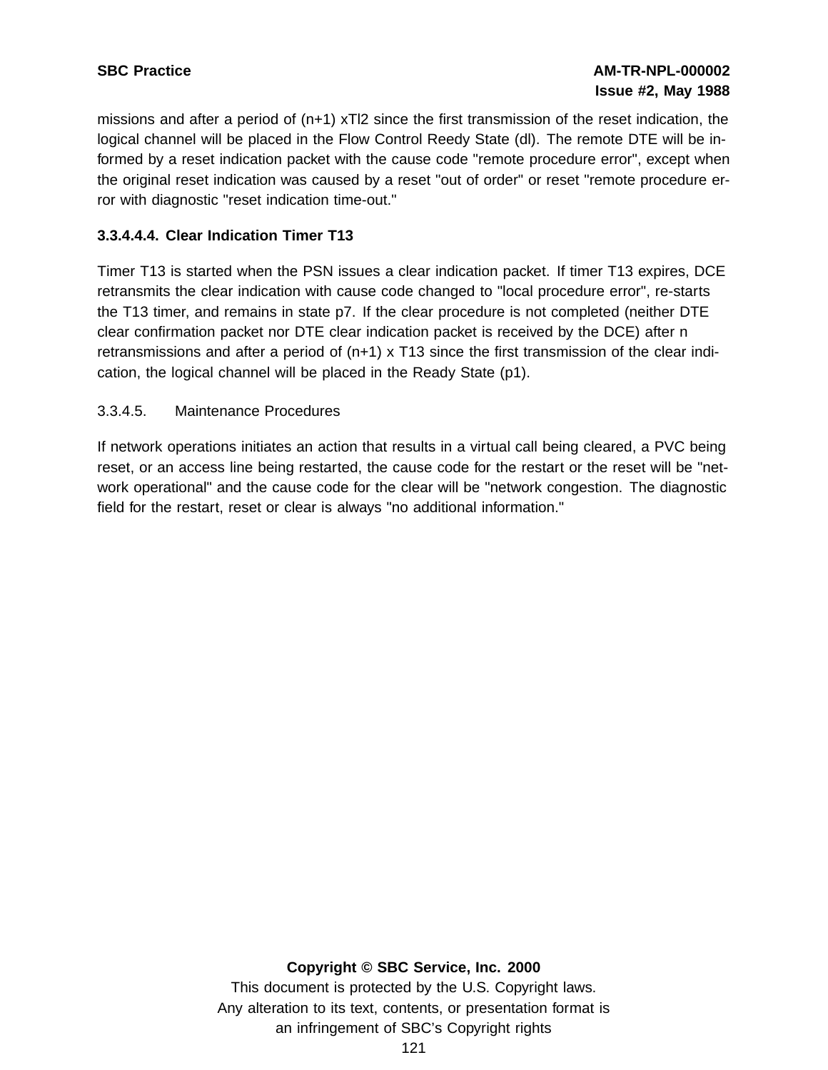missions and after a period of (n+1) xTl2 since the first transmission of the reset indication, the logical channel will be placed in the Flow Control Reedy State (dl). The remote DTE will be informed by a reset indication packet with the cause code "remote procedure error", except when the original reset indication was caused by a reset "out of order" or reset "remote procedure error with diagnostic "reset indication time-out."

**3.3.4.4.4. Clear Indication Timer T13**

Timer T13 is started when the PSN issues a clear indication packet. If timer T13 expires, DCE retransmits the clear indication with cause code changed to "local procedure error", re-starts the T13 timer, and remains in state p7. If the clear procedure is not completed (neither DTE clear confirmation packet nor DTE clear indication packet is received by the DCE) after n retransmissions and after a period of (n+1) x T13 since the first transmission of the clear indication, the logical channel will be placed in the Ready State (p1).

3.3.4.5. Maintenance Procedures

If network operations initiates an action that results in a virtual call being cleared, a PVC being reset, or an access line being restarted, the cause code for the restart or the reset will be "network operational" and the cause code for the clear will be "network congestion. The diagnostic field for the restart, reset or clear is always "no additional information."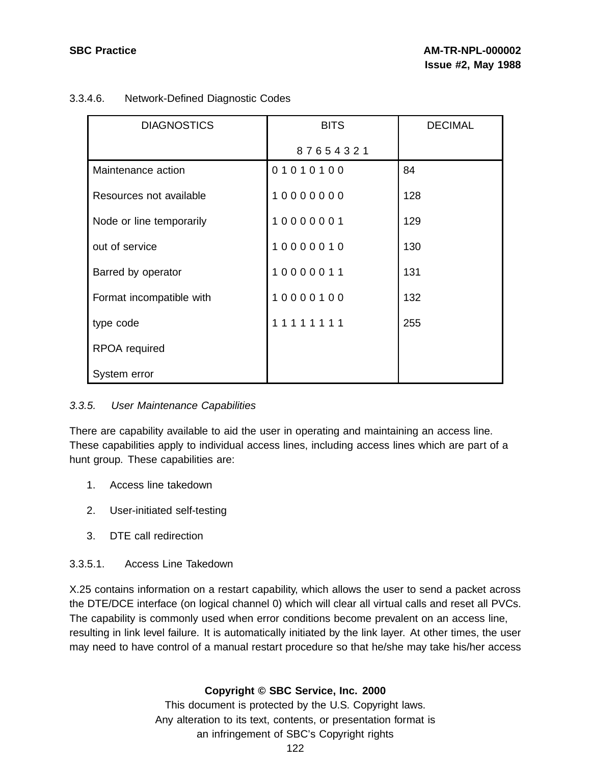3.3.4.6. Network-Defined Diagnostic Codes

| DIAGNOSTICS | BITS<br>8 7 6 5 4 3 2 1 | DECIMAL |
|---|---|---|
| Maintenance action | 0 1 0 1 0 1 0 0 | 84 |
| Resources not available | 1 0 0 0 0 0 0 0 | 128 |
| Node or line temporarily | 1 0 0 0 0 0 0 1 | 129 |
| out of service | 1 0 0 0 0 0 1 0 | 130 |
| Barred by operator | 1 0 0 0 0 0 1 1 | 131 |
| Format incompatible with | 1 0 0 0 0 1 0 0 | 132 |
| type code | 1 1 1 1 1 1 1 1 | 255 |
| RPOA required | | |
| System error | | |

*3.3.5. User Maintenance Capabilities*

There are capability available to aid the user in operating and maintaining an access line. These capabilities apply to individual access lines, including access lines which are part of a hunt group. These capabilities are:

1. Access line takedown
2. User-initiated self-testing
3. DTE call redirection

3.3.5.1. Access Line Takedown

X.25 contains information on a restart capability, which allows the user to send a packet across the DTE/DCE interface (on logical channel 0) which will clear all virtual calls and reset all PVCs. The capability is commonly used when error conditions become prevalent on an access line, resulting in link level failure. It is automatically initiated by the link layer. At other times, the user may need to have control of a manual restart procedure so that he/she may take his/her access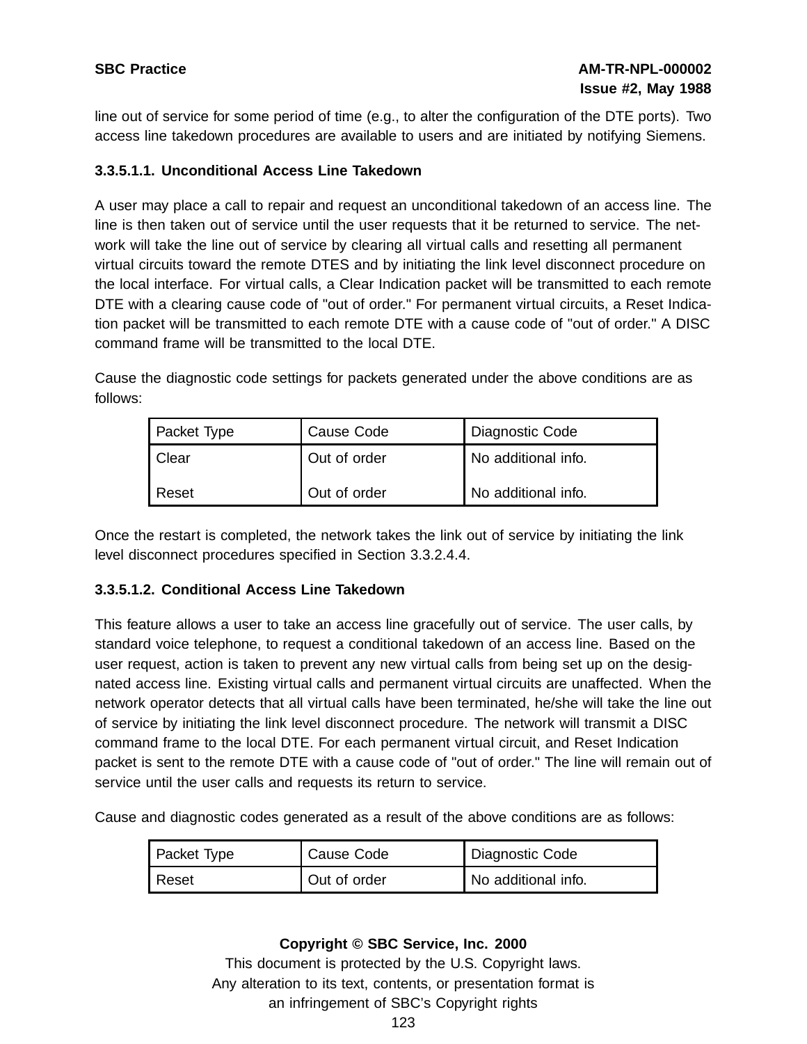line out of service for some period of time (e.g., to alter the configuration of the DTE ports). Two access line takedown procedures are available to users and are initiated by notifying Siemens.

#### 3.3.5.1.1. Unconditional Access Line Takedown

A user may place a call to repair and request an unconditional takedown of an access line. The line is then taken out of service until the user requests that it be returned to service. The network will take the line out of service by clearing all virtual calls and resetting all permanent virtual circuits toward the remote DTES and by initiating the link level disconnect procedure on the local interface. For virtual calls, a Clear Indication packet will be transmitted to each remote DTE with a clearing cause code of "out of order." For permanent virtual circuits, a Reset Indication packet will be transmitted to each remote DTE with a cause code of "out of order." A DISC command frame will be transmitted to the local DTE.

Cause the diagnostic code settings for packets generated under the above conditions are as follows:

| Packet Type | Cause Code | Diagnostic Code |
|---|---|---|
| Clear | Out of order | No additional info. |
| Reset | Out of order | No additional info. |

Once the restart is completed, the network takes the link out of service by initiating the link level disconnect procedures specified in Section 3.3.2.4.4.

#### 3.3.5.1.2. Conditional Access Line Takedown

This feature allows a user to take an access line gracefully out of service. The user calls, by standard voice telephone, to request a conditional takedown of an access line. Based on the user request, action is taken to prevent any new virtual calls from being set up on the designated access line. Existing virtual calls and permanent virtual circuits are unaffected. When the network operator detects that all virtual calls have been terminated, he/she will take the line out of service by initiating the link level disconnect procedure. The network will transmit a DISC command frame to the local DTE. For each permanent virtual circuit, and Reset Indication packet is sent to the remote DTE with a cause code of "out of order." The line will remain out of service until the user calls and requests its return to service.

Cause and diagnostic codes generated as a result of the above conditions are as follows:

| Packet Type | Cause Code | Diagnostic Code |
|---|---|---|
| Reset | Out of order | No additional info. |

**Copyright © SBC Service, Inc. 2000**

This document is protected by the U.S. Copyright laws.
Any alteration to its text, contents, or presentation format is an infringement of SBC's Copyright rights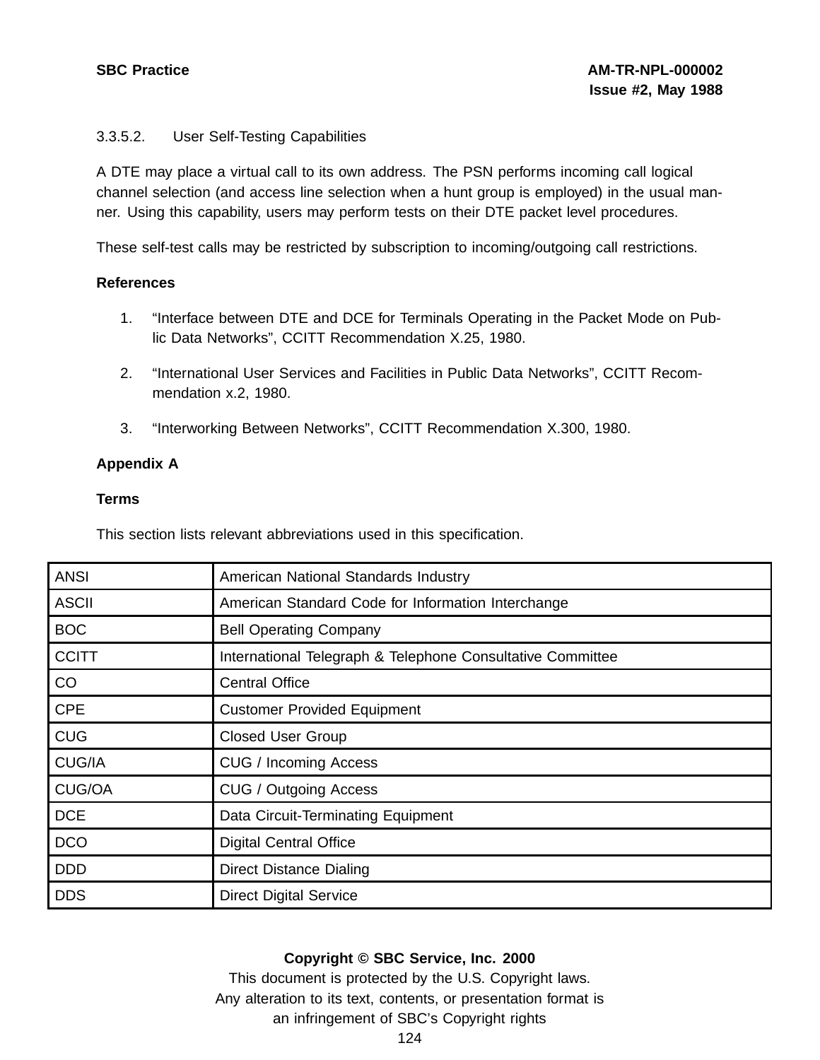3.3.5.2. User Self-Testing Capabilities

A DTE may place a virtual call to its own address. The PSN performs incoming call logical channel selection (and access line selection when a hunt group is employed) in the usual manner. Using this capability, users may perform tests on their DTE packet level procedures.

These self-test calls may be restricted by subscription to incoming/outgoing call restrictions.

**References**

1. “Interface between DTE and DCE for Terminals Operating in the Packet Mode on Public Data Networks”, CCITT Recommendation X.25, 1980.

2. “International User Services and Facilities in Public Data Networks”, CCITT Recommendation x.2, 1980.

3. “Interworking Between Networks”, CCITT Recommendation X.300, 1980.

**Appendix A**

**Terms**

This section lists relevant abbreviations used in this specification.

| | |
|---|---|
| ANSI | American National Standards Industry |
| ASCII | American Standard Code for Information Interchange |
| BOC | Bell Operating Company |
| CCITT | International Telegraph & Telephone Consultative Committee |
| CO | Central Office |
| CPE | Customer Provided Equipment |
| CUG | Closed User Group |
| CUG/IA | CUG / Incoming Access |
| CUG/OA | CUG / Outgoing Access |
| DCE | Data Circuit-Terminating Equipment |
| DCO | Digital Central Office |
| DDD | Direct Distance Dialing |
| DDS | Direct Digital Service |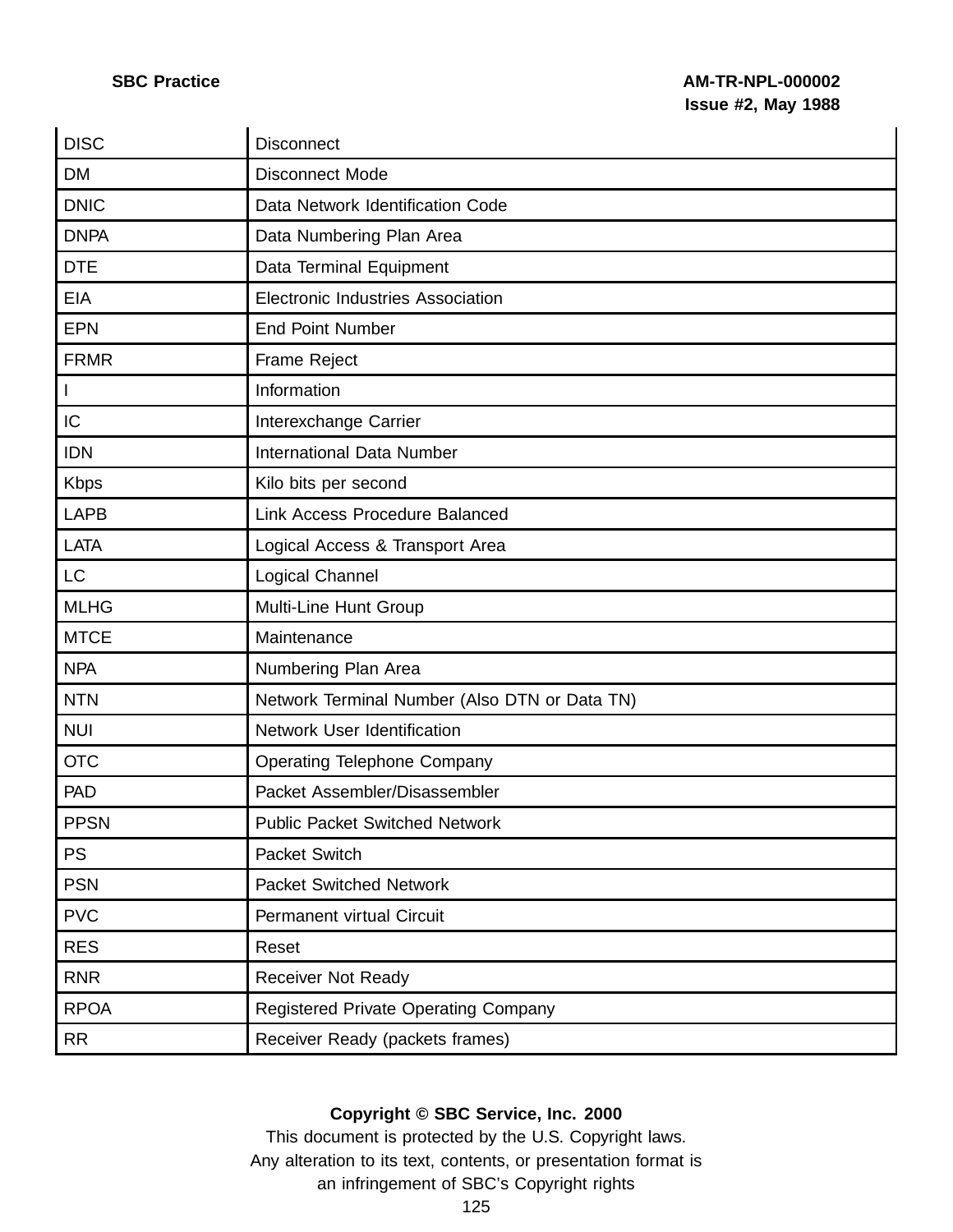| | |
|---|---|
| DISC | Disconnect |
| DM | Disconnect Mode |
| DNIC | Data Network Identification Code |
| DNPA | Data Numbering Plan Area |
| DTE | Data Terminal Equipment |
| EIA | Electronic Industries Association |
| EPN | End Point Number |
| FRMR | Frame Reject |
| I | Information |
| IC | Interexchange Carrier |
| IDN | International Data Number |
| Kbps | Kilo bits per second |
| LAPB | Link Access Procedure Balanced |
| LATA | Logical Access & Transport Area |
| LC | Logical Channel |
| MLHG | Multi-Line Hunt Group |
| MTCE | Maintenance |
| NPA | Numbering Plan Area |
| NTN | Network Terminal Number (Also DTN or Data TN) |
| NUI | Network User Identification |
| OTC | Operating Telephone Company |
| PAD | Packet Assembler/Disassembler |
| PPSN | Public Packet Switched Network |
| PS | Packet Switch |
| PSN | Packet Switched Network |
| PVC | Permanent virtual Circuit |
| RES | Reset |
| RNR | Receiver Not Ready |
| RPOA | Registered Private Operating Company |
| RR | Receiver Ready (packets frames) |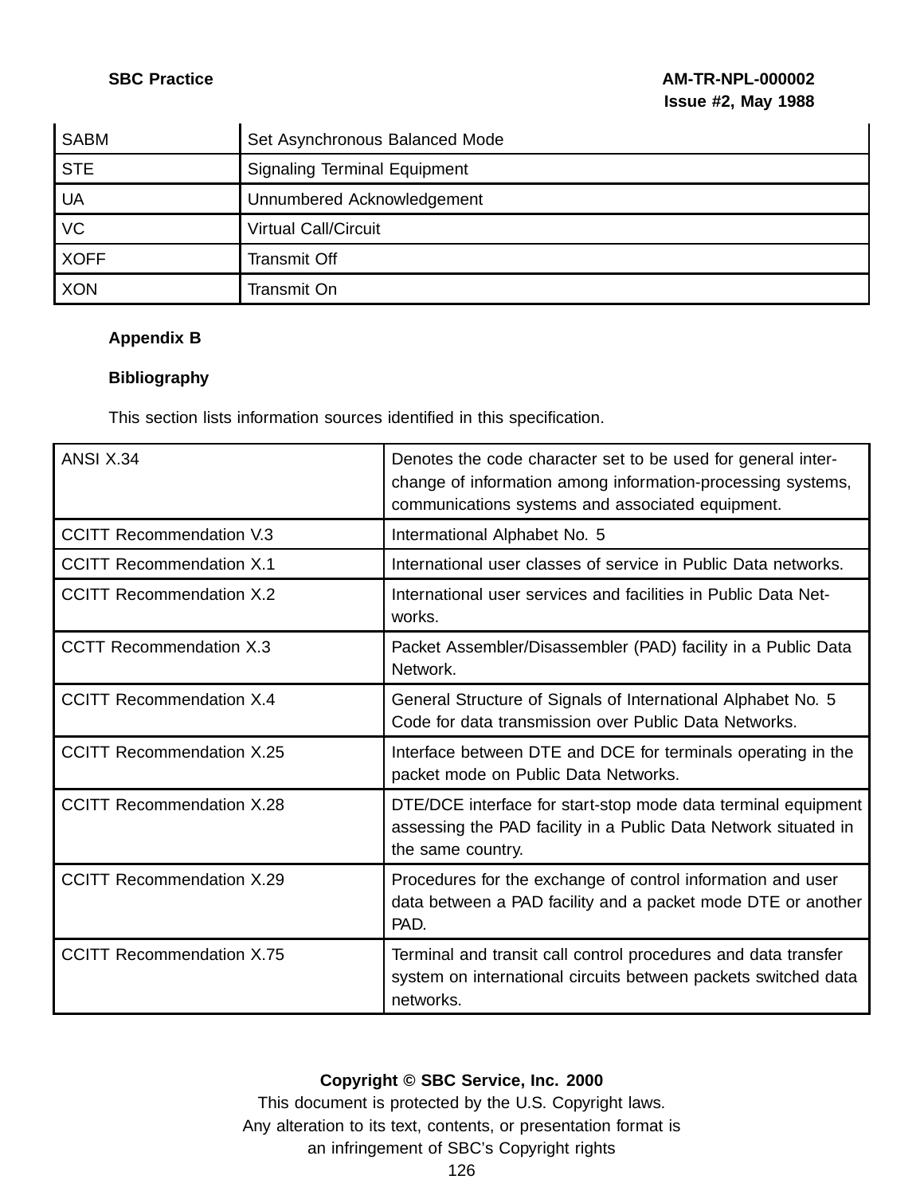| | |
|---|---|
| SABM | Set Asynchronous Balanced Mode |
| STE | Signaling Terminal Equipment |
| UA | Unnumbered Acknowledgement |
| VC | Virtual Call/Circuit |
| XOFF | Transmit Off |
| XON | Transmit On |

## Appendix B

### Bibliography

This section lists information sources identified in this specification.

| | |
|---|---|
| ANSI X.34 | Denotes the code character set to be used for general interchange of information among information-processing systems, communications systems and associated equipment. |
| CCITT Recommendation V.3 | Intermational Alphabet No. 5 |
| CCITT Recommendation X.1 | International user classes of service in Public Data networks. |
| CCITT Recommendation X.2 | International user services and facilities in Public Data Networks. |
| CCTT Recommendation X.3 | Packet Assembler/Disassembler (PAD) facility in a Public Data Network. |
| CCITT Recommendation X.4 | General Structure of Signals of International Alphabet No. 5 Code for data transmission over Public Data Networks. |
| CCITT Recommendation X.25 | Interface between DTE and DCE for terminals operating in the packet mode on Public Data Networks. |
| CCITT Recommendation X.28 | DTE/DCE interface for start-stop mode data terminal equipment assessing the PAD facility in a Public Data Network situated in the same country. |
| CCITT Recommendation X.29 | Procedures for the exchange of control information and user data between a PAD facility and a packet mode DTE or another PAD. |
| CCITT Recommendation X.75 | Terminal and transit call control procedures and data transfer system on international circuits between packets switched data networks. |

**Copyright © SBC Service, Inc. 2000**
This document is protected by the U.S. Copyright laws.
Any alteration to its text, contents, or presentation format is an infringement of SBC's Copyright rights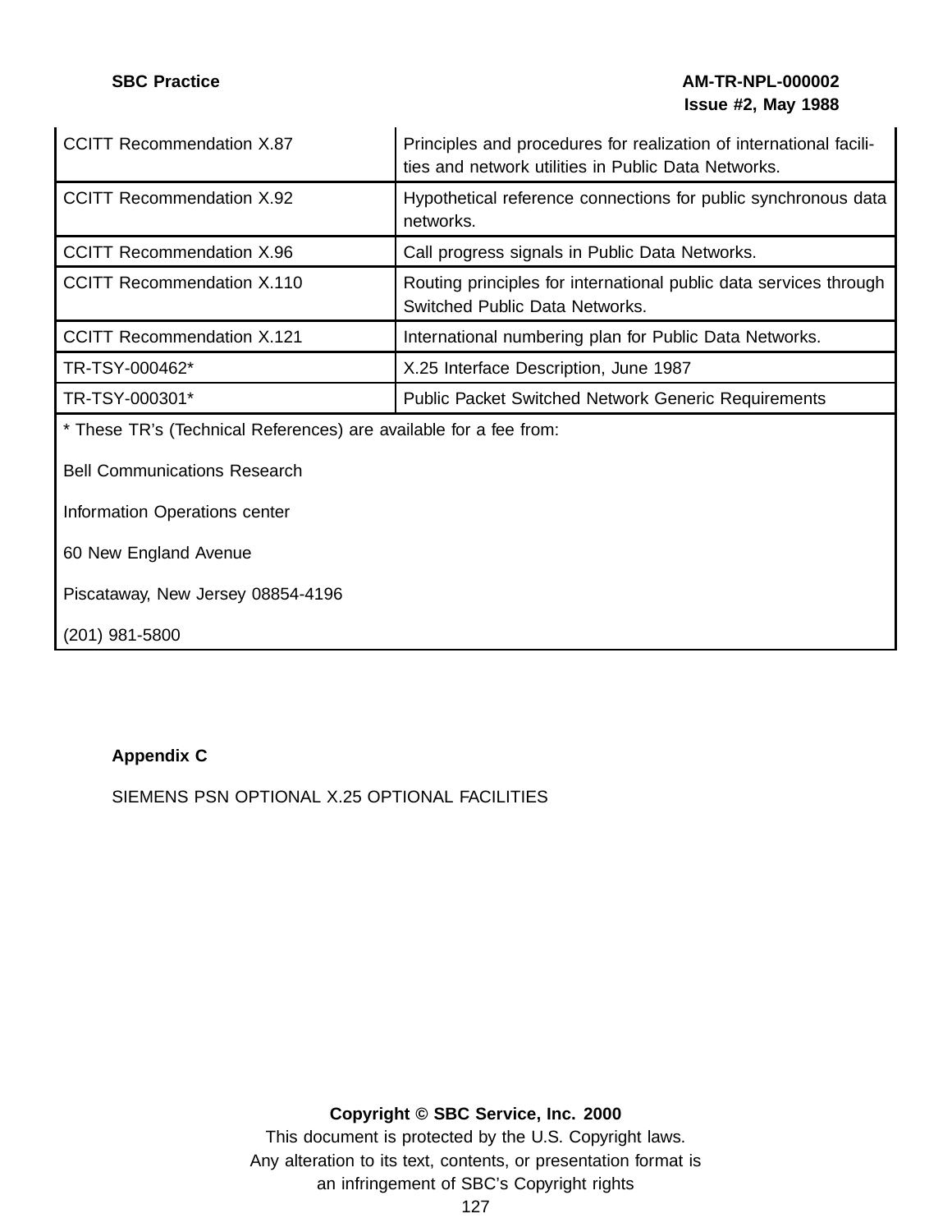| | |
|---|---|
| CCITT Recommendation X.87 | Principles and procedures for realization of international facilities and network utilities in Public Data Networks. |
| CCITT Recommendation X.92 | Hypothetical reference connections for public synchronous data networks. |
| CCITT Recommendation X.96 | Call progress signals in Public Data Networks. |
| CCITT Recommendation X.110 | Routing principles for international public data services through Switched Public Data Networks. |
| CCITT Recommendation X.121 | International numbering plan for Public Data Networks. |
| TR-TSY-000462* | X.25 Interface Description, June 1987 |
| TR-TSY-000301* | Public Packet Switched Network Generic Requirements |

* These TR's (Technical References) are available for a fee from:

Bell Communications Research

Information Operations center

60 New England Avenue

Piscataway, New Jersey 08854-4196

(201) 981-5800

**Appendix C**

SIEMENS PSN OPTIONAL X.25 OPTIONAL FACILITIES

**Copyright © SBC Service, Inc. 2000**

This document is protected by the U.S. Copyright laws.
Any alteration to its text, contents, or presentation format is an infringement of SBC's Copyright rights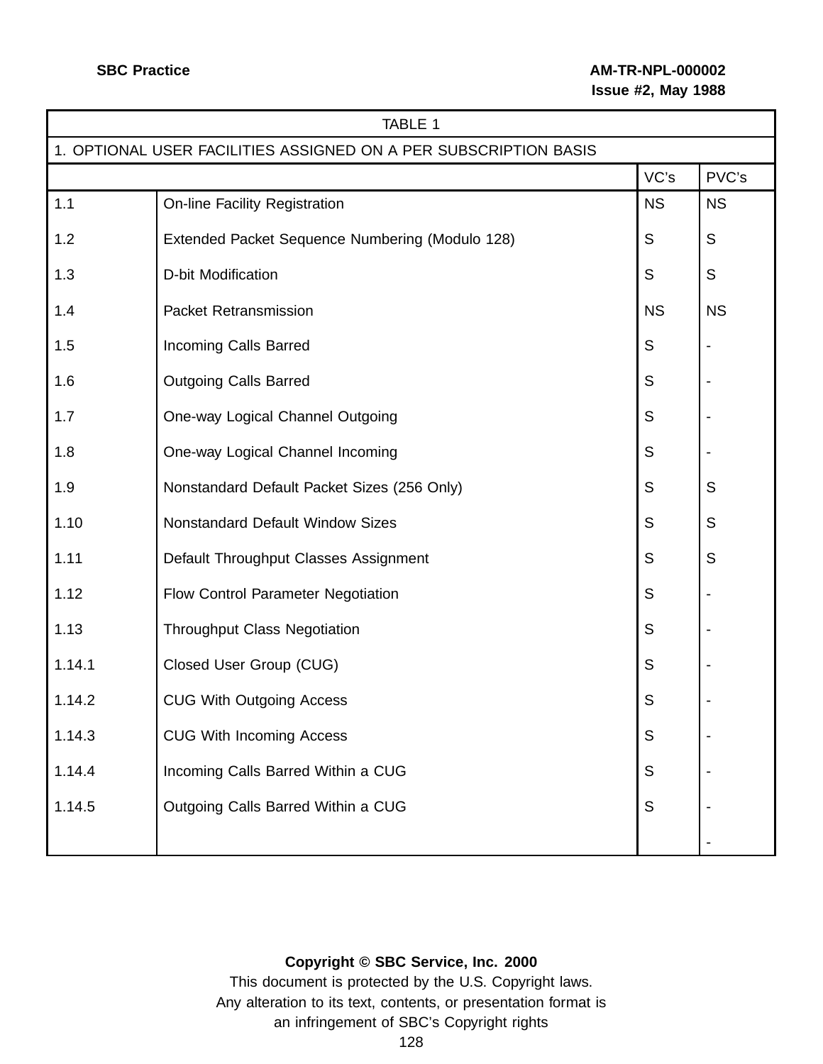| TABLE 1 | | | |
|---|---|---|---|
| 1. OPTIONAL USER FACILITIES ASSIGNED ON A PER SUBSCRIPTION BASIS | | | |
| | | VC's | PVC's |
| 1.1 | On-line Facility Registration | NS | NS |
| 1.2 | Extended Packet Sequence Numbering (Modulo 128) | S | S |
| 1.3 | D-bit Modification | S | S |
| 1.4 | Packet Retransmission | NS | NS |
| 1.5 | Incoming Calls Barred | S | - |
| 1.6 | Outgoing Calls Barred | S | - |
| 1.7 | One-way Logical Channel Outgoing | S | - |
| 1.8 | One-way Logical Channel Incoming | S | - |
| 1.9 | Nonstandard Default Packet Sizes (256 Only) | S | S |
| 1.10 | Nonstandard Default Window Sizes | S | S |
| 1.11 | Default Throughput Classes Assignment | S | S |
| 1.12 | Flow Control Parameter Negotiation | S | - |
| 1.13 | Throughput Class Negotiation | S | - |
| 1.14.1 | Closed User Group (CUG) | S | - |
| 1.14.2 | CUG With Outgoing Access | S | - |
| 1.14.3 | CUG With Incoming Access | S | - |
| 1.14.4 | Incoming Calls Barred Within a CUG | S | - |
| 1.14.5 | Outgoing Calls Barred Within a CUG | S | - |
| | | | - |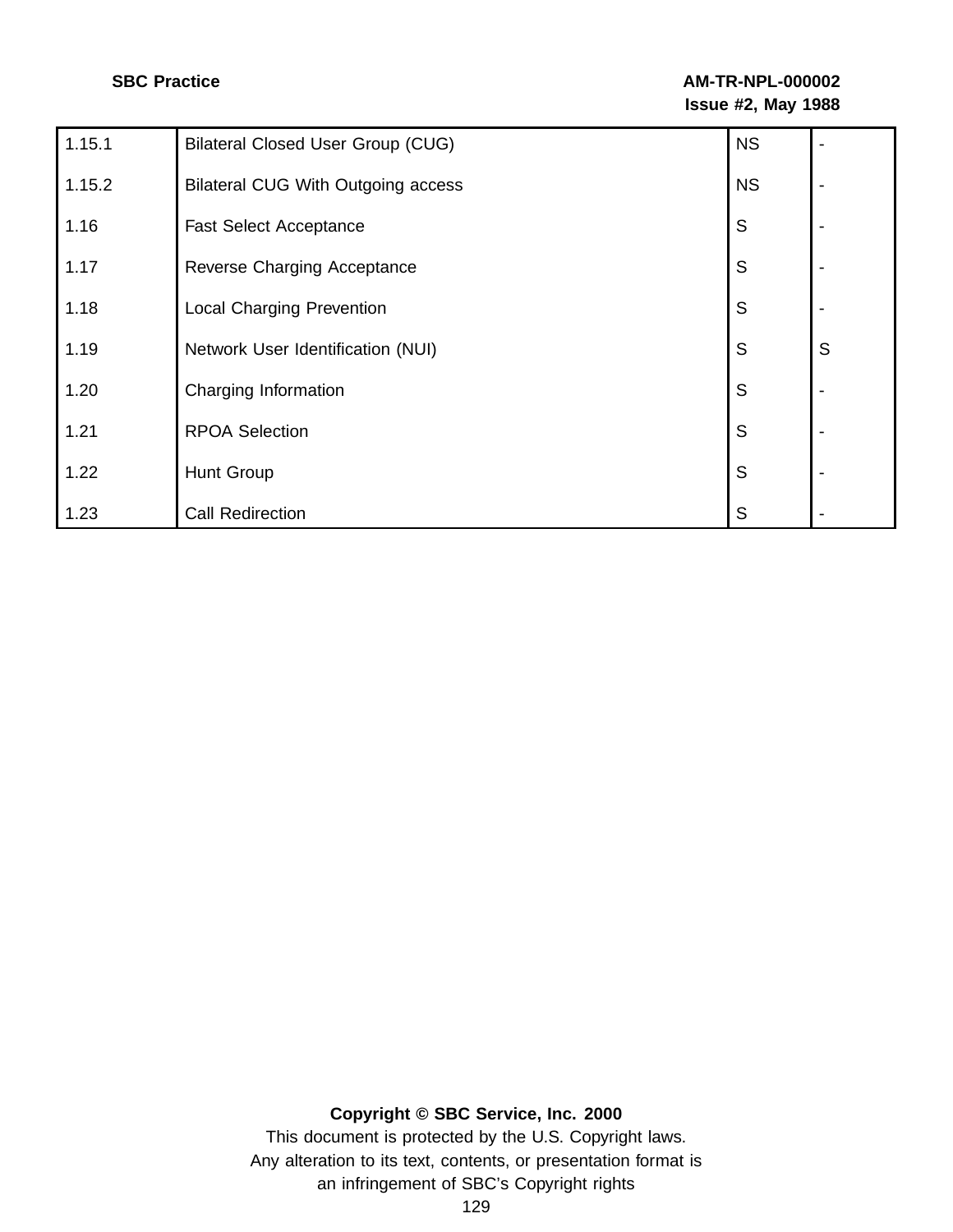| | | | |
|---|---|---|---|
| 1.15.1 | Bilateral Closed User Group (CUG) | NS | - |
| 1.15.2 | Bilateral CUG With Outgoing access | NS | - |
| 1.16 | Fast Select Acceptance | S | - |
| 1.17 | Reverse Charging Acceptance | S | - |
| 1.18 | Local Charging Prevention | S | - |
| 1.19 | Network User Identification (NUI) | S | S |
| 1.20 | Charging Information | S | - |
| 1.21 | RPOA Selection | S | - |
| 1.22 | Hunt Group | S | - |
| 1.23 | Call Redirection | S | - |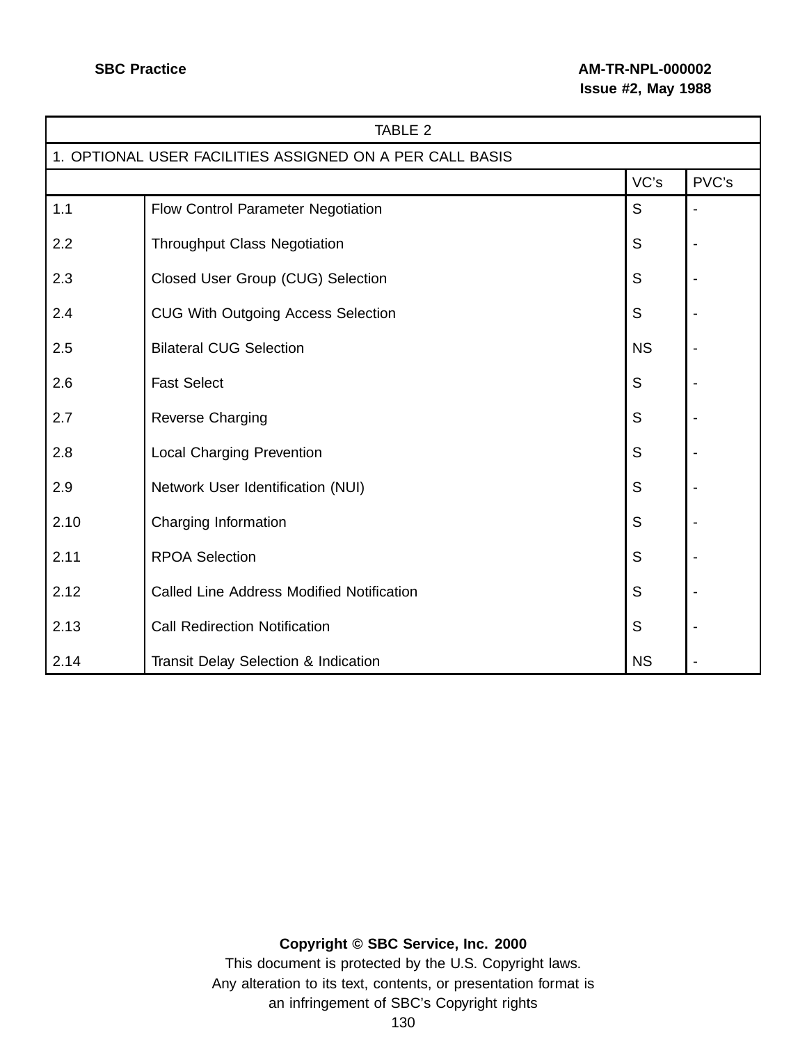| TABLE 2 | | | |
|---|---|---|---|
| 1. OPTIONAL USER FACILITIES ASSIGNED ON A PER CALL BASIS | | | |
| | | VC's | PVC's |
| 1.1 | Flow Control Parameter Negotiation | S | - |
| 2.2 | Throughput Class Negotiation | S | - |
| 2.3 | Closed User Group (CUG) Selection | S | - |
| 2.4 | CUG With Outgoing Access Selection | S | - |
| 2.5 | Bilateral CUG Selection | NS | - |
| 2.6 | Fast Select | S | - |
| 2.7 | Reverse Charging | S | - |
| 2.8 | Local Charging Prevention | S | - |
| 2.9 | Network User Identification (NUI) | S | - |
| 2.10 | Charging Information | S | - |
| 2.11 | RPOA Selection | S | - |
| 2.12 | Called Line Address Modified Notification | S | - |
| 2.13 | Call Redirection Notification | S | - |
| 2.14 | Transit Delay Selection & Indication | NS | - |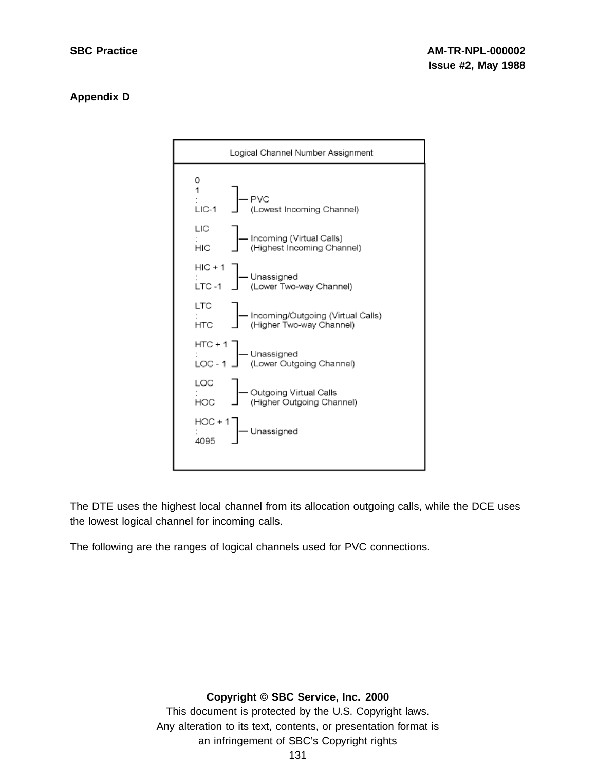## Appendix D

| Logical Channel Number Assignment | |
| --- | --- |
| 0<br>1<br>:<br>LIC-1 | PVC<br>(Lowest Incoming Channel) |
| LIC<br>:<br>HIC | Incoming (Virtual Calls)<br>(Highest Incoming Channel) |
| HIC + 1<br>:<br>LTC -1 | Unassigned<br>(Lower Two-way Channel) |
| LTC<br>:<br>HTC | Incoming/Outgoing (Virtual Calls)<br>(Higher Two-way Channel) |
| HTC + 1<br>:<br>LOC - 1 | Unassigned<br>(Lower Outgoing Channel) |
| LOC<br>:<br>HOC | Outgoing Virtual Calls<br>(Higher Outgoing Channel) |
| HOC + 1<br>:<br>4095 | Unassigned |

The DTE uses the highest local channel from its allocation outgoing calls, while the DCE uses the lowest logical channel for incoming calls.

The following are the ranges of logical channels used for PVC connections.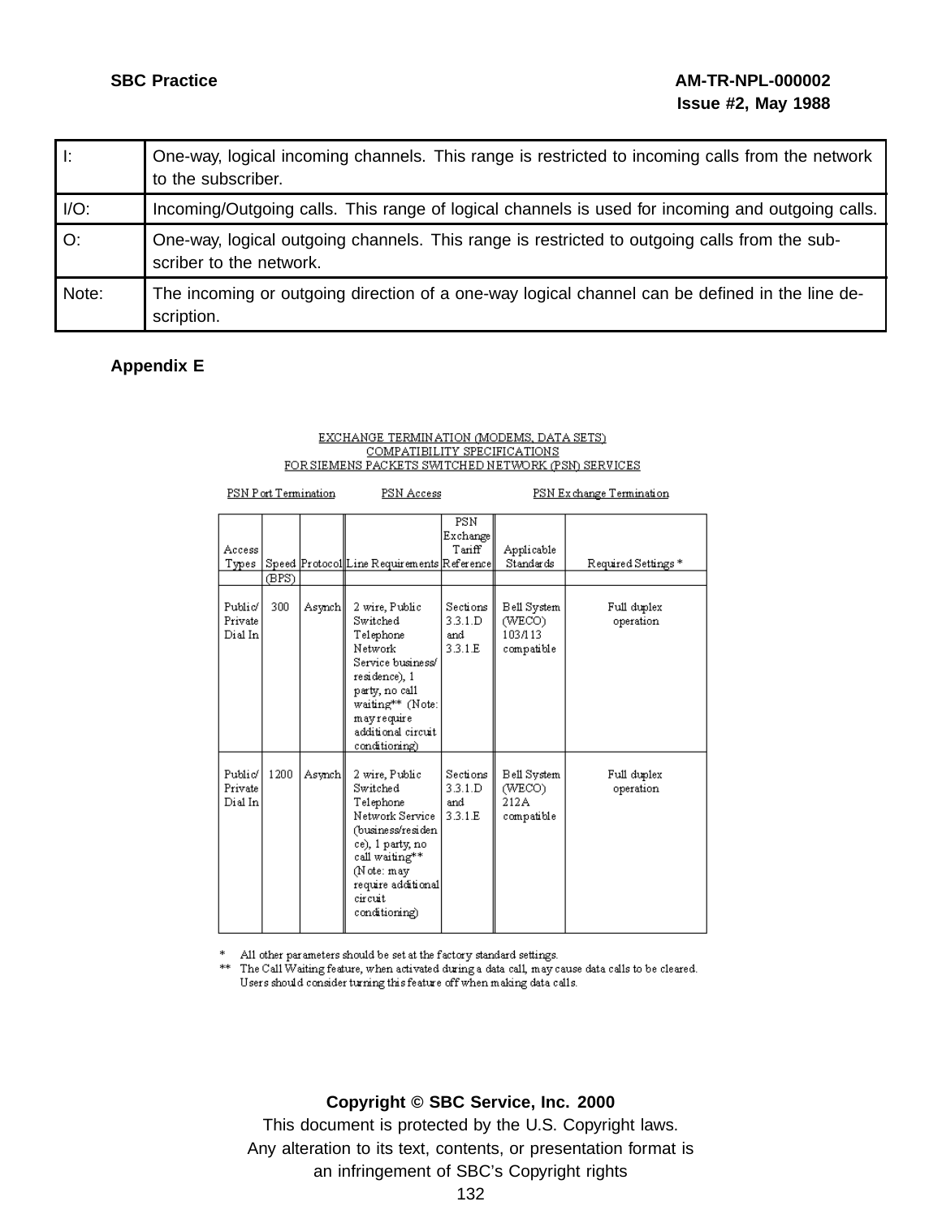| | |
|---|---|
| I: | One-way, logical incoming channels. This range is restricted to incoming calls from the network to the subscriber. |
| I/O: | Incoming/Outgoing calls. This range of logical channels is used for incoming and outgoing calls. |
| O: | One-way, logical outgoing channels. This range is restricted to outgoing calls from the subscriber to the network. |
| Note: | The incoming or outgoing direction of a one-way logical channel can be defined in the line description. |

## Appendix E

EXCHANGE TERMINATION (MODEMS, DATA SETS)
COMPATIBILITY SPECIFICATIONS
FOR SIEMENS PACKETS SWITCHED NETWORK (PSN) SERVICES

| PSN Port Termination | | | PSN Access | | PSN Exchange Termination | |
|---|---|---|---|---|---|---|
| Access Types | Speed (BPS) | Protocol | Line Requirements | PSN Exchange Tariff Reference | Applicable Standards | Required Settings * |
| Public/ Private Dial In | 300 | Asynch | 2 wire, Public Switched Telephone Network Service business/ residence), 1 party, no call waiting** (Note: may require additional circuit conditioning) | Sections 3.3.1.D and 3.3.1.E | Bell System (WECO) 103/113 compatible | Full duplex operation |
| Public/ Private Dial In | 1200 | Asynch | 2 wire, Public Switched Telephone Network Service (business/residence), 1 party, no call waiting** (Note: may require additional circuit conditioning) | Sections 3.3.1.D and 3.3.1.E | Bell System (WECO) 212A compatible | Full duplex operation |

\* All other parameters should be set at the factory standard settings.
\*\* The Call Waiting feature, when activated during a data call, may cause data calls to be cleared. Users should consider turning this feature off when making data calls.

**Copyright © SBC Service, Inc. 2000**
This document is protected by the U.S. Copyright laws.
Any alteration to its text, contents, or presentation format is an infringement of SBC's Copyright rights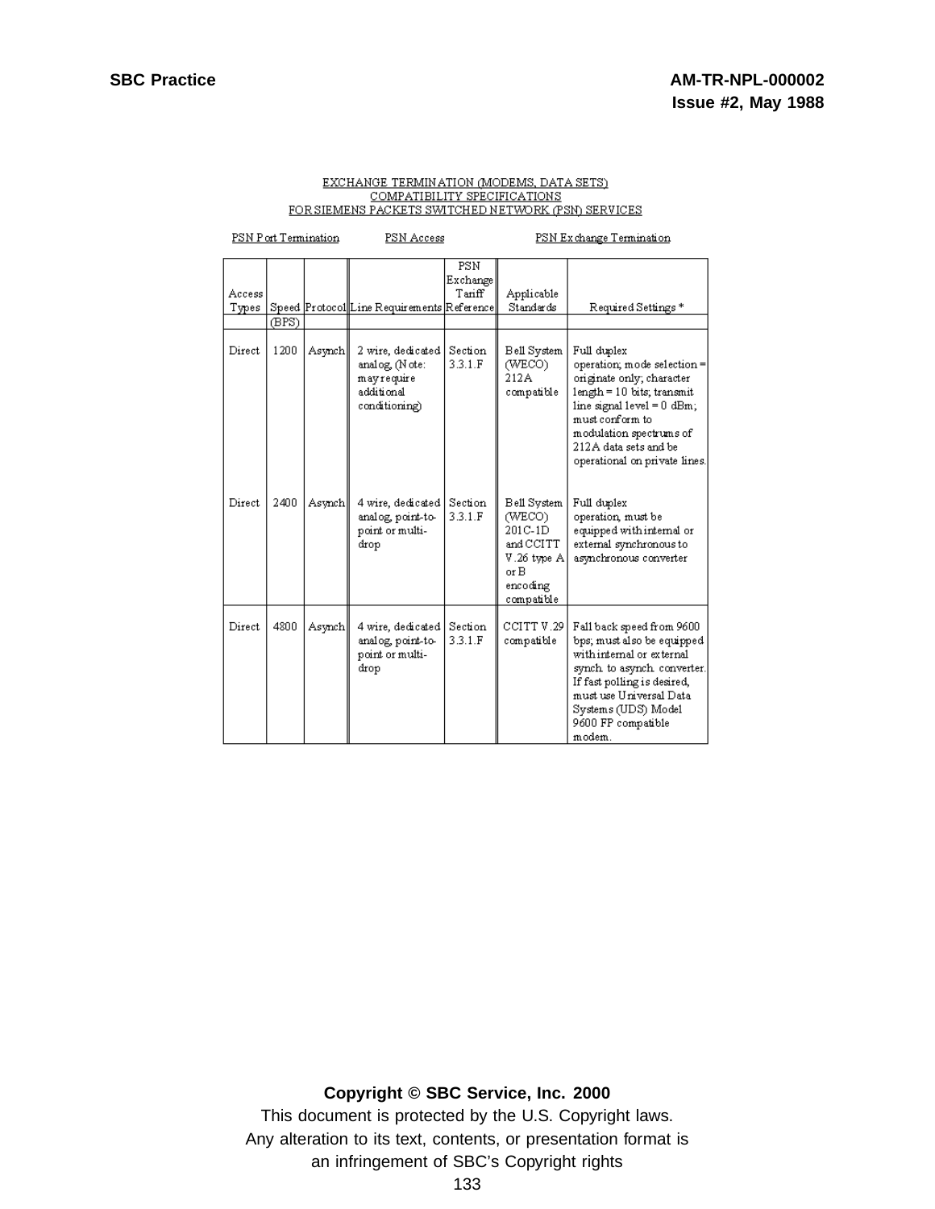EXCHANGE TERMINATION (MODEMS, DATA SETS)
COMPATIBILITY SPECIFICATIONS
FOR SIEMENS PACKETS SWITCHED NETWORK (PSN) SERVICES

| PSN Port Termination | | | PSN Access | | PSN Exchange Termination | |
|---|---|---|---|---|---|---|
| Access Types | Speed (BPS) | Protocol | Line Requirements | PSN Exchange Tariff Reference | Applicable Standards | Required Settings * |
| Direct | 1200 | Asynch | 2 wire, dedicated analog, (Note: may require additional conditioning) | Section 3.3.1.F | Bell System (WECO) 212A compatible | Full duplex operation; mode selection = originate only; character length = 10 bits; transmit line signal level = 0 dBm; must conform to modulation spectrums of 212A data sets and be operational on private lines. |
| Direct | 2400 | Asynch | 4 wire, dedicated analog, point-to-point or multi-drop | Section 3.3.1.F | Bell System (WECO) 201C-1D and CCITT V.26 type A or B encoding compatible | Full duplex operation, must be equipped with internal or external synchronous to asynchronous converter |
| Direct | 4800 | Asynch | 4 wire, dedicated analog, point-to-point or multi-drop | Section 3.3.1.F | CCITT V.29 compatible | Fall back speed from 9600 bps; must also be equipped with internal or external synch. to asynch. converter. If fast polling is desired, must use Universal Data Systems (UDS) Model 9600 FP compatible modem. |

**Copyright © SBC Service, Inc. 2000**

This document is protected by the U.S. Copyright laws.
Any alteration to its text, contents, or presentation format is an infringement of SBC's Copyright rights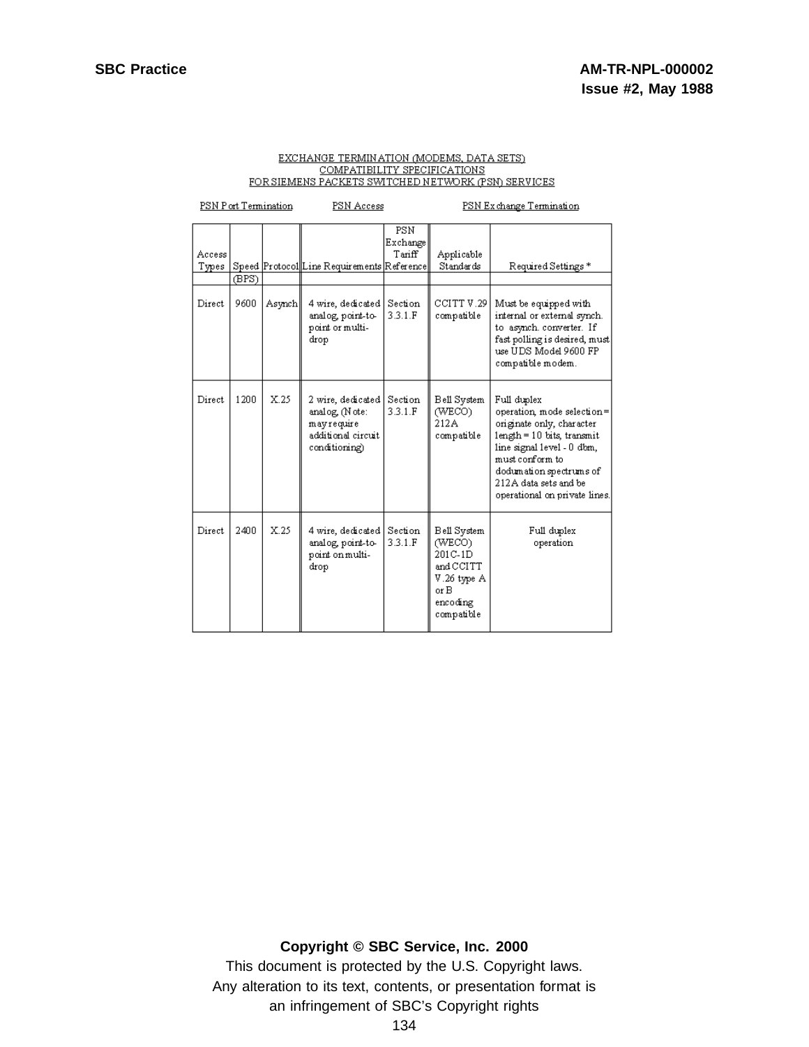EXCHANGE TERMINATION (MODEMS, DATA SETS)
COMPATIBILITY SPECIFICATIONS
FOR SIEMENS PACKETS SWITCHED NETWORK (PSN) SERVICES

PSN Port Termination | PSN Access | PSN Exchange Termination

| Access Types | Speed (BPS) | Protocol | Line Requirements | PSN Exchange Tariff Reference | Applicable Standards | Required Settings * |
|---|---|---|---|---|---|---|
| Direct | 9600 | Asynch | 4 wire, dedicated analog, point-to-point or multi-drop | Section 3.3.1.F | CCITT V.29 compatible | Must be equipped with internal or external synch. to asynch. converter. If fast polling is desired, must use UDS Model 9600 FP compatible modem. |
| Direct | 1200 | X.25 | 2 wire, dedicated analog, (Note: may require additional circuit conditioning) | Section 3.3.1.F | Bell System (WECO) 212A compatible | Full duplex operation, mode selection = originate only, character length = 10 bits, transmit line signal level - 0 dbm, must conform to dodumation spectrums of 212A data sets and be operational on private lines. |
| Direct | 2400 | X.25 | 4 wire, dedicated analog, point-to-point on multi-drop | Section 3.3.1.F | Bell System (WECO) 201C-1D and CCITT V.26 type A or B encoding compatible | Full duplex operation |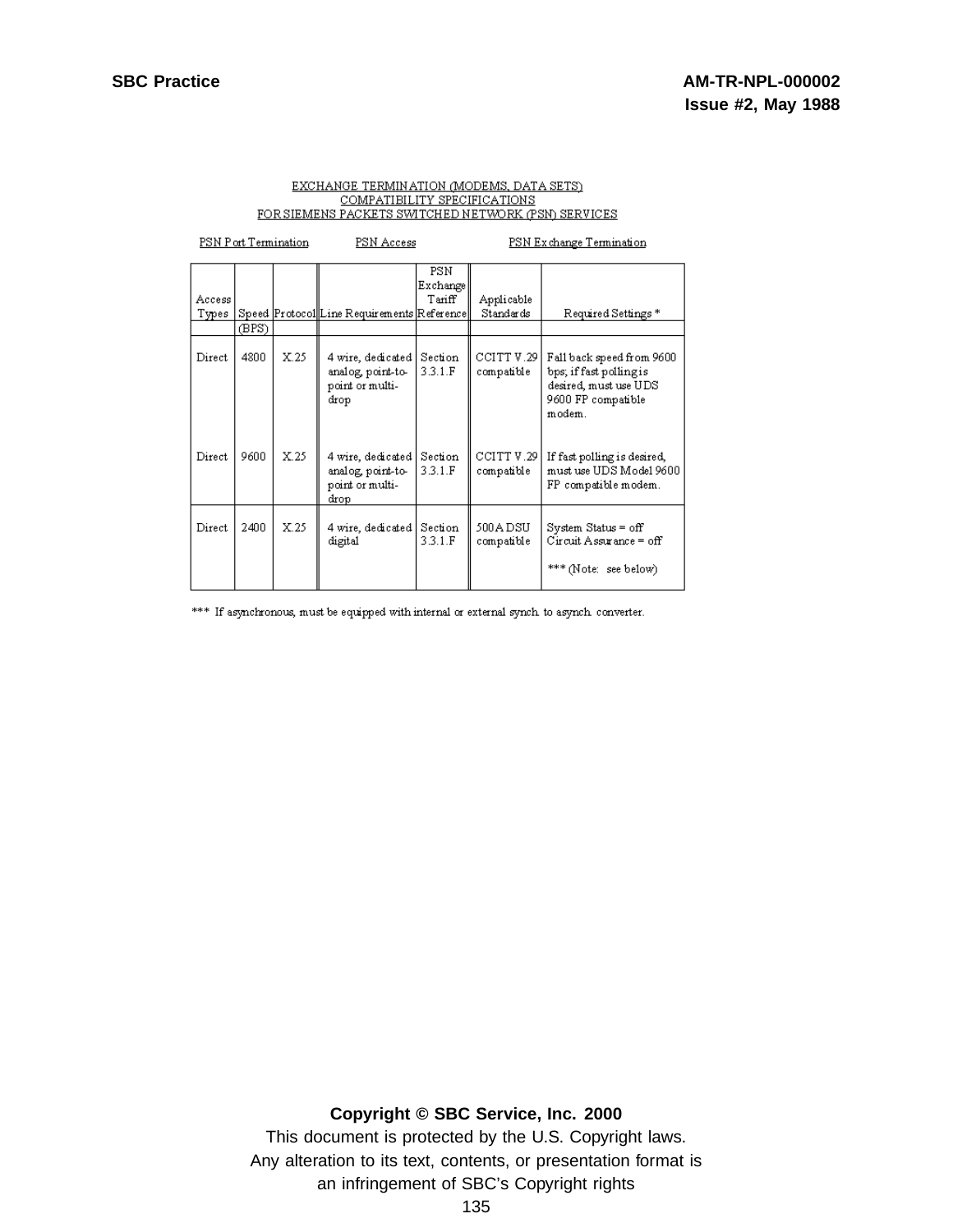EXCHANGE TERMINATION (MODEMS, DATA SETS)
COMPATIBILITY SPECIFICATIONS
FOR SIEMENS PACKETS SWITCHED NETWORK (PSN) SERVICES

| PSN Port Termination | | | PSN Access | | PSN Exchange Termination | |
|---|---|---|---|---|---|---|
| Access Types | Speed (BPS) | Protocol | Line Requirements | PSN Exchange Tariff Reference | Applicable Standards | Required Settings * |
| Direct | 4800 | X.25 | 4 wire, dedicated analog, point-to-point or multi-drop | Section 3.3.1.F | CCITT V.29 compatible | Fall back speed from 9600 bps; if fast polling is desired, must use UDS 9600 FP compatible modem. |
| Direct | 9600 | X.25 | 4 wire, dedicated analog, point-to-point or multi-drop | Section 3.3.1.F | CCITT V.29 compatible | If fast polling is desired, must use UDS Model 9600 FP compatible modem. |
| Direct | 2400 | X.25 | 4 wire, dedicated digital | Section 3.3.1.F | 500A DSU compatible | System Status = off<br>Circuit Assurance = off<br><br>*** (Note: see below) |

*** If asynchronous, must be equipped with internal or external synch. to asynch. converter.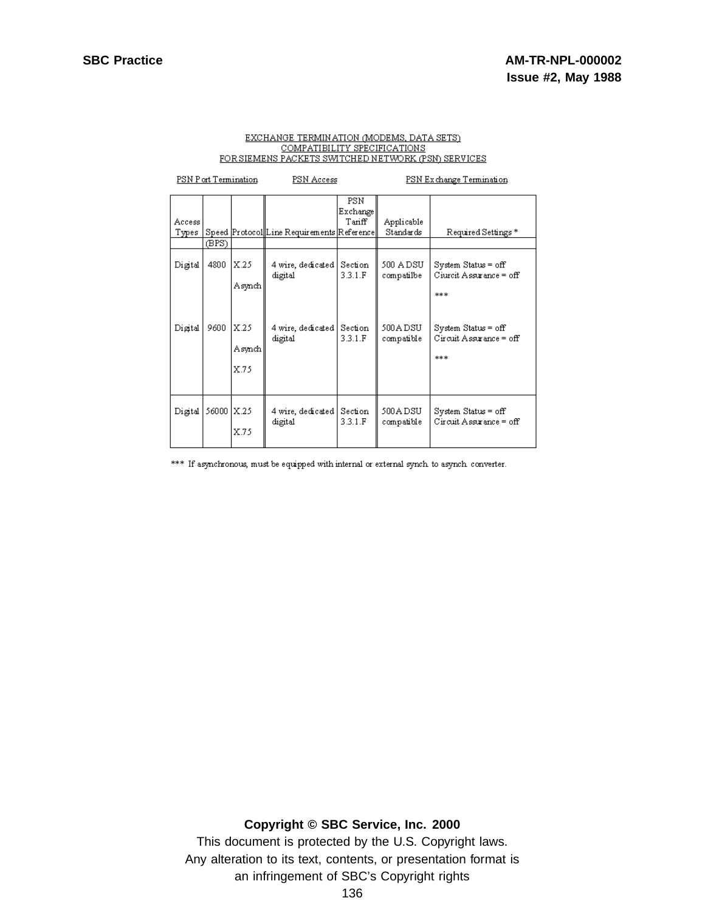EXCHANGE TERMINATION (MODEMS, DATA SETS)
COMPATIBILITY SPECIFICATIONS
FOR SIEMENS PACKETS SWITCHED NETWORK (PSN) SERVICES

PSN Port Termination — PSN Access — PSN Exchange Termination

| Access Types | Speed (BPS) | Protocol | Line Requirements | PSN Exchange Tariff Reference | Applicable Standards | Required Settings * |
|---|---|---|---|---|---|---|
| Digital | 4800 | X.25<br>Asynch | 4 wire, dedicated digital | Section 3.3.1.F | 500 A DSU compatilbe | System Status = off<br>Ciurcit Assurance = off<br>*** |
| Digital | 9600 | X.25<br>Asynch<br>X.75 | 4 wire, dedicated digital | Section 3.3.1.F | 500A DSU compatible | System Status = off<br>Circuit Assurance = off<br>*** |
| Digital | 56000 | X.25<br>X.75 | 4 wire, dedicated digital | Section 3.3.1.F | 500A DSU compatible | System Status = off<br>Circuit Assurance = off |

*** If asynchronous, must be equipped with internal or external synch. to asynch. converter.

**Copyright © SBC Service, Inc. 2000**

This document is protected by the U.S. Copyright laws.
Any alteration to its text, contents, or presentation format is an infringement of SBC's Copyright rights